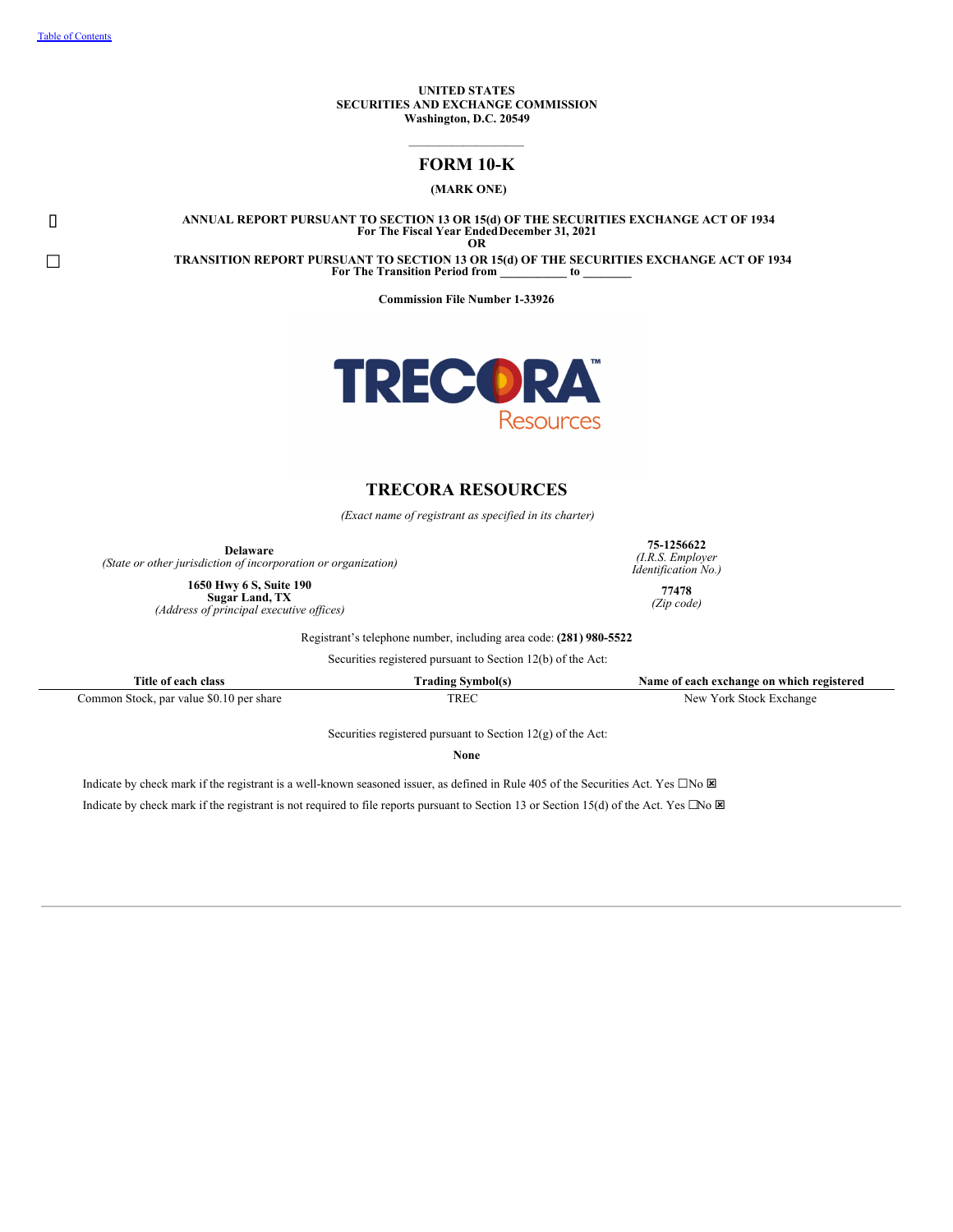[Table of Contents]

**UNITED STATES**
**SECURITIES AND EXCHANGE COMMISSION**
**Washington, D.C. 20549**

# FORM 10-K

**(MARK ONE)**

☒ **ANNUAL REPORT PURSUANT TO SECTION 13 OR 15(d) OF THE SECURITIES EXCHANGE ACT OF 1934**
**For The Fiscal Year Ended December 31, 2021**

**OR**

☐ **TRANSITION REPORT PURSUANT TO SECTION 13 OR 15(d) OF THE SECURITIES EXCHANGE ACT OF 1934**
**For The Transition Period from \_\_\_\_\_\_\_\_\_\_\_ to \_\_\_\_\_\_\_\_**

**Commission File Number 1-33926**

TRECORA™ Resources

## TRECORA RESOURCES

*(Exact name of registrant as specified in its charter)*

| | |
|---|---|
| **Delaware**<br>*(State or other jurisdiction of incorporation or organization)* | **75-1256622**<br>*(I.R.S. Employer Identification No.)* |
| **1650 Hwy 6 S, Suite 190**<br>**Sugar Land, TX**<br>*(Address of principal executive offices)* | **77478**<br>*(Zip code)* |

Registrant's telephone number, including area code: **(281) 980-5522**

Securities registered pursuant to Section 12(b) of the Act:

| Title of each class | Trading Symbol(s) | Name of each exchange on which registered |
|---|---|---|
| Common Stock, par value $0.10 per share | TREC | New York Stock Exchange |

Securities registered pursuant to Section 12(g) of the Act:

**None**

Indicate by check mark if the registrant is a well-known seasoned issuer, as defined in Rule 405 of the Securities Act. Yes ☐No ☒

Indicate by check mark if the registrant is not required to file reports pursuant to Section 13 or Section 15(d) of the Act. Yes ☐No ☒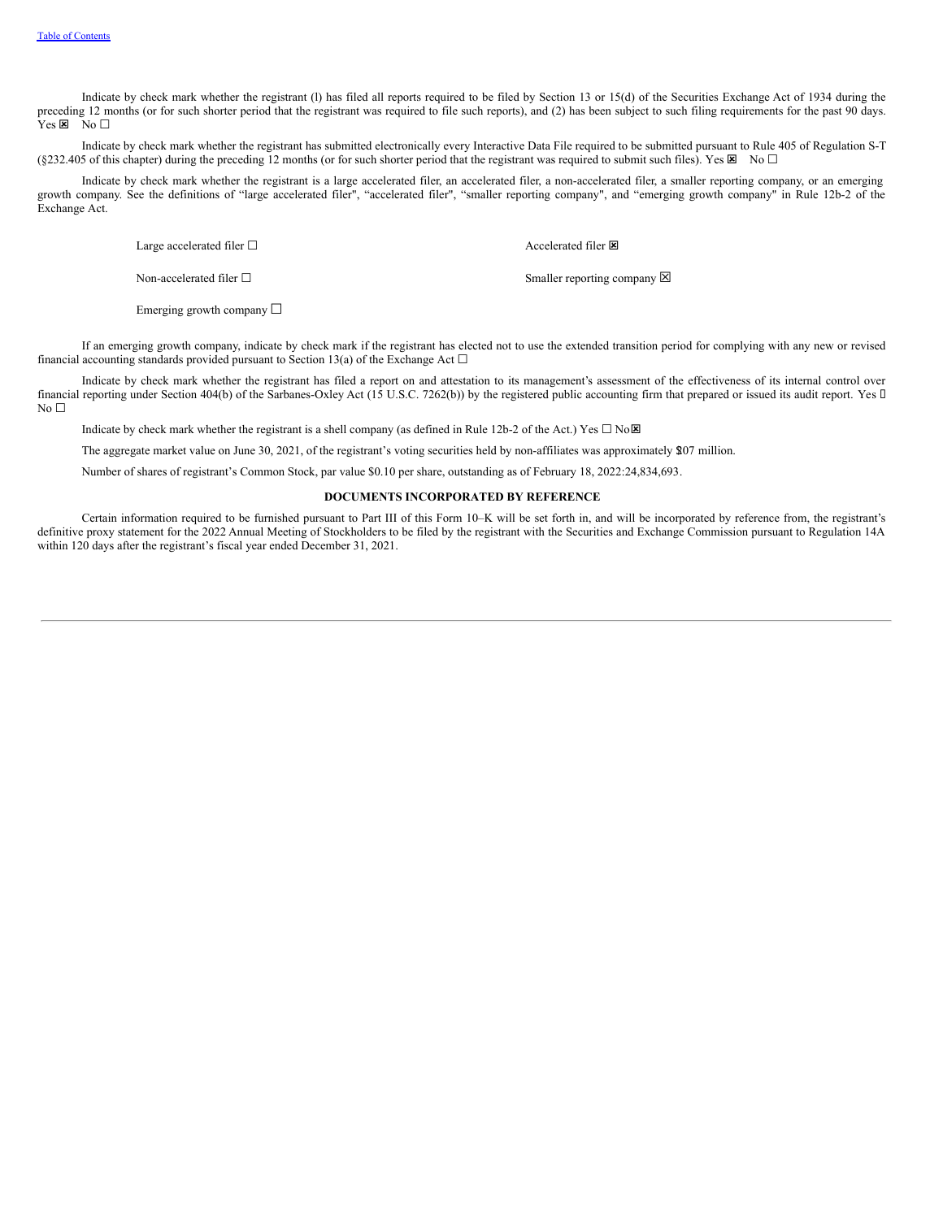Indicate by check mark whether the registrant (l) has filed all reports required to be filed by Section 13 or 15(d) of the Securities Exchange Act of 1934 during the preceding 12 months (or for such shorter period that the registrant was required to file such reports), and (2) has been subject to such filing requirements for the past 90 days. Yes ☒ No ☐

Indicate by check mark whether the registrant has submitted electronically every Interactive Data File required to be submitted pursuant to Rule 405 of Regulation S-T (§232.405 of this chapter) during the preceding 12 months (or for such shorter period that the registrant was required to submit such files). Yes ☒ No ☐

Indicate by check mark whether the registrant is a large accelerated filer, an accelerated filer, a non-accelerated filer, a smaller reporting company, or an emerging growth company. See the definitions of "large accelerated filer", "accelerated filer", "smaller reporting company", and "emerging growth company" in Rule 12b-2 of the Exchange Act.

| | |
|---|---|
| Large accelerated filer ☐ | Accelerated filer ☒ |
| Non-accelerated filer ☐ | Smaller reporting company ☒ |
| Emerging growth company ☐ | |

If an emerging growth company, indicate by check mark if the registrant has elected not to use the extended transition period for complying with any new or revised financial accounting standards provided pursuant to Section 13(a) of the Exchange Act ☐

Indicate by check mark whether the registrant has filed a report on and attestation to its management's assessment of the effectiveness of its internal control over financial reporting under Section 404(b) of the Sarbanes-Oxley Act (15 U.S.C. 7262(b)) by the registered public accounting firm that prepared or issued its audit report. Yes ☐ No ☐

Indicate by check mark whether the registrant is a shell company (as defined in Rule 12b-2 of the Act.) Yes ☐ No☒

The aggregate market value on June 30, 2021, of the registrant's voting securities held by non-affiliates was approximately $207 million.

Number of shares of registrant's Common Stock, par value $0.10 per share, outstanding as of February 18, 2022:24,834,693.

**DOCUMENTS INCORPORATED BY REFERENCE**

Certain information required to be furnished pursuant to Part III of this Form 10–K will be set forth in, and will be incorporated by reference from, the registrant's definitive proxy statement for the 2022 Annual Meeting of Stockholders to be filed by the registrant with the Securities and Exchange Commission pursuant to Regulation 14A within 120 days after the registrant's fiscal year ended December 31, 2021.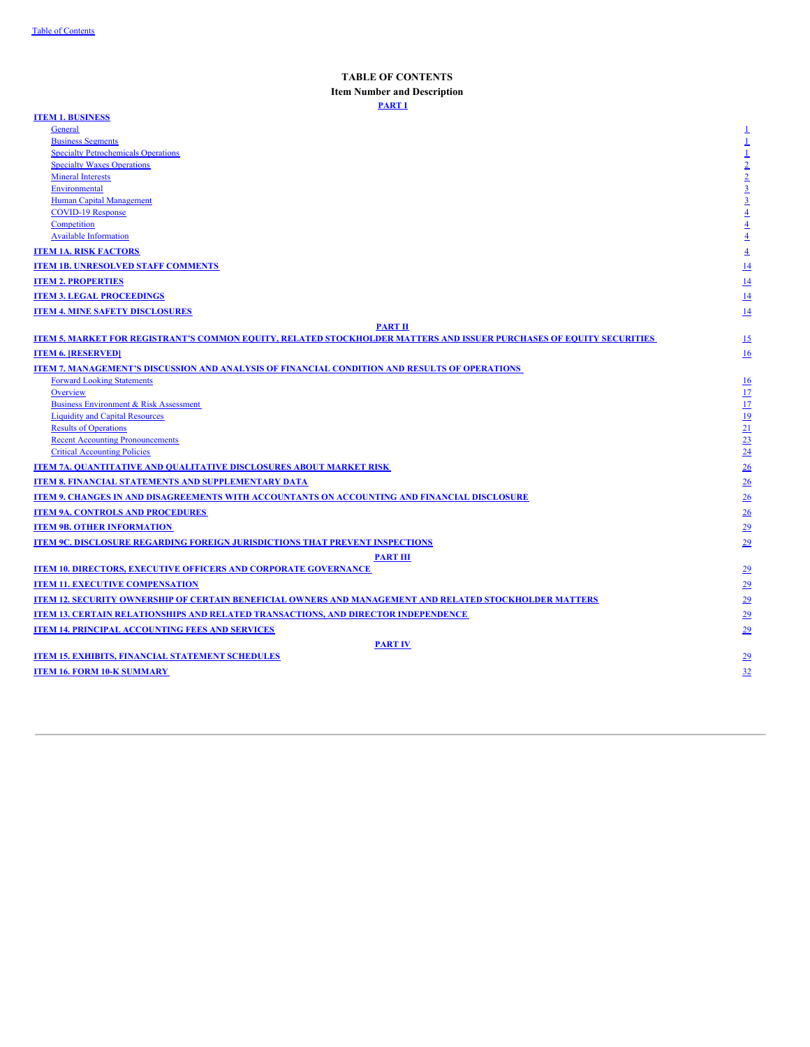# TABLE OF CONTENTS

**Item Number and Description**

| | |
|---|---|
| **PART I** | |
| **ITEM 1. BUSINESS** | |
| General | 1 |
| Business Segments | 1 |
| Specialty Petrochemicals Operations | 1 |
| Specialty Waxes Operations | 2 |
| Mineral Interests | 2 |
| Environmental | 3 |
| Human Capital Management | 3 |
| COVID-19 Response | 4 |
| Competition | 4 |
| Available Information | 4 |
| **ITEM 1A. RISK FACTORS** | 4 |
| **ITEM 1B. UNRESOLVED STAFF COMMENTS** | 14 |
| **ITEM 2. PROPERTIES** | 14 |
| **ITEM 3. LEGAL PROCEEDINGS** | 14 |
| **ITEM 4. MINE SAFETY DISCLOSURES** | 14 |
| **PART II** | |
| **ITEM 5. MARKET FOR REGISTRANT'S COMMON EQUITY, RELATED STOCKHOLDER MATTERS AND ISSUER PURCHASES OF EQUITY SECURITIES** | 15 |
| **ITEM 6. [RESERVED]** | 16 |
| **ITEM 7. MANAGEMENT'S DISCUSSION AND ANALYSIS OF FINANCIAL CONDITION AND RESULTS OF OPERATIONS** | |
| Forward Looking Statements | 16 |
| Overview | 17 |
| Business Environment & Risk Assessment | 17 |
| Liquidity and Capital Resources | 19 |
| Results of Operations | 21 |
| Recent Accounting Pronouncements | 23 |
| Critical Accounting Policies | 24 |
| **ITEM 7A. QUANTITATIVE AND QUALITATIVE DISCLOSURES ABOUT MARKET RISK** | 26 |
| **ITEM 8. FINANCIAL STATEMENTS AND SUPPLEMENTARY DATA** | 26 |
| **ITEM 9. CHANGES IN AND DISAGREEMENTS WITH ACCOUNTANTS ON ACCOUNTING AND FINANCIAL DISCLOSURE** | 26 |
| **ITEM 9A. CONTROLS AND PROCEDURES** | 26 |
| **ITEM 9B. OTHER INFORMATION** | 29 |
| **ITEM 9C. DISCLOSURE REGARDING FOREIGN JURISDICTIONS THAT PREVENT INSPECTIONS** | 29 |
| **PART III** | |
| **ITEM 10. DIRECTORS, EXECUTIVE OFFICERS AND CORPORATE GOVERNANCE** | 29 |
| **ITEM 11. EXECUTIVE COMPENSATION** | 29 |
| **ITEM 12. SECURITY OWNERSHIP OF CERTAIN BENEFICIAL OWNERS AND MANAGEMENT AND RELATED STOCKHOLDER MATTERS** | 29 |
| **ITEM 13. CERTAIN RELATIONSHIPS AND RELATED TRANSACTIONS, AND DIRECTOR INDEPENDENCE** | 29 |
| **ITEM 14. PRINCIPAL ACCOUNTING FEES AND SERVICES** | 29 |
| **PART IV** | |
| **ITEM 15. EXHIBITS, FINANCIAL STATEMENT SCHEDULES** | 29 |
| **ITEM 16. FORM 10-K SUMMARY** | 32 |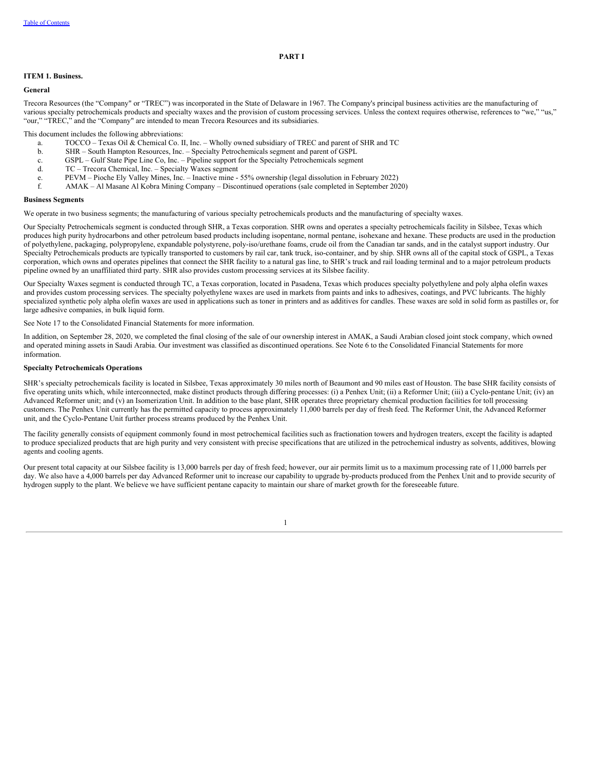# PART I

## ITEM 1. Business.

### General

Trecora Resources (the "Company" or "TREC") was incorporated in the State of Delaware in 1967. The Company's principal business activities are the manufacturing of various specialty petrochemicals products and specialty waxes and the provision of custom processing services. Unless the context requires otherwise, references to "we," "us," "our," "TREC," and the "Company" are intended to mean Trecora Resources and its subsidiaries.

This document includes the following abbreviations:

a. TOCCO – Texas Oil & Chemical Co. II, Inc. – Wholly owned subsidiary of TREC and parent of SHR and TC
b. SHR – South Hampton Resources, Inc. – Specialty Petrochemicals segment and parent of GSPL
c. GSPL – Gulf State Pipe Line Co, Inc. – Pipeline support for the Specialty Petrochemicals segment
d. TC – Trecora Chemical, Inc. – Specialty Waxes segment
e. PEVM – Pioche Ely Valley Mines, Inc. – Inactive mine - 55% ownership (legal dissolution in February 2022)
f. AMAK – Al Masane Al Kobra Mining Company – Discontinued operations (sale completed in September 2020)

### Business Segments

We operate in two business segments; the manufacturing of various specialty petrochemicals products and the manufacturing of specialty waxes.

Our Specialty Petrochemicals segment is conducted through SHR, a Texas corporation. SHR owns and operates a specialty petrochemicals facility in Silsbee, Texas which produces high purity hydrocarbons and other petroleum based products including isopentane, normal pentane, isohexane and hexane. These products are used in the production of polyethylene, packaging, polypropylene, expandable polystyrene, poly-iso/urethane foams, crude oil from the Canadian tar sands, and in the catalyst support industry. Our Specialty Petrochemicals products are typically transported to customers by rail car, tank truck, iso-container, and by ship. SHR owns all of the capital stock of GSPL, a Texas corporation, which owns and operates pipelines that connect the SHR facility to a natural gas line, to SHR's truck and rail loading terminal and to a major petroleum products pipeline owned by an unaffiliated third party. SHR also provides custom processing services at its Silsbee facility.

Our Specialty Waxes segment is conducted through TC, a Texas corporation, located in Pasadena, Texas which produces specialty polyethylene and poly alpha olefin waxes and provides custom processing services. The specialty polyethylene waxes are used in markets from paints and inks to adhesives, coatings, and PVC lubricants. The highly specialized synthetic poly alpha olefin waxes are used in applications such as toner in printers and as additives for candles. These waxes are sold in solid form as pastilles or, for large adhesive companies, in bulk liquid form.

See Note 17 to the Consolidated Financial Statements for more information.

In addition, on September 28, 2020, we completed the final closing of the sale of our ownership interest in AMAK, a Saudi Arabian closed joint stock company, which owned and operated mining assets in Saudi Arabia. Our investment was classified as discontinued operations. See Note 6 to the Consolidated Financial Statements for more information.

### Specialty Petrochemicals Operations

SHR's specialty petrochemicals facility is located in Silsbee, Texas approximately 30 miles north of Beaumont and 90 miles east of Houston. The base SHR facility consists of five operating units which, while interconnected, make distinct products through differing processes: (i) a Penhex Unit; (ii) a Reformer Unit; (iii) a Cyclo-pentane Unit; (iv) an Advanced Reformer unit; and (v) an Isomerization Unit. In addition to the base plant, SHR operates three proprietary chemical production facilities for toll processing customers. The Penhex Unit currently has the permitted capacity to process approximately 11,000 barrels per day of fresh feed. The Reformer Unit, the Advanced Reformer unit, and the Cyclo-Pentane Unit further process streams produced by the Penhex Unit.

The facility generally consists of equipment commonly found in most petrochemical facilities such as fractionation towers and hydrogen treaters, except the facility is adapted to produce specialized products that are high purity and very consistent with precise specifications that are utilized in the petrochemical industry as solvents, additives, blowing agents and cooling agents.

Our present total capacity at our Silsbee facility is 13,000 barrels per day of fresh feed; however, our air permits limit us to a maximum processing rate of 11,000 barrels per day. We also have a 4,000 barrels per day Advanced Reformer unit to increase our capability to upgrade by-products produced from the Penhex Unit and to provide security of hydrogen supply to the plant. We believe we have sufficient pentane capacity to maintain our share of market growth for the foreseeable future.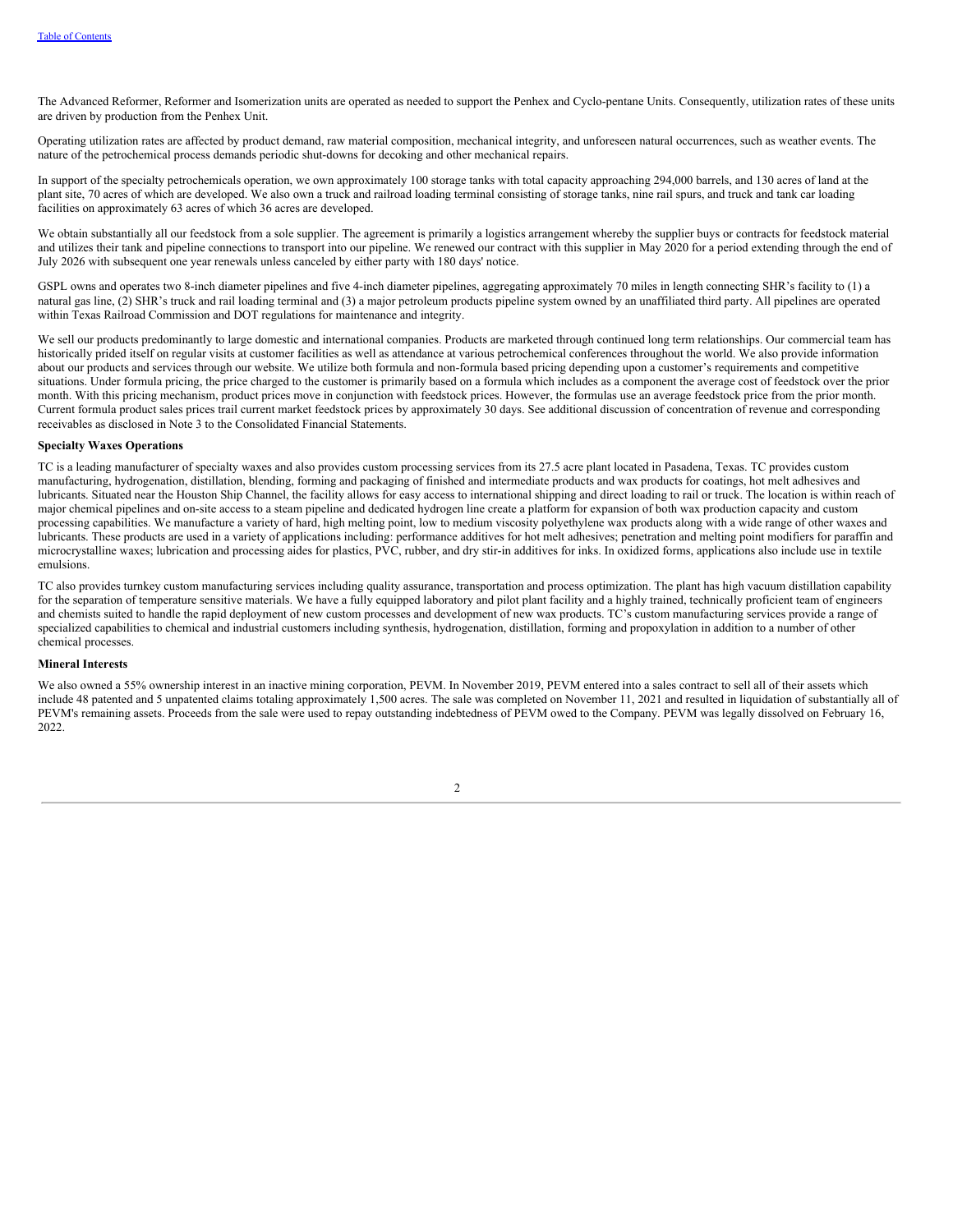The Advanced Reformer, Reformer and Isomerization units are operated as needed to support the Penhex and Cyclo-pentane Units. Consequently, utilization rates of these units are driven by production from the Penhex Unit.

Operating utilization rates are affected by product demand, raw material composition, mechanical integrity, and unforeseen natural occurrences, such as weather events. The nature of the petrochemical process demands periodic shut-downs for decoking and other mechanical repairs.

In support of the specialty petrochemicals operation, we own approximately 100 storage tanks with total capacity approaching 294,000 barrels, and 130 acres of land at the plant site, 70 acres of which are developed. We also own a truck and railroad loading terminal consisting of storage tanks, nine rail spurs, and truck and tank car loading facilities on approximately 63 acres of which 36 acres are developed.

We obtain substantially all our feedstock from a sole supplier. The agreement is primarily a logistics arrangement whereby the supplier buys or contracts for feedstock material and utilizes their tank and pipeline connections to transport into our pipeline. We renewed our contract with this supplier in May 2020 for a period extending through the end of July 2026 with subsequent one year renewals unless canceled by either party with 180 days' notice.

GSPL owns and operates two 8-inch diameter pipelines and five 4-inch diameter pipelines, aggregating approximately 70 miles in length connecting SHR's facility to (1) a natural gas line, (2) SHR's truck and rail loading terminal and (3) a major petroleum products pipeline system owned by an unaffiliated third party. All pipelines are operated within Texas Railroad Commission and DOT regulations for maintenance and integrity.

We sell our products predominantly to large domestic and international companies. Products are marketed through continued long term relationships. Our commercial team has historically prided itself on regular visits at customer facilities as well as attendance at various petrochemical conferences throughout the world. We also provide information about our products and services through our website. We utilize both formula and non-formula based pricing depending upon a customer's requirements and competitive situations. Under formula pricing, the price charged to the customer is primarily based on a formula which includes as a component the average cost of feedstock over the prior month. With this pricing mechanism, product prices move in conjunction with feedstock prices. However, the formulas use an average feedstock price from the prior month. Current formula product sales prices trail current market feedstock prices by approximately 30 days. See additional discussion of concentration of revenue and corresponding receivables as disclosed in Note 3 to the Consolidated Financial Statements.

**Specialty Waxes Operations**

TC is a leading manufacturer of specialty waxes and also provides custom processing services from its 27.5 acre plant located in Pasadena, Texas. TC provides custom manufacturing, hydrogenation, distillation, blending, forming and packaging of finished and intermediate products and wax products for coatings, hot melt adhesives and lubricants. Situated near the Houston Ship Channel, the facility allows for easy access to international shipping and direct loading to rail or truck. The location is within reach of major chemical pipelines and on-site access to a steam pipeline and dedicated hydrogen line create a platform for expansion of both wax production capacity and custom processing capabilities. We manufacture a variety of hard, high melting point, low to medium viscosity polyethylene wax products along with a wide range of other waxes and lubricants. These products are used in a variety of applications including: performance additives for hot melt adhesives; penetration and melting point modifiers for paraffin and microcrystalline waxes; lubrication and processing aides for plastics, PVC, rubber, and dry stir-in additives for inks. In oxidized forms, applications also include use in textile emulsions.

TC also provides turnkey custom manufacturing services including quality assurance, transportation and process optimization. The plant has high vacuum distillation capability for the separation of temperature sensitive materials. We have a fully equipped laboratory and pilot plant facility and a highly trained, technically proficient team of engineers and chemists suited to handle the rapid deployment of new custom processes and development of new wax products. TC's custom manufacturing services provide a range of specialized capabilities to chemical and industrial customers including synthesis, hydrogenation, distillation, forming and propoxylation in addition to a number of other chemical processes.

**Mineral Interests**

We also owned a 55% ownership interest in an inactive mining corporation, PEVM. In November 2019, PEVM entered into a sales contract to sell all of their assets which include 48 patented and 5 unpatented claims totaling approximately 1,500 acres. The sale was completed on November 11, 2021 and resulted in liquidation of substantially all of PEVM's remaining assets. Proceeds from the sale were used to repay outstanding indebtedness of PEVM owed to the Company. PEVM was legally dissolved on February 16, 2022.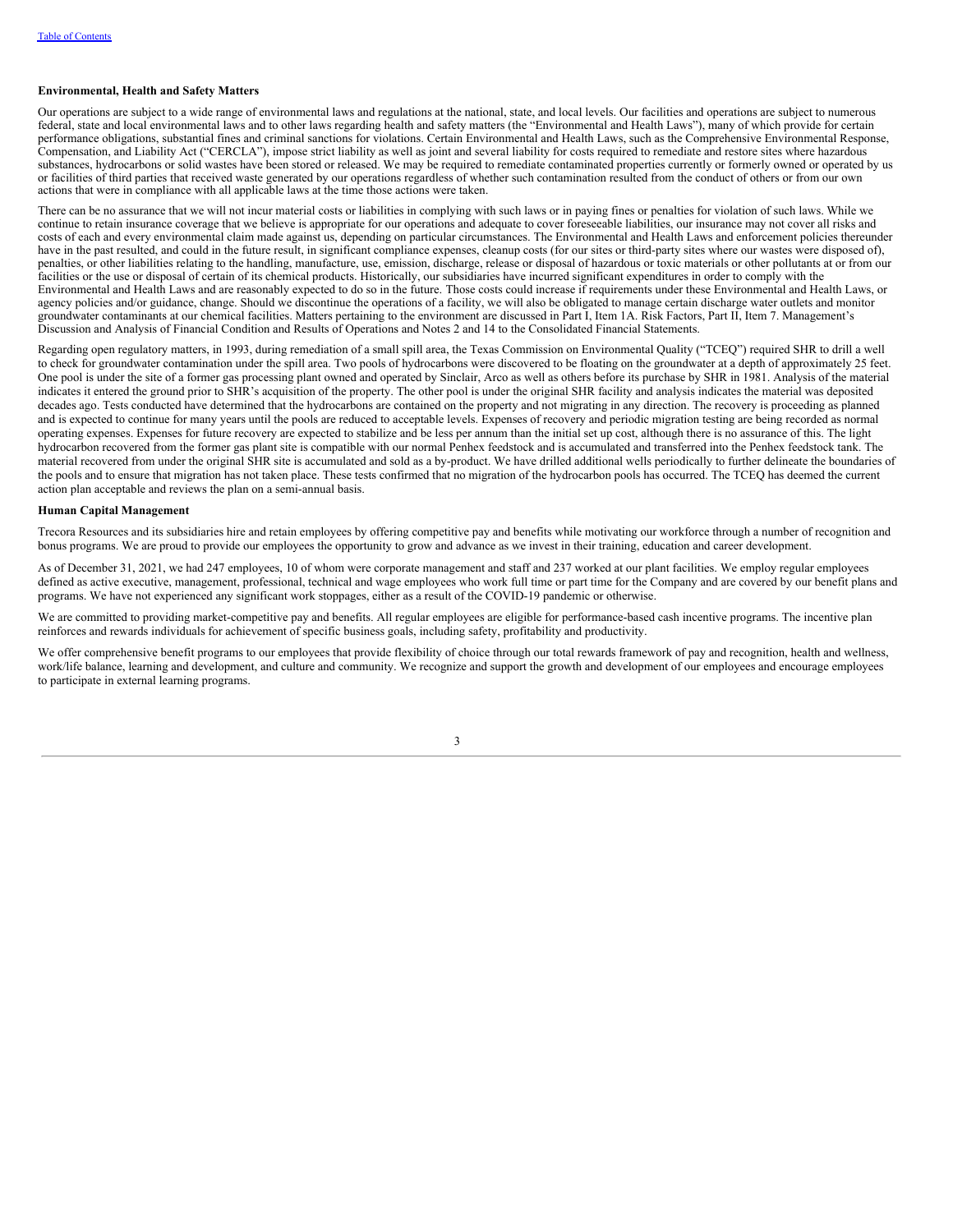**Environmental, Health and Safety Matters**

Our operations are subject to a wide range of environmental laws and regulations at the national, state, and local levels. Our facilities and operations are subject to numerous federal, state and local environmental laws and to other laws regarding health and safety matters (the "Environmental and Health Laws"), many of which provide for certain performance obligations, substantial fines and criminal sanctions for violations. Certain Environmental and Health Laws, such as the Comprehensive Environmental Response, Compensation, and Liability Act ("CERCLA"), impose strict liability as well as joint and several liability for costs required to remediate and restore sites where hazardous substances, hydrocarbons or solid wastes have been stored or released. We may be required to remediate contaminated properties currently or formerly owned or operated by us or facilities of third parties that received waste generated by our operations regardless of whether such contamination resulted from the conduct of others or from our own actions that were in compliance with all applicable laws at the time those actions were taken.

There can be no assurance that we will not incur material costs or liabilities in complying with such laws or in paying fines or penalties for violation of such laws. While we continue to retain insurance coverage that we believe is appropriate for our operations and adequate to cover foreseeable liabilities, our insurance may not cover all risks and costs of each and every environmental claim made against us, depending on particular circumstances. The Environmental and Health Laws and enforcement policies thereunder have in the past resulted, and could in the future result, in significant compliance expenses, cleanup costs (for our sites or third-party sites where our wastes were disposed of), penalties, or other liabilities relating to the handling, manufacture, use, emission, discharge, release or disposal of hazardous or toxic materials or other pollutants at or from our facilities or the use or disposal of certain of its chemical products. Historically, our subsidiaries have incurred significant expenditures in order to comply with the Environmental and Health Laws and are reasonably expected to do so in the future. Those costs could increase if requirements under these Environmental and Health Laws, or agency policies and/or guidance, change. Should we discontinue the operations of a facility, we will also be obligated to manage certain discharge water outlets and monitor groundwater contaminants at our chemical facilities. Matters pertaining to the environment are discussed in Part I, Item 1A. Risk Factors, Part II, Item 7. Management's Discussion and Analysis of Financial Condition and Results of Operations and Notes 2 and 14 to the Consolidated Financial Statements.

Regarding open regulatory matters, in 1993, during remediation of a small spill area, the Texas Commission on Environmental Quality ("TCEQ") required SHR to drill a well to check for groundwater contamination under the spill area. Two pools of hydrocarbons were discovered to be floating on the groundwater at a depth of approximately 25 feet. One pool is under the site of a former gas processing plant owned and operated by Sinclair, Arco as well as others before its purchase by SHR in 1981. Analysis of the material indicates it entered the ground prior to SHR's acquisition of the property. The other pool is under the original SHR facility and analysis indicates the material was deposited decades ago. Tests conducted have determined that the hydrocarbons are contained on the property and not migrating in any direction. The recovery is proceeding as planned and is expected to continue for many years until the pools are reduced to acceptable levels. Expenses of recovery and periodic migration testing are being recorded as normal operating expenses. Expenses for future recovery are expected to stabilize and be less per annum than the initial set up cost, although there is no assurance of this. The light hydrocarbon recovered from the former gas plant site is compatible with our normal Penhex feedstock and is accumulated and transferred into the Penhex feedstock tank. The material recovered from under the original SHR site is accumulated and sold as a by-product. We have drilled additional wells periodically to further delineate the boundaries of the pools and to ensure that migration has not taken place. These tests confirmed that no migration of the hydrocarbon pools has occurred. The TCEQ has deemed the current action plan acceptable and reviews the plan on a semi-annual basis.

**Human Capital Management**

Trecora Resources and its subsidiaries hire and retain employees by offering competitive pay and benefits while motivating our workforce through a number of recognition and bonus programs. We are proud to provide our employees the opportunity to grow and advance as we invest in their training, education and career development.

As of December 31, 2021, we had 247 employees, 10 of whom were corporate management and staff and 237 worked at our plant facilities. We employ regular employees defined as active executive, management, professional, technical and wage employees who work full time or part time for the Company and are covered by our benefit plans and programs. We have not experienced any significant work stoppages, either as a result of the COVID-19 pandemic or otherwise.

We are committed to providing market-competitive pay and benefits. All regular employees are eligible for performance-based cash incentive programs. The incentive plan reinforces and rewards individuals for achievement of specific business goals, including safety, profitability and productivity.

We offer comprehensive benefit programs to our employees that provide flexibility of choice through our total rewards framework of pay and recognition, health and wellness, work/life balance, learning and development, and culture and community. We recognize and support the growth and development of our employees and encourage employees to participate in external learning programs.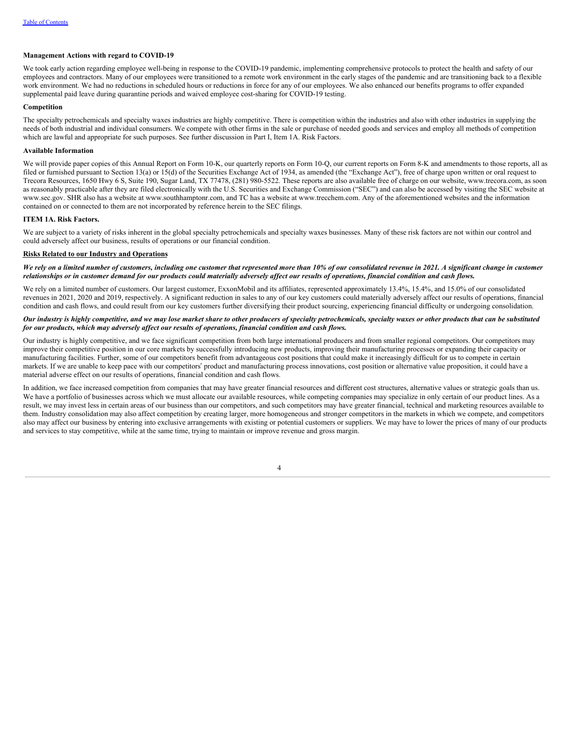**Management Actions with regard to COVID-19**

We took early action regarding employee well-being in response to the COVID-19 pandemic, implementing comprehensive protocols to protect the health and safety of our employees and contractors. Many of our employees were transitioned to a remote work environment in the early stages of the pandemic and are transitioning back to a flexible work environment. We had no reductions in scheduled hours or reductions in force for any of our employees. We also enhanced our benefits programs to offer expanded supplemental paid leave during quarantine periods and waived employee cost-sharing for COVID-19 testing.

**Competition**

The specialty petrochemicals and specialty waxes industries are highly competitive. There is competition within the industries and also with other industries in supplying the needs of both industrial and individual consumers. We compete with other firms in the sale or purchase of needed goods and services and employ all methods of competition which are lawful and appropriate for such purposes. See further discussion in Part I, Item 1A. Risk Factors.

**Available Information**

We will provide paper copies of this Annual Report on Form 10-K, our quarterly reports on Form 10-Q, our current reports on Form 8-K and amendments to those reports, all as filed or furnished pursuant to Section 13(a) or 15(d) of the Securities Exchange Act of 1934, as amended (the "Exchange Act"), free of charge upon written or oral request to Trecora Resources, 1650 Hwy 6 S, Suite 190, Sugar Land, TX 77478, (281) 980-5522. These reports are also available free of charge on our website, www.trecora.com, as soon as reasonably practicable after they are filed electronically with the U.S. Securities and Exchange Commission ("SEC") and can also be accessed by visiting the SEC website at www.sec.gov. SHR also has a website at www.southhamptonr.com, and TC has a website at www.trecchem.com. Any of the aforementioned websites and the information contained on or connected to them are not incorporated by reference herein to the SEC filings.

## ITEM 1A. Risk Factors.

We are subject to a variety of risks inherent in the global specialty petrochemicals and specialty waxes businesses. Many of these risk factors are not within our control and could adversely affect our business, results of operations or our financial condition.

**Risks Related to our Industry and Operations**

***We rely on a limited number of customers, including one customer that represented more than 10% of our consolidated revenue in 2021. A significant change in customer relationships or in customer demand for our products could materially adversely affect our results of operations, financial condition and cash flows.***

We rely on a limited number of customers. Our largest customer, ExxonMobil and its affiliates, represented approximately 13.4%, 15.4%, and 15.0% of our consolidated revenues in 2021, 2020 and 2019, respectively. A significant reduction in sales to any of our key customers could materially adversely affect our results of operations, financial condition and cash flows, and could result from our key customers further diversifying their product sourcing, experiencing financial difficulty or undergoing consolidation.

***Our industry is highly competitive, and we may lose market share to other producers of specialty petrochemicals, specialty waxes or other products that can be substituted for our products, which may adversely affect our results of operations, financial condition and cash flows.***

Our industry is highly competitive, and we face significant competition from both large international producers and from smaller regional competitors. Our competitors may improve their competitive position in our core markets by successfully introducing new products, improving their manufacturing processes or expanding their capacity or manufacturing facilities. Further, some of our competitors benefit from advantageous cost positions that could make it increasingly difficult for us to compete in certain markets. If we are unable to keep pace with our competitors' product and manufacturing process innovations, cost position or alternative value proposition, it could have a material adverse effect on our results of operations, financial condition and cash flows.

In addition, we face increased competition from companies that may have greater financial resources and different cost structures, alternative values or strategic goals than us. We have a portfolio of businesses across which we must allocate our available resources, while competing companies may specialize in only certain of our product lines. As a result, we may invest less in certain areas of our business than our competitors, and such competitors may have greater financial, technical and marketing resources available to them. Industry consolidation may also affect competition by creating larger, more homogeneous and stronger competitors in the markets in which we compete, and competitors also may affect our business by entering into exclusive arrangements with existing or potential customers or suppliers. We may have to lower the prices of many of our products and services to stay competitive, while at the same time, trying to maintain or improve revenue and gross margin.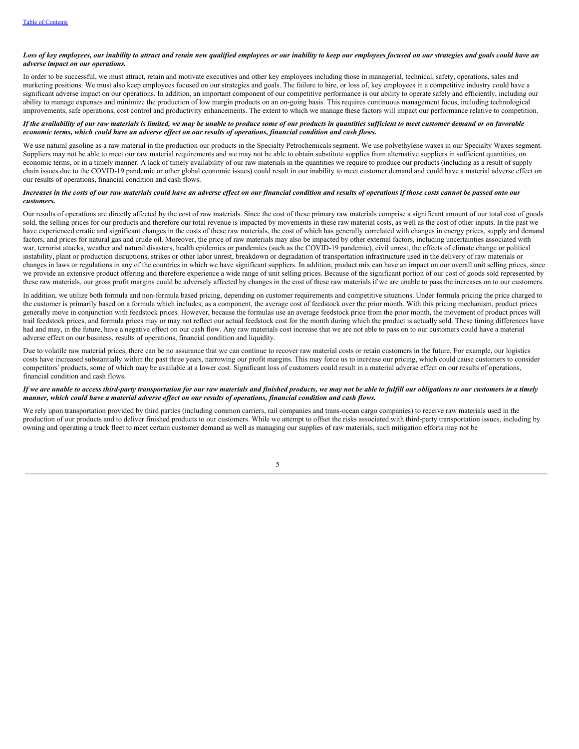***Loss of key employees, our inability to attract and retain new qualified employees or our inability to keep our employees focused on our strategies and goals could have an adverse impact on our operations.***

In order to be successful, we must attract, retain and motivate executives and other key employees including those in managerial, technical, safety, operations, sales and marketing positions. We must also keep employees focused on our strategies and goals. The failure to hire, or loss of, key employees in a competitive industry could have a significant adverse impact on our operations. In addition, an important component of our competitive performance is our ability to operate safely and efficiently, including our ability to manage expenses and minimize the production of low margin products on an on-going basis. This requires continuous management focus, including technological improvements, safe operations, cost control and productivity enhancements. The extent to which we manage these factors will impact our performance relative to competition.

***If the availability of our raw materials is limited, we may be unable to produce some of our products in quantities sufficient to meet customer demand or on favorable economic terms, which could have an adverse effect on our results of operations, financial condition and cash flows.***

We use natural gasoline as a raw material in the production our products in the Specialty Petrochemicals segment. We use polyethylene waxes in our Specialty Waxes segment. Suppliers may not be able to meet our raw material requirements and we may not be able to obtain substitute supplies from alternative suppliers in sufficient quantities, on economic terms, or in a timely manner. A lack of timely availability of our raw materials in the quantities we require to produce our products (including as a result of supply chain issues due to the COVID-19 pandemic or other global economic issues) could result in our inability to meet customer demand and could have a material adverse effect on our results of operations, financial condition and cash flows.

***Increases in the costs of our raw materials could have an adverse effect on our financial condition and results of operations if those costs cannot be passed onto our customers.***

Our results of operations are directly affected by the cost of raw materials. Since the cost of these primary raw materials comprise a significant amount of our total cost of goods sold, the selling prices for our products and therefore our total revenue is impacted by movements in these raw material costs, as well as the cost of other inputs. In the past we have experienced erratic and significant changes in the costs of these raw materials, the cost of which has generally correlated with changes in energy prices, supply and demand factors, and prices for natural gas and crude oil. Moreover, the price of raw materials may also be impacted by other external factors, including uncertainties associated with war, terrorist attacks, weather and natural disasters, health epidemics or pandemics (such as the COVID-19 pandemic), civil unrest, the effects of climate change or political instability, plant or production disruptions, strikes or other labor unrest, breakdown or degradation of transportation infrastructure used in the delivery of raw materials or changes in laws or regulations in any of the countries in which we have significant suppliers. In addition, product mix can have an impact on our overall unit selling prices, since we provide an extensive product offering and therefore experience a wide range of unit selling prices. Because of the significant portion of our cost of goods sold represented by these raw materials, our gross profit margins could be adversely affected by changes in the cost of these raw materials if we are unable to pass the increases on to our customers.

In addition, we utilize both formula and non-formula based pricing, depending on customer requirements and competitive situations. Under formula pricing the price charged to the customer is primarily based on a formula which includes, as a component, the average cost of feedstock over the prior month. With this pricing mechanism, product prices generally move in conjunction with feedstock prices. However, because the formulas use an average feedstock price from the prior month, the movement of product prices will trail feedstock prices, and formula prices may or may not reflect our actual feedstock cost for the month during which the product is actually sold. These timing differences have had and may, in the future, have a negative effect on our cash flow. Any raw materials cost increase that we are not able to pass on to our customers could have a material adverse effect on our business, results of operations, financial condition and liquidity.

Due to volatile raw material prices, there can be no assurance that we can continue to recover raw material costs or retain customers in the future. For example, our logistics costs have increased substantially within the past three years, narrowing our profit margins. This may force us to increase our pricing, which could cause customers to consider competitors' products, some of which may be available at a lower cost. Significant loss of customers could result in a material adverse effect on our results of operations, financial condition and cash flows.

***If we are unable to access third-party transportation for our raw materials and finished products, we may not be able to fulfill our obligations to our customers in a timely manner, which could have a material adverse effect on our results of operations, financial condition and cash flows.***

We rely upon transportation provided by third parties (including common carriers, rail companies and trans-ocean cargo companies) to receive raw materials used in the production of our products and to deliver finished products to our customers. While we attempt to offset the risks associated with third-party transportation issues, including by owning and operating a truck fleet to meet certain customer demand as well as managing our supplies of raw materials, such mitigation efforts may not be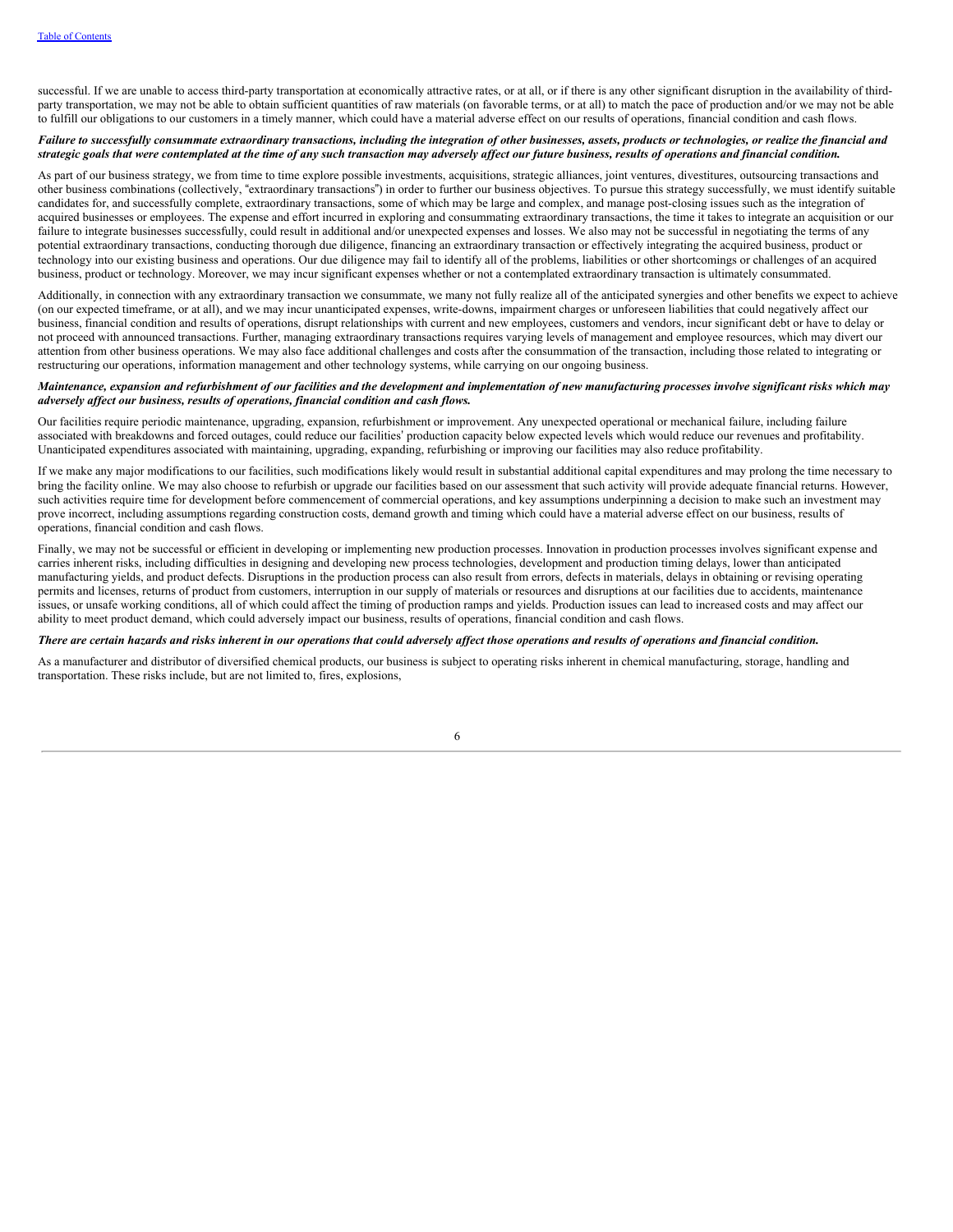successful. If we are unable to access third-party transportation at economically attractive rates, or at all, or if there is any other significant disruption in the availability of third-party transportation, we may not be able to obtain sufficient quantities of raw materials (on favorable terms, or at all) to match the pace of production and/or we may not be able to fulfill our obligations to our customers in a timely manner, which could have a material adverse effect on our results of operations, financial condition and cash flows.

***Failure to successfully consummate extraordinary transactions, including the integration of other businesses, assets, products or technologies, or realize the financial and strategic goals that were contemplated at the time of any such transaction may adversely affect our future business, results of operations and financial condition.***

As part of our business strategy, we from time to time explore possible investments, acquisitions, strategic alliances, joint ventures, divestitures, outsourcing transactions and other business combinations (collectively, "extraordinary transactions") in order to further our business objectives. To pursue this strategy successfully, we must identify suitable candidates for, and successfully complete, extraordinary transactions, some of which may be large and complex, and manage post-closing issues such as the integration of acquired businesses or employees. The expense and effort incurred in exploring and consummating extraordinary transactions, the time it takes to integrate an acquisition or our failure to integrate businesses successfully, could result in additional and/or unexpected expenses and losses. We also may not be successful in negotiating the terms of any potential extraordinary transactions, conducting thorough due diligence, financing an extraordinary transaction or effectively integrating the acquired business, product or technology into our existing business and operations. Our due diligence may fail to identify all of the problems, liabilities or other shortcomings or challenges of an acquired business, product or technology. Moreover, we may incur significant expenses whether or not a contemplated extraordinary transaction is ultimately consummated.

Additionally, in connection with any extraordinary transaction we consummate, we many not fully realize all of the anticipated synergies and other benefits we expect to achieve (on our expected timeframe, or at all), and we may incur unanticipated expenses, write-downs, impairment charges or unforeseen liabilities that could negatively affect our business, financial condition and results of operations, disrupt relationships with current and new employees, customers and vendors, incur significant debt or have to delay or not proceed with announced transactions. Further, managing extraordinary transactions requires varying levels of management and employee resources, which may divert our attention from other business operations. We may also face additional challenges and costs after the consummation of the transaction, including those related to integrating or restructuring our operations, information management and other technology systems, while carrying on our ongoing business.

***Maintenance, expansion and refurbishment of our facilities and the development and implementation of new manufacturing processes involve significant risks which may adversely affect our business, results of operations, financial condition and cash flows.***

Our facilities require periodic maintenance, upgrading, expansion, refurbishment or improvement. Any unexpected operational or mechanical failure, including failure associated with breakdowns and forced outages, could reduce our facilities' production capacity below expected levels which would reduce our revenues and profitability. Unanticipated expenditures associated with maintaining, upgrading, expanding, refurbishing or improving our facilities may also reduce profitability.

If we make any major modifications to our facilities, such modifications likely would result in substantial additional capital expenditures and may prolong the time necessary to bring the facility online. We may also choose to refurbish or upgrade our facilities based on our assessment that such activity will provide adequate financial returns. However, such activities require time for development before commencement of commercial operations, and key assumptions underpinning a decision to make such an investment may prove incorrect, including assumptions regarding construction costs, demand growth and timing which could have a material adverse effect on our business, results of operations, financial condition and cash flows.

Finally, we may not be successful or efficient in developing or implementing new production processes. Innovation in production processes involves significant expense and carries inherent risks, including difficulties in designing and developing new process technologies, development and production timing delays, lower than anticipated manufacturing yields, and product defects. Disruptions in the production process can also result from errors, defects in materials, delays in obtaining or revising operating permits and licenses, returns of product from customers, interruption in our supply of materials or resources and disruptions at our facilities due to accidents, maintenance issues, or unsafe working conditions, all of which could affect the timing of production ramps and yields. Production issues can lead to increased costs and may affect our ability to meet product demand, which could adversely impact our business, results of operations, financial condition and cash flows.

***There are certain hazards and risks inherent in our operations that could adversely affect those operations and results of operations and financial condition.***

As a manufacturer and distributor of diversified chemical products, our business is subject to operating risks inherent in chemical manufacturing, storage, handling and transportation. These risks include, but are not limited to, fires, explosions,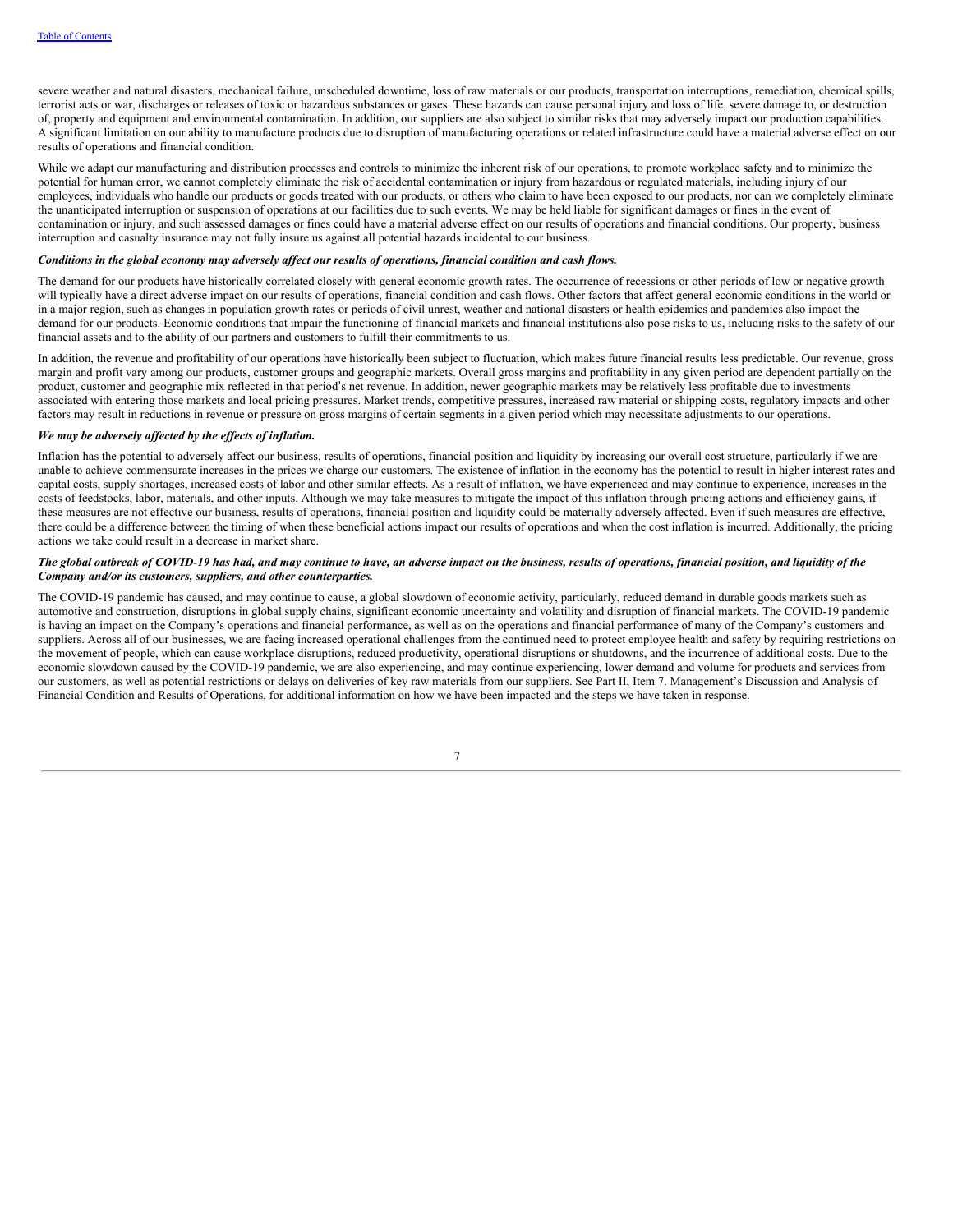severe weather and natural disasters, mechanical failure, unscheduled downtime, loss of raw materials or our products, transportation interruptions, remediation, chemical spills, terrorist acts or war, discharges or releases of toxic or hazardous substances or gases. These hazards can cause personal injury and loss of life, severe damage to, or destruction of, property and equipment and environmental contamination. In addition, our suppliers are also subject to similar risks that may adversely impact our production capabilities. A significant limitation on our ability to manufacture products due to disruption of manufacturing operations or related infrastructure could have a material adverse effect on our results of operations and financial condition.

While we adapt our manufacturing and distribution processes and controls to minimize the inherent risk of our operations, to promote workplace safety and to minimize the potential for human error, we cannot completely eliminate the risk of accidental contamination or injury from hazardous or regulated materials, including injury of our employees, individuals who handle our products or goods treated with our products, or others who claim to have been exposed to our products, nor can we completely eliminate the unanticipated interruption or suspension of operations at our facilities due to such events. We may be held liable for significant damages or fines in the event of contamination or injury, and such assessed damages or fines could have a material adverse effect on our results of operations and financial conditions. Our property, business interruption and casualty insurance may not fully insure us against all potential hazards incidental to our business.

***Conditions in the global economy may adversely affect our results of operations, financial condition and cash flows.***

The demand for our products have historically correlated closely with general economic growth rates. The occurrence of recessions or other periods of low or negative growth will typically have a direct adverse impact on our results of operations, financial condition and cash flows. Other factors that affect general economic conditions in the world or in a major region, such as changes in population growth rates or periods of civil unrest, weather and national disasters or health epidemics and pandemics also impact the demand for our products. Economic conditions that impair the functioning of financial markets and financial institutions also pose risks to us, including risks to the safety of our financial assets and to the ability of our partners and customers to fulfill their commitments to us.

In addition, the revenue and profitability of our operations have historically been subject to fluctuation, which makes future financial results less predictable. Our revenue, gross margin and profit vary among our products, customer groups and geographic markets. Overall gross margins and profitability in any given period are dependent partially on the product, customer and geographic mix reflected in that period's net revenue. In addition, newer geographic markets may be relatively less profitable due to investments associated with entering those markets and local pricing pressures. Market trends, competitive pressures, increased raw material or shipping costs, regulatory impacts and other factors may result in reductions in revenue or pressure on gross margins of certain segments in a given period which may necessitate adjustments to our operations.

***We may be adversely affected by the effects of inflation.***

Inflation has the potential to adversely affect our business, results of operations, financial position and liquidity by increasing our overall cost structure, particularly if we are unable to achieve commensurate increases in the prices we charge our customers. The existence of inflation in the economy has the potential to result in higher interest rates and capital costs, supply shortages, increased costs of labor and other similar effects. As a result of inflation, we have experienced and may continue to experience, increases in the costs of feedstocks, labor, materials, and other inputs. Although we may take measures to mitigate the impact of this inflation through pricing actions and efficiency gains, if these measures are not effective our business, results of operations, financial position and liquidity could be materially adversely affected. Even if such measures are effective, there could be a difference between the timing of when these beneficial actions impact our results of operations and when the cost inflation is incurred. Additionally, the pricing actions we take could result in a decrease in market share.

***The global outbreak of COVID-19 has had, and may continue to have, an adverse impact on the business, results of operations, financial position, and liquidity of the Company and/or its customers, suppliers, and other counterparties.***

The COVID-19 pandemic has caused, and may continue to cause, a global slowdown of economic activity, particularly, reduced demand in durable goods markets such as automotive and construction, disruptions in global supply chains, significant economic uncertainty and volatility and disruption of financial markets. The COVID-19 pandemic is having an impact on the Company's operations and financial performance, as well as on the operations and financial performance of many of the Company's customers and suppliers. Across all of our businesses, we are facing increased operational challenges from the continued need to protect employee health and safety by requiring restrictions on the movement of people, which can cause workplace disruptions, reduced productivity, operational disruptions or shutdowns, and the incurrence of additional costs. Due to the economic slowdown caused by the COVID-19 pandemic, we are also experiencing, and may continue experiencing, lower demand and volume for products and services from our customers, as well as potential restrictions or delays on deliveries of key raw materials from our suppliers. See Part II, Item 7. Management's Discussion and Analysis of Financial Condition and Results of Operations, for additional information on how we have been impacted and the steps we have taken in response.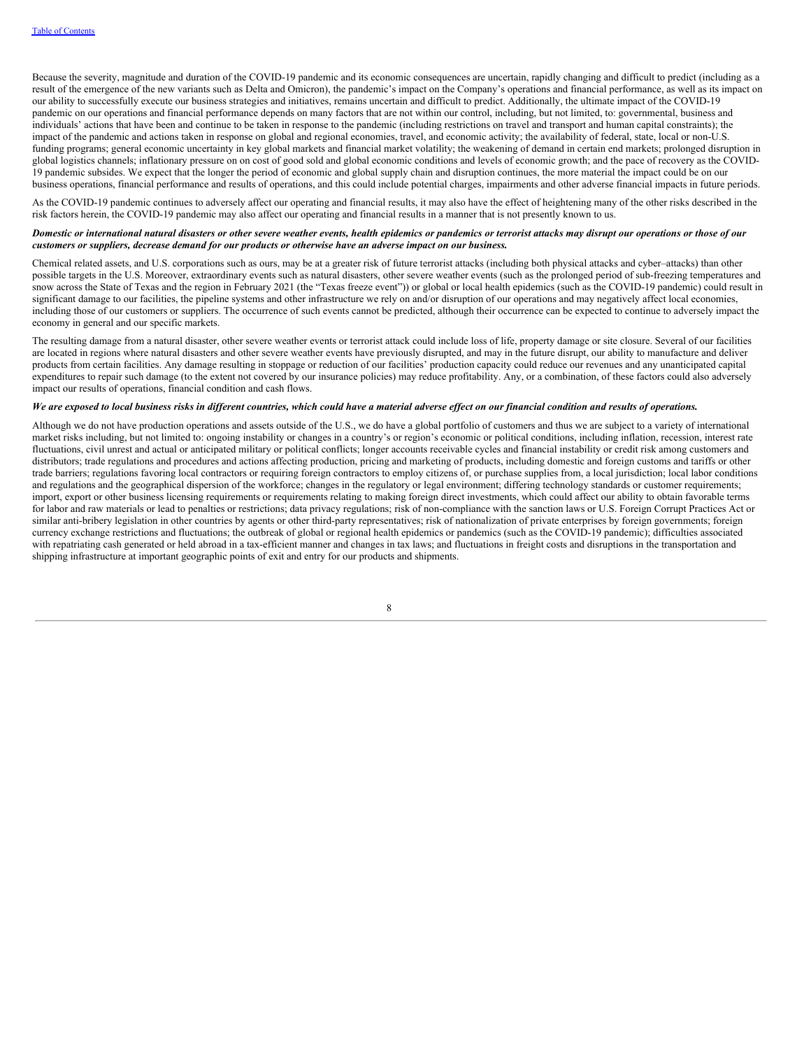Because the severity, magnitude and duration of the COVID-19 pandemic and its economic consequences are uncertain, rapidly changing and difficult to predict (including as a result of the emergence of the new variants such as Delta and Omicron), the pandemic's impact on the Company's operations and financial performance, as well as its impact on our ability to successfully execute our business strategies and initiatives, remains uncertain and difficult to predict. Additionally, the ultimate impact of the COVID-19 pandemic on our operations and financial performance depends on many factors that are not within our control, including, but not limited, to: governmental, business and individuals' actions that have been and continue to be taken in response to the pandemic (including restrictions on travel and transport and human capital constraints); the impact of the pandemic and actions taken in response on global and regional economies, travel, and economic activity; the availability of federal, state, local or non-U.S. funding programs; general economic uncertainty in key global markets and financial market volatility; the weakening of demand in certain end markets; prolonged disruption in global logistics channels; inflationary pressure on on cost of good sold and global economic conditions and levels of economic growth; and the pace of recovery as the COVID-19 pandemic subsides. We expect that the longer the period of economic and global supply chain and disruption continues, the more material the impact could be on our business operations, financial performance and results of operations, and this could include potential charges, impairments and other adverse financial impacts in future periods.

As the COVID-19 pandemic continues to adversely affect our operating and financial results, it may also have the effect of heightening many of the other risks described in the risk factors herein, the COVID-19 pandemic may also affect our operating and financial results in a manner that is not presently known to us.

***Domestic or international natural disasters or other severe weather events, health epidemics or pandemics or terrorist attacks may disrupt our operations or those of our customers or suppliers, decrease demand for our products or otherwise have an adverse impact on our business.***

Chemical related assets, and U.S. corporations such as ours, may be at a greater risk of future terrorist attacks (including both physical attacks and cyber–attacks) than other possible targets in the U.S. Moreover, extraordinary events such as natural disasters, other severe weather events (such as the prolonged period of sub-freezing temperatures and snow across the State of Texas and the region in February 2021 (the "Texas freeze event")) or global or local health epidemics (such as the COVID-19 pandemic) could result in significant damage to our facilities, the pipeline systems and other infrastructure we rely on and/or disruption of our operations and may negatively affect local economies, including those of our customers or suppliers. The occurrence of such events cannot be predicted, although their occurrence can be expected to continue to adversely impact the economy in general and our specific markets.

The resulting damage from a natural disaster, other severe weather events or terrorist attack could include loss of life, property damage or site closure. Several of our facilities are located in regions where natural disasters and other severe weather events have previously disrupted, and may in the future disrupt, our ability to manufacture and deliver products from certain facilities. Any damage resulting in stoppage or reduction of our facilities' production capacity could reduce our revenues and any unanticipated capital expenditures to repair such damage (to the extent not covered by our insurance policies) may reduce profitability. Any, or a combination, of these factors could also adversely impact our results of operations, financial condition and cash flows.

***We are exposed to local business risks in different countries, which could have a material adverse effect on our financial condition and results of operations.***

Although we do not have production operations and assets outside of the U.S., we do have a global portfolio of customers and thus we are subject to a variety of international market risks including, but not limited to: ongoing instability or changes in a country's or region's economic or political conditions, including inflation, recession, interest rate fluctuations, civil unrest and actual or anticipated military or political conflicts; longer accounts receivable cycles and financial instability or credit risk among customers and distributors; trade regulations and procedures and actions affecting production, pricing and marketing of products, including domestic and foreign customs and tariffs or other trade barriers; regulations favoring local contractors or requiring foreign contractors to employ citizens of, or purchase supplies from, a local jurisdiction; local labor conditions and regulations and the geographical dispersion of the workforce; changes in the regulatory or legal environment; differing technology standards or customer requirements; import, export or other business licensing requirements or requirements relating to making foreign direct investments, which could affect our ability to obtain favorable terms for labor and raw materials or lead to penalties or restrictions; data privacy regulations; risk of non-compliance with the sanction laws or U.S. Foreign Corrupt Practices Act or similar anti-bribery legislation in other countries by agents or other third-party representatives; risk of nationalization of private enterprises by foreign governments; foreign currency exchange restrictions and fluctuations; the outbreak of global or regional health epidemics or pandemics (such as the COVID-19 pandemic); difficulties associated with repatriating cash generated or held abroad in a tax-efficient manner and changes in tax laws; and fluctuations in freight costs and disruptions in the transportation and shipping infrastructure at important geographic points of exit and entry for our products and shipments.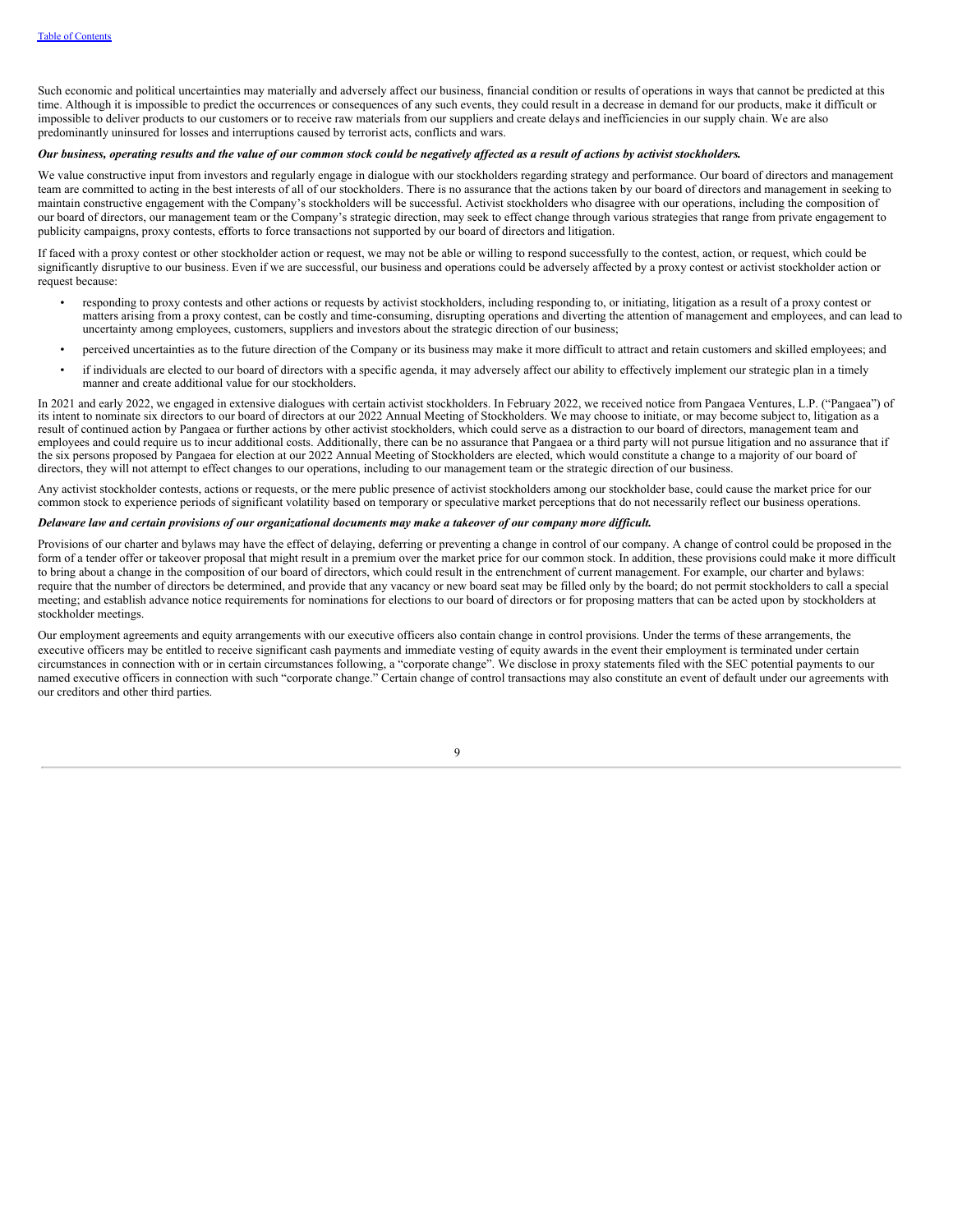Such economic and political uncertainties may materially and adversely affect our business, financial condition or results of operations in ways that cannot be predicted at this time. Although it is impossible to predict the occurrences or consequences of any such events, they could result in a decrease in demand for our products, make it difficult or impossible to deliver products to our customers or to receive raw materials from our suppliers and create delays and inefficiencies in our supply chain. We are also predominantly uninsured for losses and interruptions caused by terrorist acts, conflicts and wars.

***Our business, operating results and the value of our common stock could be negatively affected as a result of actions by activist stockholders.***

We value constructive input from investors and regularly engage in dialogue with our stockholders regarding strategy and performance. Our board of directors and management team are committed to acting in the best interests of all of our stockholders. There is no assurance that the actions taken by our board of directors and management in seeking to maintain constructive engagement with the Company's stockholders will be successful. Activist stockholders who disagree with our operations, including the composition of our board of directors, our management team or the Company's strategic direction, may seek to effect change through various strategies that range from private engagement to publicity campaigns, proxy contests, efforts to force transactions not supported by our board of directors and litigation.

If faced with a proxy contest or other stockholder action or request, we may not be able or willing to respond successfully to the contest, action, or request, which could be significantly disruptive to our business. Even if we are successful, our business and operations could be adversely affected by a proxy contest or activist stockholder action or request because:

- responding to proxy contests and other actions or requests by activist stockholders, including responding to, or initiating, litigation as a result of a proxy contest or matters arising from a proxy contest, can be costly and time-consuming, disrupting operations and diverting the attention of management and employees, and can lead to uncertainty among employees, customers, suppliers and investors about the strategic direction of our business;
- perceived uncertainties as to the future direction of the Company or its business may make it more difficult to attract and retain customers and skilled employees; and
- if individuals are elected to our board of directors with a specific agenda, it may adversely affect our ability to effectively implement our strategic plan in a timely manner and create additional value for our stockholders.

In 2021 and early 2022, we engaged in extensive dialogues with certain activist stockholders. In February 2022, we received notice from Pangaea Ventures, L.P. ("Pangaea") of its intent to nominate six directors to our board of directors at our 2022 Annual Meeting of Stockholders. We may choose to initiate, or may become subject to, litigation as a result of continued action by Pangaea or further actions by other activist stockholders, which could serve as a distraction to our board of directors, management team and employees and could require us to incur additional costs. Additionally, there can be no assurance that Pangaea or a third party will not pursue litigation and no assurance that if the six persons proposed by Pangaea for election at our 2022 Annual Meeting of Stockholders are elected, which would constitute a change to a majority of our board of directors, they will not attempt to effect changes to our operations, including to our management team or the strategic direction of our business.

Any activist stockholder contests, actions or requests, or the mere public presence of activist stockholders among our stockholder base, could cause the market price for our common stock to experience periods of significant volatility based on temporary or speculative market perceptions that do not necessarily reflect our business operations.

***Delaware law and certain provisions of our organizational documents may make a takeover of our company more difficult.***

Provisions of our charter and bylaws may have the effect of delaying, deferring or preventing a change in control of our company. A change of control could be proposed in the form of a tender offer or takeover proposal that might result in a premium over the market price for our common stock. In addition, these provisions could make it more difficult to bring about a change in the composition of our board of directors, which could result in the entrenchment of current management. For example, our charter and bylaws: require that the number of directors be determined, and provide that any vacancy or new board seat may be filled only by the board; do not permit stockholders to call a special meeting; and establish advance notice requirements for nominations for elections to our board of directors or for proposing matters that can be acted upon by stockholders at stockholder meetings.

Our employment agreements and equity arrangements with our executive officers also contain change in control provisions. Under the terms of these arrangements, the executive officers may be entitled to receive significant cash payments and immediate vesting of equity awards in the event their employment is terminated under certain circumstances in connection with or in certain circumstances following, a "corporate change". We disclose in proxy statements filed with the SEC potential payments to our named executive officers in connection with such "corporate change." Certain change of control transactions may also constitute an event of default under our agreements with our creditors and other third parties.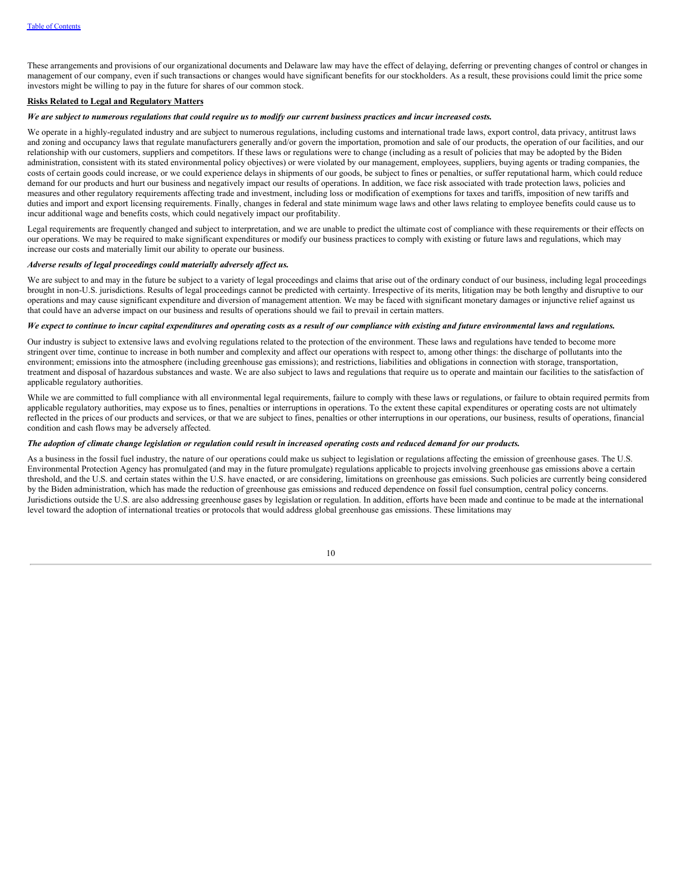These arrangements and provisions of our organizational documents and Delaware law may have the effect of delaying, deferring or preventing changes of control or changes in management of our company, even if such transactions or changes would have significant benefits for our stockholders. As a result, these provisions could limit the price some investors might be willing to pay in the future for shares of our common stock.

**Risks Related to Legal and Regulatory Matters**

***We are subject to numerous regulations that could require us to modify our current business practices and incur increased costs.***

We operate in a highly-regulated industry and are subject to numerous regulations, including customs and international trade laws, export control, data privacy, antitrust laws and zoning and occupancy laws that regulate manufacturers generally and/or govern the importation, promotion and sale of our products, the operation of our facilities, and our relationship with our customers, suppliers and competitors. If these laws or regulations were to change (including as a result of policies that may be adopted by the Biden administration, consistent with its stated environmental policy objectives) or were violated by our management, employees, suppliers, buying agents or trading companies, the costs of certain goods could increase, or we could experience delays in shipments of our goods, be subject to fines or penalties, or suffer reputational harm, which could reduce demand for our products and hurt our business and negatively impact our results of operations. In addition, we face risk associated with trade protection laws, policies and measures and other regulatory requirements affecting trade and investment, including loss or modification of exemptions for taxes and tariffs, imposition of new tariffs and duties and import and export licensing requirements. Finally, changes in federal and state minimum wage laws and other laws relating to employee benefits could cause us to incur additional wage and benefits costs, which could negatively impact our profitability.

Legal requirements are frequently changed and subject to interpretation, and we are unable to predict the ultimate cost of compliance with these requirements or their effects on our operations. We may be required to make significant expenditures or modify our business practices to comply with existing or future laws and regulations, which may increase our costs and materially limit our ability to operate our business.

***Adverse results of legal proceedings could materially adversely affect us.***

We are subject to and may in the future be subject to a variety of legal proceedings and claims that arise out of the ordinary conduct of our business, including legal proceedings brought in non-U.S. jurisdictions. Results of legal proceedings cannot be predicted with certainty. Irrespective of its merits, litigation may be both lengthy and disruptive to our operations and may cause significant expenditure and diversion of management attention. We may be faced with significant monetary damages or injunctive relief against us that could have an adverse impact on our business and results of operations should we fail to prevail in certain matters.

***We expect to continue to incur capital expenditures and operating costs as a result of our compliance with existing and future environmental laws and regulations.***

Our industry is subject to extensive laws and evolving regulations related to the protection of the environment. These laws and regulations have tended to become more stringent over time, continue to increase in both number and complexity and affect our operations with respect to, among other things: the discharge of pollutants into the environment; emissions into the atmosphere (including greenhouse gas emissions); and restrictions, liabilities and obligations in connection with storage, transportation, treatment and disposal of hazardous substances and waste. We are also subject to laws and regulations that require us to operate and maintain our facilities to the satisfaction of applicable regulatory authorities.

While we are committed to full compliance with all environmental legal requirements, failure to comply with these laws or regulations, or failure to obtain required permits from applicable regulatory authorities, may expose us to fines, penalties or interruptions in operations. To the extent these capital expenditures or operating costs are not ultimately reflected in the prices of our products and services, or that we are subject to fines, penalties or other interruptions in our operations, our business, results of operations, financial condition and cash flows may be adversely affected.

***The adoption of climate change legislation or regulation could result in increased operating costs and reduced demand for our products.***

As a business in the fossil fuel industry, the nature of our operations could make us subject to legislation or regulations affecting the emission of greenhouse gases. The U.S. Environmental Protection Agency has promulgated (and may in the future promulgate) regulations applicable to projects involving greenhouse gas emissions above a certain threshold, and the U.S. and certain states within the U.S. have enacted, or are considering, limitations on greenhouse gas emissions. Such policies are currently being considered by the Biden administration, which has made the reduction of greenhouse gas emissions and reduced dependence on fossil fuel consumption, central policy concerns. Jurisdictions outside the U.S. are also addressing greenhouse gases by legislation or regulation. In addition, efforts have been made and continue to be made at the international level toward the adoption of international treaties or protocols that would address global greenhouse gas emissions. These limitations may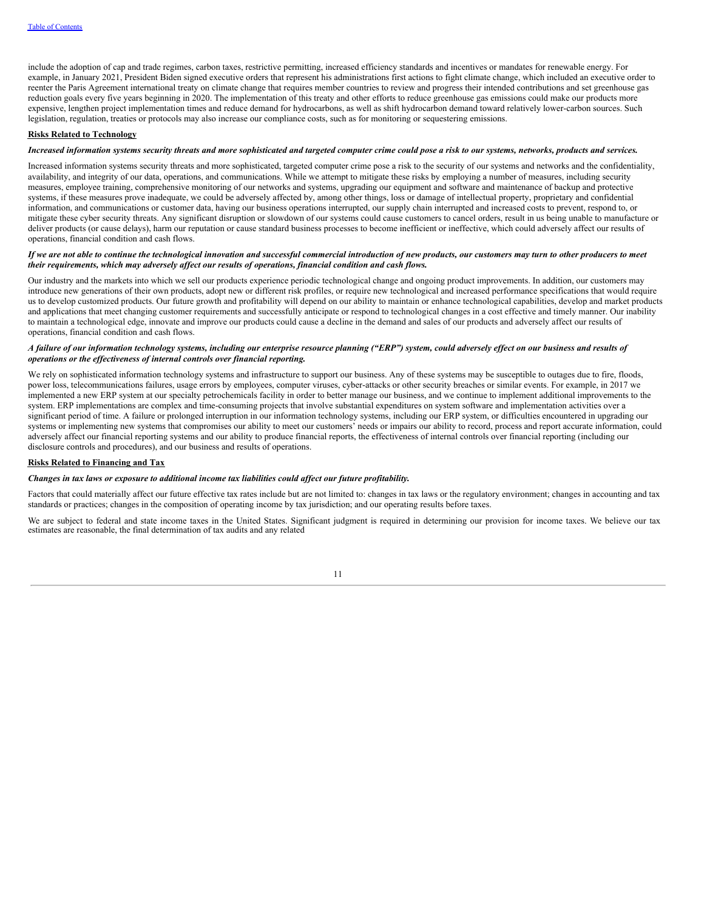include the adoption of cap and trade regimes, carbon taxes, restrictive permitting, increased efficiency standards and incentives or mandates for renewable energy. For example, in January 2021, President Biden signed executive orders that represent his administrations first actions to fight climate change, which included an executive order to reenter the Paris Agreement international treaty on climate change that requires member countries to review and progress their intended contributions and set greenhouse gas reduction goals every five years beginning in 2020. The implementation of this treaty and other efforts to reduce greenhouse gas emissions could make our products more expensive, lengthen project implementation times and reduce demand for hydrocarbons, as well as shift hydrocarbon demand toward relatively lower-carbon sources. Such legislation, regulation, treaties or protocols may also increase our compliance costs, such as for monitoring or sequestering emissions.

**Risks Related to Technology**

***Increased information systems security threats and more sophisticated and targeted computer crime could pose a risk to our systems, networks, products and services.***

Increased information systems security threats and more sophisticated, targeted computer crime pose a risk to the security of our systems and networks and the confidentiality, availability, and integrity of our data, operations, and communications. While we attempt to mitigate these risks by employing a number of measures, including security measures, employee training, comprehensive monitoring of our networks and systems, upgrading our equipment and software and maintenance of backup and protective systems, if these measures prove inadequate, we could be adversely affected by, among other things, loss or damage of intellectual property, proprietary and confidential information, and communications or customer data, having our business operations interrupted, our supply chain interrupted and increased costs to prevent, respond to, or mitigate these cyber security threats. Any significant disruption or slowdown of our systems could cause customers to cancel orders, result in us being unable to manufacture or deliver products (or cause delays), harm our reputation or cause standard business processes to become inefficient or ineffective, which could adversely affect our results of operations, financial condition and cash flows.

***If we are not able to continue the technological innovation and successful commercial introduction of new products, our customers may turn to other producers to meet their requirements, which may adversely affect our results of operations, financial condition and cash flows.***

Our industry and the markets into which we sell our products experience periodic technological change and ongoing product improvements. In addition, our customers may introduce new generations of their own products, adopt new or different risk profiles, or require new technological and increased performance specifications that would require us to develop customized products. Our future growth and profitability will depend on our ability to maintain or enhance technological capabilities, develop and market products and applications that meet changing customer requirements and successfully anticipate or respond to technological changes in a cost effective and timely manner. Our inability to maintain a technological edge, innovate and improve our products could cause a decline in the demand and sales of our products and adversely affect our results of operations, financial condition and cash flows.

***A failure of our information technology systems, including our enterprise resource planning ("ERP") system, could adversely effect on our business and results of operations or the effectiveness of internal controls over financial reporting.***

We rely on sophisticated information technology systems and infrastructure to support our business. Any of these systems may be susceptible to outages due to fire, floods, power loss, telecommunications failures, usage errors by employees, computer viruses, cyber-attacks or other security breaches or similar events. For example, in 2017 we implemented a new ERP system at our specialty petrochemicals facility in order to better manage our business, and we continue to implement additional improvements to the system. ERP implementations are complex and time-consuming projects that involve substantial expenditures on system software and implementation activities over a significant period of time. A failure or prolonged interruption in our information technology systems, including our ERP system, or difficulties encountered in upgrading our systems or implementing new systems that compromises our ability to meet our customers' needs or impairs our ability to record, process and report accurate information, could adversely affect our financial reporting systems and our ability to produce financial reports, the effectiveness of internal controls over financial reporting (including our disclosure controls and procedures), and our business and results of operations.

**Risks Related to Financing and Tax**

***Changes in tax laws or exposure to additional income tax liabilities could affect our future profitability.***

Factors that could materially affect our future effective tax rates include but are not limited to: changes in tax laws or the regulatory environment; changes in accounting and tax standards or practices; changes in the composition of operating income by tax jurisdiction; and our operating results before taxes.

We are subject to federal and state income taxes in the United States. Significant judgment is required in determining our provision for income taxes. We believe our tax estimates are reasonable, the final determination of tax audits and any related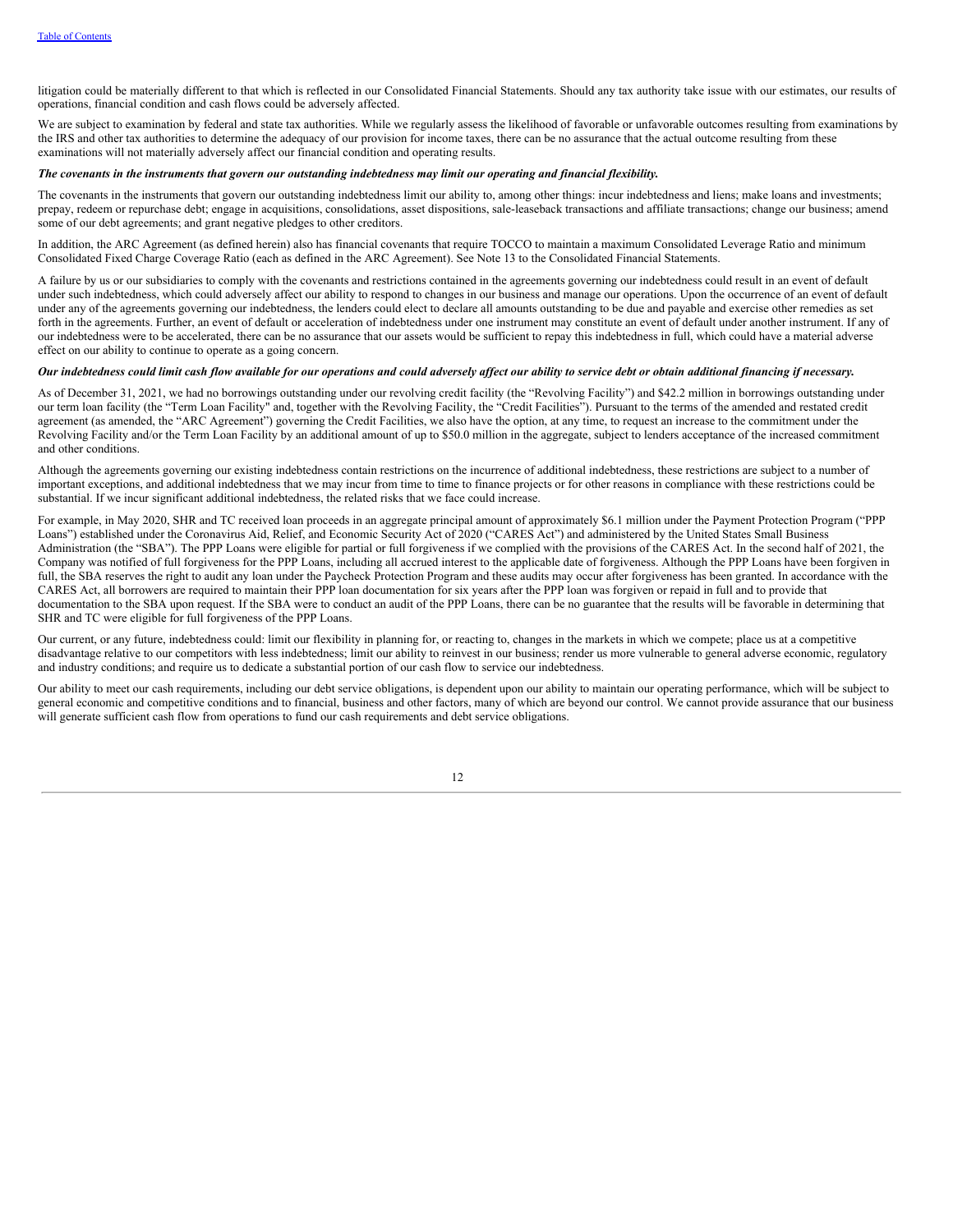litigation could be materially different to that which is reflected in our Consolidated Financial Statements. Should any tax authority take issue with our estimates, our results of operations, financial condition and cash flows could be adversely affected.

We are subject to examination by federal and state tax authorities. While we regularly assess the likelihood of favorable or unfavorable outcomes resulting from examinations by the IRS and other tax authorities to determine the adequacy of our provision for income taxes, there can be no assurance that the actual outcome resulting from these examinations will not materially adversely affect our financial condition and operating results.

***The covenants in the instruments that govern our outstanding indebtedness may limit our operating and financial flexibility.***

The covenants in the instruments that govern our outstanding indebtedness limit our ability to, among other things: incur indebtedness and liens; make loans and investments; prepay, redeem or repurchase debt; engage in acquisitions, consolidations, asset dispositions, sale-leaseback transactions and affiliate transactions; change our business; amend some of our debt agreements; and grant negative pledges to other creditors.

In addition, the ARC Agreement (as defined herein) also has financial covenants that require TOCCO to maintain a maximum Consolidated Leverage Ratio and minimum Consolidated Fixed Charge Coverage Ratio (each as defined in the ARC Agreement). See Note 13 to the Consolidated Financial Statements.

A failure by us or our subsidiaries to comply with the covenants and restrictions contained in the agreements governing our indebtedness could result in an event of default under such indebtedness, which could adversely affect our ability to respond to changes in our business and manage our operations. Upon the occurrence of an event of default under any of the agreements governing our indebtedness, the lenders could elect to declare all amounts outstanding to be due and payable and exercise other remedies as set forth in the agreements. Further, an event of default or acceleration of indebtedness under one instrument may constitute an event of default under another instrument. If any of our indebtedness were to be accelerated, there can be no assurance that our assets would be sufficient to repay this indebtedness in full, which could have a material adverse effect on our ability to continue to operate as a going concern.

***Our indebtedness could limit cash flow available for our operations and could adversely affect our ability to service debt or obtain additional financing if necessary.***

As of December 31, 2021, we had no borrowings outstanding under our revolving credit facility (the "Revolving Facility") and $42.2 million in borrowings outstanding under our term loan facility (the "Term Loan Facility" and, together with the Revolving Facility, the "Credit Facilities"). Pursuant to the terms of the amended and restated credit agreement (as amended, the "ARC Agreement") governing the Credit Facilities, we also have the option, at any time, to request an increase to the commitment under the Revolving Facility and/or the Term Loan Facility by an additional amount of up to $50.0 million in the aggregate, subject to lenders acceptance of the increased commitment and other conditions.

Although the agreements governing our existing indebtedness contain restrictions on the incurrence of additional indebtedness, these restrictions are subject to a number of important exceptions, and additional indebtedness that we may incur from time to time to finance projects or for other reasons in compliance with these restrictions could be substantial. If we incur significant additional indebtedness, the related risks that we face could increase.

For example, in May 2020, SHR and TC received loan proceeds in an aggregate principal amount of approximately $6.1 million under the Payment Protection Program ("PPP Loans") established under the Coronavirus Aid, Relief, and Economic Security Act of 2020 ("CARES Act") and administered by the United States Small Business Administration (the "SBA"). The PPP Loans were eligible for partial or full forgiveness if we complied with the provisions of the CARES Act. In the second half of 2021, the Company was notified of full forgiveness for the PPP Loans, including all accrued interest to the applicable date of forgiveness. Although the PPP Loans have been forgiven in full, the SBA reserves the right to audit any loan under the Paycheck Protection Program and these audits may occur after forgiveness has been granted. In accordance with the CARES Act, all borrowers are required to maintain their PPP loan documentation for six years after the PPP loan was forgiven or repaid in full and to provide that documentation to the SBA upon request. If the SBA were to conduct an audit of the PPP Loans, there can be no guarantee that the results will be favorable in determining that SHR and TC were eligible for full forgiveness of the PPP Loans.

Our current, or any future, indebtedness could: limit our flexibility in planning for, or reacting to, changes in the markets in which we compete; place us at a competitive disadvantage relative to our competitors with less indebtedness; limit our ability to reinvest in our business; render us more vulnerable to general adverse economic, regulatory and industry conditions; and require us to dedicate a substantial portion of our cash flow to service our indebtedness.

Our ability to meet our cash requirements, including our debt service obligations, is dependent upon our ability to maintain our operating performance, which will be subject to general economic and competitive conditions and to financial, business and other factors, many of which are beyond our control. We cannot provide assurance that our business will generate sufficient cash flow from operations to fund our cash requirements and debt service obligations.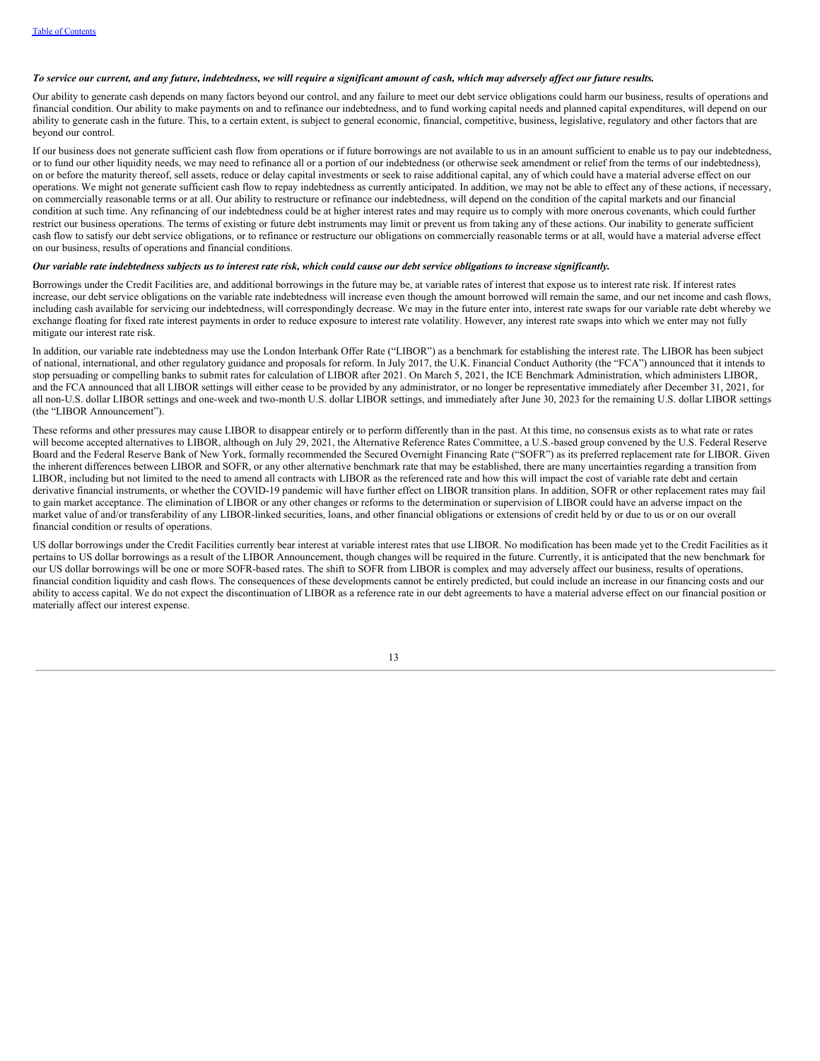***To service our current, and any future, indebtedness, we will require a significant amount of cash, which may adversely affect our future results.***

Our ability to generate cash depends on many factors beyond our control, and any failure to meet our debt service obligations could harm our business, results of operations and financial condition. Our ability to make payments on and to refinance our indebtedness, and to fund working capital needs and planned capital expenditures, will depend on our ability to generate cash in the future. This, to a certain extent, is subject to general economic, financial, competitive, business, legislative, regulatory and other factors that are beyond our control.

If our business does not generate sufficient cash flow from operations or if future borrowings are not available to us in an amount sufficient to enable us to pay our indebtedness, or to fund our other liquidity needs, we may need to refinance all or a portion of our indebtedness (or otherwise seek amendment or relief from the terms of our indebtedness), on or before the maturity thereof, sell assets, reduce or delay capital investments or seek to raise additional capital, any of which could have a material adverse effect on our operations. We might not generate sufficient cash flow to repay indebtedness as currently anticipated. In addition, we may not be able to effect any of these actions, if necessary, on commercially reasonable terms or at all. Our ability to restructure or refinance our indebtedness, will depend on the condition of the capital markets and our financial condition at such time. Any refinancing of our indebtedness could be at higher interest rates and may require us to comply with more onerous covenants, which could further restrict our business operations. The terms of existing or future debt instruments may limit or prevent us from taking any of these actions. Our inability to generate sufficient cash flow to satisfy our debt service obligations, or to refinance or restructure our obligations on commercially reasonable terms or at all, would have a material adverse effect on our business, results of operations and financial conditions.

***Our variable rate indebtedness subjects us to interest rate risk, which could cause our debt service obligations to increase significantly.***

Borrowings under the Credit Facilities are, and additional borrowings in the future may be, at variable rates of interest that expose us to interest rate risk. If interest rates increase, our debt service obligations on the variable rate indebtedness will increase even though the amount borrowed will remain the same, and our net income and cash flows, including cash available for servicing our indebtedness, will correspondingly decrease. We may in the future enter into, interest rate swaps for our variable rate debt whereby we exchange floating for fixed rate interest payments in order to reduce exposure to interest rate volatility. However, any interest rate swaps into which we enter may not fully mitigate our interest rate risk.

In addition, our variable rate indebtedness may use the London Interbank Offer Rate ("LIBOR") as a benchmark for establishing the interest rate. The LIBOR has been subject of national, international, and other regulatory guidance and proposals for reform. In July 2017, the U.K. Financial Conduct Authority (the "FCA") announced that it intends to stop persuading or compelling banks to submit rates for calculation of LIBOR after 2021. On March 5, 2021, the ICE Benchmark Administration, which administers LIBOR, and the FCA announced that all LIBOR settings will either cease to be provided by any administrator, or no longer be representative immediately after December 31, 2021, for all non-U.S. dollar LIBOR settings and one-week and two-month U.S. dollar LIBOR settings, and immediately after June 30, 2023 for the remaining U.S. dollar LIBOR settings (the "LIBOR Announcement").

These reforms and other pressures may cause LIBOR to disappear entirely or to perform differently than in the past. At this time, no consensus exists as to what rate or rates will become accepted alternatives to LIBOR, although on July 29, 2021, the Alternative Reference Rates Committee, a U.S.-based group convened by the U.S. Federal Reserve Board and the Federal Reserve Bank of New York, formally recommended the Secured Overnight Financing Rate ("SOFR") as its preferred replacement rate for LIBOR. Given the inherent differences between LIBOR and SOFR, or any other alternative benchmark rate that may be established, there are many uncertainties regarding a transition from LIBOR, including but not limited to the need to amend all contracts with LIBOR as the referenced rate and how this will impact the cost of variable rate debt and certain derivative financial instruments, or whether the COVID-19 pandemic will have further effect on LIBOR transition plans. In addition, SOFR or other replacement rates may fail to gain market acceptance. The elimination of LIBOR or any other changes or reforms to the determination or supervision of LIBOR could have an adverse impact on the market value of and/or transferability of any LIBOR-linked securities, loans, and other financial obligations or extensions of credit held by or due to us or on our overall financial condition or results of operations.

US dollar borrowings under the Credit Facilities currently bear interest at variable interest rates that use LIBOR. No modification has been made yet to the Credit Facilities as it pertains to US dollar borrowings as a result of the LIBOR Announcement, though changes will be required in the future. Currently, it is anticipated that the new benchmark for our US dollar borrowings will be one or more SOFR-based rates. The shift to SOFR from LIBOR is complex and may adversely affect our business, results of operations, financial condition liquidity and cash flows. The consequences of these developments cannot be entirely predicted, but could include an increase in our financing costs and our ability to access capital. We do not expect the discontinuation of LIBOR as a reference rate in our debt agreements to have a material adverse effect on our financial position or materially affect our interest expense.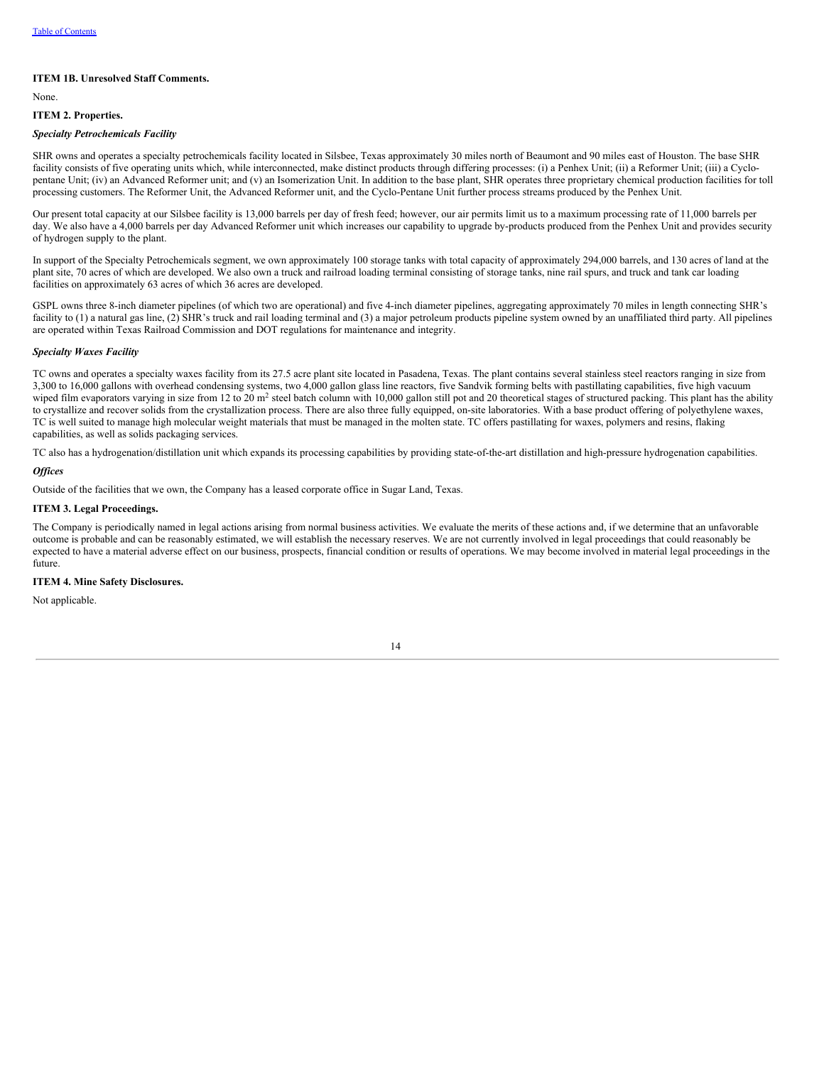## ITEM 1B. Unresolved Staff Comments.

None.

## ITEM 2. Properties.

***Specialty Petrochemicals Facility***

SHR owns and operates a specialty petrochemicals facility located in Silsbee, Texas approximately 30 miles north of Beaumont and 90 miles east of Houston. The base SHR facility consists of five operating units which, while interconnected, make distinct products through differing processes: (i) a Penhex Unit; (ii) a Reformer Unit; (iii) a Cyclo-pentane Unit; (iv) an Advanced Reformer unit; and (v) an Isomerization Unit. In addition to the base plant, SHR operates three proprietary chemical production facilities for toll processing customers. The Reformer Unit, the Advanced Reformer unit, and the Cyclo-Pentane Unit further process streams produced by the Penhex Unit.

Our present total capacity at our Silsbee facility is 13,000 barrels per day of fresh feed; however, our air permits limit us to a maximum processing rate of 11,000 barrels per day. We also have a 4,000 barrels per day Advanced Reformer unit which increases our capability to upgrade by-products produced from the Penhex Unit and provides security of hydrogen supply to the plant.

In support of the Specialty Petrochemicals segment, we own approximately 100 storage tanks with total capacity of approximately 294,000 barrels, and 130 acres of land at the plant site, 70 acres of which are developed. We also own a truck and railroad loading terminal consisting of storage tanks, nine rail spurs, and truck and tank car loading facilities on approximately 63 acres of which 36 acres are developed.

GSPL owns three 8-inch diameter pipelines (of which two are operational) and five 4-inch diameter pipelines, aggregating approximately 70 miles in length connecting SHR's facility to (1) a natural gas line, (2) SHR's truck and rail loading terminal and (3) a major petroleum products pipeline system owned by an unaffiliated third party. All pipelines are operated within Texas Railroad Commission and DOT regulations for maintenance and integrity.

***Specialty Waxes Facility***

TC owns and operates a specialty waxes facility from its 27.5 acre plant site located in Pasadena, Texas. The plant contains several stainless steel reactors ranging in size from 3,300 to 16,000 gallons with overhead condensing systems, two 4,000 gallon glass line reactors, five Sandvik forming belts with pastillating capabilities, five high vacuum wiped film evaporators varying in size from 12 to 20 $m^2$ steel batch column with 10,000 gallon still pot and 20 theoretical stages of structured packing. This plant has the ability to crystallize and recover solids from the crystallization process. There are also three fully equipped, on-site laboratories. With a base product offering of polyethylene waxes, TC is well suited to manage high molecular weight materials that must be managed in the molten state. TC offers pastillating for waxes, polymers and resins, flaking capabilities, as well as solids packaging services.

TC also has a hydrogenation/distillation unit which expands its processing capabilities by providing state-of-the-art distillation and high-pressure hydrogenation capabilities.

***Offices***

Outside of the facilities that we own, the Company has a leased corporate office in Sugar Land, Texas.

## ITEM 3. Legal Proceedings.

The Company is periodically named in legal actions arising from normal business activities. We evaluate the merits of these actions and, if we determine that an unfavorable outcome is probable and can be reasonably estimated, we will establish the necessary reserves. We are not currently involved in legal proceedings that could reasonably be expected to have a material adverse effect on our business, prospects, financial condition or results of operations. We may become involved in material legal proceedings in the future.

## ITEM 4. Mine Safety Disclosures.

Not applicable.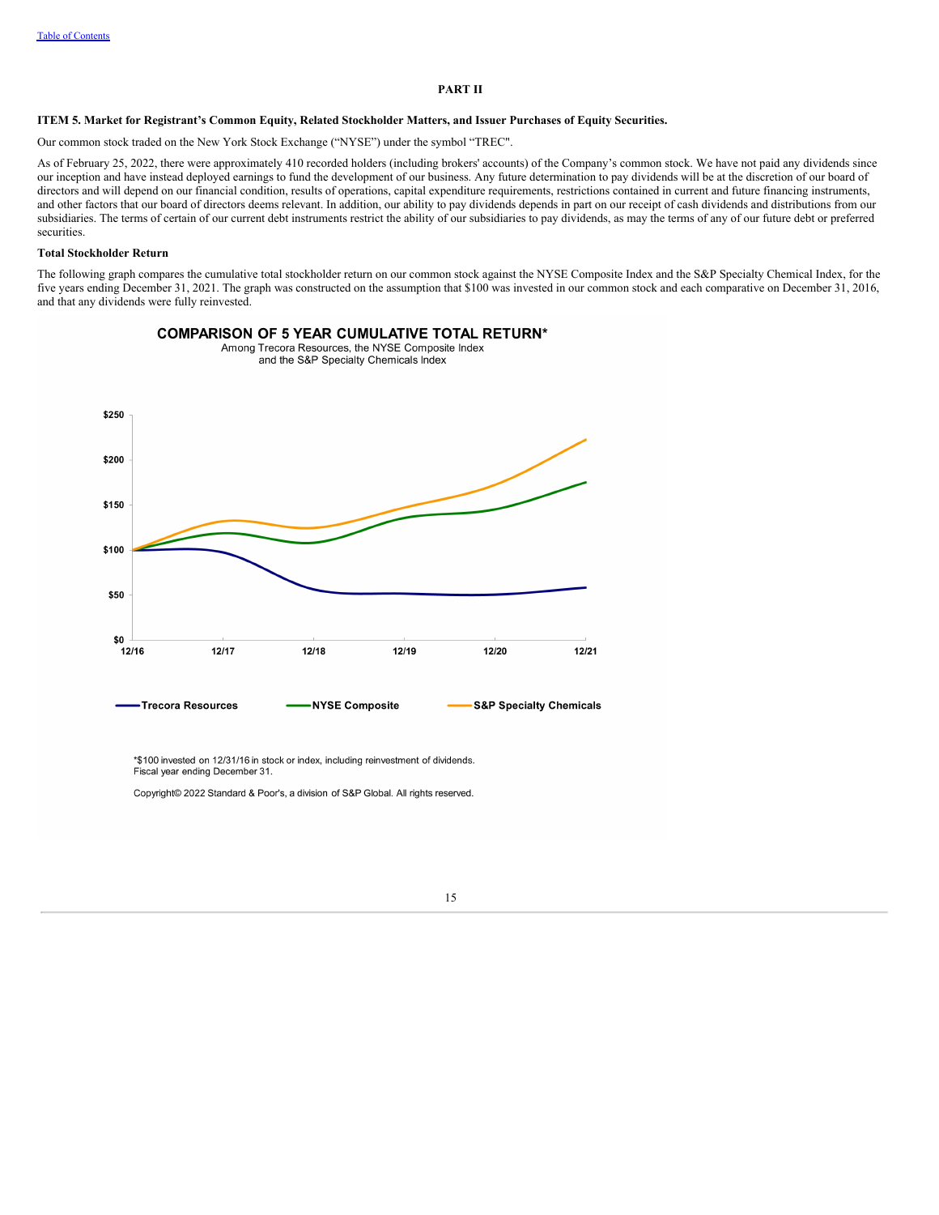# PART II

## ITEM 5. Market for Registrant's Common Equity, Related Stockholder Matters, and Issuer Purchases of Equity Securities.

Our common stock traded on the New York Stock Exchange ("NYSE") under the symbol "TREC".

As of February 25, 2022, there were approximately 410 recorded holders (including brokers' accounts) of the Company's common stock. We have not paid any dividends since our inception and have instead deployed earnings to fund the development of our business. Any future determination to pay dividends will be at the discretion of our board of directors and will depend on our financial condition, results of operations, capital expenditure requirements, restrictions contained in current and future financing instruments, and other factors that our board of directors deems relevant. In addition, our ability to pay dividends depends in part on our receipt of cash dividends and distributions from our subsidiaries. The terms of certain of our current debt instruments restrict the ability of our subsidiaries to pay dividends, as may the terms of any of our future debt or preferred securities.

### Total Stockholder Return

The following graph compares the cumulative total stockholder return on our common stock against the NYSE Composite Index and the S&P Specialty Chemical Index, for the five years ending December 31, 2021. The graph was constructed on the assumption that $100 was invested in our common stock and each comparative on December 31, 2016, and that any dividends were fully reinvested.

**COMPARISON OF 5 YEAR CUMULATIVE TOTAL RETURN***

Among Trecora Resources, the NYSE Composite Index and the S&P Specialty Chemicals Index

Trecora Resources — NYSE Composite — S&P Specialty Chemicals

*$100 invested on 12/31/16 in stock or index, including reinvestment of dividends. Fiscal year ending December 31.

Copyright© 2022 Standard & Poor's, a division of S&P Global. All rights reserved.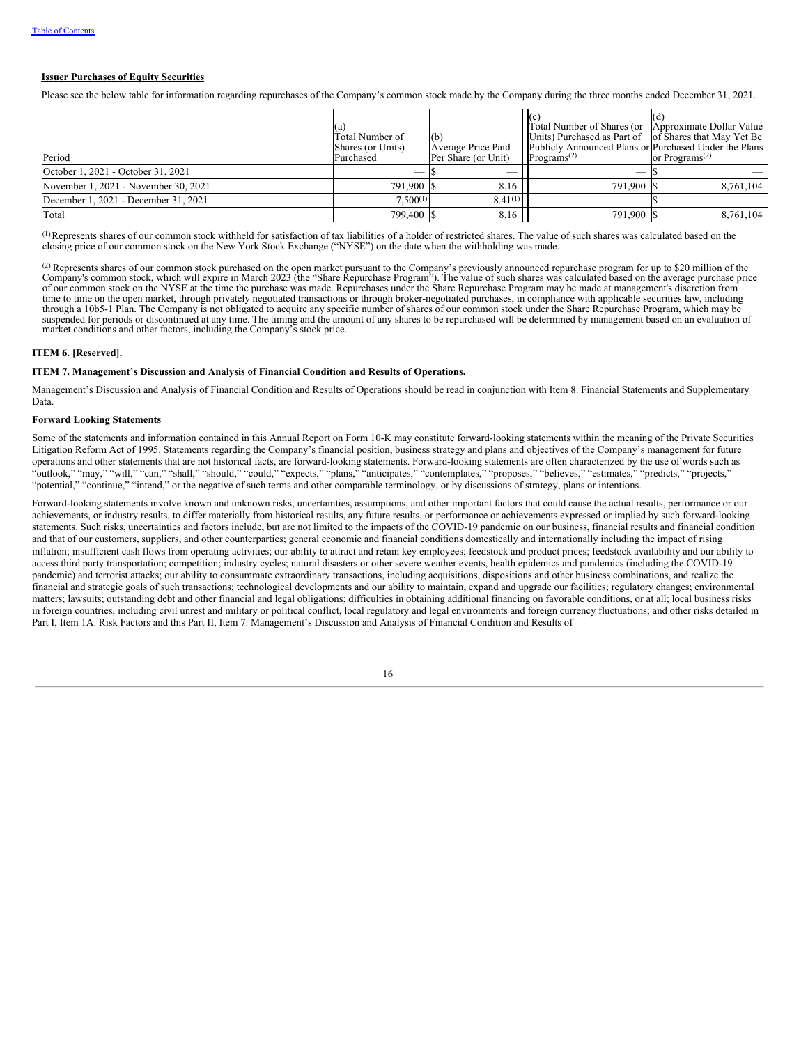**Issuer Purchases of Equity Securities**

Please see the below table for information regarding repurchases of the Company's common stock made by the Company during the three months ended December 31, 2021.

| Period | (a) Total Number of Shares (or Units) Purchased | (b) Average Price Paid Per Share (or Unit) | (c) Total Number of Shares (or Units) Purchased as Part of Publicly Announced Plans or Programs[(2)] | (d) Approximate Dollar Value of Shares that May Yet Be Purchased Under the Plans or Programs[(2)] |
|---|---|---|---|---|
| October 1, 2021 - October 31, 2021 | — | $ — | — | $ — |
| November 1, 2021 - November 30, 2021 | 791,900 | $ 8.16 | 791,900 | $ 8,761,104 |
| December 1, 2021 - December 31, 2021 | 7,500[(1)] | 8.41[(1)] | — | $ — |
| Total | 799,400 | $ 8.16 | 791,900 | $ 8,761,104 |

[(1)] Represents shares of our common stock withheld for satisfaction of tax liabilities of a holder of restricted shares. The value of such shares was calculated based on the closing price of our common stock on the New York Stock Exchange ("NYSE") on the date when the withholding was made.

[(2)] Represents shares of our common stock purchased on the open market pursuant to the Company's previously announced repurchase program for up to $20 million of the Company's common stock, which will expire in March 2023 (the "Share Repurchase Program"). The value of such shares was calculated based on the average purchase price of our common stock on the NYSE at the time the purchase was made. Repurchases under the Share Repurchase Program may be made at management's discretion from time to time on the open market, through privately negotiated transactions or through broker-negotiated purchases, in compliance with applicable securities law, including through a 10b5-1 Plan. The Company is not obligated to acquire any specific number of shares of our common stock under the Share Repurchase Program, which may be suspended for periods or discontinued at any time. The timing and the amount of any shares to be repurchased will be determined by management based on an evaluation of market conditions and other factors, including the Company's stock price.

**ITEM 6. [Reserved].**

**ITEM 7. Management's Discussion and Analysis of Financial Condition and Results of Operations.**

Management's Discussion and Analysis of Financial Condition and Results of Operations should be read in conjunction with Item 8. Financial Statements and Supplementary Data.

**Forward Looking Statements**

Some of the statements and information contained in this Annual Report on Form 10-K may constitute forward-looking statements within the meaning of the Private Securities Litigation Reform Act of 1995. Statements regarding the Company's financial position, business strategy and plans and objectives of the Company's management for future operations and other statements that are not historical facts, are forward-looking statements. Forward-looking statements are often characterized by the use of words such as "outlook," "may," "will," "can," "shall," "should," "could," "expects," "plans," "anticipates," "contemplates," "proposes," "believes," "estimates," "predicts," "projects," "potential," "continue," "intend," or the negative of such terms and other comparable terminology, or by discussions of strategy, plans or intentions.

Forward-looking statements involve known and unknown risks, uncertainties, assumptions, and other important factors that could cause the actual results, performance or our achievements, or industry results, to differ materially from historical results, any future results, or performance or achievements expressed or implied by such forward-looking statements. Such risks, uncertainties and factors include, but are not limited to the impacts of the COVID-19 pandemic on our business, financial results and financial condition and that of our customers, suppliers, and other counterparties; general economic and financial conditions domestically and internationally including the impact of rising inflation; insufficient cash flows from operating activities; our ability to attract and retain key employees; feedstock and product prices; feedstock availability and our ability to access third party transportation; competition; industry cycles; natural disasters or other severe weather events, health epidemics and pandemics (including the COVID-19 pandemic) and terrorist attacks; our ability to consummate extraordinary transactions, including acquisitions, dispositions and other business combinations, and realize the financial and strategic goals of such transactions; technological developments and our ability to maintain, expand and upgrade our facilities; regulatory changes; environmental matters; lawsuits; outstanding debt and other financial and legal obligations; difficulties in obtaining additional financing on favorable conditions, or at all; local business risks in foreign countries, including civil unrest and military or political conflict, local regulatory and legal environments and foreign currency fluctuations; and other risks detailed in Part I, Item 1A. Risk Factors and this Part II, Item 7. Management's Discussion and Analysis of Financial Condition and Results of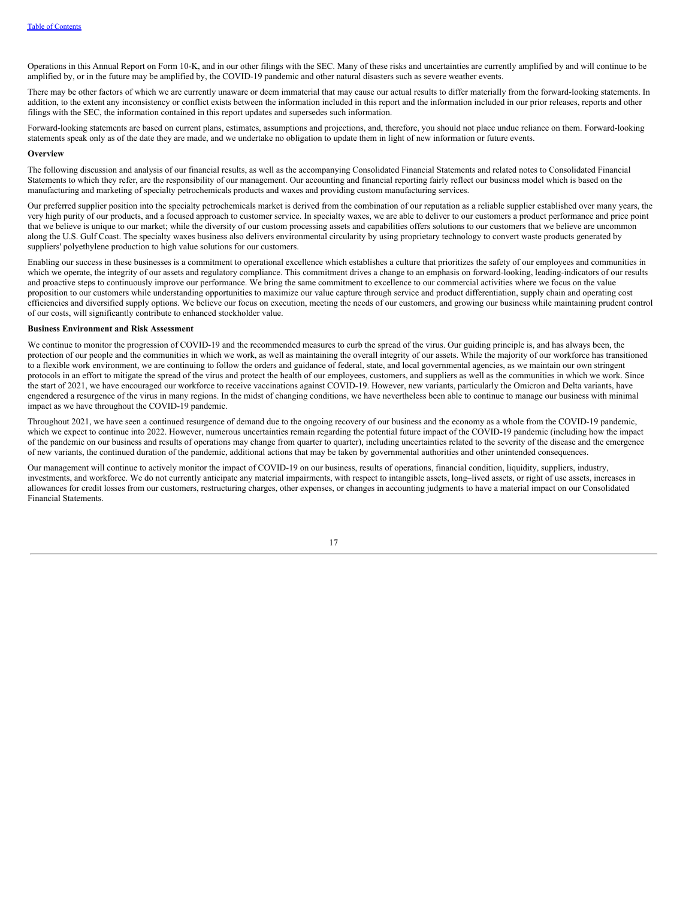Operations in this Annual Report on Form 10-K, and in our other filings with the SEC. Many of these risks and uncertainties are currently amplified by and will continue to be amplified by, or in the future may be amplified by, the COVID-19 pandemic and other natural disasters such as severe weather events.

There may be other factors of which we are currently unaware or deem immaterial that may cause our actual results to differ materially from the forward-looking statements. In addition, to the extent any inconsistency or conflict exists between the information included in this report and the information included in our prior releases, reports and other filings with the SEC, the information contained in this report updates and supersedes such information.

Forward-looking statements are based on current plans, estimates, assumptions and projections, and, therefore, you should not place undue reliance on them. Forward-looking statements speak only as of the date they are made, and we undertake no obligation to update them in light of new information or future events.

**Overview**

The following discussion and analysis of our financial results, as well as the accompanying Consolidated Financial Statements and related notes to Consolidated Financial Statements to which they refer, are the responsibility of our management. Our accounting and financial reporting fairly reflect our business model which is based on the manufacturing and marketing of specialty petrochemicals products and waxes and providing custom manufacturing services.

Our preferred supplier position into the specialty petrochemicals market is derived from the combination of our reputation as a reliable supplier established over many years, the very high purity of our products, and a focused approach to customer service. In specialty waxes, we are able to deliver to our customers a product performance and price point that we believe is unique to our market; while the diversity of our custom processing assets and capabilities offers solutions to our customers that we believe are uncommon along the U.S. Gulf Coast. The specialty waxes business also delivers environmental circularity by using proprietary technology to convert waste products generated by suppliers' polyethylene production to high value solutions for our customers.

Enabling our success in these businesses is a commitment to operational excellence which establishes a culture that prioritizes the safety of our employees and communities in which we operate, the integrity of our assets and regulatory compliance. This commitment drives a change to an emphasis on forward-looking, leading-indicators of our results and proactive steps to continuously improve our performance. We bring the same commitment to excellence to our commercial activities where we focus on the value proposition to our customers while understanding opportunities to maximize our value capture through service and product differentiation, supply chain and operating cost efficiencies and diversified supply options. We believe our focus on execution, meeting the needs of our customers, and growing our business while maintaining prudent control of our costs, will significantly contribute to enhanced stockholder value.

**Business Environment and Risk Assessment**

We continue to monitor the progression of COVID-19 and the recommended measures to curb the spread of the virus. Our guiding principle is, and has always been, the protection of our people and the communities in which we work, as well as maintaining the overall integrity of our assets. While the majority of our workforce has transitioned to a flexible work environment, we are continuing to follow the orders and guidance of federal, state, and local governmental agencies, as we maintain our own stringent protocols in an effort to mitigate the spread of the virus and protect the health of our employees, customers, and suppliers as well as the communities in which we work. Since the start of 2021, we have encouraged our workforce to receive vaccinations against COVID-19. However, new variants, particularly the Omicron and Delta variants, have engendered a resurgence of the virus in many regions. In the midst of changing conditions, we have nevertheless been able to continue to manage our business with minimal impact as we have throughout the COVID-19 pandemic.

Throughout 2021, we have seen a continued resurgence of demand due to the ongoing recovery of our business and the economy as a whole from the COVID-19 pandemic, which we expect to continue into 2022. However, numerous uncertainties remain regarding the potential future impact of the COVID-19 pandemic (including how the impact of the pandemic on our business and results of operations may change from quarter to quarter), including uncertainties related to the severity of the disease and the emergence of new variants, the continued duration of the pandemic, additional actions that may be taken by governmental authorities and other unintended consequences.

Our management will continue to actively monitor the impact of COVID-19 on our business, results of operations, financial condition, liquidity, suppliers, industry, investments, and workforce. We do not currently anticipate any material impairments, with respect to intangible assets, long–lived assets, or right of use assets, increases in allowances for credit losses from our customers, restructuring charges, other expenses, or changes in accounting judgments to have a material impact on our Consolidated Financial Statements.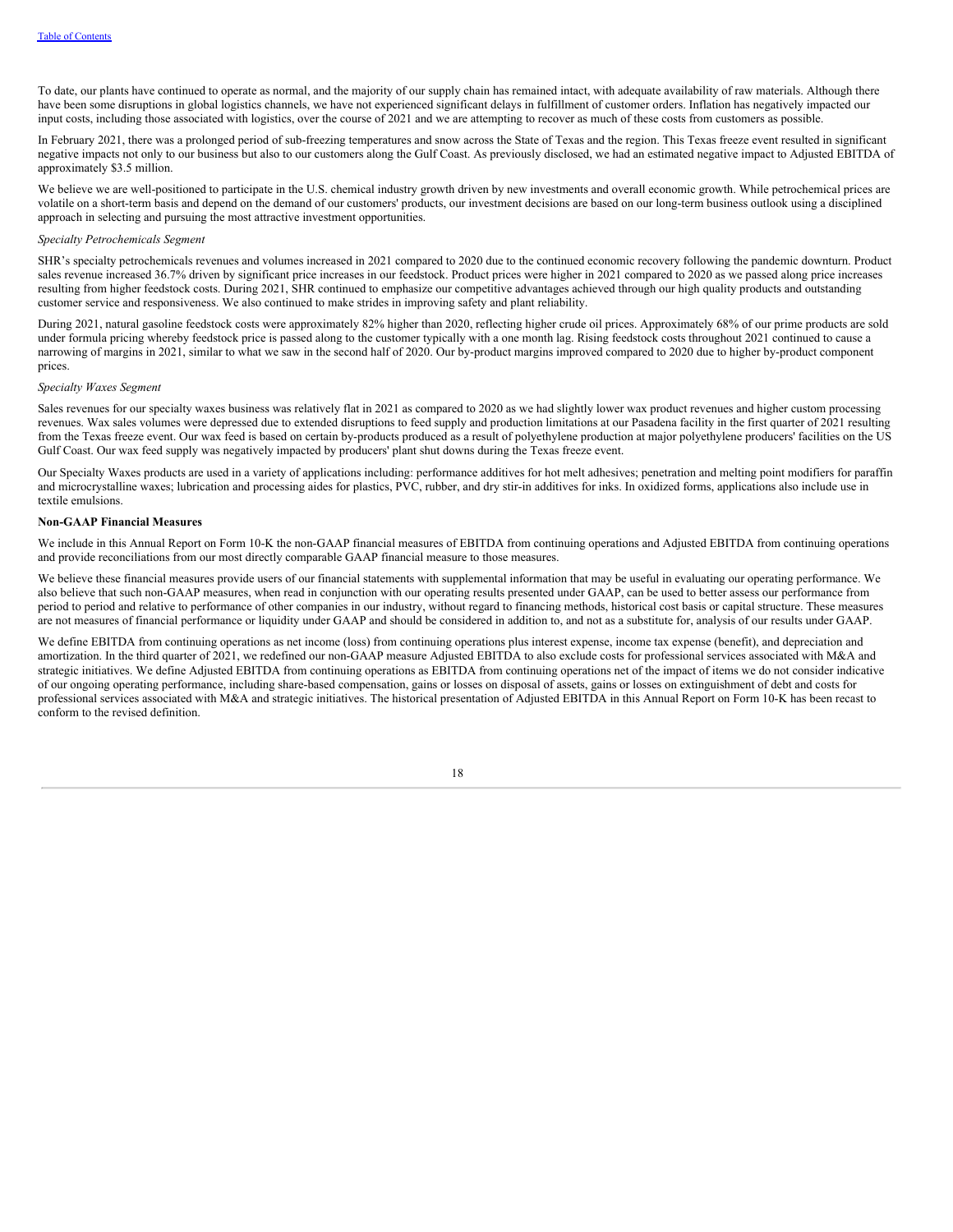To date, our plants have continued to operate as normal, and the majority of our supply chain has remained intact, with adequate availability of raw materials. Although there have been some disruptions in global logistics channels, we have not experienced significant delays in fulfillment of customer orders. Inflation has negatively impacted our input costs, including those associated with logistics, over the course of 2021 and we are attempting to recover as much of these costs from customers as possible.

In February 2021, there was a prolonged period of sub-freezing temperatures and snow across the State of Texas and the region. This Texas freeze event resulted in significant negative impacts not only to our business but also to our customers along the Gulf Coast. As previously disclosed, we had an estimated negative impact to Adjusted EBITDA of approximately $3.5 million.

We believe we are well-positioned to participate in the U.S. chemical industry growth driven by new investments and overall economic growth. While petrochemical prices are volatile on a short-term basis and depend on the demand of our customers' products, our investment decisions are based on our long-term business outlook using a disciplined approach in selecting and pursuing the most attractive investment opportunities.

*Specialty Petrochemicals Segment*

SHR's specialty petrochemicals revenues and volumes increased in 2021 compared to 2020 due to the continued economic recovery following the pandemic downturn. Product sales revenue increased 36.7% driven by significant price increases in our feedstock. Product prices were higher in 2021 compared to 2020 as we passed along price increases resulting from higher feedstock costs. During 2021, SHR continued to emphasize our competitive advantages achieved through our high quality products and outstanding customer service and responsiveness. We also continued to make strides in improving safety and plant reliability.

During 2021, natural gasoline feedstock costs were approximately 82% higher than 2020, reflecting higher crude oil prices. Approximately 68% of our prime products are sold under formula pricing whereby feedstock price is passed along to the customer typically with a one month lag. Rising feedstock costs throughout 2021 continued to cause a narrowing of margins in 2021, similar to what we saw in the second half of 2020. Our by-product margins improved compared to 2020 due to higher by-product component prices.

*Specialty Waxes Segment*

Sales revenues for our specialty waxes business was relatively flat in 2021 as compared to 2020 as we had slightly lower wax product revenues and higher custom processing revenues. Wax sales volumes were depressed due to extended disruptions to feed supply and production limitations at our Pasadena facility in the first quarter of 2021 resulting from the Texas freeze event. Our wax feed is based on certain by-products produced as a result of polyethylene production at major polyethylene producers' facilities on the US Gulf Coast. Our wax feed supply was negatively impacted by producers' plant shut downs during the Texas freeze event.

Our Specialty Waxes products are used in a variety of applications including: performance additives for hot melt adhesives; penetration and melting point modifiers for paraffin and microcrystalline waxes; lubrication and processing aides for plastics, PVC, rubber, and dry stir-in additives for inks. In oxidized forms, applications also include use in textile emulsions.

**Non-GAAP Financial Measures**

We include in this Annual Report on Form 10-K the non-GAAP financial measures of EBITDA from continuing operations and Adjusted EBITDA from continuing operations and provide reconciliations from our most directly comparable GAAP financial measure to those measures.

We believe these financial measures provide users of our financial statements with supplemental information that may be useful in evaluating our operating performance. We also believe that such non-GAAP measures, when read in conjunction with our operating results presented under GAAP, can be used to better assess our performance from period to period and relative to performance of other companies in our industry, without regard to financing methods, historical cost basis or capital structure. These measures are not measures of financial performance or liquidity under GAAP and should be considered in addition to, and not as a substitute for, analysis of our results under GAAP.

We define EBITDA from continuing operations as net income (loss) from continuing operations plus interest expense, income tax expense (benefit), and depreciation and amortization. In the third quarter of 2021, we redefined our non-GAAP measure Adjusted EBITDA to also exclude costs for professional services associated with M&A and strategic initiatives. We define Adjusted EBITDA from continuing operations as EBITDA from continuing operations net of the impact of items we do not consider indicative of our ongoing operating performance, including share-based compensation, gains or losses on disposal of assets, gains or losses on extinguishment of debt and costs for professional services associated with M&A and strategic initiatives. The historical presentation of Adjusted EBITDA in this Annual Report on Form 10-K has been recast to conform to the revised definition.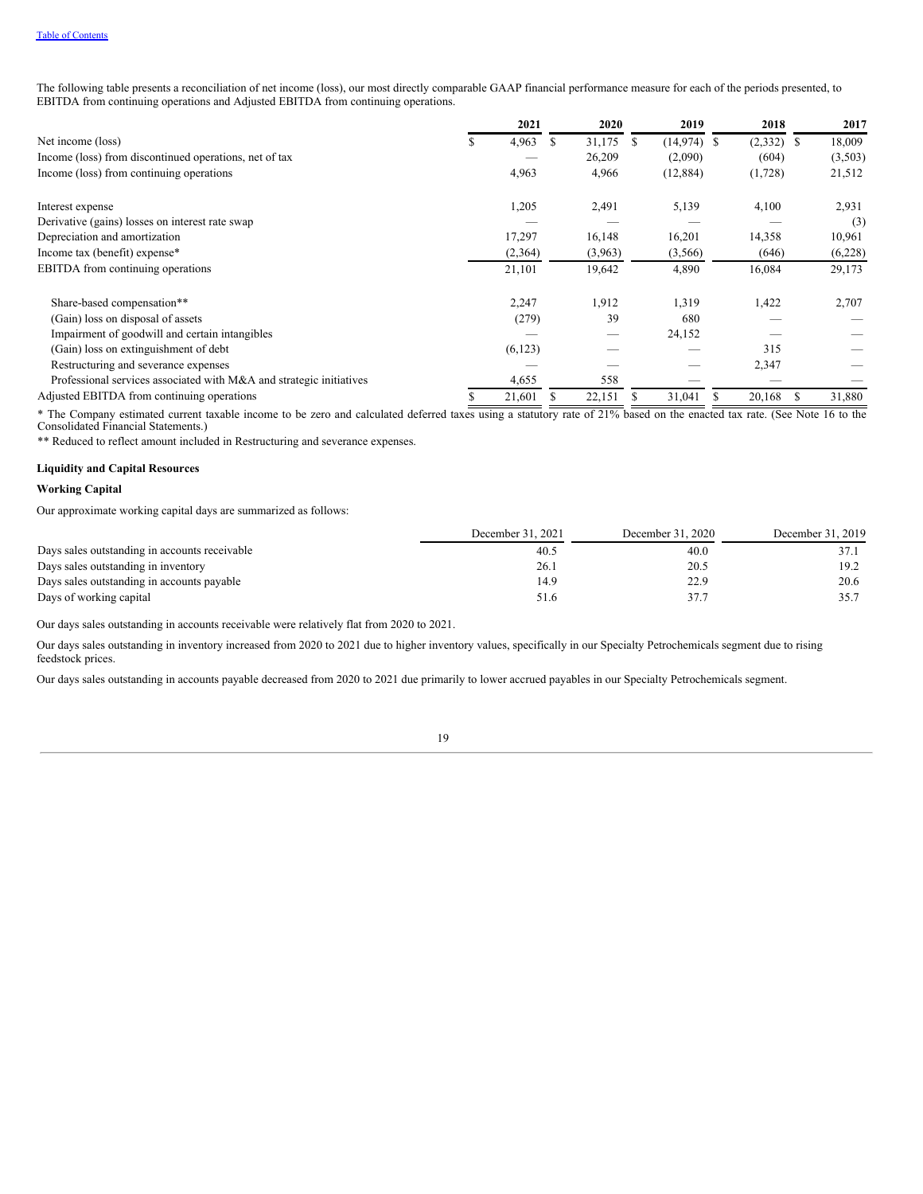[Table of Contents](#)

The following table presents a reconciliation of net income (loss), our most directly comparable GAAP financial performance measure for each of the periods presented, to EBITDA from continuing operations and Adjusted EBITDA from continuing operations.

| | 2021 | 2020 | 2019 | 2018 | 2017 |
|---|---|---|---|---|---|
| Net income (loss) | $ 4,963 | $ 31,175 | $ (14,974) | $ (2,332) | $ 18,009 |
| Income (loss) from discontinued operations, net of tax | — | 26,209 | (2,090) | (604) | (3,503) |
| Income (loss) from continuing operations | 4,963 | 4,966 | (12,884) | (1,728) | 21,512 |
| | | | | | |
| Interest expense | 1,205 | 2,491 | 5,139 | 4,100 | 2,931 |
| Derivative (gains) losses on interest rate swap | — | — | — | — | (3) |
| Depreciation and amortization | 17,297 | 16,148 | 16,201 | 14,358 | 10,961 |
| Income tax (benefit) expense* | (2,364) | (3,963) | (3,566) | (646) | (6,228) |
| EBITDA from continuing operations | 21,101 | 19,642 | 4,890 | 16,084 | 29,173 |
| | | | | | |
| Share-based compensation** | 2,247 | 1,912 | 1,319 | 1,422 | 2,707 |
| (Gain) loss on disposal of assets | (279) | 39 | 680 | — | — |
| Impairment of goodwill and certain intangibles | — | — | 24,152 | — | — |
| (Gain) loss on extinguishment of debt | (6,123) | — | — | 315 | — |
| Restructuring and severance expenses | — | — | — | 2,347 | — |
| Professional services associated with M&A and strategic initiatives | 4,655 | 558 | — | — | — |
| Adjusted EBITDA from continuing operations | $ 21,601 | $ 22,151 | $ 31,041 | $ 20,168 | $ 31,880 |

* The Company estimated current taxable income to be zero and calculated deferred taxes using a statutory rate of 21% based on the enacted tax rate. (See Note 16 to the Consolidated Financial Statements.)

** Reduced to reflect amount included in Restructuring and severance expenses.

### Liquidity and Capital Resources

#### Working Capital

Our approximate working capital days are summarized as follows:

| | December 31, 2021 | December 31, 2020 | December 31, 2019 |
|---|---|---|---|
| Days sales outstanding in accounts receivable | 40.5 | 40.0 | 37.1 |
| Days sales outstanding in inventory | 26.1 | 20.5 | 19.2 |
| Days sales outstanding in accounts payable | 14.9 | 22.9 | 20.6 |
| Days of working capital | 51.6 | 37.7 | 35.7 |

Our days sales outstanding in accounts receivable were relatively flat from 2020 to 2021.

Our days sales outstanding in inventory increased from 2020 to 2021 due to higher inventory values, specifically in our Specialty Petrochemicals segment due to rising feedstock prices.

Our days sales outstanding in accounts payable decreased from 2020 to 2021 due primarily to lower accrued payables in our Specialty Petrochemicals segment.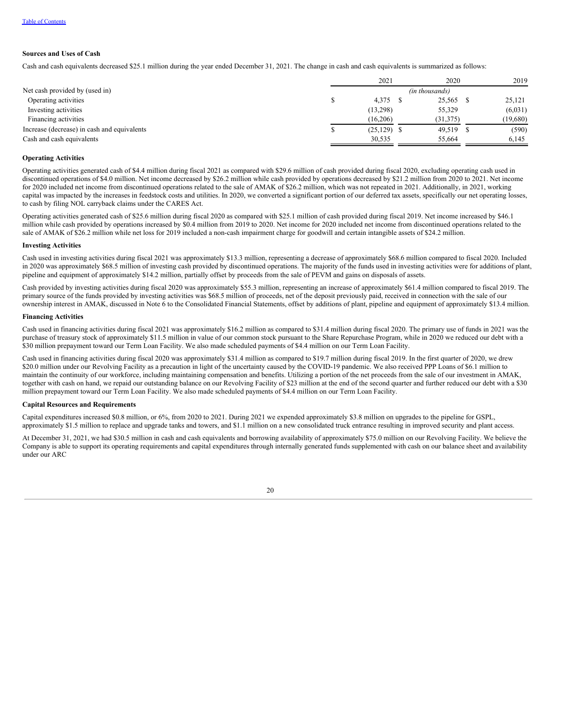**Sources and Uses of Cash**

Cash and cash equivalents decreased $25.1 million during the year ended December 31, 2021. The change in cash and cash equivalents is summarized as follows:

| | 2021 | 2020 | 2019 |
|---|---|---|---|
| Net cash provided by (used in) | | *(in thousands)* | |
| Operating activities | $ 4,375 | $ 25,565 | $ 25,121 |
| Investing activities | (13,298) | 55,329 | (6,031) |
| Financing activities | (16,206) | (31,375) | (19,680) |
| Increase (decrease) in cash and equivalents | $ (25,129) | $ 49,519 | $ (590) |
| Cash and cash equivalents | 30,535 | 55,664 | 6,145 |

**Operating Activities**

Operating activities generated cash of $4.4 million during fiscal 2021 as compared with $29.6 million of cash provided during fiscal 2020, excluding operating cash used in discontinued operations of $4.0 million. Net income decreased by $26.2 million while cash provided by operations decreased by $21.2 million from 2020 to 2021. Net income for 2020 included net income from discontinued operations related to the sale of AMAK of $26.2 million, which was not repeated in 2021. Additionally, in 2021, working capital was impacted by the increases in feedstock costs and utilities. In 2020, we converted a significant portion of our deferred tax assets, specifically our net operating losses, to cash by filing NOL carryback claims under the CARES Act.

Operating activities generated cash of $25.6 million during fiscal 2020 as compared with $25.1 million of cash provided during fiscal 2019. Net income increased by $46.1 million while cash provided by operations increased by $0.4 million from 2019 to 2020. Net income for 2020 included net income from discontinued operations related to the sale of AMAK of $26.2 million while net loss for 2019 included a non-cash impairment charge for goodwill and certain intangible assets of $24.2 million.

**Investing Activities**

Cash used in investing activities during fiscal 2021 was approximately $13.3 million, representing a decrease of approximately $68.6 million compared to fiscal 2020. Included in 2020 was approximately $68.5 million of investing cash provided by discontinued operations. The majority of the funds used in investing activities were for additions of plant, pipeline and equipment of approximately $14.2 million, partially offset by proceeds from the sale of PEVM and gains on disposals of assets.

Cash provided by investing activities during fiscal 2020 was approximately $55.3 million, representing an increase of approximately $61.4 million compared to fiscal 2019. The primary source of the funds provided by investing activities was $68.5 million of proceeds, net of the deposit previously paid, received in connection with the sale of our ownership interest in AMAK, discussed in Note 6 to the Consolidated Financial Statements, offset by additions of plant, pipeline and equipment of approximately $13.4 million.

**Financing Activities**

Cash used in financing activities during fiscal 2021 was approximately $16.2 million as compared to $31.4 million during fiscal 2020. The primary use of funds in 2021 was the purchase of treasury stock of approximately $11.5 million in value of our common stock pursuant to the Share Repurchase Program, while in 2020 we reduced our debt with a $30 million prepayment toward our Term Loan Facility. We also made scheduled payments of $4.4 million on our Term Loan Facility.

Cash used in financing activities during fiscal 2020 was approximately $31.4 million as compared to $19.7 million during fiscal 2019. In the first quarter of 2020, we drew $20.0 million under our Revolving Facility as a precaution in light of the uncertainty caused by the COVID-19 pandemic. We also received PPP Loans of $6.1 million to maintain the continuity of our workforce, including maintaining compensation and benefits. Utilizing a portion of the net proceeds from the sale of our investment in AMAK, together with cash on hand, we repaid our outstanding balance on our Revolving Facility of $23 million at the end of the second quarter and further reduced our debt with a $30 million prepayment toward our Term Loan Facility. We also made scheduled payments of $4.4 million on our Term Loan Facility.

**Capital Resources and Requirements**

Capital expenditures increased $0.8 million, or 6%, from 2020 to 2021. During 2021 we expended approximately $3.8 million on upgrades to the pipeline for GSPL, approximately $1.5 million to replace and upgrade tanks and towers, and $1.1 million on a new consolidated truck entrance resulting in improved security and plant access.

At December 31, 2021, we had $30.5 million in cash and cash equivalents and borrowing availability of approximately $75.0 million on our Revolving Facility. We believe the Company is able to support its operating requirements and capital expenditures through internally generated funds supplemented with cash on our balance sheet and availability under our ARC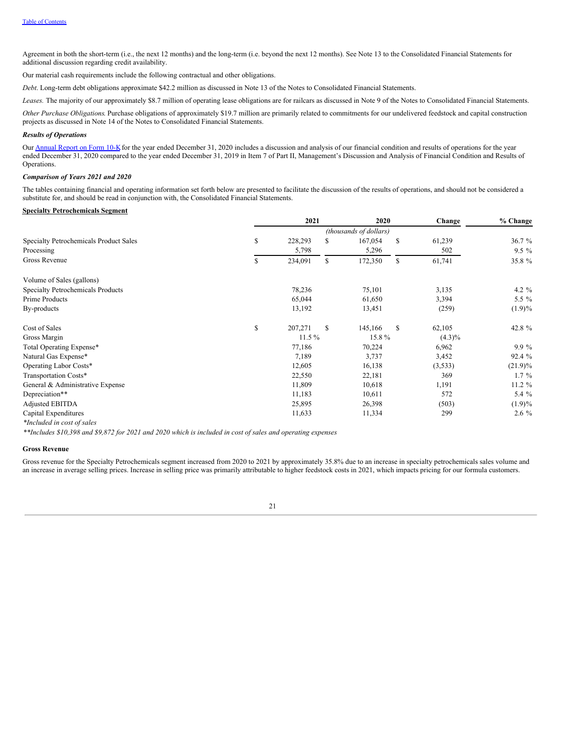Agreement in both the short-term (i.e., the next 12 months) and the long-term (i.e. beyond the next 12 months). See Note 13 to the Consolidated Financial Statements for additional discussion regarding credit availability.

Our material cash requirements include the following contractual and other obligations.

*Debt*. Long-term debt obligations approximate $42.2 million as discussed in Note 13 of the Notes to Consolidated Financial Statements.

*Leases.* The majority of our approximately $8.7 million of operating lease obligations are for railcars as discussed in Note 9 of the Notes to Consolidated Financial Statements.

*Other Purchase Obligations*. Purchase obligations of approximately $19.7 million are primarily related to commitments for our undelivered feedstock and capital construction projects as discussed in Note 14 of the Notes to Consolidated Financial Statements.

***Results of Operations***

Our Annual Report on Form 10-K for the year ended December 31, 2020 includes a discussion and analysis of our financial condition and results of operations for the year ended December 31, 2020 compared to the year ended December 31, 2019 in Item 7 of Part II, Management's Discussion and Analysis of Financial Condition and Results of Operations.

***Comparison of Years 2021 and 2020***

The tables containing financial and operating information set forth below are presented to facilitate the discussion of the results of operations, and should not be considered a substitute for, and should be read in conjunction with, the Consolidated Financial Statements.

**Specialty Petrochemicals Segment**

| | 2021 | 2020 | Change | % Change |
|---|---|---|---|---|
| | | *(thousands of dollars)* | | |
| Specialty Petrochemicals Product Sales | $ 228,293 | $ 167,054 | $ 61,239 | 36.7 % |
| Processing | 5,798 | 5,296 | 502 | 9.5 % |
| Gross Revenue | $ 234,091 | $ 172,350 | $ 61,741 | 35.8 % |
| | | | | |
| Volume of Sales (gallons) | | | | |
| Specialty Petrochemicals Products | 78,236 | 75,101 | 3,135 | 4.2 % |
| Prime Products | 65,044 | 61,650 | 3,394 | 5.5 % |
| By-products | 13,192 | 13,451 | (259) | (1.9)% |
| | | | | |
| Cost of Sales | $ 207,271 | $ 145,166 | $ 62,105 | 42.8 % |
| Gross Margin | 11.5 % | 15.8 % | (4.3)% | |
| Total Operating Expense* | 77,186 | 70,224 | 6,962 | 9.9 % |
| Natural Gas Expense* | 7,189 | 3,737 | 3,452 | 92.4 % |
| Operating Labor Costs* | 12,605 | 16,138 | (3,533) | (21.9)% |
| Transportation Costs* | 22,550 | 22,181 | 369 | 1.7 % |
| General & Administrative Expense | 11,809 | 10,618 | 1,191 | 11.2 % |
| Depreciation** | 11,183 | 10,611 | 572 | 5.4 % |
| Adjusted EBITDA | 25,895 | 26,398 | (503) | (1.9)% |
| Capital Expenditures | 11,633 | 11,334 | 299 | 2.6 % |

*\*Included in cost of sales*

*\*\*Includes $10,398 and $9,872 for 2021 and 2020 which is included in cost of sales and operating expenses*

**Gross Revenue**

Gross revenue for the Specialty Petrochemicals segment increased from 2020 to 2021 by approximately 35.8% due to an increase in specialty petrochemicals sales volume and an increase in average selling prices. Increase in selling price was primarily attributable to higher feedstock costs in 2021, which impacts pricing for our formula customers.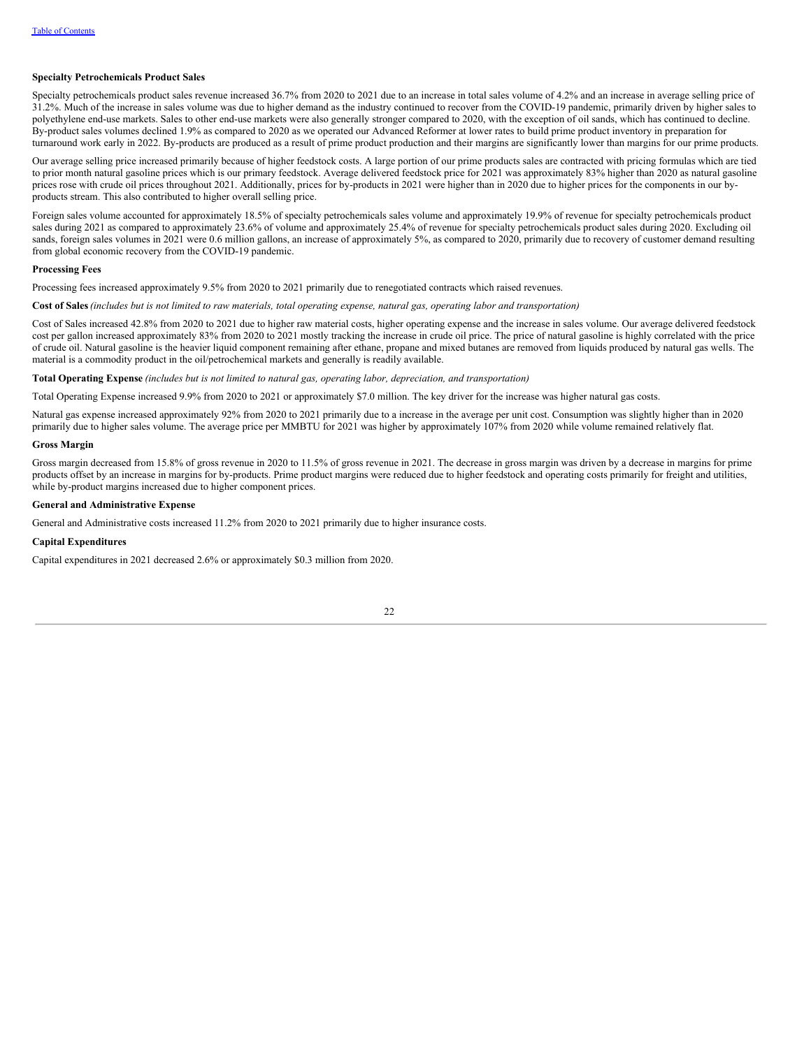**Specialty Petrochemicals Product Sales**

Specialty petrochemicals product sales revenue increased 36.7% from 2020 to 2021 due to an increase in total sales volume of 4.2% and an increase in average selling price of 31.2%. Much of the increase in sales volume was due to higher demand as the industry continued to recover from the COVID-19 pandemic, primarily driven by higher sales to polyethylene end-use markets. Sales to other end-use markets were also generally stronger compared to 2020, with the exception of oil sands, which has continued to decline. By-product sales volumes declined 1.9% as compared to 2020 as we operated our Advanced Reformer at lower rates to build prime product inventory in preparation for turnaround work early in 2022. By-products are produced as a result of prime product production and their margins are significantly lower than margins for our prime products.

Our average selling price increased primarily because of higher feedstock costs. A large portion of our prime products sales are contracted with pricing formulas which are tied to prior month natural gasoline prices which is our primary feedstock. Average delivered feedstock price for 2021 was approximately 83% higher than 2020 as natural gasoline prices rose with crude oil prices throughout 2021. Additionally, prices for by-products in 2021 were higher than in 2020 due to higher prices for the components in our by-products stream. This also contributed to higher overall selling price.

Foreign sales volume accounted for approximately 18.5% of specialty petrochemicals sales volume and approximately 19.9% of revenue for specialty petrochemicals product sales during 2021 as compared to approximately 23.6% of volume and approximately 25.4% of revenue for specialty petrochemicals product sales during 2020. Excluding oil sands, foreign sales volumes in 2021 were 0.6 million gallons, an increase of approximately 5%, as compared to 2020, primarily due to recovery of customer demand resulting from global economic recovery from the COVID-19 pandemic.

**Processing Fees**

Processing fees increased approximately 9.5% from 2020 to 2021 primarily due to renegotiated contracts which raised revenues.

**Cost of Sales** *(includes but is not limited to raw materials, total operating expense, natural gas, operating labor and transportation)*

Cost of Sales increased 42.8% from 2020 to 2021 due to higher raw material costs, higher operating expense and the increase in sales volume. Our average delivered feedstock cost per gallon increased approximately 83% from 2020 to 2021 mostly tracking the increase in crude oil price. The price of natural gasoline is highly correlated with the price of crude oil. Natural gasoline is the heavier liquid component remaining after ethane, propane and mixed butanes are removed from liquids produced by natural gas wells. The material is a commodity product in the oil/petrochemical markets and generally is readily available.

**Total Operating Expense** *(includes but is not limited to natural gas, operating labor, depreciation, and transportation)*

Total Operating Expense increased 9.9% from 2020 to 2021 or approximately $7.0 million. The key driver for the increase was higher natural gas costs.

Natural gas expense increased approximately 92% from 2020 to 2021 primarily due to a increase in the average per unit cost. Consumption was slightly higher than in 2020 primarily due to higher sales volume. The average price per MMBTU for 2021 was higher by approximately 107% from 2020 while volume remained relatively flat.

**Gross Margin**

Gross margin decreased from 15.8% of gross revenue in 2020 to 11.5% of gross revenue in 2021. The decrease in gross margin was driven by a decrease in margins for prime products offset by an increase in margins for by-products. Prime product margins were reduced due to higher feedstock and operating costs primarily for freight and utilities, while by-product margins increased due to higher component prices.

**General and Administrative Expense**

General and Administrative costs increased 11.2% from 2020 to 2021 primarily due to higher insurance costs.

**Capital Expenditures**

Capital expenditures in 2021 decreased 2.6% or approximately $0.3 million from 2020.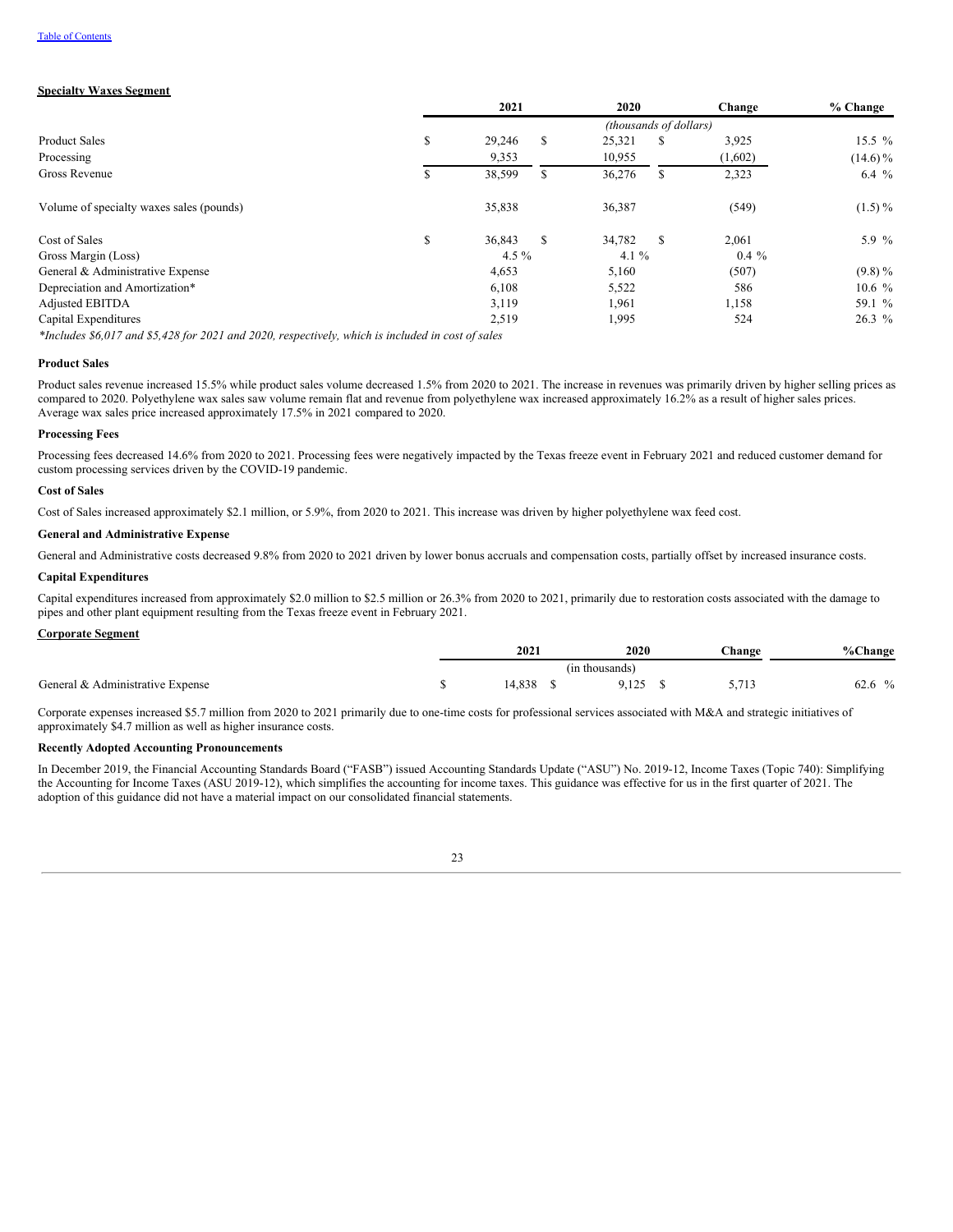**Specialty Waxes Segment**

| | 2021 | 2020 | Change | % Change |
|---|---|---|---|---|
| | *(thousands of dollars)* | | | |
| Product Sales | $ 29,246 | $ 25,321 | $ 3,925 | 15.5 % |
| Processing | 9,353 | 10,955 | (1,602) | (14.6) % |
| Gross Revenue | $ 38,599 | $ 36,276 | $ 2,323 | 6.4 % |
| | | | | |
| Volume of specialty waxes sales (pounds) | 35,838 | 36,387 | (549) | (1.5) % |
| | | | | |
| Cost of Sales | $ 36,843 | $ 34,782 | $ 2,061 | 5.9 % |
| Gross Margin (Loss) | 4.5 % | 4.1 % | 0.4 % | |
| General & Administrative Expense | 4,653 | 5,160 | (507) | (9.8) % |
| Depreciation and Amortization* | 6,108 | 5,522 | 586 | 10.6 % |
| Adjusted EBITDA | 3,119 | 1,961 | 1,158 | 59.1 % |
| Capital Expenditures | 2,519 | 1,995 | 524 | 26.3 % |

*Includes $6,017 and $5,428 for 2021 and 2020, respectively, which is included in cost of sales*

**Product Sales**

Product sales revenue increased 15.5% while product sales volume decreased 1.5% from 2020 to 2021. The increase in revenues was primarily driven by higher selling prices as compared to 2020. Polyethylene wax sales saw volume remain flat and revenue from polyethylene wax increased approximately 16.2% as a result of higher sales prices. Average wax sales price increased approximately 17.5% in 2021 compared to 2020.

**Processing Fees**

Processing fees decreased 14.6% from 2020 to 2021. Processing fees were negatively impacted by the Texas freeze event in February 2021 and reduced customer demand for custom processing services driven by the COVID-19 pandemic.

**Cost of Sales**

Cost of Sales increased approximately $2.1 million, or 5.9%, from 2020 to 2021. This increase was driven by higher polyethylene wax feed cost.

**General and Administrative Expense**

General and Administrative costs decreased 9.8% from 2020 to 2021 driven by lower bonus accruals and compensation costs, partially offset by increased insurance costs.

**Capital Expenditures**

Capital expenditures increased from approximately $2.0 million to $2.5 million or 26.3% from 2020 to 2021, primarily due to restoration costs associated with the damage to pipes and other plant equipment resulting from the Texas freeze event in February 2021.

**Corporate Segment**

| | 2021 | 2020 | Change | %Change |
|---|---|---|---|---|
| | (in thousands) | | | |
| General & Administrative Expense | $ 14,838 | $ 9,125 | $ 5,713 | 62.6 % |

Corporate expenses increased $5.7 million from 2020 to 2021 primarily due to one-time costs for professional services associated with M&A and strategic initiatives of approximately $4.7 million as well as higher insurance costs.

**Recently Adopted Accounting Pronouncements**

In December 2019, the Financial Accounting Standards Board ("FASB") issued Accounting Standards Update ("ASU") No. 2019-12, Income Taxes (Topic 740): Simplifying the Accounting for Income Taxes (ASU 2019-12), which simplifies the accounting for income taxes. This guidance was effective for us in the first quarter of 2021. The adoption of this guidance did not have a material impact on our consolidated financial statements.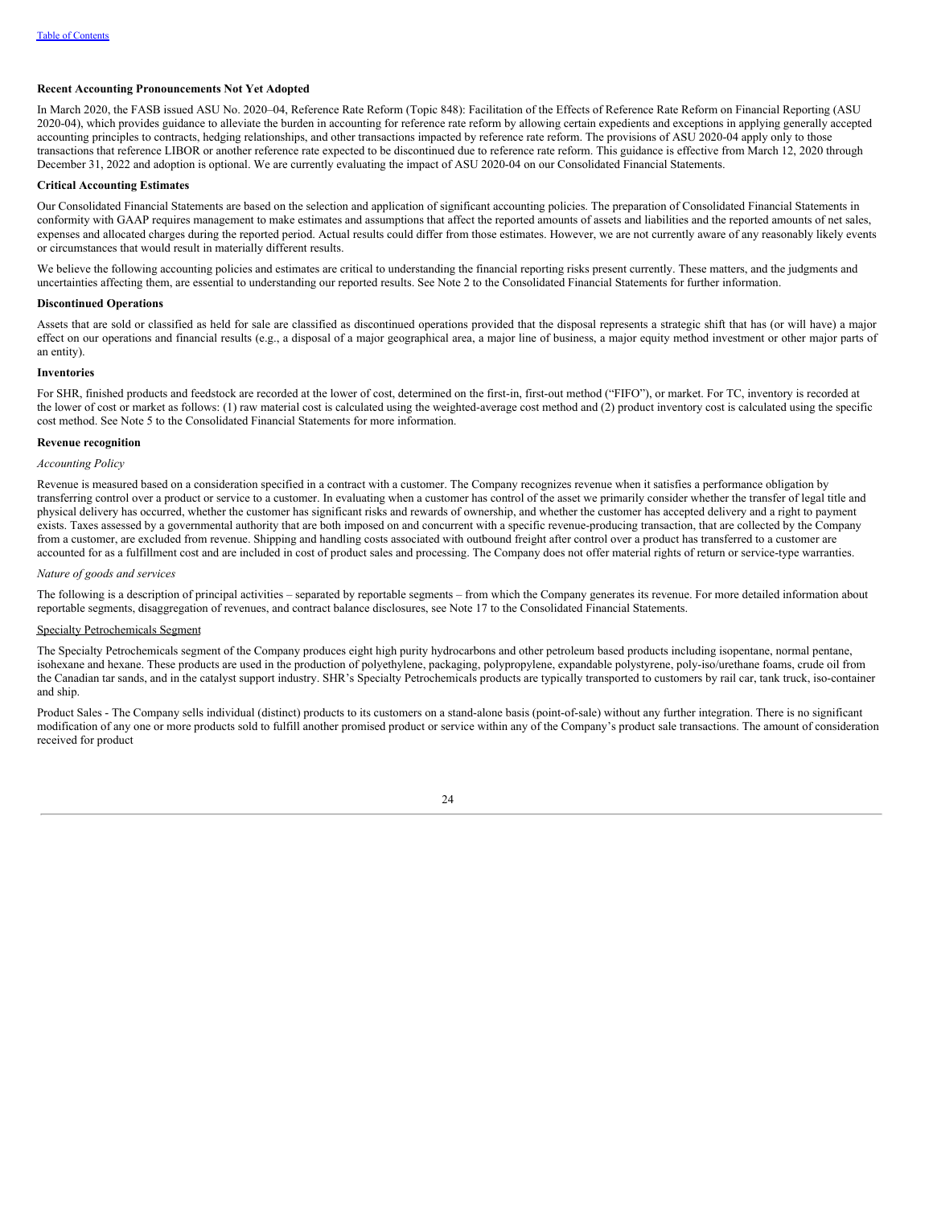### Recent Accounting Pronouncements Not Yet Adopted

In March 2020, the FASB issued ASU No. 2020–04, Reference Rate Reform (Topic 848): Facilitation of the Effects of Reference Rate Reform on Financial Reporting (ASU 2020-04), which provides guidance to alleviate the burden in accounting for reference rate reform by allowing certain expedients and exceptions in applying generally accepted accounting principles to contracts, hedging relationships, and other transactions impacted by reference rate reform. The provisions of ASU 2020-04 apply only to those transactions that reference LIBOR or another reference rate expected to be discontinued due to reference rate reform. This guidance is effective from March 12, 2020 through December 31, 2022 and adoption is optional. We are currently evaluating the impact of ASU 2020-04 on our Consolidated Financial Statements.

### Critical Accounting Estimates

Our Consolidated Financial Statements are based on the selection and application of significant accounting policies. The preparation of Consolidated Financial Statements in conformity with GAAP requires management to make estimates and assumptions that affect the reported amounts of assets and liabilities and the reported amounts of net sales, expenses and allocated charges during the reported period. Actual results could differ from those estimates. However, we are not currently aware of any reasonably likely events or circumstances that would result in materially different results.

We believe the following accounting policies and estimates are critical to understanding the financial reporting risks present currently. These matters, and the judgments and uncertainties affecting them, are essential to understanding our reported results. See Note 2 to the Consolidated Financial Statements for further information.

### Discontinued Operations

Assets that are sold or classified as held for sale are classified as discontinued operations provided that the disposal represents a strategic shift that has (or will have) a major effect on our operations and financial results (e.g., a disposal of a major geographical area, a major line of business, a major equity method investment or other major parts of an entity).

### Inventories

For SHR, finished products and feedstock are recorded at the lower of cost, determined on the first-in, first-out method ("FIFO"), or market. For TC, inventory is recorded at the lower of cost or market as follows: (1) raw material cost is calculated using the weighted-average cost method and (2) product inventory cost is calculated using the specific cost method. See Note 5 to the Consolidated Financial Statements for more information.

### Revenue recognition

*Accounting Policy*

Revenue is measured based on a consideration specified in a contract with a customer. The Company recognizes revenue when it satisfies a performance obligation by transferring control over a product or service to a customer. In evaluating when a customer has control of the asset we primarily consider whether the transfer of legal title and physical delivery has occurred, whether the customer has significant risks and rewards of ownership, and whether the customer has accepted delivery and a right to payment exists. Taxes assessed by a governmental authority that are both imposed on and concurrent with a specific revenue-producing transaction, that are collected by the Company from a customer, are excluded from revenue. Shipping and handling costs associated with outbound freight after control over a product has transferred to a customer are accounted for as a fulfillment cost and are included in cost of product sales and processing. The Company does not offer material rights of return or service-type warranties.

*Nature of goods and services*

The following is a description of principal activities – separated by reportable segments – from which the Company generates its revenue. For more detailed information about reportable segments, disaggregation of revenues, and contract balance disclosures, see Note 17 to the Consolidated Financial Statements.

Specialty Petrochemicals Segment

The Specialty Petrochemicals segment of the Company produces eight high purity hydrocarbons and other petroleum based products including isopentane, normal pentane, isohexane and hexane. These products are used in the production of polyethylene, packaging, polypropylene, expandable polystyrene, poly-iso/urethane foams, crude oil from the Canadian tar sands, and in the catalyst support industry. SHR's Specialty Petrochemicals products are typically transported to customers by rail car, tank truck, iso-container and ship.

Product Sales - The Company sells individual (distinct) products to its customers on a stand-alone basis (point-of-sale) without any further integration. There is no significant modification of any one or more products sold to fulfill another promised product or service within any of the Company's product sale transactions. The amount of consideration received for product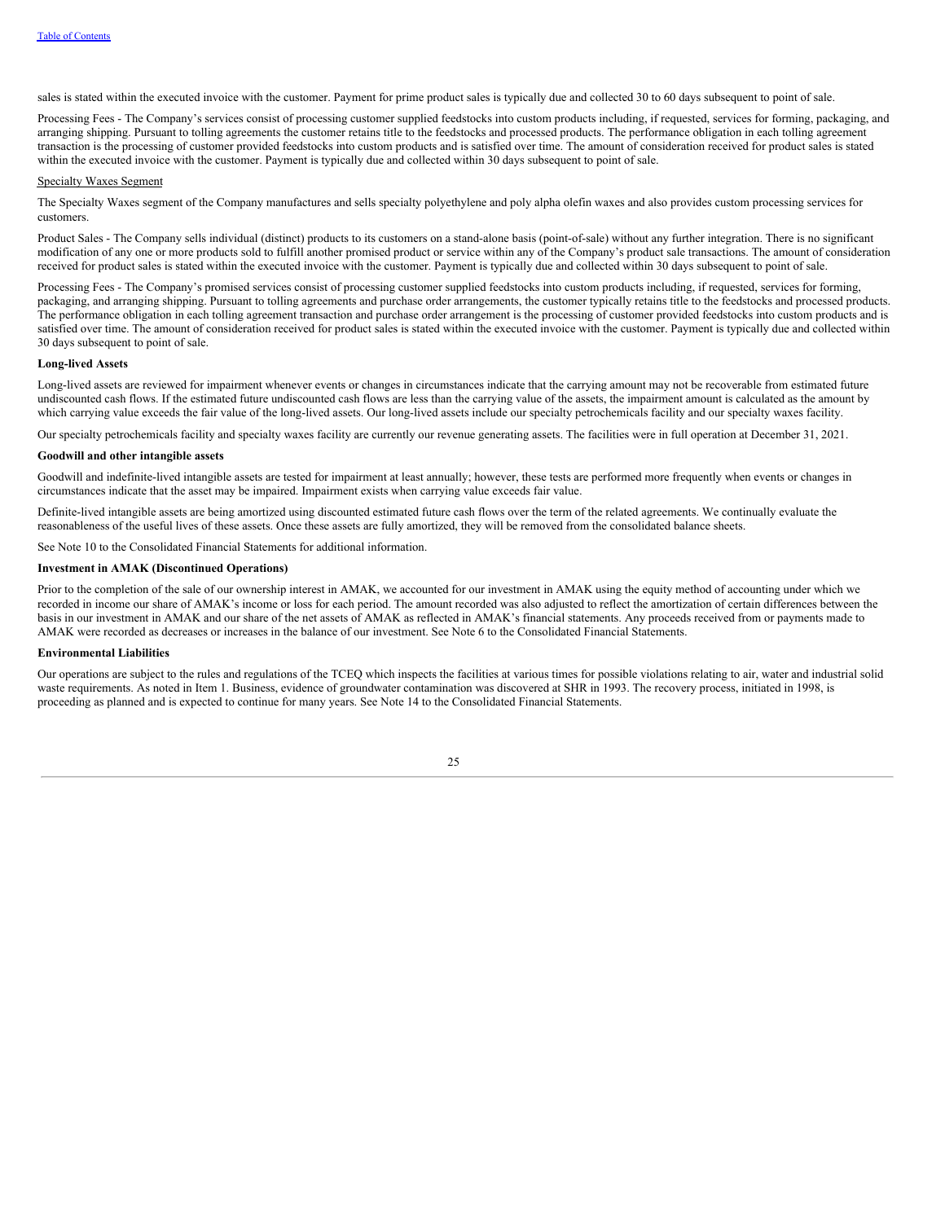sales is stated within the executed invoice with the customer. Payment for prime product sales is typically due and collected 30 to 60 days subsequent to point of sale.

Processing Fees - The Company's services consist of processing customer supplied feedstocks into custom products including, if requested, services for forming, packaging, and arranging shipping. Pursuant to tolling agreements the customer retains title to the feedstocks and processed products. The performance obligation in each tolling agreement transaction is the processing of customer provided feedstocks into custom products and is satisfied over time. The amount of consideration received for product sales is stated within the executed invoice with the customer. Payment is typically due and collected within 30 days subsequent to point of sale.

Specialty Waxes Segment

The Specialty Waxes segment of the Company manufactures and sells specialty polyethylene and poly alpha olefin waxes and also provides custom processing services for customers.

Product Sales - The Company sells individual (distinct) products to its customers on a stand-alone basis (point-of-sale) without any further integration. There is no significant modification of any one or more products sold to fulfill another promised product or service within any of the Company's product sale transactions. The amount of consideration received for product sales is stated within the executed invoice with the customer. Payment is typically due and collected within 30 days subsequent to point of sale.

Processing Fees - The Company's promised services consist of processing customer supplied feedstocks into custom products including, if requested, services for forming, packaging, and arranging shipping. Pursuant to tolling agreements and purchase order arrangements, the customer typically retains title to the feedstocks and processed products. The performance obligation in each tolling agreement transaction and purchase order arrangement is the processing of customer provided feedstocks into custom products and is satisfied over time. The amount of consideration received for product sales is stated within the executed invoice with the customer. Payment is typically due and collected within 30 days subsequent to point of sale.

**Long-lived Assets**

Long-lived assets are reviewed for impairment whenever events or changes in circumstances indicate that the carrying amount may not be recoverable from estimated future undiscounted cash flows. If the estimated future undiscounted cash flows are less than the carrying value of the assets, the impairment amount is calculated as the amount by which carrying value exceeds the fair value of the long-lived assets. Our long-lived assets include our specialty petrochemicals facility and our specialty waxes facility.

Our specialty petrochemicals facility and specialty waxes facility are currently our revenue generating assets. The facilities were in full operation at December 31, 2021.

**Goodwill and other intangible assets**

Goodwill and indefinite-lived intangible assets are tested for impairment at least annually; however, these tests are performed more frequently when events or changes in circumstances indicate that the asset may be impaired. Impairment exists when carrying value exceeds fair value.

Definite-lived intangible assets are being amortized using discounted estimated future cash flows over the term of the related agreements. We continually evaluate the reasonableness of the useful lives of these assets. Once these assets are fully amortized, they will be removed from the consolidated balance sheets.

See Note 10 to the Consolidated Financial Statements for additional information.

**Investment in AMAK (Discontinued Operations)**

Prior to the completion of the sale of our ownership interest in AMAK, we accounted for our investment in AMAK using the equity method of accounting under which we recorded in income our share of AMAK's income or loss for each period. The amount recorded was also adjusted to reflect the amortization of certain differences between the basis in our investment in AMAK and our share of the net assets of AMAK as reflected in AMAK's financial statements. Any proceeds received from or payments made to AMAK were recorded as decreases or increases in the balance of our investment. See Note 6 to the Consolidated Financial Statements.

**Environmental Liabilities**

Our operations are subject to the rules and regulations of the TCEQ which inspects the facilities at various times for possible violations relating to air, water and industrial solid waste requirements. As noted in Item 1. Business, evidence of groundwater contamination was discovered at SHR in 1993. The recovery process, initiated in 1998, is proceeding as planned and is expected to continue for many years. See Note 14 to the Consolidated Financial Statements.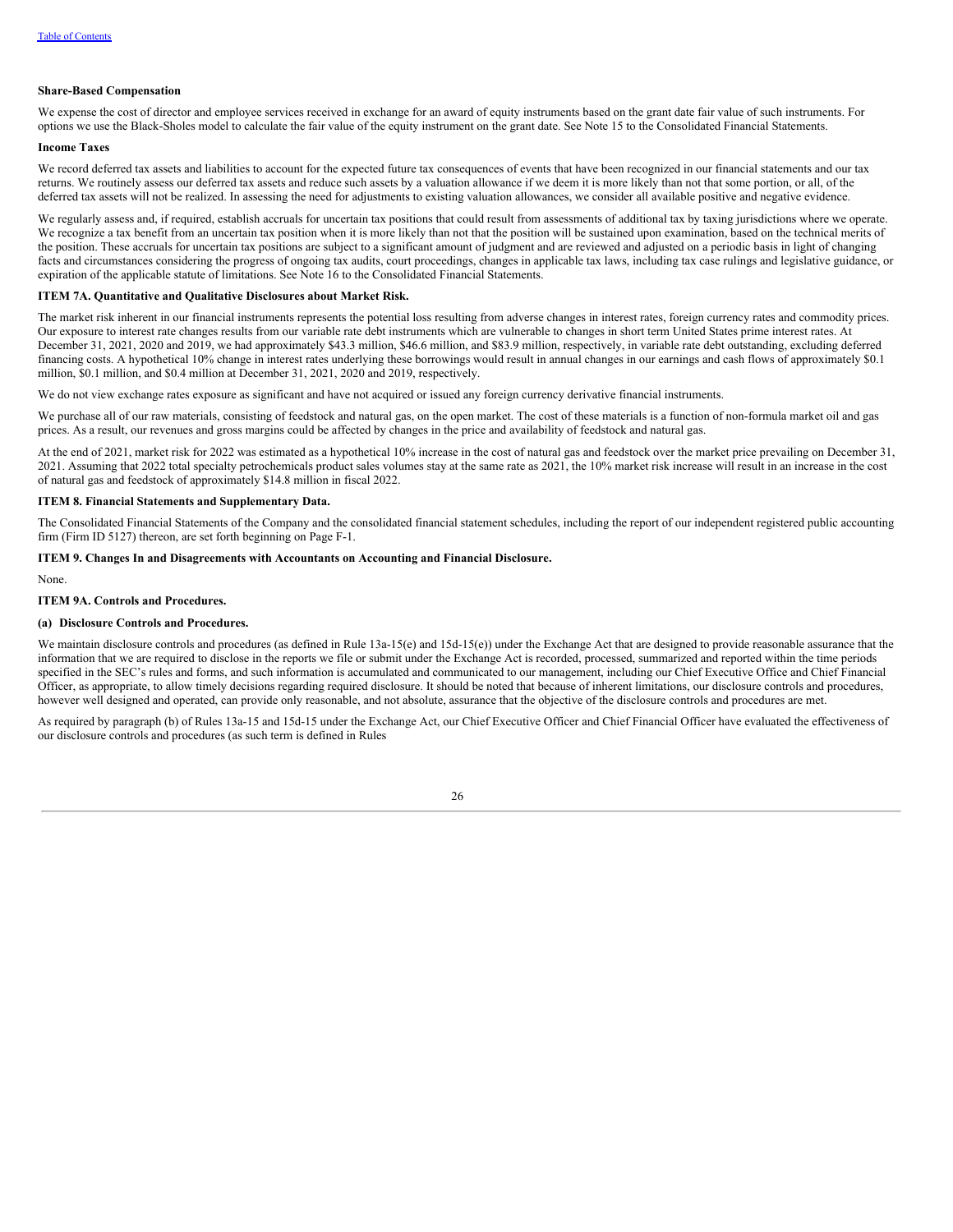**Share-Based Compensation**

We expense the cost of director and employee services received in exchange for an award of equity instruments based on the grant date fair value of such instruments. For options we use the Black-Sholes model to calculate the fair value of the equity instrument on the grant date. See Note 15 to the Consolidated Financial Statements.

**Income Taxes**

We record deferred tax assets and liabilities to account for the expected future tax consequences of events that have been recognized in our financial statements and our tax returns. We routinely assess our deferred tax assets and reduce such assets by a valuation allowance if we deem it is more likely than not that some portion, or all, of the deferred tax assets will not be realized. In assessing the need for adjustments to existing valuation allowances, we consider all available positive and negative evidence.

We regularly assess and, if required, establish accruals for uncertain tax positions that could result from assessments of additional tax by taxing jurisdictions where we operate. We recognize a tax benefit from an uncertain tax position when it is more likely than not that the position will be sustained upon examination, based on the technical merits of the position. These accruals for uncertain tax positions are subject to a significant amount of judgment and are reviewed and adjusted on a periodic basis in light of changing facts and circumstances considering the progress of ongoing tax audits, court proceedings, changes in applicable tax laws, including tax case rulings and legislative guidance, or expiration of the applicable statute of limitations. See Note 16 to the Consolidated Financial Statements.

**ITEM 7A. Quantitative and Qualitative Disclosures about Market Risk.**

The market risk inherent in our financial instruments represents the potential loss resulting from adverse changes in interest rates, foreign currency rates and commodity prices. Our exposure to interest rate changes results from our variable rate debt instruments which are vulnerable to changes in short term United States prime interest rates. At December 31, 2021, 2020 and 2019, we had approximately $43.3 million, $46.6 million, and $83.9 million, respectively, in variable rate debt outstanding, excluding deferred financing costs. A hypothetical 10% change in interest rates underlying these borrowings would result in annual changes in our earnings and cash flows of approximately $0.1 million, $0.1 million, and $0.4 million at December 31, 2021, 2020 and 2019, respectively.

We do not view exchange rates exposure as significant and have not acquired or issued any foreign currency derivative financial instruments.

We purchase all of our raw materials, consisting of feedstock and natural gas, on the open market. The cost of these materials is a function of non-formula market oil and gas prices. As a result, our revenues and gross margins could be affected by changes in the price and availability of feedstock and natural gas.

At the end of 2021, market risk for 2022 was estimated as a hypothetical 10% increase in the cost of natural gas and feedstock over the market price prevailing on December 31, 2021. Assuming that 2022 total specialty petrochemicals product sales volumes stay at the same rate as 2021, the 10% market risk increase will result in an increase in the cost of natural gas and feedstock of approximately $14.8 million in fiscal 2022.

**ITEM 8. Financial Statements and Supplementary Data.**

The Consolidated Financial Statements of the Company and the consolidated financial statement schedules, including the report of our independent registered public accounting firm (Firm ID 5127) thereon, are set forth beginning on Page F-1.

**ITEM 9. Changes In and Disagreements with Accountants on Accounting and Financial Disclosure.**

None.

**ITEM 9A. Controls and Procedures.**

**(a) Disclosure Controls and Procedures.**

We maintain disclosure controls and procedures (as defined in Rule 13a-15(e) and 15d-15(e)) under the Exchange Act that are designed to provide reasonable assurance that the information that we are required to disclose in the reports we file or submit under the Exchange Act is recorded, processed, summarized and reported within the time periods specified in the SEC's rules and forms, and such information is accumulated and communicated to our management, including our Chief Executive Office and Chief Financial Officer, as appropriate, to allow timely decisions regarding required disclosure. It should be noted that because of inherent limitations, our disclosure controls and procedures, however well designed and operated, can provide only reasonable, and not absolute, assurance that the objective of the disclosure controls and procedures are met.

As required by paragraph (b) of Rules 13a-15 and 15d-15 under the Exchange Act, our Chief Executive Officer and Chief Financial Officer have evaluated the effectiveness of our disclosure controls and procedures (as such term is defined in Rules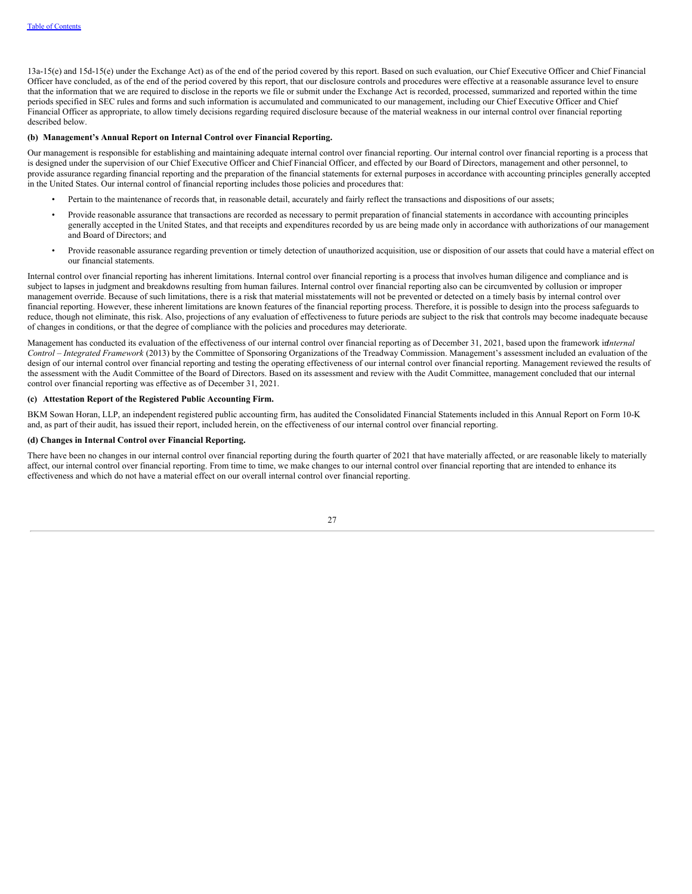13a-15(e) and 15d-15(e) under the Exchange Act) as of the end of the period covered by this report. Based on such evaluation, our Chief Executive Officer and Chief Financial Officer have concluded, as of the end of the period covered by this report, that our disclosure controls and procedures were effective at a reasonable assurance level to ensure that the information that we are required to disclose in the reports we file or submit under the Exchange Act is recorded, processed, summarized and reported within the time periods specified in SEC rules and forms and such information is accumulated and communicated to our management, including our Chief Executive Officer and Chief Financial Officer as appropriate, to allow timely decisions regarding required disclosure because of the material weakness in our internal control over financial reporting described below.

**(b) Management's Annual Report on Internal Control over Financial Reporting.**

Our management is responsible for establishing and maintaining adequate internal control over financial reporting. Our internal control over financial reporting is a process that is designed under the supervision of our Chief Executive Officer and Chief Financial Officer, and effected by our Board of Directors, management and other personnel, to provide assurance regarding financial reporting and the preparation of the financial statements for external purposes in accordance with accounting principles generally accepted in the United States. Our internal control of financial reporting includes those policies and procedures that:

- Pertain to the maintenance of records that, in reasonable detail, accurately and fairly reflect the transactions and dispositions of our assets;
- Provide reasonable assurance that transactions are recorded as necessary to permit preparation of financial statements in accordance with accounting principles generally accepted in the United States, and that receipts and expenditures recorded by us are being made only in accordance with authorizations of our management and Board of Directors; and
- Provide reasonable assurance regarding prevention or timely detection of unauthorized acquisition, use or disposition of our assets that could have a material effect on our financial statements.

Internal control over financial reporting has inherent limitations. Internal control over financial reporting is a process that involves human diligence and compliance and is subject to lapses in judgment and breakdowns resulting from human failures. Internal control over financial reporting also can be circumvented by collusion or improper management override. Because of such limitations, there is a risk that material misstatements will not be prevented or detected on a timely basis by internal control over financial reporting. However, these inherent limitations are known features of the financial reporting process. Therefore, it is possible to design into the process safeguards to reduce, though not eliminate, this risk. Also, projections of any evaluation of effectiveness to future periods are subject to the risk that controls may become inadequate because of changes in conditions, or that the degree of compliance with the policies and procedures may deteriorate.

Management has conducted its evaluation of the effectiveness of our internal control over financial reporting as of December 31, 2021, based upon the framework in *Internal Control – Integrated Framework* (2013) by the Committee of Sponsoring Organizations of the Treadway Commission. Management's assessment included an evaluation of the design of our internal control over financial reporting and testing the operating effectiveness of our internal control over financial reporting. Management reviewed the results of the assessment with the Audit Committee of the Board of Directors. Based on its assessment and review with the Audit Committee, management concluded that our internal control over financial reporting was effective as of December 31, 2021.

**(c) Attestation Report of the Registered Public Accounting Firm.**

BKM Sowan Horan, LLP, an independent registered public accounting firm, has audited the Consolidated Financial Statements included in this Annual Report on Form 10-K and, as part of their audit, has issued their report, included herein, on the effectiveness of our internal control over financial reporting.

**(d) Changes in Internal Control over Financial Reporting.**

There have been no changes in our internal control over financial reporting during the fourth quarter of 2021 that have materially affected, or are reasonable likely to materially affect, our internal control over financial reporting. From time to time, we make changes to our internal control over financial reporting that are intended to enhance its effectiveness and which do not have a material effect on our overall internal control over financial reporting.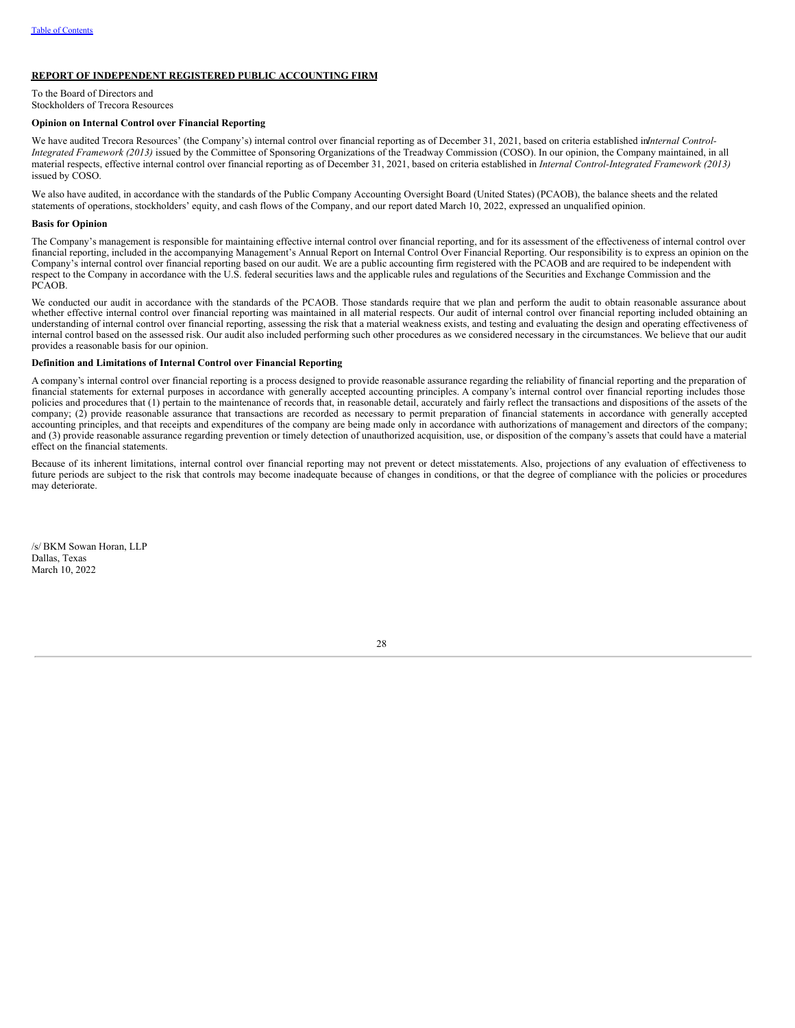## REPORT OF INDEPENDENT REGISTERED PUBLIC ACCOUNTING FIRM

To the Board of Directors and
Stockholders of Trecora Resources

**Opinion on Internal Control over Financial Reporting**

We have audited Trecora Resources' (the Company's) internal control over financial reporting as of December 31, 2021, based on criteria established in *Internal Control-Integrated Framework (2013)* issued by the Committee of Sponsoring Organizations of the Treadway Commission (COSO). In our opinion, the Company maintained, in all material respects, effective internal control over financial reporting as of December 31, 2021, based on criteria established in *Internal Control-Integrated Framework (2013)* issued by COSO.

We also have audited, in accordance with the standards of the Public Company Accounting Oversight Board (United States) (PCAOB), the balance sheets and the related statements of operations, stockholders' equity, and cash flows of the Company, and our report dated March 10, 2022, expressed an unqualified opinion.

**Basis for Opinion**

The Company's management is responsible for maintaining effective internal control over financial reporting, and for its assessment of the effectiveness of internal control over financial reporting, included in the accompanying Management's Annual Report on Internal Control Over Financial Reporting. Our responsibility is to express an opinion on the Company's internal control over financial reporting based on our audit. We are a public accounting firm registered with the PCAOB and are required to be independent with respect to the Company in accordance with the U.S. federal securities laws and the applicable rules and regulations of the Securities and Exchange Commission and the PCAOB.

We conducted our audit in accordance with the standards of the PCAOB. Those standards require that we plan and perform the audit to obtain reasonable assurance about whether effective internal control over financial reporting was maintained in all material respects. Our audit of internal control over financial reporting included obtaining an understanding of internal control over financial reporting, assessing the risk that a material weakness exists, and testing and evaluating the design and operating effectiveness of internal control based on the assessed risk. Our audit also included performing such other procedures as we considered necessary in the circumstances. We believe that our audit provides a reasonable basis for our opinion.

**Definition and Limitations of Internal Control over Financial Reporting**

A company's internal control over financial reporting is a process designed to provide reasonable assurance regarding the reliability of financial reporting and the preparation of financial statements for external purposes in accordance with generally accepted accounting principles. A company's internal control over financial reporting includes those policies and procedures that (1) pertain to the maintenance of records that, in reasonable detail, accurately and fairly reflect the transactions and dispositions of the assets of the company; (2) provide reasonable assurance that transactions are recorded as necessary to permit preparation of financial statements in accordance with generally accepted accounting principles, and that receipts and expenditures of the company are being made only in accordance with authorizations of management and directors of the company; and (3) provide reasonable assurance regarding prevention or timely detection of unauthorized acquisition, use, or disposition of the company's assets that could have a material effect on the financial statements.

Because of its inherent limitations, internal control over financial reporting may not prevent or detect misstatements. Also, projections of any evaluation of effectiveness to future periods are subject to the risk that controls may become inadequate because of changes in conditions, or that the degree of compliance with the policies or procedures may deteriorate.

/s/ BKM Sowan Horan, LLP
Dallas, Texas
March 10, 2022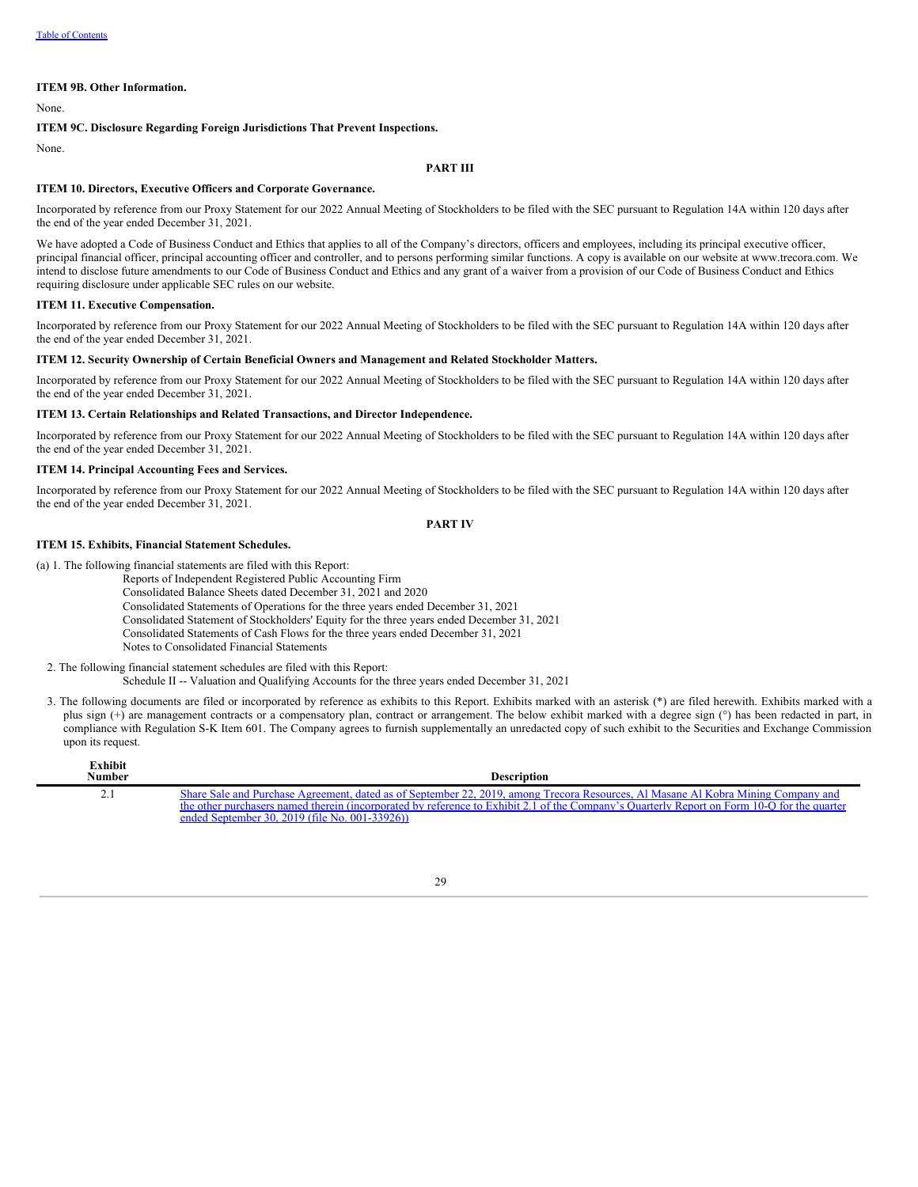**ITEM 9B. Other Information.**

None.

**ITEM 9C. Disclosure Regarding Foreign Jurisdictions That Prevent Inspections.**

None.

**PART III**

**ITEM 10. Directors, Executive Officers and Corporate Governance.**

Incorporated by reference from our Proxy Statement for our 2022 Annual Meeting of Stockholders to be filed with the SEC pursuant to Regulation 14A within 120 days after the end of the year ended December 31, 2021.

We have adopted a Code of Business Conduct and Ethics that applies to all of the Company's directors, officers and employees, including its principal executive officer, principal financial officer, principal accounting officer and controller, and to persons performing similar functions. A copy is available on our website at www.trecora.com. We intend to disclose future amendments to our Code of Business Conduct and Ethics and any grant of a waiver from a provision of our Code of Business Conduct and Ethics requiring disclosure under applicable SEC rules on our website.

**ITEM 11. Executive Compensation.**

Incorporated by reference from our Proxy Statement for our 2022 Annual Meeting of Stockholders to be filed with the SEC pursuant to Regulation 14A within 120 days after the end of the year ended December 31, 2021.

**ITEM 12. Security Ownership of Certain Beneficial Owners and Management and Related Stockholder Matters.**

Incorporated by reference from our Proxy Statement for our 2022 Annual Meeting of Stockholders to be filed with the SEC pursuant to Regulation 14A within 120 days after the end of the year ended December 31, 2021.

**ITEM 13. Certain Relationships and Related Transactions, and Director Independence.**

Incorporated by reference from our Proxy Statement for our 2022 Annual Meeting of Stockholders to be filed with the SEC pursuant to Regulation 14A within 120 days after the end of the year ended December 31, 2021.

**ITEM 14. Principal Accounting Fees and Services.**

Incorporated by reference from our Proxy Statement for our 2022 Annual Meeting of Stockholders to be filed with the SEC pursuant to Regulation 14A within 120 days after the end of the year ended December 31, 2021.

**PART IV**

**ITEM 15. Exhibits, Financial Statement Schedules.**

(a) 1. The following financial statements are filed with this Report:

Reports of Independent Registered Public Accounting Firm
Consolidated Balance Sheets dated December 31, 2021 and 2020
Consolidated Statements of Operations for the three years ended December 31, 2021
Consolidated Statement of Stockholders' Equity for the three years ended December 31, 2021
Consolidated Statements of Cash Flows for the three years ended December 31, 2021
Notes to Consolidated Financial Statements

2. The following financial statement schedules are filed with this Report:

Schedule II -- Valuation and Qualifying Accounts for the three years ended December 31, 2021

3. The following documents are filed or incorporated by reference as exhibits to this Report. Exhibits marked with an asterisk (*) are filed herewith. Exhibits marked with a plus sign (+) are management contracts or a compensatory plan, contract or arrangement. The below exhibit marked with a degree sign (°) has been redacted in part, in compliance with Regulation S-K Item 601. The Company agrees to furnish supplementally an unredacted copy of such exhibit to the Securities and Exchange Commission upon its request.

| Exhibit Number | Description |
|---|---|
| 2.1 | Share Sale and Purchase Agreement, dated as of September 22, 2019, among Trecora Resources, Al Masane Al Kobra Mining Company and the other purchasers named therein (incorporated by reference to Exhibit 2.1 of the Company's Quarterly Report on Form 10-Q for the quarter ended September 30, 2019 (file No. 001-33926)) |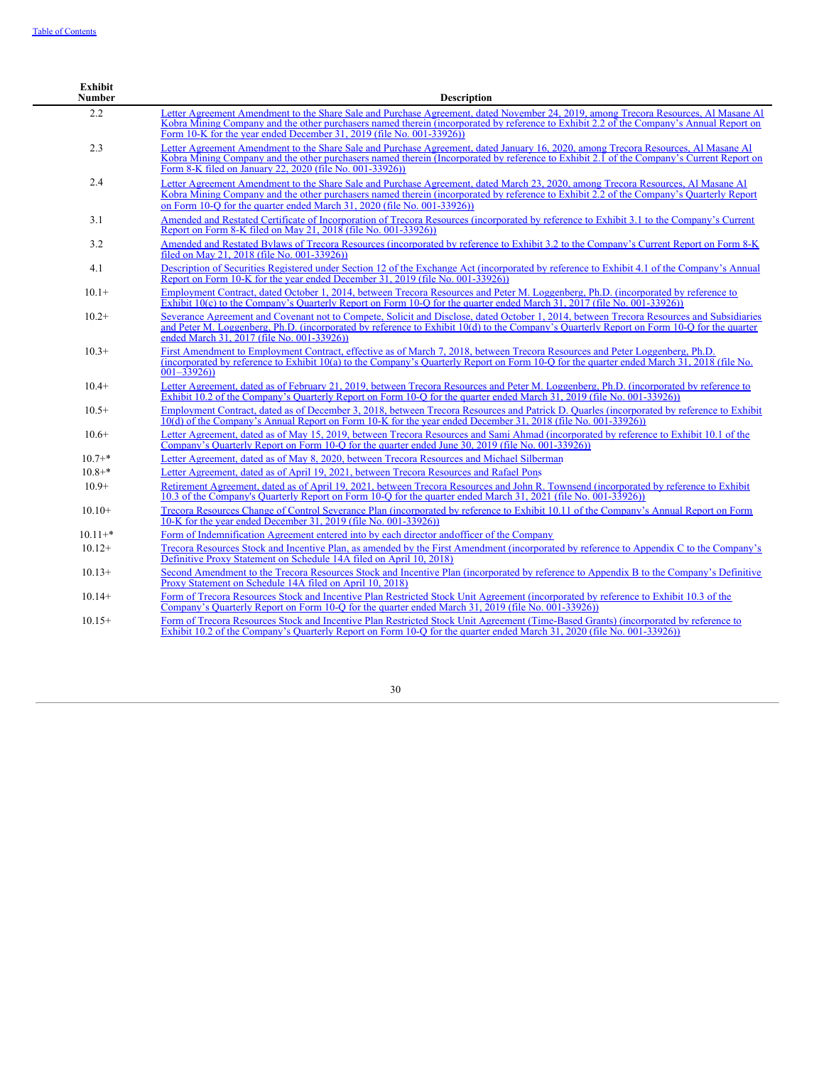| Exhibit Number | Description |
|---|---|
| 2.2 | Letter Agreement Amendment to the Share Sale and Purchase Agreement, dated November 24, 2019, among Trecora Resources, Al Masane Al Kobra Mining Company and the other purchasers named therein (incorporated by reference to Exhibit 2.2 of the Company's Annual Report on Form 10-K for the year ended December 31, 2019 (file No. 001-33926)) |
| 2.3 | Letter Agreement Amendment to the Share Sale and Purchase Agreement, dated January 16, 2020, among Trecora Resources, Al Masane Al Kobra Mining Company and the other purchasers named therein (Incorporated by reference to Exhibit 2.1 of the Company's Current Report on Form 8-K filed on January 22, 2020 (file No. 001-33926)) |
| 2.4 | Letter Agreement Amendment to the Share Sale and Purchase Agreement, dated March 23, 2020, among Trecora Resources, Al Masane Al Kobra Mining Company and the other purchasers named therein (incorporated by reference to Exhibit 2.2 of the Company's Quarterly Report on Form 10-Q for the quarter ended March 31, 2020 (file No. 001-33926)) |
| 3.1 | Amended and Restated Certificate of Incorporation of Trecora Resources (incorporated by reference to Exhibit 3.1 to the Company's Current Report on Form 8-K filed on May 21, 2018 (file No. 001-33926)) |
| 3.2 | Amended and Restated Bylaws of Trecora Resources (incorporated by reference to Exhibit 3.2 to the Company's Current Report on Form 8-K filed on May 21, 2018 (file No. 001-33926)) |
| 4.1 | Description of Securities Registered under Section 12 of the Exchange Act (incorporated by reference to Exhibit 4.1 of the Company's Annual Report on Form 10-K for the year ended December 31, 2019 (file No. 001-33926)) |
| 10.1+ | Employment Contract, dated October 1, 2014, between Trecora Resources and Peter M. Loggenberg, Ph.D. (incorporated by reference to Exhibit 10(c) to the Company's Quarterly Report on Form 10-Q for the quarter ended March 31, 2017 (file No. 001-33926)) |
| 10.2+ | Severance Agreement and Covenant not to Compete, Solicit and Disclose, dated October 1, 2014, between Trecora Resources and Subsidiaries and Peter M. Loggenberg, Ph.D. (incorporated by reference to Exhibit 10(d) to the Company's Quarterly Report on Form 10-Q for the quarter ended March 31, 2017 (file No. 001-33926)) |
| 10.3+ | First Amendment to Employment Contract, effective as of March 7, 2018, between Trecora Resources and Peter Loggenberg, Ph.D. (incorporated by reference to Exhibit 10(a) to the Company's Quarterly Report on Form 10-Q for the quarter ended March 31, 2018 (file No. 001–33926)) |
| 10.4+ | Letter Agreement, dated as of February 21, 2019, between Trecora Resources and Peter M. Loggenberg, Ph.D. (incorporated by reference to Exhibit 10.2 of the Company's Quarterly Report on Form 10-Q for the quarter ended March 31, 2019 (file No. 001-33926)) |
| 10.5+ | Employment Contract, dated as of December 3, 2018, between Trecora Resources and Patrick D. Quarles (incorporated by reference to Exhibit 10(d) of the Company's Annual Report on Form 10-K for the year ended December 31, 2018 (file No. 001-33926)) |
| 10.6+ | Letter Agreement, dated as of May 15, 2019, between Trecora Resources and Sami Ahmad (incorporated by reference to Exhibit 10.1 of the Company's Quarterly Report on Form 10-Q for the quarter ended June 30, 2019 (file No. 001-33926)) |
| 10.7+* | Letter Agreement, dated as of May 8, 2020, between Trecora Resources and Michael Silberman |
| 10.8+* | Letter Agreement, dated as of April 19, 2021, between Trecora Resources and Rafael Pons |
| 10.9+ | Retirement Agreement, dated as of April 19, 2021, between Trecora Resources and John R. Townsend (incorporated by reference to Exhibit 10.3 of the Company's Quarterly Report on Form 10-Q for the quarter ended March 31, 2021 (file No. 001-33926)) |
| 10.10+ | Trecora Resources Change of Control Severance Plan (incorporated by reference to Exhibit 10.11 of the Company's Annual Report on Form 10-K for the year ended December 31, 2019 (file No. 001-33926)) |
| 10.11+* | Form of Indemnification Agreement entered into by each director andofficer of the Company |
| 10.12+ | Trecora Resources Stock and Incentive Plan, as amended by the First Amendment (incorporated by reference to Appendix C to the Company's Definitive Proxy Statement on Schedule 14A filed on April 10, 2018) |
| 10.13+ | Second Amendment to the Trecora Resources Stock and Incentive Plan (incorporated by reference to Appendix B to the Company's Definitive Proxy Statement on Schedule 14A filed on April 10, 2018) |
| 10.14+ | Form of Trecora Resources Stock and Incentive Plan Restricted Stock Unit Agreement (incorporated by reference to Exhibit 10.3 of the Company's Quarterly Report on Form 10-Q for the quarter ended March 31, 2019 (file No. 001-33926)) |
| 10.15+ | Form of Trecora Resources Stock and Incentive Plan Restricted Stock Unit Agreement (Time-Based Grants) (incorporated by reference to Exhibit 10.2 of the Company's Quarterly Report on Form 10-Q for the quarter ended March 31, 2020 (file No. 001-33926)) |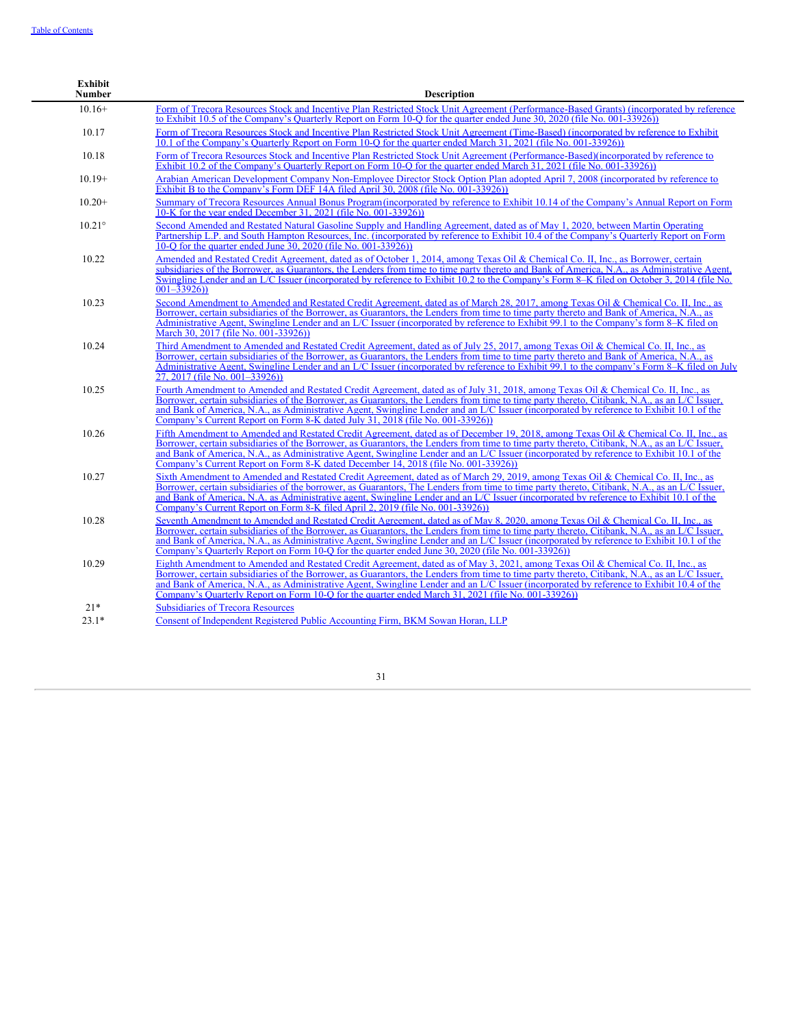| Exhibit Number | Description |
|---|---|
| 10.16+ | Form of Trecora Resources Stock and Incentive Plan Restricted Stock Unit Agreement (Performance-Based Grants) (incorporated by reference to Exhibit 10.5 of the Company's Quarterly Report on Form 10-Q for the quarter ended June 30, 2020 (file No. 001-33926)) |
| 10.17 | Form of Trecora Resources Stock and Incentive Plan Restricted Stock Unit Agreement (Time-Based) (incorporated by reference to Exhibit 10.1 of the Company's Quarterly Report on Form 10-Q for the quarter ended March 31, 2021 (file No. 001-33926)) |
| 10.18 | Form of Trecora Resources Stock and Incentive Plan Restricted Stock Unit Agreement (Performance-Based)(incorporated by reference to Exhibit 10.2 of the Company's Quarterly Report on Form 10-Q for the quarter ended March 31, 2021 (file No. 001-33926)) |
| 10.19+ | Arabian American Development Company Non-Employee Director Stock Option Plan adopted April 7, 2008 (incorporated by reference to Exhibit B to the Company's Form DEF 14A filed April 30, 2008 (file No. 001-33926)) |
| 10.20+ | Summary of Trecora Resources Annual Bonus Program(incorporated by reference to Exhibit 10.14 of the Company's Annual Report on Form 10-K for the year ended December 31, 2021 (file No. 001-33926)) |
| 10.21° | Second Amended and Restated Natural Gasoline Supply and Handling Agreement, dated as of May 1, 2020, between Martin Operating Partnership L.P. and South Hampton Resources, Inc. (incorporated by reference to Exhibit 10.4 of the Company's Quarterly Report on Form 10-Q for the quarter ended June 30, 2020 (file No. 001-33926)) |
| 10.22 | Amended and Restated Credit Agreement, dated as of October 1, 2014, among Texas Oil & Chemical Co. II, Inc., as Borrower, certain subsidiaries of the Borrower, as Guarantors, the Lenders from time to time party thereto and Bank of America, N.A., as Administrative Agent, Swingline Lender and an L/C Issuer (incorporated by reference to Exhibit 10.2 to the Company's Form 8–K filed on October 3, 2014 (file No. 001–33926)) |
| 10.23 | Second Amendment to Amended and Restated Credit Agreement, dated as of March 28, 2017, among Texas Oil & Chemical Co. II, Inc., as Borrower, certain subsidiaries of the Borrower, as Guarantors, the Lenders from time to time party thereto and Bank of America, N.A., as Administrative Agent, Swingline Lender and an L/C Issuer (incorporated by reference to Exhibit 99.1 to the Company's form 8–K filed on March 30, 2017 (file No. 001-33926)) |
| 10.24 | Third Amendment to Amended and Restated Credit Agreement, dated as of July 25, 2017, among Texas Oil & Chemical Co. II, Inc., as Borrower, certain subsidiaries of the Borrower, as Guarantors, the Lenders from time to time party thereto and Bank of America, N.A., as Administrative Agent, Swingline Lender and an L/C Issuer (incorporated by reference to Exhibit 99.1 to the company's Form 8–K filed on July 27, 2017 (file No. 001–33926)) |
| 10.25 | Fourth Amendment to Amended and Restated Credit Agreement, dated as of July 31, 2018, among Texas Oil & Chemical Co. II, Inc., as Borrower, certain subsidiaries of the Borrower, as Guarantors, the Lenders from time to time party thereto, Citibank, N.A., as an L/C Issuer, and Bank of America, N.A., as Administrative Agent, Swingline Lender and an L/C Issuer (incorporated by reference to Exhibit 10.1 of the Company's Current Report on Form 8-K dated July 31, 2018 (file No. 001-33926)) |
| 10.26 | Fifth Amendment to Amended and Restated Credit Agreement, dated as of December 19, 2018, among Texas Oil & Chemical Co. II, Inc., as Borrower, certain subsidiaries of the Borrower, as Guarantors, the Lenders from time to time party thereto, Citibank, N.A., as an L/C Issuer, and Bank of America, N.A., as Administrative Agent, Swingline Lender and an L/C Issuer (incorporated by reference to Exhibit 10.1 of the Company's Current Report on Form 8-K dated December 14, 2018 (file No. 001-33926)) |
| 10.27 | Sixth Amendment to Amended and Restated Credit Agreement, dated as of March 29, 2019, among Texas Oil & Chemical Co. II, Inc., as Borrower, certain subsidiaries of the borrower, as Guarantors, The Lenders from time to time party thereto, Citibank, N.A., as an L/C Issuer, and Bank of America, N.A. as Administrative agent, Swingline Lender and an L/C Issuer (incorporated by reference to Exhibit 10.1 of the Company's Current Report on Form 8-K filed April 2, 2019 (file No. 001-33926)) |
| 10.28 | Seventh Amendment to Amended and Restated Credit Agreement, dated as of May 8, 2020, among Texas Oil & Chemical Co. II, Inc., as Borrower, certain subsidiaries of the Borrower, as Guarantors, the Lenders from time to time party thereto, Citibank, N.A., as an L/C Issuer, and Bank of America, N.A., as Administrative Agent, Swingline Lender and an L/C Issuer (incorporated by reference to Exhibit 10.1 of the Company's Quarterly Report on Form 10-Q for the quarter ended June 30, 2020 (file No. 001-33926)) |
| 10.29 | Eighth Amendment to Amended and Restated Credit Agreement, dated as of May 3, 2021, among Texas Oil & Chemical Co. II, Inc., as Borrower, certain subsidiaries of the Borrower, as Guarantors, the Lenders from time to time party thereto, Citibank, N.A., as an L/C Issuer, and Bank of America, N.A., as Administrative Agent, Swingline Lender and an L/C Issuer (incorporated by reference to Exhibit 10.4 of the Company's Quarterly Report on Form 10-Q for the quarter ended March 31, 2021 (file No. 001-33926)) |
| 21* | Subsidiaries of Trecora Resources |
| 23.1* | Consent of Independent Registered Public Accounting Firm, BKM Sowan Horan, LLP |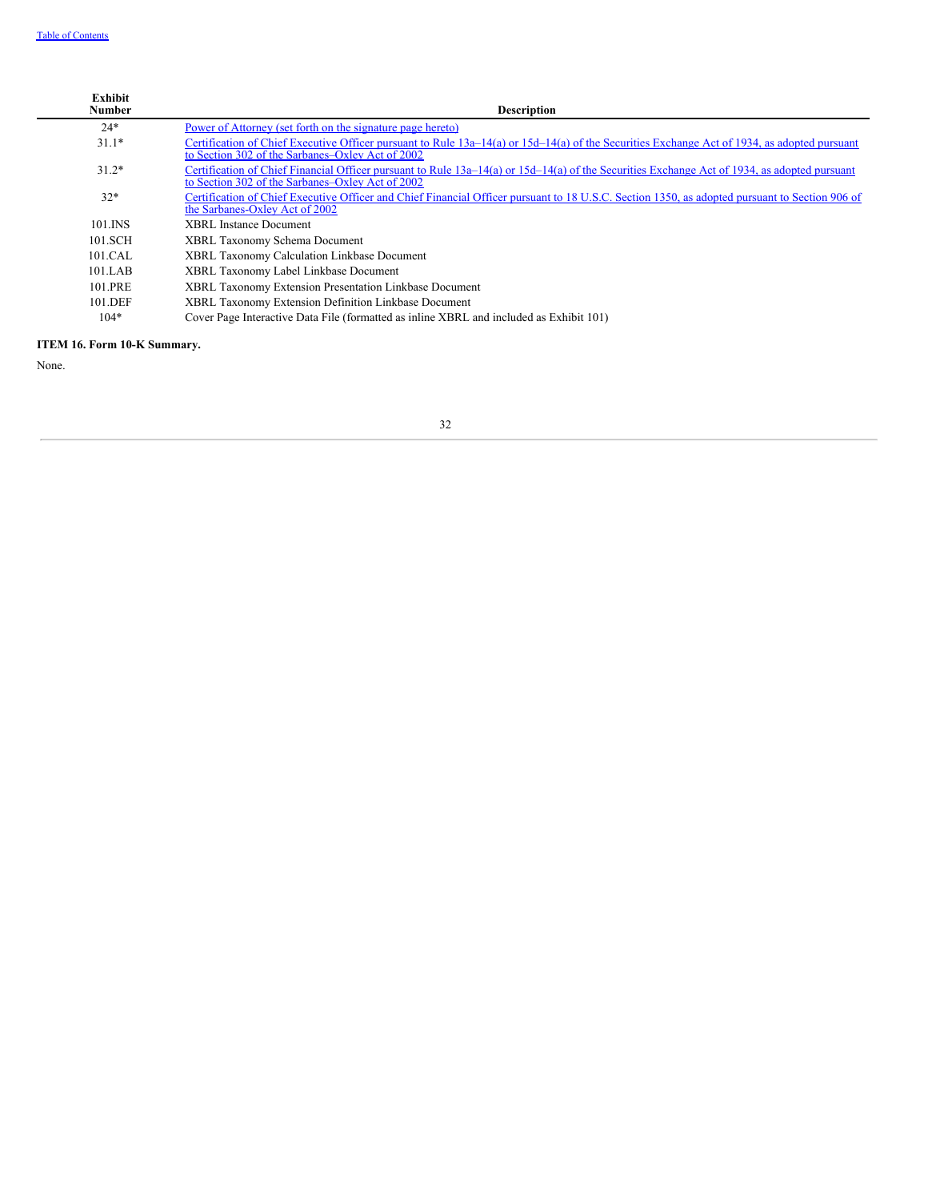| Exhibit Number | Description |
|---|---|
| 24* | Power of Attorney (set forth on the signature page hereto) |
| 31.1* | Certification of Chief Executive Officer pursuant to Rule 13a–14(a) or 15d–14(a) of the Securities Exchange Act of 1934, as adopted pursuant to Section 302 of the Sarbanes–Oxley Act of 2002 |
| 31.2* | Certification of Chief Financial Officer pursuant to Rule 13a–14(a) or 15d–14(a) of the Securities Exchange Act of 1934, as adopted pursuant to Section 302 of the Sarbanes–Oxley Act of 2002 |
| 32* | Certification of Chief Executive Officer and Chief Financial Officer pursuant to 18 U.S.C. Section 1350, as adopted pursuant to Section 906 of the Sarbanes-Oxley Act of 2002 |
| 101.INS | XBRL Instance Document |
| 101.SCH | XBRL Taxonomy Schema Document |
| 101.CAL | XBRL Taxonomy Calculation Linkbase Document |
| 101.LAB | XBRL Taxonomy Label Linkbase Document |
| 101.PRE | XBRL Taxonomy Extension Presentation Linkbase Document |
| 101.DEF | XBRL Taxonomy Extension Definition Linkbase Document |
| 104* | Cover Page Interactive Data File (formatted as inline XBRL and included as Exhibit 101) |

**ITEM 16. Form 10-K Summary.**

None.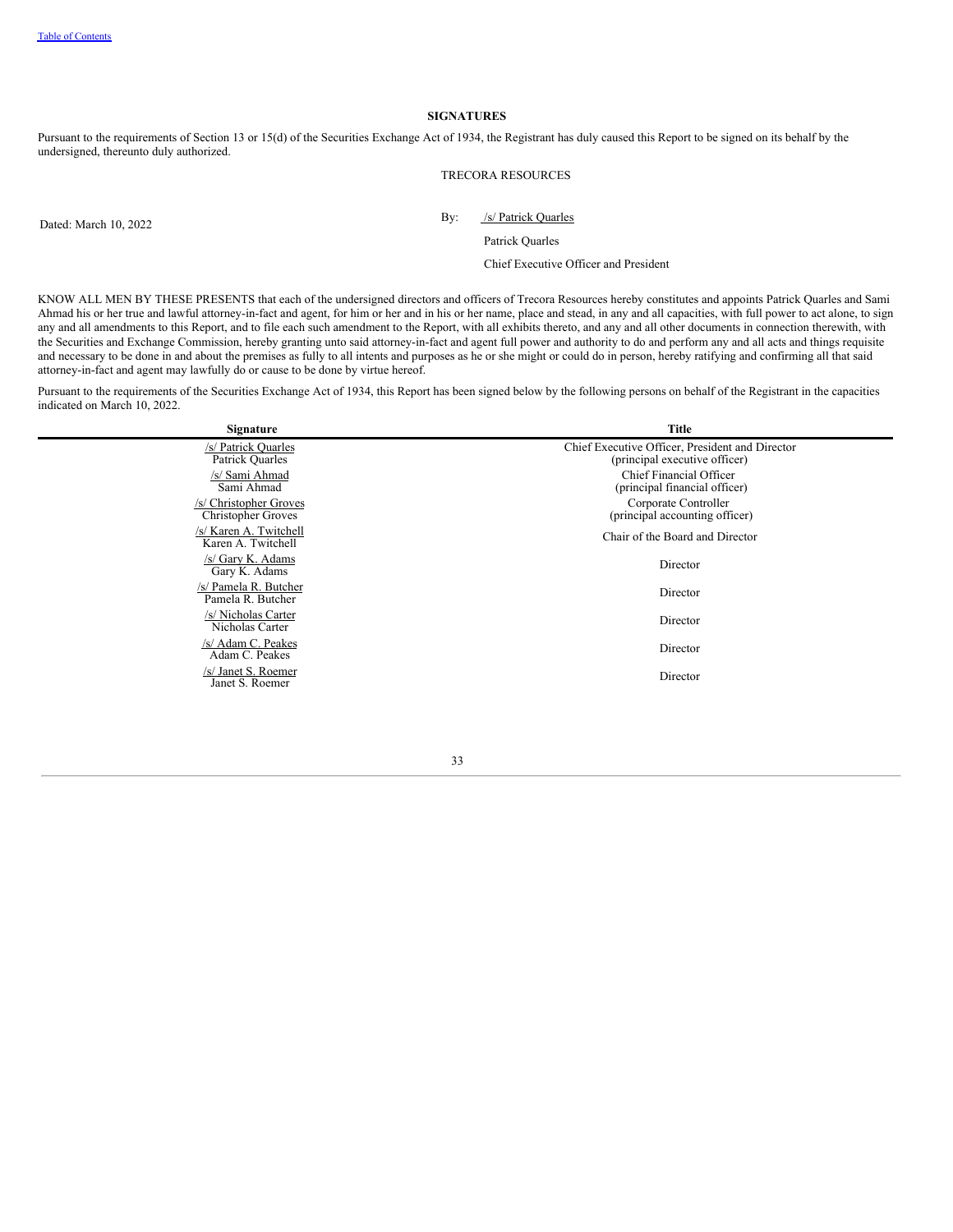## SIGNATURES

Pursuant to the requirements of Section 13 or 15(d) of the Securities Exchange Act of 1934, the Registrant has duly caused this Report to be signed on its behalf by the undersigned, thereunto duly authorized.

TRECORA RESOURCES

Dated: March 10, 2022

By: /s/ Patrick Quarles

Patrick Quarles

Chief Executive Officer and President

KNOW ALL MEN BY THESE PRESENTS that each of the undersigned directors and officers of Trecora Resources hereby constitutes and appoints Patrick Quarles and Sami Ahmad his or her true and lawful attorney-in-fact and agent, for him or her and in his or her name, place and stead, in any and all capacities, with full power to act alone, to sign any and all amendments to this Report, and to file each such amendment to the Report, with all exhibits thereto, and any and all other documents in connection therewith, with the Securities and Exchange Commission, hereby granting unto said attorney-in-fact and agent full power and authority to do and perform any and all acts and things requisite and necessary to be done in and about the premises as fully to all intents and purposes as he or she might or could do in person, hereby ratifying and confirming all that said attorney-in-fact and agent may lawfully do or cause to be done by virtue hereof.

Pursuant to the requirements of the Securities Exchange Act of 1934, this Report has been signed below by the following persons on behalf of the Registrant in the capacities indicated on March 10, 2022.

| Signature | Title |
|---|---|
| /s/ Patrick Quarles<br>Patrick Quarles | Chief Executive Officer, President and Director<br>(principal executive officer) |
| /s/ Sami Ahmad<br>Sami Ahmad | Chief Financial Officer<br>(principal financial officer) |
| /s/ Christopher Groves<br>Christopher Groves | Corporate Controller<br>(principal accounting officer) |
| /s/ Karen A. Twitchell<br>Karen A. Twitchell | Chair of the Board and Director |
| /s/ Gary K. Adams<br>Gary K. Adams | Director |
| /s/ Pamela R. Butcher<br>Pamela R. Butcher | Director |
| /s/ Nicholas Carter<br>Nicholas Carter | Director |
| /s/ Adam C. Peakes<br>Adam C. Peakes | Director |
| /s/ Janet S. Roemer<br>Janet S. Roemer | Director |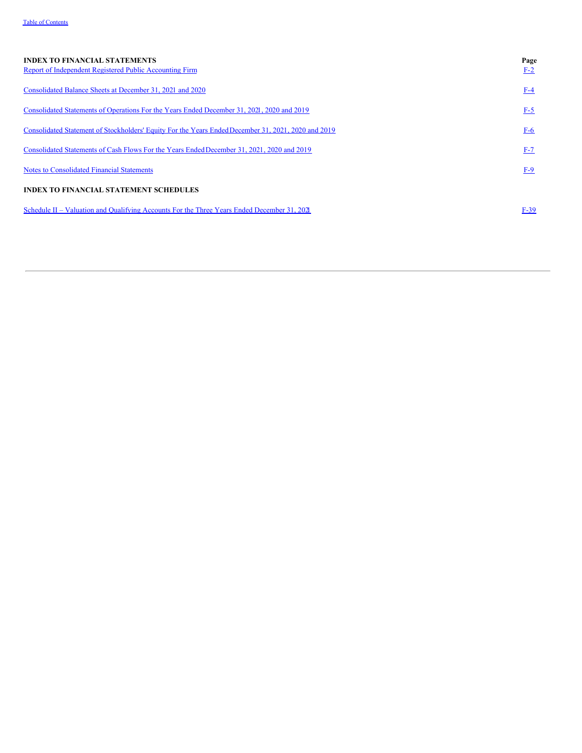| INDEX TO FINANCIAL STATEMENTS | Page |
|---|---|
| Report of Independent Registered Public Accounting Firm | F-2 |
| Consolidated Balance Sheets at December 31, 2021 and 2020 | F-4 |
| Consolidated Statements of Operations For the Years Ended December 31, 2021, 2020 and 2019 | F-5 |
| Consolidated Statement of Stockholders' Equity For the Years Ended December 31, 2021, 2020 and 2019 | F-6 |
| Consolidated Statements of Cash Flows For the Years Ended December 31, 2021, 2020 and 2019 | F-7 |
| Notes to Consolidated Financial Statements | F-9 |
| **INDEX TO FINANCIAL STATEMENT SCHEDULES** | |
| Schedule II – Valuation and Qualifying Accounts For the Three Years Ended December 31, 2021 | F-39 |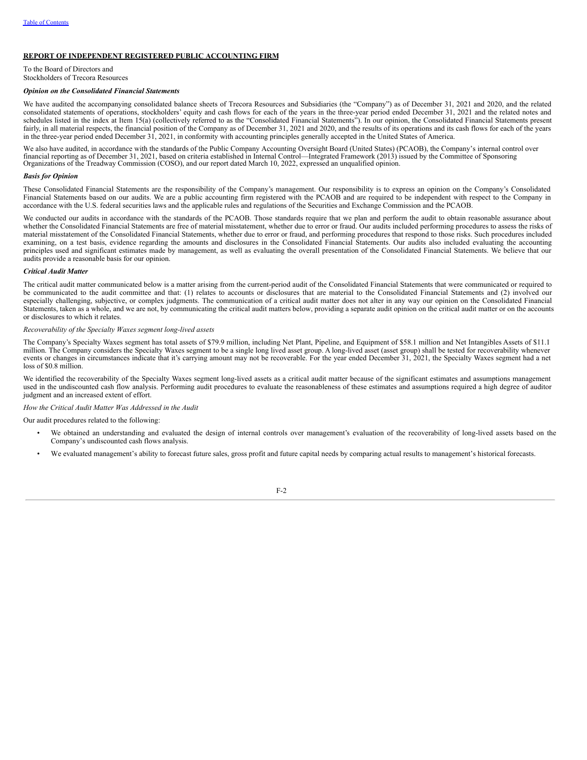## REPORT OF INDEPENDENT REGISTERED PUBLIC ACCOUNTING FIRM

To the Board of Directors and
Stockholders of Trecora Resources

***Opinion on the Consolidated Financial Statements***

We have audited the accompanying consolidated balance sheets of Trecora Resources and Subsidiaries (the "Company") as of December 31, 2021 and 2020, and the related consolidated statements of operations, stockholders' equity and cash flows for each of the years in the three-year period ended December 31, 2021 and the related notes and schedules listed in the index at Item 15(a) (collectively referred to as the "Consolidated Financial Statements"). In our opinion, the Consolidated Financial Statements present fairly, in all material respects, the financial position of the Company as of December 31, 2021 and 2020, and the results of its operations and its cash flows for each of the years in the three-year period ended December 31, 2021, in conformity with accounting principles generally accepted in the United States of America.

We also have audited, in accordance with the standards of the Public Company Accounting Oversight Board (United States) (PCAOB), the Company's internal control over financial reporting as of December 31, 2021, based on criteria established in Internal Control—Integrated Framework (2013) issued by the Committee of Sponsoring Organizations of the Treadway Commission (COSO), and our report dated March 10, 2022, expressed an unqualified opinion.

***Basis for Opinion***

These Consolidated Financial Statements are the responsibility of the Company's management. Our responsibility is to express an opinion on the Company's Consolidated Financial Statements based on our audits. We are a public accounting firm registered with the PCAOB and are required to be independent with respect to the Company in accordance with the U.S. federal securities laws and the applicable rules and regulations of the Securities and Exchange Commission and the PCAOB.

We conducted our audits in accordance with the standards of the PCAOB. Those standards require that we plan and perform the audit to obtain reasonable assurance about whether the Consolidated Financial Statements are free of material misstatement, whether due to error or fraud. Our audits included performing procedures to assess the risks of material misstatement of the Consolidated Financial Statements, whether due to error or fraud, and performing procedures that respond to those risks. Such procedures included examining, on a test basis, evidence regarding the amounts and disclosures in the Consolidated Financial Statements. Our audits also included evaluating the accounting principles used and significant estimates made by management, as well as evaluating the overall presentation of the Consolidated Financial Statements. We believe that our audits provide a reasonable basis for our opinion.

***Critical Audit Matter***

The critical audit matter communicated below is a matter arising from the current-period audit of the Consolidated Financial Statements that were communicated or required to be communicated to the audit committee and that: (1) relates to accounts or disclosures that are material to the Consolidated Financial Statements and (2) involved our especially challenging, subjective, or complex judgments. The communication of a critical audit matter does not alter in any way our opinion on the Consolidated Financial Statements, taken as a whole, and we are not, by communicating the critical audit matters below, providing a separate audit opinion on the critical audit matter or on the accounts or disclosures to which it relates.

*Recoverability of the Specialty Waxes segment long-lived assets*

The Company's Specialty Waxes segment has total assets of $79.9 million, including Net Plant, Pipeline, and Equipment of $58.1 million and Net Intangibles Assets of $11.1 million. The Company considers the Specialty Waxes segment to be a single long lived asset group. A long-lived asset (asset group) shall be tested for recoverability whenever events or changes in circumstances indicate that it's carrying amount may not be recoverable. For the year ended December 31, 2021, the Specialty Waxes segment had a net loss of $0.8 million.

We identified the recoverability of the Specialty Waxes segment long-lived assets as a critical audit matter because of the significant estimates and assumptions management used in the undiscounted cash flow analysis. Performing audit procedures to evaluate the reasonableness of these estimates and assumptions required a high degree of auditor judgment and an increased extent of effort.

*How the Critical Audit Matter Was Addressed in the Audit*

Our audit procedures related to the following:

- We obtained an understanding and evaluated the design of internal controls over management's evaluation of the recoverability of long-lived assets based on the Company's undiscounted cash flows analysis.
- We evaluated management's ability to forecast future sales, gross profit and future capital needs by comparing actual results to management's historical forecasts.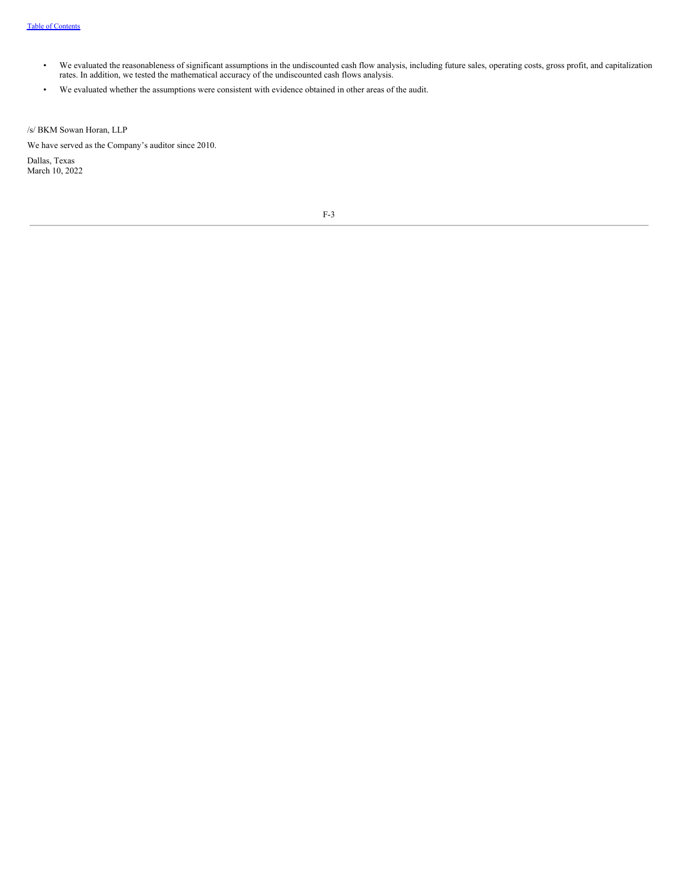- We evaluated the reasonableness of significant assumptions in the undiscounted cash flow analysis, including future sales, operating costs, gross profit, and capitalization rates. In addition, we tested the mathematical accuracy of the undiscounted cash flows analysis.
- We evaluated whether the assumptions were consistent with evidence obtained in other areas of the audit.

/s/ BKM Sowan Horan, LLP

We have served as the Company's auditor since 2010.

Dallas, Texas
March 10, 2022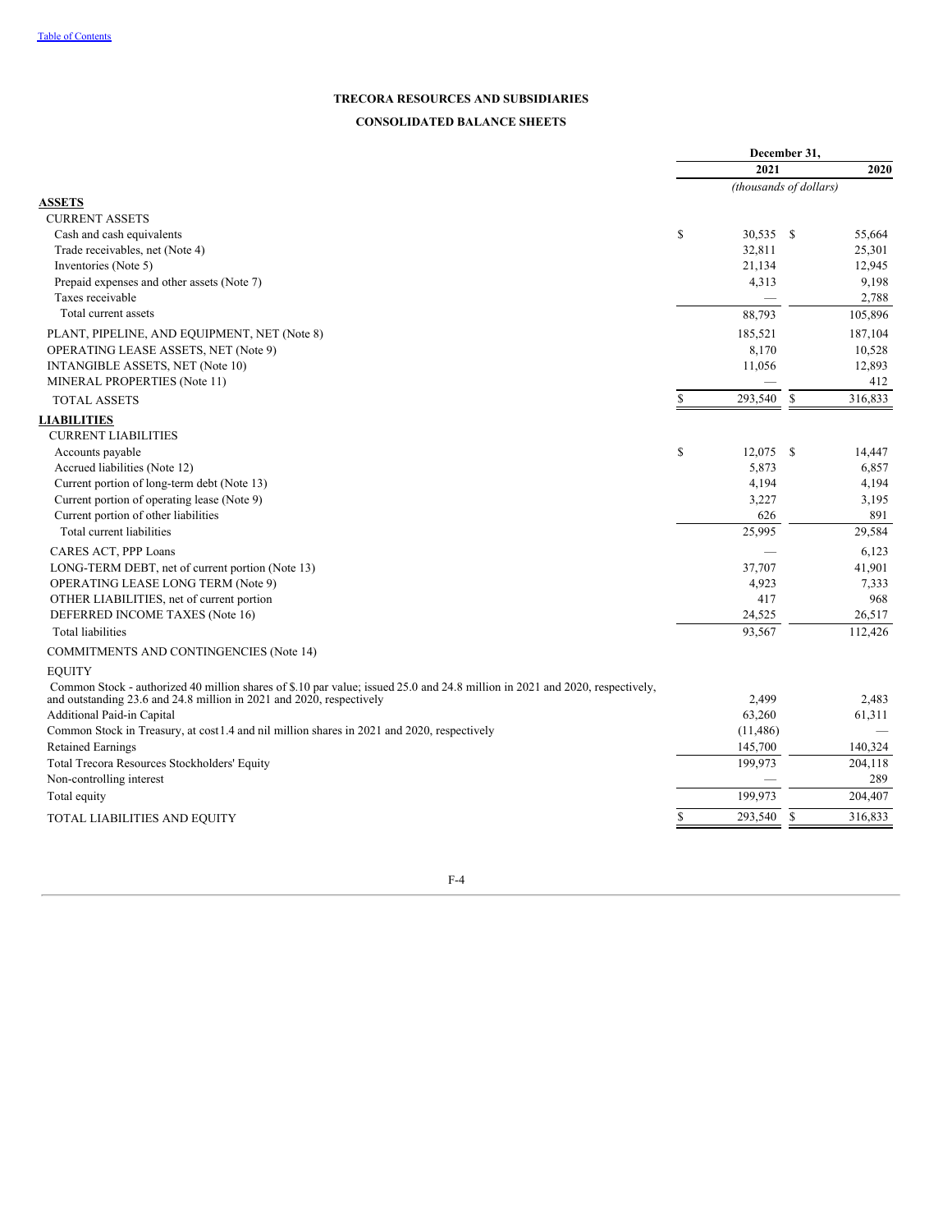# TRECORA RESOURCES AND SUBSIDIARIES

## CONSOLIDATED BALANCE SHEETS

| | December 31, 2021 | December 31, 2020 |
|---|---|---|
| | *(thousands of dollars)* | |
| **ASSETS** | | |
| CURRENT ASSETS | | |
| Cash and cash equivalents | $ 30,535 | $ 55,664 |
| Trade receivables, net (Note 4) | 32,811 | 25,301 |
| Inventories (Note 5) | 21,134 | 12,945 |
| Prepaid expenses and other assets (Note 7) | 4,313 | 9,198 |
| Taxes receivable | — | 2,788 |
| Total current assets | 88,793 | 105,896 |
| PLANT, PIPELINE, AND EQUIPMENT, NET (Note 8) | 185,521 | 187,104 |
| OPERATING LEASE ASSETS, NET (Note 9) | 8,170 | 10,528 |
| INTANGIBLE ASSETS, NET (Note 10) | 11,056 | 12,893 |
| MINERAL PROPERTIES (Note 11) | — | 412 |
| TOTAL ASSETS | $ 293,540 | $ 316,833 |
| **LIABILITIES** | | |
| CURRENT LIABILITIES | | |
| Accounts payable | $ 12,075 | $ 14,447 |
| Accrued liabilities (Note 12) | 5,873 | 6,857 |
| Current portion of long-term debt (Note 13) | 4,194 | 4,194 |
| Current portion of operating lease (Note 9) | 3,227 | 3,195 |
| Current portion of other liabilities | 626 | 891 |
| Total current liabilities | 25,995 | 29,584 |
| CARES ACT, PPP Loans | — | 6,123 |
| LONG-TERM DEBT, net of current portion (Note 13) | 37,707 | 41,901 |
| OPERATING LEASE LONG TERM (Note 9) | 4,923 | 7,333 |
| OTHER LIABILITIES, net of current portion | 417 | 968 |
| DEFERRED INCOME TAXES (Note 16) | 24,525 | 26,517 |
| Total liabilities | 93,567 | 112,426 |
| COMMITMENTS AND CONTINGENCIES (Note 14) | | |
| EQUITY | | |
| Common Stock - authorized 40 million shares of $.10 par value; issued 25.0 and 24.8 million in 2021 and 2020, respectively, and outstanding 23.6 and 24.8 million in 2021 and 2020, respectively | 2,499 | 2,483 |
| Additional Paid-in Capital | 63,260 | 61,311 |
| Common Stock in Treasury, at cost1.4 and nil million shares in 2021 and 2020, respectively | (11,486) | — |
| Retained Earnings | 145,700 | 140,324 |
| Total Trecora Resources Stockholders' Equity | 199,973 | 204,118 |
| Non-controlling interest | — | 289 |
| Total equity | 199,973 | 204,407 |
| TOTAL LIABILITIES AND EQUITY | $ 293,540 | $ 316,833 |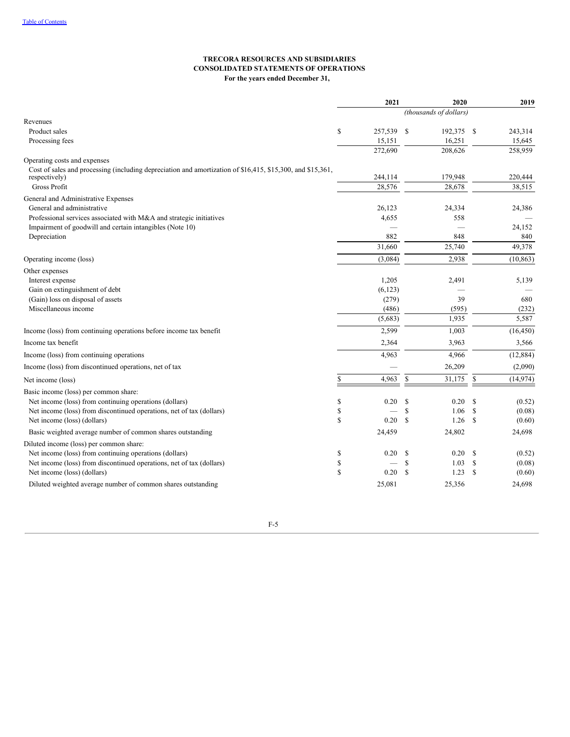**TRECORA RESOURCES AND SUBSIDIARIES**
**CONSOLIDATED STATEMENTS OF OPERATIONS**
**For the years ended December 31,**

| | 2021 | 2020 | 2019 |
|---|---|---|---|
| | | *(thousands of dollars)* | |
| Revenues | | | |
| Product sales | $ 257,539 | $ 192,375 | $ 243,314 |
| Processing fees | 15,151 | 16,251 | 15,645 |
| | 272,690 | 208,626 | 258,959 |
| Operating costs and expenses | | | |
| Cost of sales and processing (including depreciation and amortization of $16,415, $15,300, and $15,361, respectively) | 244,114 | 179,948 | 220,444 |
| Gross Profit | 28,576 | 28,678 | 38,515 |
| General and Administrative Expenses | | | |
| General and administrative | 26,123 | 24,334 | 24,386 |
| Professional services associated with M&A and strategic initiatives | 4,655 | 558 | — |
| Impairment of goodwill and certain intangibles (Note 10) | — | — | 24,152 |
| Depreciation | 882 | 848 | 840 |
| | 31,660 | 25,740 | 49,378 |
| Operating income (loss) | (3,084) | 2,938 | (10,863) |
| Other expenses | | | |
| Interest expense | 1,205 | 2,491 | 5,139 |
| Gain on extinguishment of debt | (6,123) | — | — |
| (Gain) loss on disposal of assets | (279) | 39 | 680 |
| Miscellaneous income | (486) | (595) | (232) |
| | (5,683) | 1,935 | 5,587 |
| Income (loss) from continuing operations before income tax benefit | 2,599 | 1,003 | (16,450) |
| Income tax benefit | 2,364 | 3,963 | 3,566 |
| Income (loss) from continuing operations | 4,963 | 4,966 | (12,884) |
| Income (loss) from discontinued operations, net of tax | — | 26,209 | (2,090) |
| Net income (loss) | $ 4,963 | $ 31,175 | $ (14,974) |
| Basic income (loss) per common share: | | | |
| Net income (loss) from continuing operations (dollars) | $ 0.20 | $ 0.20 | $ (0.52) |
| Net income (loss) from discontinued operations, net of tax (dollars) | $ — | $ 1.06 | $ (0.08) |
| Net income (loss) (dollars) | $ 0.20 | $ 1.26 | $ (0.60) |
| Basic weighted average number of common shares outstanding | 24,459 | 24,802 | 24,698 |
| Diluted income (loss) per common share: | | | |
| Net income (loss) from continuing operations (dollars) | $ 0.20 | $ 0.20 | $ (0.52) |
| Net income (loss) from discontinued operations, net of tax (dollars) | $ — | $ 1.03 | $ (0.08) |
| Net income (loss) (dollars) | $ 0.20 | $ 1.23 | $ (0.60) |
| Diluted weighted average number of common shares outstanding | 25,081 | 25,356 | 24,698 |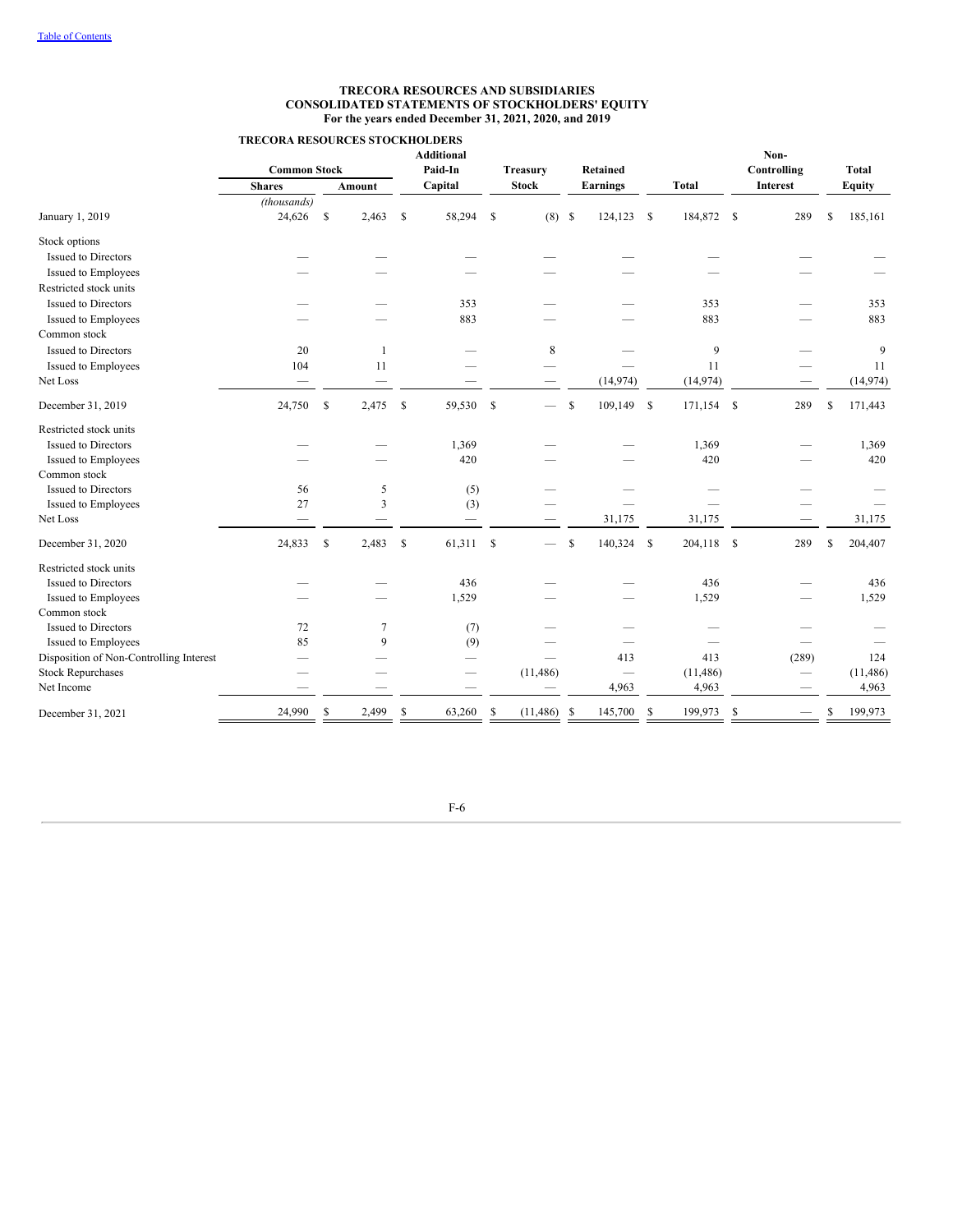# TRECORA RESOURCES AND SUBSIDIARIES
## CONSOLIDATED STATEMENTS OF STOCKHOLDERS' EQUITY
### For the years ended December 31, 2021, 2020, and 2019

| | TRECORA RESOURCES STOCKHOLDERS | | | | | | | |
|---|---|---|---|---|---|---|---|---|
| | Common Stock | | Additional Paid-In Capital | Treasury Stock | Retained Earnings | Total | Non-Controlling Interest | Total Equity |
| | Shares | Amount | | | | | | |
| | *(thousands)* | | | | | | | |
| January 1, 2019 | 24,626 | $ 2,463 | $ 58,294 | $ (8) | $ 124,123 | $ 184,872 | $ 289 | $ 185,161 |
| Stock options | | | | | | | | |
| Issued to Directors | — | — | — | — | — | — | — | — |
| Issued to Employees | — | — | — | — | — | — | — | — |
| Restricted stock units | | | | | | | | |
| Issued to Directors | — | — | 353 | — | — | 353 | — | 353 |
| Issued to Employees | — | — | 883 | — | — | 883 | — | 883 |
| Common stock | | | | | | | | |
| Issued to Directors | 20 | 1 | — | 8 | — | 9 | — | 9 |
| Issued to Employees | 104 | 11 | — | — | — | 11 | — | 11 |
| Net Loss | — | — | — | — | (14,974) | (14,974) | — | (14,974) |
| December 31, 2019 | 24,750 | $ 2,475 | $ 59,530 | $ — | $ 109,149 | $ 171,154 | $ 289 | $ 171,443 |
| Restricted stock units | | | | | | | | |
| Issued to Directors | — | — | 1,369 | — | — | 1,369 | — | 1,369 |
| Issued to Employees | — | — | 420 | — | — | 420 | — | 420 |
| Common stock | | | | | | | | |
| Issued to Directors | 56 | 5 | (5) | — | — | — | — | — |
| Issued to Employees | 27 | 3 | (3) | — | — | — | — | — |
| Net Loss | — | — | — | — | 31,175 | 31,175 | — | 31,175 |
| December 31, 2020 | 24,833 | $ 2,483 | $ 61,311 | $ — | $ 140,324 | $ 204,118 | $ 289 | $ 204,407 |
| Restricted stock units | | | | | | | | |
| Issued to Directors | — | — | 436 | — | — | 436 | — | 436 |
| Issued to Employees | — | — | 1,529 | — | — | 1,529 | — | 1,529 |
| Common stock | | | | | | | | |
| Issued to Directors | 72 | 7 | (7) | — | — | — | — | — |
| Issued to Employees | 85 | 9 | (9) | — | — | — | — | — |
| Disposition of Non-Controlling Interest | — | — | — | — | 413 | 413 | (289) | 124 |
| Stock Repurchases | — | — | — | (11,486) | — | (11,486) | — | (11,486) |
| Net Income | — | — | — | — | 4,963 | 4,963 | — | 4,963 |
| December 31, 2021 | 24,990 | $ 2,499 | $ 63,260 | $ (11,486) | $ 145,700 | $ 199,973 | $ — | $ 199,973 |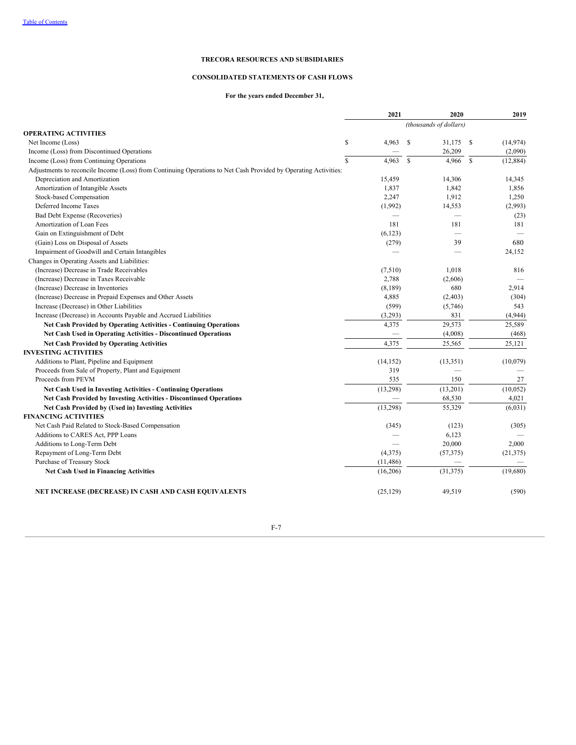**TRECORA RESOURCES AND SUBSIDIARIES**

**CONSOLIDATED STATEMENTS OF CASH FLOWS**

**For the years ended December 31,**

| | 2021 | 2020 | 2019 |
|---|---|---|---|
| | | *(thousands of dollars)* | |
| **OPERATING ACTIVITIES** | | | |
| Net Income (Loss) | $ 4,963 | $ 31,175 | $ (14,974) |
| Income (Loss) from Discontinued Operations | — | 26,209 | (2,090) |
| Income (Loss) from Continuing Operations | $ 4,963 | $ 4,966 | $ (12,884) |
| Adjustments to reconcile Income (Loss) from Continuing Operations to Net Cash Provided by Operating Activities: | | | |
| Depreciation and Amortization | 15,459 | 14,306 | 14,345 |
| Amortization of Intangible Assets | 1,837 | 1,842 | 1,856 |
| Stock-based Compensation | 2,247 | 1,912 | 1,250 |
| Deferred Income Taxes | (1,992) | 14,553 | (2,993) |
| Bad Debt Expense (Recoveries) | — | — | (23) |
| Amortization of Loan Fees | 181 | 181 | 181 |
| Gain on Extinguishment of Debt | (6,123) | — | — |
| (Gain) Loss on Disposal of Assets | (279) | 39 | 680 |
| Impairment of Goodwill and Certain Intangibles | — | — | 24,152 |
| Changes in Operating Assets and Liabilities: | | | |
| (Increase) Decrease in Trade Receivables | (7,510) | 1,018 | 816 |
| (Increase) Decrease in Taxes Receivable | 2,788 | (2,606) | — |
| (Increase) Decrease in Inventories | (8,189) | 680 | 2,914 |
| (Increase) Decrease in Prepaid Expenses and Other Assets | 4,885 | (2,403) | (304) |
| Increase (Decrease) in Other Liabilities | (599) | (5,746) | 543 |
| Increase (Decrease) in Accounts Payable and Accrued Liabilities | (3,293) | 831 | (4,944) |
| **Net Cash Provided by Operating Activities - Continuing Operations** | 4,375 | 29,573 | 25,589 |
| **Net Cash Used in Operating Activities - Discontinued Operations** | — | (4,008) | (468) |
| **Net Cash Provided by Operating Activities** | 4,375 | 25,565 | 25,121 |
| **INVESTING ACTIVITIES** | | | |
| Additions to Plant, Pipeline and Equipment | (14,152) | (13,351) | (10,079) |
| Proceeds from Sale of Property, Plant and Equipment | 319 | — | — |
| Proceeds from PEVM | 535 | 150 | 27 |
| **Net Cash Used in Investing Activities - Continuing Operations** | (13,298) | (13,201) | (10,052) |
| **Net Cash Provided by Investing Activities - Discontinued Operations** | — | 68,530 | 4,021 |
| **Net Cash Provided by (Used in) Investing Activities** | (13,298) | 55,329 | (6,031) |
| **FINANCING ACTIVITIES** | | | |
| Net Cash Paid Related to Stock-Based Compensation | (345) | (123) | (305) |
| Additions to CARES Act, PPP Loans | — | 6,123 | — |
| Additions to Long-Term Debt | — | 20,000 | 2,000 |
| Repayment of Long-Term Debt | (4,375) | (57,375) | (21,375) |
| Purchase of Treasury Stock | (11,486) | — | — |
| **Net Cash Used in Financing Activities** | (16,206) | (31,375) | (19,680) |
| | | | |
| **NET INCREASE (DECREASE) IN CASH AND CASH EQUIVALENTS** | (25,129) | 49,519 | (590) |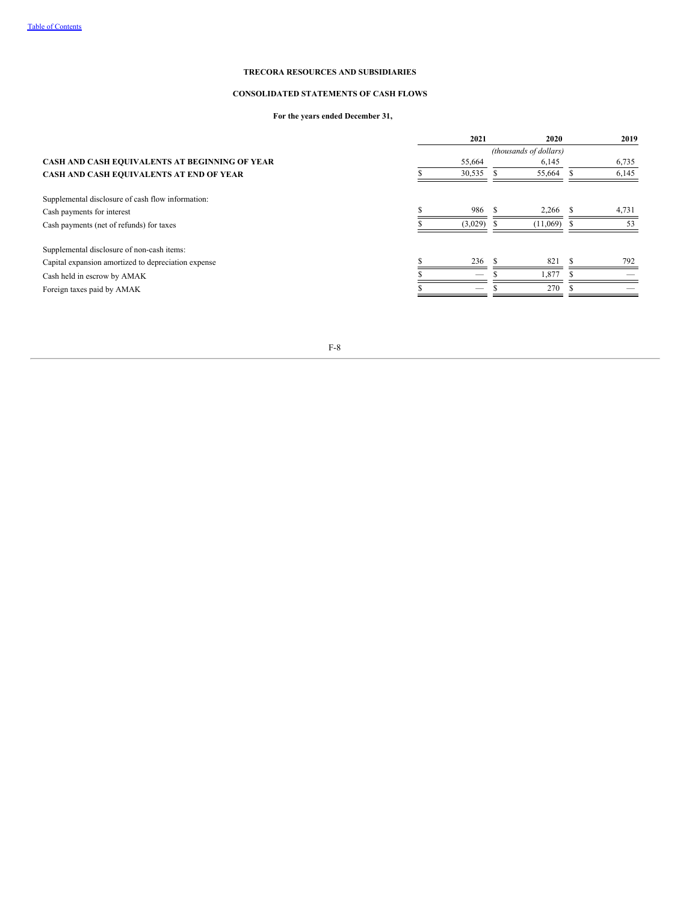**TRECORA RESOURCES AND SUBSIDIARIES**

**CONSOLIDATED STATEMENTS OF CASH FLOWS**

**For the years ended December 31,**

| | 2021 | 2020 | 2019 |
|---|---|---|---|
| | | *(thousands of dollars)* | |
| **CASH AND CASH EQUIVALENTS AT BEGINNING OF YEAR** | 55,664 | 6,145 | 6,735 |
| **CASH AND CASH EQUIVALENTS AT END OF YEAR** | $ 30,535 | $ 55,664 | $ 6,145 |
| | | | |
| Supplemental disclosure of cash flow information: | | | |
| Cash payments for interest | $ 986 | $ 2,266 | $ 4,731 |
| Cash payments (net of refunds) for taxes | $ (3,029) | $ (11,069) | $ 53 |
| | | | |
| Supplemental disclosure of non-cash items: | | | |
| Capital expansion amortized to depreciation expense | $ 236 | $ 821 | $ 792 |
| Cash held in escrow by AMAK | $ — | $ 1,877 | $ — |
| Foreign taxes paid by AMAK | $ — | $ 270 | $ — |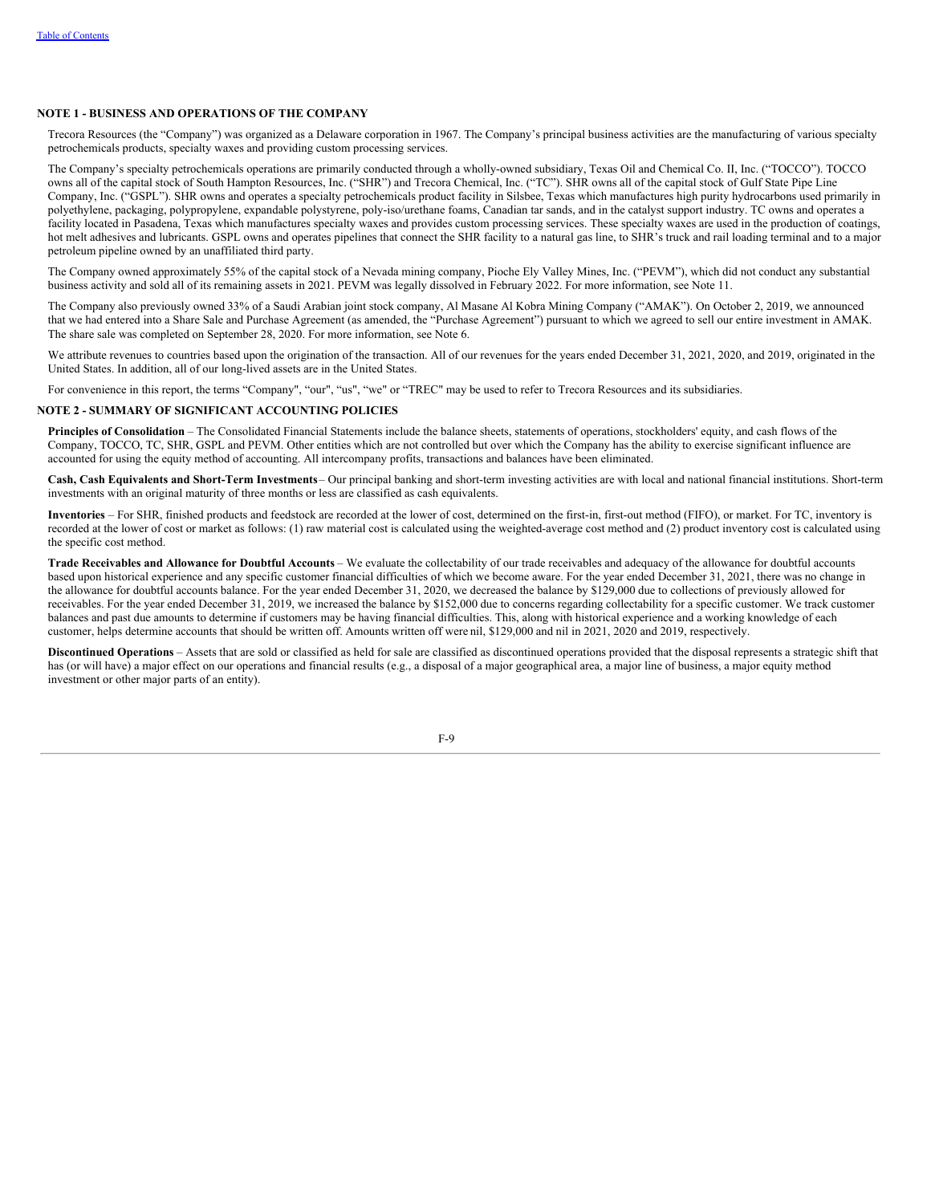## NOTE 1 - BUSINESS AND OPERATIONS OF THE COMPANY

Trecora Resources (the "Company") was organized as a Delaware corporation in 1967. The Company's principal business activities are the manufacturing of various specialty petrochemicals products, specialty waxes and providing custom processing services.

The Company's specialty petrochemicals operations are primarily conducted through a wholly-owned subsidiary, Texas Oil and Chemical Co. II, Inc. ("TOCCO"). TOCCO owns all of the capital stock of South Hampton Resources, Inc. ("SHR") and Trecora Chemical, Inc. ("TC"). SHR owns all of the capital stock of Gulf State Pipe Line Company, Inc. ("GSPL"). SHR owns and operates a specialty petrochemicals product facility in Silsbee, Texas which manufactures high purity hydrocarbons used primarily in polyethylene, packaging, polypropylene, expandable polystyrene, poly-iso/urethane foams, Canadian tar sands, and in the catalyst support industry. TC owns and operates a facility located in Pasadena, Texas which manufactures specialty waxes and provides custom processing services. These specialty waxes are used in the production of coatings, hot melt adhesives and lubricants. GSPL owns and operates pipelines that connect the SHR facility to a natural gas line, to SHR's truck and rail loading terminal and to a major petroleum pipeline owned by an unaffiliated third party.

The Company owned approximately 55% of the capital stock of a Nevada mining company, Pioche Ely Valley Mines, Inc. ("PEVM"), which did not conduct any substantial business activity and sold all of its remaining assets in 2021. PEVM was legally dissolved in February 2022. For more information, see Note 11.

The Company also previously owned 33% of a Saudi Arabian joint stock company, Al Masane Al Kobra Mining Company ("AMAK"). On October 2, 2019, we announced that we had entered into a Share Sale and Purchase Agreement (as amended, the "Purchase Agreement") pursuant to which we agreed to sell our entire investment in AMAK. The share sale was completed on September 28, 2020. For more information, see Note 6.

We attribute revenues to countries based upon the origination of the transaction. All of our revenues for the years ended December 31, 2021, 2020, and 2019, originated in the United States. In addition, all of our long-lived assets are in the United States.

For convenience in this report, the terms "Company", "our", "us", "we" or "TREC" may be used to refer to Trecora Resources and its subsidiaries.

## NOTE 2 - SUMMARY OF SIGNIFICANT ACCOUNTING POLICIES

**Principles of Consolidation** – The Consolidated Financial Statements include the balance sheets, statements of operations, stockholders' equity, and cash flows of the Company, TOCCO, TC, SHR, GSPL and PEVM. Other entities which are not controlled but over which the Company has the ability to exercise significant influence are accounted for using the equity method of accounting. All intercompany profits, transactions and balances have been eliminated.

**Cash, Cash Equivalents and Short-Term Investments** – Our principal banking and short-term investing activities are with local and national financial institutions. Short-term investments with an original maturity of three months or less are classified as cash equivalents.

**Inventories** – For SHR, finished products and feedstock are recorded at the lower of cost, determined on the first-in, first-out method (FIFO), or market. For TC, inventory is recorded at the lower of cost or market as follows: (1) raw material cost is calculated using the weighted-average cost method and (2) product inventory cost is calculated using the specific cost method.

**Trade Receivables and Allowance for Doubtful Accounts** – We evaluate the collectability of our trade receivables and adequacy of the allowance for doubtful accounts based upon historical experience and any specific customer financial difficulties of which we become aware. For the year ended December 31, 2021, there was no change in the allowance for doubtful accounts balance. For the year ended December 31, 2020, we decreased the balance by $129,000 due to collections of previously allowed for receivables. For the year ended December 31, 2019, we increased the balance by $152,000 due to concerns regarding collectability for a specific customer. We track customer balances and past due amounts to determine if customers may be having financial difficulties. This, along with historical experience and a working knowledge of each customer, helps determine accounts that should be written off. Amounts written off were nil, $129,000 and nil in 2021, 2020 and 2019, respectively.

**Discontinued Operations** – Assets that are sold or classified as held for sale are classified as discontinued operations provided that the disposal represents a strategic shift that has (or will have) a major effect on our operations and financial results (e.g., a disposal of a major geographical area, a major line of business, a major equity method investment or other major parts of an entity).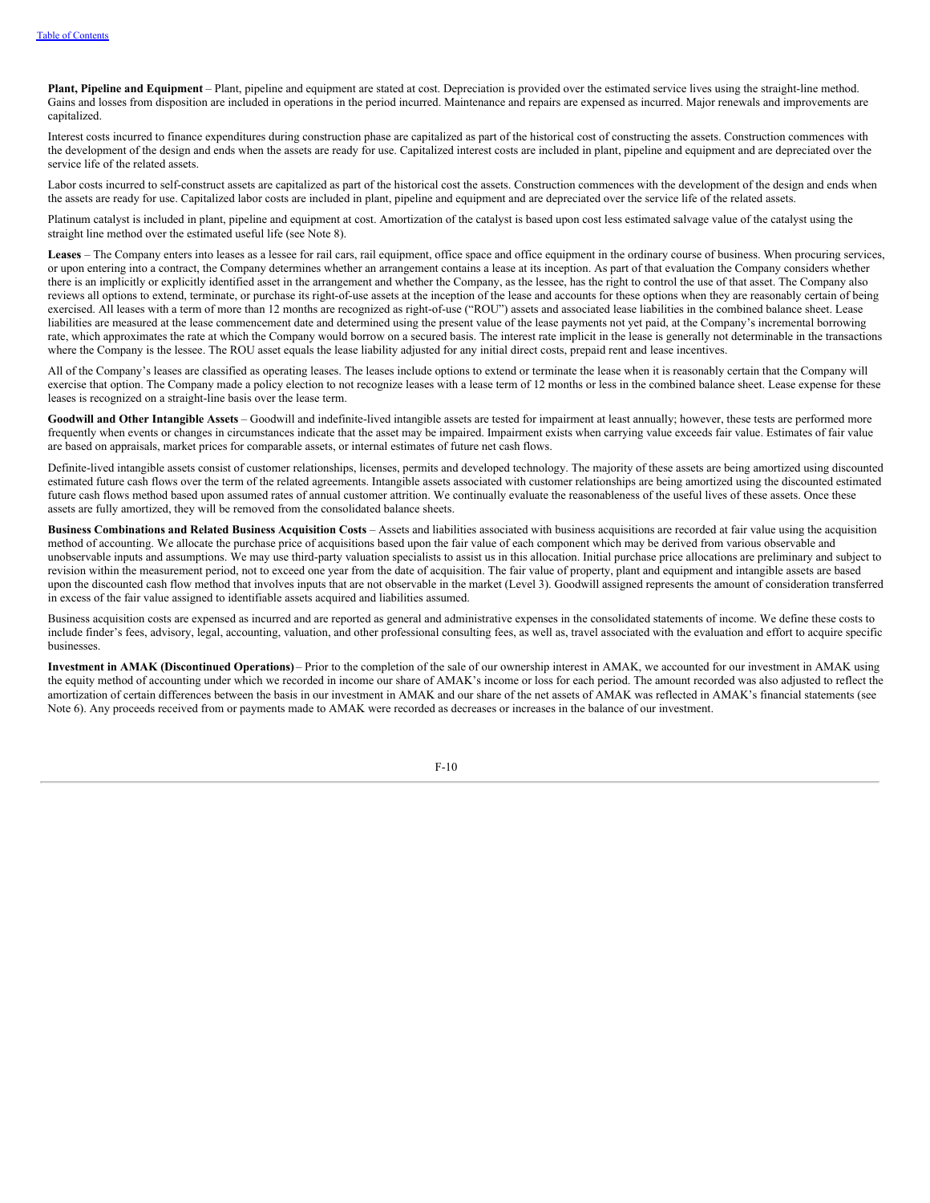**Plant, Pipeline and Equipment** – Plant, pipeline and equipment are stated at cost. Depreciation is provided over the estimated service lives using the straight-line method. Gains and losses from disposition are included in operations in the period incurred. Maintenance and repairs are expensed as incurred. Major renewals and improvements are capitalized.

Interest costs incurred to finance expenditures during construction phase are capitalized as part of the historical cost of constructing the assets. Construction commences with the development of the design and ends when the assets are ready for use. Capitalized interest costs are included in plant, pipeline and equipment and are depreciated over the service life of the related assets.

Labor costs incurred to self-construct assets are capitalized as part of the historical cost the assets. Construction commences with the development of the design and ends when the assets are ready for use. Capitalized labor costs are included in plant, pipeline and equipment and are depreciated over the service life of the related assets.

Platinum catalyst is included in plant, pipeline and equipment at cost. Amortization of the catalyst is based upon cost less estimated salvage value of the catalyst using the straight line method over the estimated useful life (see Note 8).

**Leases** – The Company enters into leases as a lessee for rail cars, rail equipment, office space and office equipment in the ordinary course of business. When procuring services, or upon entering into a contract, the Company determines whether an arrangement contains a lease at its inception. As part of that evaluation the Company considers whether there is an implicitly or explicitly identified asset in the arrangement and whether the Company, as the lessee, has the right to control the use of that asset. The Company also reviews all options to extend, terminate, or purchase its right-of-use assets at the inception of the lease and accounts for these options when they are reasonably certain of being exercised. All leases with a term of more than 12 months are recognized as right-of-use ("ROU") assets and associated lease liabilities in the combined balance sheet. Lease liabilities are measured at the lease commencement date and determined using the present value of the lease payments not yet paid, at the Company's incremental borrowing rate, which approximates the rate at which the Company would borrow on a secured basis. The interest rate implicit in the lease is generally not determinable in the transactions where the Company is the lessee. The ROU asset equals the lease liability adjusted for any initial direct costs, prepaid rent and lease incentives.

All of the Company's leases are classified as operating leases. The leases include options to extend or terminate the lease when it is reasonably certain that the Company will exercise that option. The Company made a policy election to not recognize leases with a lease term of 12 months or less in the combined balance sheet. Lease expense for these leases is recognized on a straight-line basis over the lease term.

**Goodwill and Other Intangible Assets** – Goodwill and indefinite-lived intangible assets are tested for impairment at least annually; however, these tests are performed more frequently when events or changes in circumstances indicate that the asset may be impaired. Impairment exists when carrying value exceeds fair value. Estimates of fair value are based on appraisals, market prices for comparable assets, or internal estimates of future net cash flows.

Definite-lived intangible assets consist of customer relationships, licenses, permits and developed technology. The majority of these assets are being amortized using discounted estimated future cash flows over the term of the related agreements. Intangible assets associated with customer relationships are being amortized using the discounted estimated future cash flows method based upon assumed rates of annual customer attrition. We continually evaluate the reasonableness of the useful lives of these assets. Once these assets are fully amortized, they will be removed from the consolidated balance sheets.

**Business Combinations and Related Business Acquisition Costs** – Assets and liabilities associated with business acquisitions are recorded at fair value using the acquisition method of accounting. We allocate the purchase price of acquisitions based upon the fair value of each component which may be derived from various observable and unobservable inputs and assumptions. We may use third-party valuation specialists to assist us in this allocation. Initial purchase price allocations are preliminary and subject to revision within the measurement period, not to exceed one year from the date of acquisition. The fair value of property, plant and equipment and intangible assets are based upon the discounted cash flow method that involves inputs that are not observable in the market (Level 3). Goodwill assigned represents the amount of consideration transferred in excess of the fair value assigned to identifiable assets acquired and liabilities assumed.

Business acquisition costs are expensed as incurred and are reported as general and administrative expenses in the consolidated statements of income. We define these costs to include finder's fees, advisory, legal, accounting, valuation, and other professional consulting fees, as well as, travel associated with the evaluation and effort to acquire specific businesses.

**Investment in AMAK (Discontinued Operations)** – Prior to the completion of the sale of our ownership interest in AMAK, we accounted for our investment in AMAK using the equity method of accounting under which we recorded in income our share of AMAK's income or loss for each period. The amount recorded was also adjusted to reflect the amortization of certain differences between the basis in our investment in AMAK and our share of the net assets of AMAK was reflected in AMAK's financial statements (see Note 6). Any proceeds received from or payments made to AMAK were recorded as decreases or increases in the balance of our investment.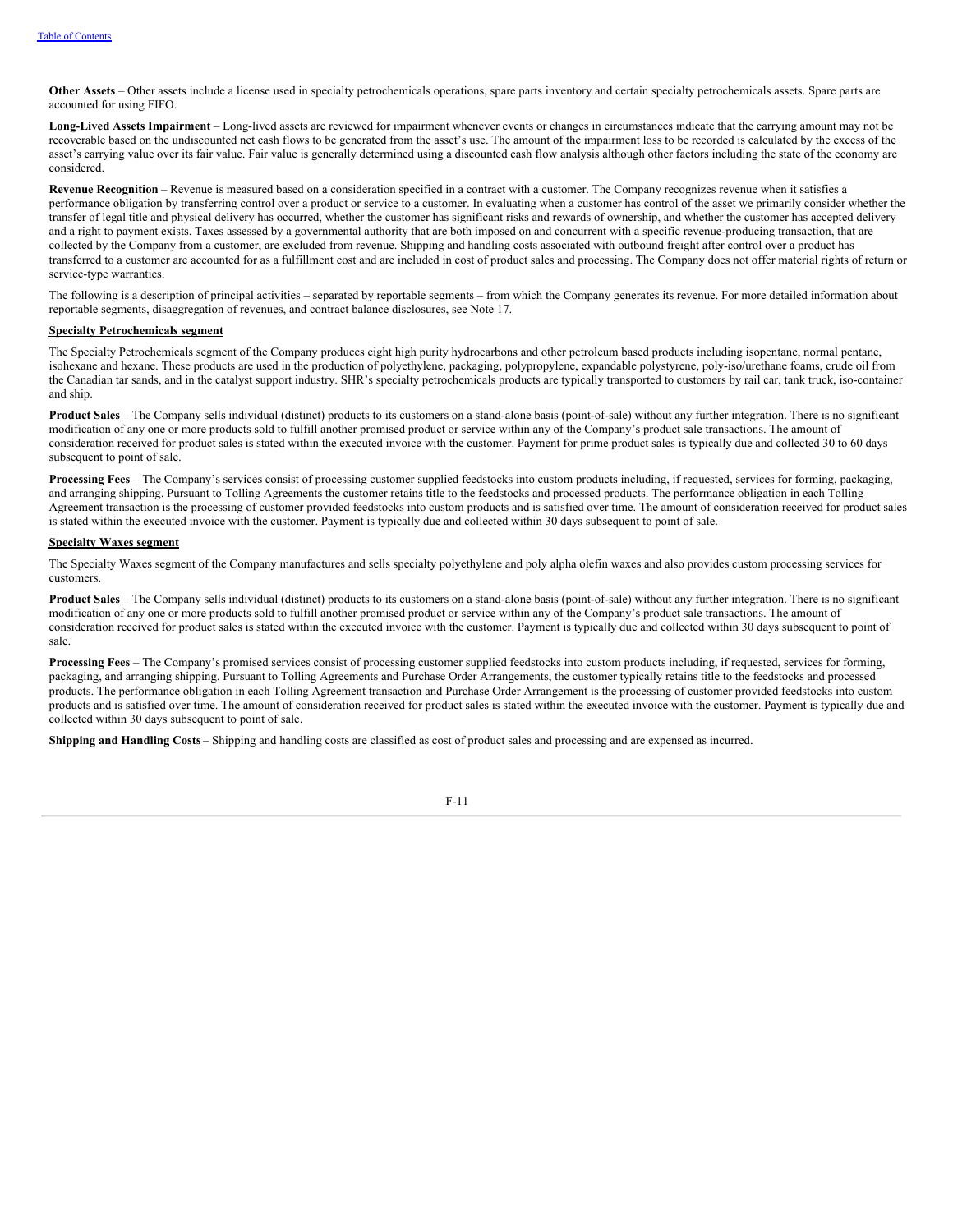**Other Assets** – Other assets include a license used in specialty petrochemicals operations, spare parts inventory and certain specialty petrochemicals assets. Spare parts are accounted for using FIFO.

**Long-Lived Assets Impairment** – Long-lived assets are reviewed for impairment whenever events or changes in circumstances indicate that the carrying amount may not be recoverable based on the undiscounted net cash flows to be generated from the asset's use. The amount of the impairment loss to be recorded is calculated by the excess of the asset's carrying value over its fair value. Fair value is generally determined using a discounted cash flow analysis although other factors including the state of the economy are considered.

**Revenue Recognition** – Revenue is measured based on a consideration specified in a contract with a customer. The Company recognizes revenue when it satisfies a performance obligation by transferring control over a product or service to a customer. In evaluating when a customer has control of the asset we primarily consider whether the transfer of legal title and physical delivery has occurred, whether the customer has significant risks and rewards of ownership, and whether the customer has accepted delivery and a right to payment exists. Taxes assessed by a governmental authority that are both imposed on and concurrent with a specific revenue-producing transaction, that are collected by the Company from a customer, are excluded from revenue. Shipping and handling costs associated with outbound freight after control over a product has transferred to a customer are accounted for as a fulfillment cost and are included in cost of product sales and processing. The Company does not offer material rights of return or service-type warranties.

The following is a description of principal activities – separated by reportable segments – from which the Company generates its revenue. For more detailed information about reportable segments, disaggregation of revenues, and contract balance disclosures, see Note 17.

**Specialty Petrochemicals segment**

The Specialty Petrochemicals segment of the Company produces eight high purity hydrocarbons and other petroleum based products including isopentane, normal pentane, isohexane and hexane. These products are used in the production of polyethylene, packaging, polypropylene, expandable polystyrene, poly-iso/urethane foams, crude oil from the Canadian tar sands, and in the catalyst support industry. SHR's specialty petrochemicals products are typically transported to customers by rail car, tank truck, iso-container and ship.

**Product Sales** – The Company sells individual (distinct) products to its customers on a stand-alone basis (point-of-sale) without any further integration. There is no significant modification of any one or more products sold to fulfill another promised product or service within any of the Company's product sale transactions. The amount of consideration received for product sales is stated within the executed invoice with the customer. Payment for prime product sales is typically due and collected 30 to 60 days subsequent to point of sale.

**Processing Fees** – The Company's services consist of processing customer supplied feedstocks into custom products including, if requested, services for forming, packaging, and arranging shipping. Pursuant to Tolling Agreements the customer retains title to the feedstocks and processed products. The performance obligation in each Tolling Agreement transaction is the processing of customer provided feedstocks into custom products and is satisfied over time. The amount of consideration received for product sales is stated within the executed invoice with the customer. Payment is typically due and collected within 30 days subsequent to point of sale.

**Specialty Waxes segment**

The Specialty Waxes segment of the Company manufactures and sells specialty polyethylene and poly alpha olefin waxes and also provides custom processing services for customers.

**Product Sales** – The Company sells individual (distinct) products to its customers on a stand-alone basis (point-of-sale) without any further integration. There is no significant modification of any one or more products sold to fulfill another promised product or service within any of the Company's product sale transactions. The amount of consideration received for product sales is stated within the executed invoice with the customer. Payment is typically due and collected within 30 days subsequent to point of sale.

**Processing Fees** – The Company's promised services consist of processing customer supplied feedstocks into custom products including, if requested, services for forming, packaging, and arranging shipping. Pursuant to Tolling Agreements and Purchase Order Arrangements, the customer typically retains title to the feedstocks and processed products. The performance obligation in each Tolling Agreement transaction and Purchase Order Arrangement is the processing of customer provided feedstocks into custom products and is satisfied over time. The amount of consideration received for product sales is stated within the executed invoice with the customer. Payment is typically due and collected within 30 days subsequent to point of sale.

**Shipping and Handling Costs** – Shipping and handling costs are classified as cost of product sales and processing and are expensed as incurred.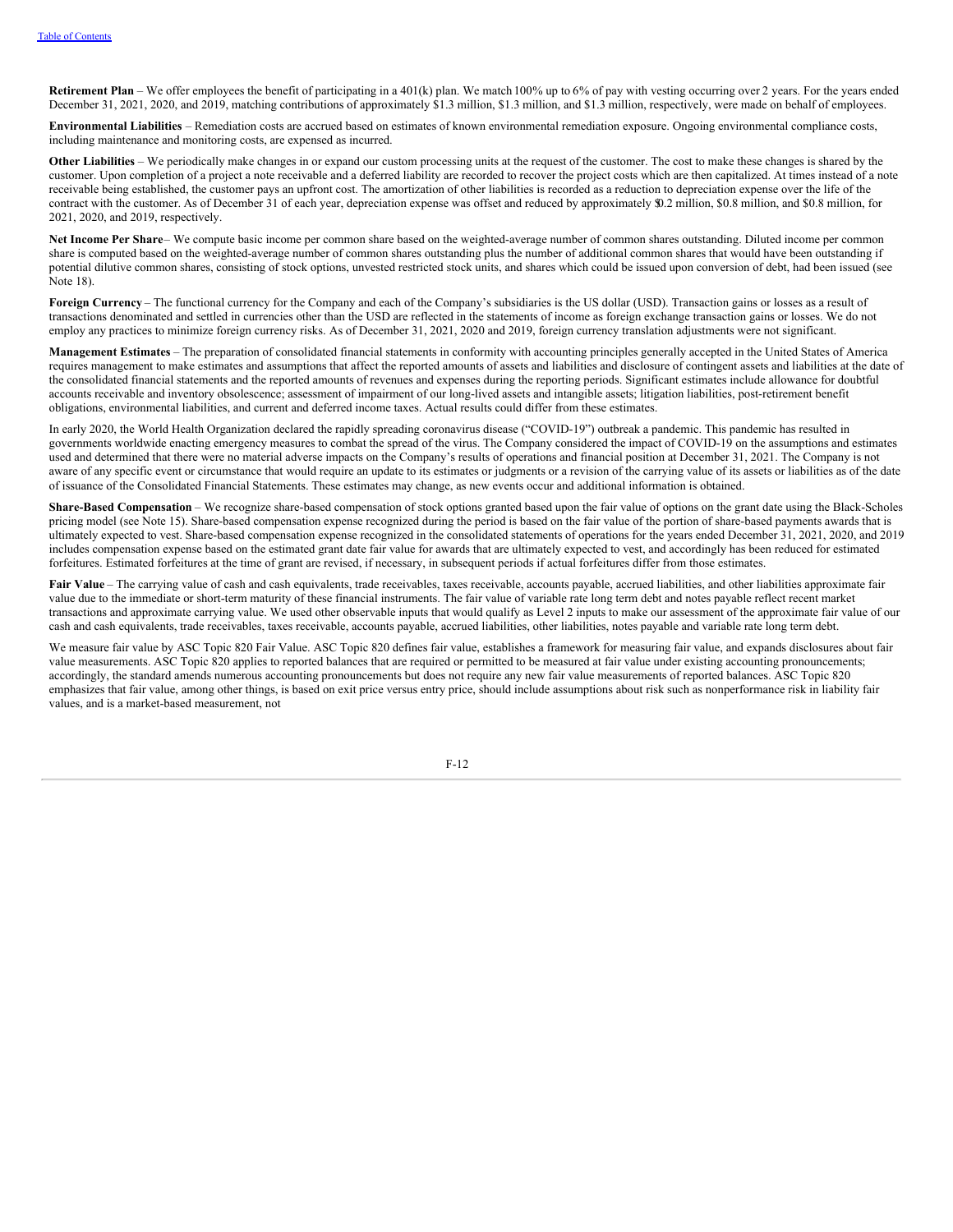**Retirement Plan** – We offer employees the benefit of participating in a 401(k) plan. We match 100% up to 6% of pay with vesting occurring over 2 years. For the years ended December 31, 2021, 2020, and 2019, matching contributions of approximately $1.3 million, $1.3 million, and $1.3 million, respectively, were made on behalf of employees.

**Environmental Liabilities** – Remediation costs are accrued based on estimates of known environmental remediation exposure. Ongoing environmental compliance costs, including maintenance and monitoring costs, are expensed as incurred.

**Other Liabilities** – We periodically make changes in or expand our custom processing units at the request of the customer. The cost to make these changes is shared by the customer. Upon completion of a project a note receivable and a deferred liability are recorded to recover the project costs which are then capitalized. At times instead of a note receivable being established, the customer pays an upfront cost. The amortization of other liabilities is recorded as a reduction to depreciation expense over the life of the contract with the customer. As of December 31 of each year, depreciation expense was offset and reduced by approximately $0.2 million, $0.8 million, and $0.8 million, for 2021, 2020, and 2019, respectively.

**Net Income Per Share**– We compute basic income per common share based on the weighted-average number of common shares outstanding. Diluted income per common share is computed based on the weighted-average number of common shares outstanding plus the number of additional common shares that would have been outstanding if potential dilutive common shares, consisting of stock options, unvested restricted stock units, and shares which could be issued upon conversion of debt, had been issued (see Note 18).

**Foreign Currency** – The functional currency for the Company and each of the Company's subsidiaries is the US dollar (USD). Transaction gains or losses as a result of transactions denominated and settled in currencies other than the USD are reflected in the statements of income as foreign exchange transaction gains or losses. We do not employ any practices to minimize foreign currency risks. As of December 31, 2021, 2020 and 2019, foreign currency translation adjustments were not significant.

**Management Estimates** – The preparation of consolidated financial statements in conformity with accounting principles generally accepted in the United States of America requires management to make estimates and assumptions that affect the reported amounts of assets and liabilities and disclosure of contingent assets and liabilities at the date of the consolidated financial statements and the reported amounts of revenues and expenses during the reporting periods. Significant estimates include allowance for doubtful accounts receivable and inventory obsolescence; assessment of impairment of our long-lived assets and intangible assets; litigation liabilities, post-retirement benefit obligations, environmental liabilities, and current and deferred income taxes. Actual results could differ from these estimates.

In early 2020, the World Health Organization declared the rapidly spreading coronavirus disease ("COVID-19") outbreak a pandemic. This pandemic has resulted in governments worldwide enacting emergency measures to combat the spread of the virus. The Company considered the impact of COVID-19 on the assumptions and estimates used and determined that there were no material adverse impacts on the Company's results of operations and financial position at December 31, 2021. The Company is not aware of any specific event or circumstance that would require an update to its estimates or judgments or a revision of the carrying value of its assets or liabilities as of the date of issuance of the Consolidated Financial Statements. These estimates may change, as new events occur and additional information is obtained.

**Share-Based Compensation** – We recognize share-based compensation of stock options granted based upon the fair value of options on the grant date using the Black-Scholes pricing model (see Note 15). Share-based compensation expense recognized during the period is based on the fair value of the portion of share-based payments awards that is ultimately expected to vest. Share-based compensation expense recognized in the consolidated statements of operations for the years ended December 31, 2021, 2020, and 2019 includes compensation expense based on the estimated grant date fair value for awards that are ultimately expected to vest, and accordingly has been reduced for estimated forfeitures. Estimated forfeitures at the time of grant are revised, if necessary, in subsequent periods if actual forfeitures differ from those estimates.

**Fair Value** – The carrying value of cash and cash equivalents, trade receivables, taxes receivable, accounts payable, accrued liabilities, and other liabilities approximate fair value due to the immediate or short-term maturity of these financial instruments. The fair value of variable rate long term debt and notes payable reflect recent market transactions and approximate carrying value. We used other observable inputs that would qualify as Level 2 inputs to make our assessment of the approximate fair value of our cash and cash equivalents, trade receivables, taxes receivable, accounts payable, accrued liabilities, other liabilities, notes payable and variable rate long term debt.

We measure fair value by ASC Topic 820 Fair Value. ASC Topic 820 defines fair value, establishes a framework for measuring fair value, and expands disclosures about fair value measurements. ASC Topic 820 applies to reported balances that are required or permitted to be measured at fair value under existing accounting pronouncements; accordingly, the standard amends numerous accounting pronouncements but does not require any new fair value measurements of reported balances. ASC Topic 820 emphasizes that fair value, among other things, is based on exit price versus entry price, should include assumptions about risk such as nonperformance risk in liability fair values, and is a market-based measurement, not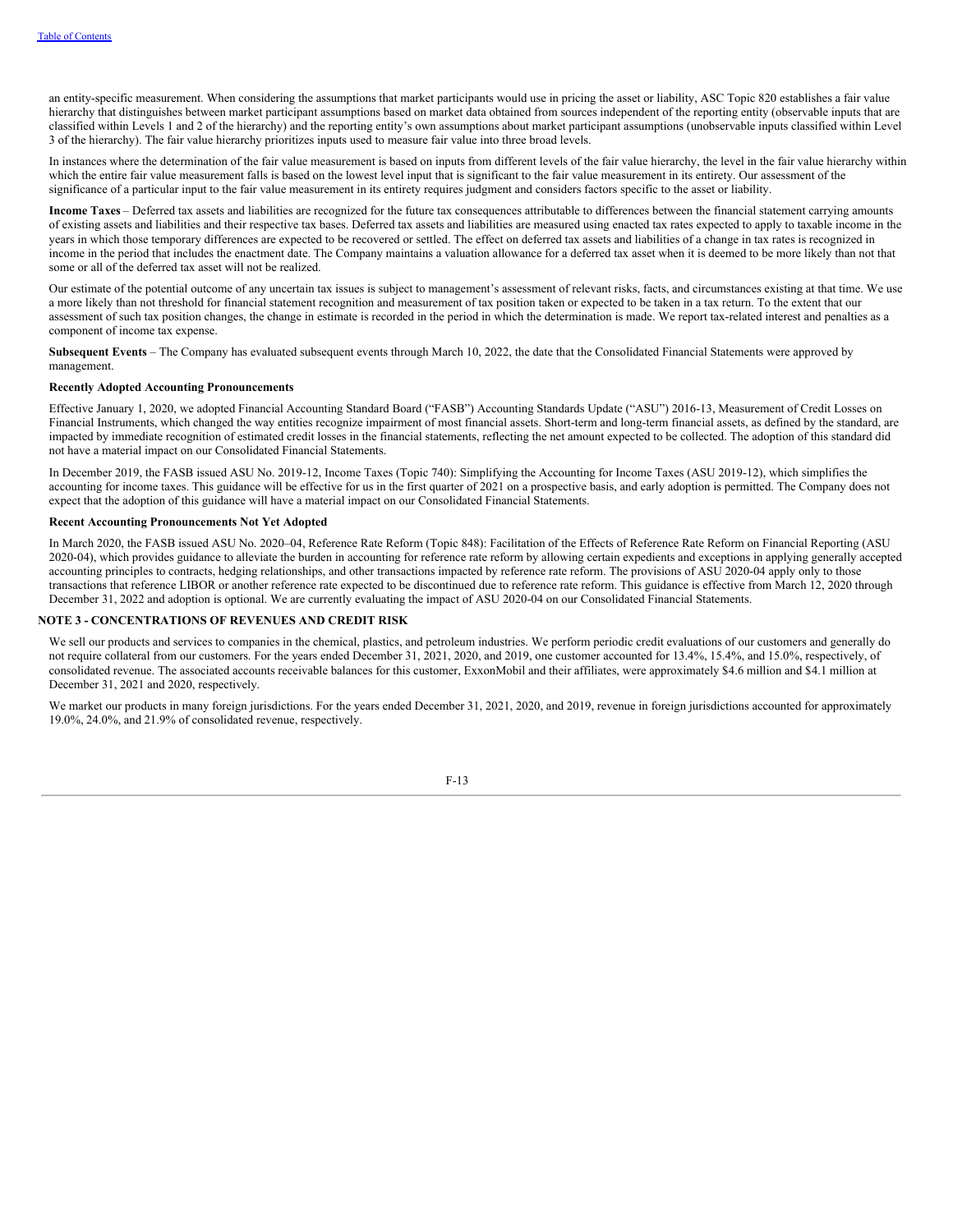an entity-specific measurement. When considering the assumptions that market participants would use in pricing the asset or liability, ASC Topic 820 establishes a fair value hierarchy that distinguishes between market participant assumptions based on market data obtained from sources independent of the reporting entity (observable inputs that are classified within Levels 1 and 2 of the hierarchy) and the reporting entity's own assumptions about market participant assumptions (unobservable inputs classified within Level 3 of the hierarchy). The fair value hierarchy prioritizes inputs used to measure fair value into three broad levels.

In instances where the determination of the fair value measurement is based on inputs from different levels of the fair value hierarchy, the level in the fair value hierarchy within which the entire fair value measurement falls is based on the lowest level input that is significant to the fair value measurement in its entirety. Our assessment of the significance of a particular input to the fair value measurement in its entirety requires judgment and considers factors specific to the asset or liability.

**Income Taxes** – Deferred tax assets and liabilities are recognized for the future tax consequences attributable to differences between the financial statement carrying amounts of existing assets and liabilities and their respective tax bases. Deferred tax assets and liabilities are measured using enacted tax rates expected to apply to taxable income in the years in which those temporary differences are expected to be recovered or settled. The effect on deferred tax assets and liabilities of a change in tax rates is recognized in income in the period that includes the enactment date. The Company maintains a valuation allowance for a deferred tax asset when it is deemed to be more likely than not that some or all of the deferred tax asset will not be realized.

Our estimate of the potential outcome of any uncertain tax issues is subject to management's assessment of relevant risks, facts, and circumstances existing at that time. We use a more likely than not threshold for financial statement recognition and measurement of tax position taken or expected to be taken in a tax return. To the extent that our assessment of such tax position changes, the change in estimate is recorded in the period in which the determination is made. We report tax-related interest and penalties as a component of income tax expense.

**Subsequent Events** – The Company has evaluated subsequent events through March 10, 2022, the date that the Consolidated Financial Statements were approved by management.

**Recently Adopted Accounting Pronouncements**

Effective January 1, 2020, we adopted Financial Accounting Standard Board ("FASB") Accounting Standards Update ("ASU") 2016-13, Measurement of Credit Losses on Financial Instruments, which changed the way entities recognize impairment of most financial assets. Short-term and long-term financial assets, as defined by the standard, are impacted by immediate recognition of estimated credit losses in the financial statements, reflecting the net amount expected to be collected. The adoption of this standard did not have a material impact on our Consolidated Financial Statements.

In December 2019, the FASB issued ASU No. 2019-12, Income Taxes (Topic 740): Simplifying the Accounting for Income Taxes (ASU 2019-12), which simplifies the accounting for income taxes. This guidance will be effective for us in the first quarter of 2021 on a prospective basis, and early adoption is permitted. The Company does not expect that the adoption of this guidance will have a material impact on our Consolidated Financial Statements.

**Recent Accounting Pronouncements Not Yet Adopted**

In March 2020, the FASB issued ASU No. 2020–04, Reference Rate Reform (Topic 848): Facilitation of the Effects of Reference Rate Reform on Financial Reporting (ASU 2020-04), which provides guidance to alleviate the burden in accounting for reference rate reform by allowing certain expedients and exceptions in applying generally accepted accounting principles to contracts, hedging relationships, and other transactions impacted by reference rate reform. The provisions of ASU 2020-04 apply only to those transactions that reference LIBOR or another reference rate expected to be discontinued due to reference rate reform. This guidance is effective from March 12, 2020 through December 31, 2022 and adoption is optional. We are currently evaluating the impact of ASU 2020-04 on our Consolidated Financial Statements.

## NOTE 3 - CONCENTRATIONS OF REVENUES AND CREDIT RISK

We sell our products and services to companies in the chemical, plastics, and petroleum industries. We perform periodic credit evaluations of our customers and generally do not require collateral from our customers. For the years ended December 31, 2021, 2020, and 2019, one customer accounted for 13.4%, 15.4%, and 15.0%, respectively, of consolidated revenue. The associated accounts receivable balances for this customer, ExxonMobil and their affiliates, were approximately $4.6 million and $4.1 million at December 31, 2021 and 2020, respectively.

We market our products in many foreign jurisdictions. For the years ended December 31, 2021, 2020, and 2019, revenue in foreign jurisdictions accounted for approximately 19.0%, 24.0%, and 21.9% of consolidated revenue, respectively.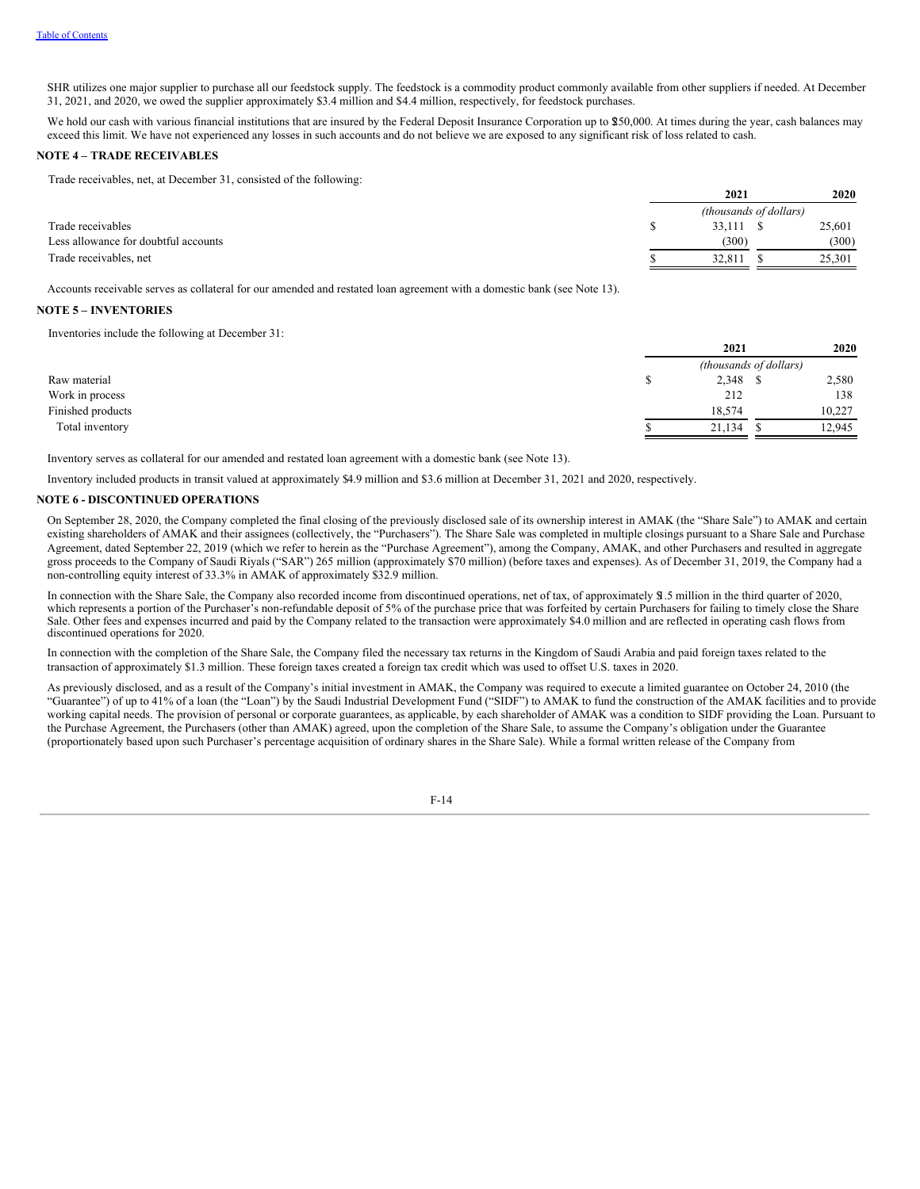SHR utilizes one major supplier to purchase all our feedstock supply. The feedstock is a commodity product commonly available from other suppliers if needed. At December 31, 2021, and 2020, we owed the supplier approximately $3.4 million and $4.4 million, respectively, for feedstock purchases.

We hold our cash with various financial institutions that are insured by the Federal Deposit Insurance Corporation up to $250,000. At times during the year, cash balances may exceed this limit. We have not experienced any losses in such accounts and do not believe we are exposed to any significant risk of loss related to cash.

**NOTE 4 – TRADE RECEIVABLES**

Trade receivables, net, at December 31, consisted of the following:

| | 2021 | 2020 |
|---|---|---|
| | *(thousands of dollars)* | |
| Trade receivables | $ 33,111 | $ 25,601 |
| Less allowance for doubtful accounts | (300) | (300) |
| Trade receivables, net | $ 32,811 | $ 25,301 |

Accounts receivable serves as collateral for our amended and restated loan agreement with a domestic bank (see Note 13).

**NOTE 5 – INVENTORIES**

Inventories include the following at December 31:

| | 2021 | 2020 |
|---|---|---|
| | *(thousands of dollars)* | |
| Raw material | $ 2,348 | $ 2,580 |
| Work in process | 212 | 138 |
| Finished products | 18,574 | 10,227 |
| Total inventory | $ 21,134 | $ 12,945 |

Inventory serves as collateral for our amended and restated loan agreement with a domestic bank (see Note 13).

Inventory included products in transit valued at approximately $4.9 million and $3.6 million at December 31, 2021 and 2020, respectively.

**NOTE 6 - DISCONTINUED OPERATIONS**

On September 28, 2020, the Company completed the final closing of the previously disclosed sale of its ownership interest in AMAK (the "Share Sale") to AMAK and certain existing shareholders of AMAK and their assignees (collectively, the "Purchasers"). The Share Sale was completed in multiple closings pursuant to a Share Sale and Purchase Agreement, dated September 22, 2019 (which we refer to herein as the "Purchase Agreement"), among the Company, AMAK, and other Purchasers and resulted in aggregate gross proceeds to the Company of Saudi Riyals ("SAR") 265 million (approximately $70 million) (before taxes and expenses). As of December 31, 2019, the Company had a non-controlling equity interest of 33.3% in AMAK of approximately $32.9 million.

In connection with the Share Sale, the Company also recorded income from discontinued operations, net of tax, of approximately $1.5 million in the third quarter of 2020, which represents a portion of the Purchaser's non-refundable deposit of 5% of the purchase price that was forfeited by certain Purchasers for failing to timely close the Share Sale. Other fees and expenses incurred and paid by the Company related to the transaction were approximately $4.0 million and are reflected in operating cash flows from discontinued operations for 2020.

In connection with the completion of the Share Sale, the Company filed the necessary tax returns in the Kingdom of Saudi Arabia and paid foreign taxes related to the transaction of approximately $1.3 million. These foreign taxes created a foreign tax credit which was used to offset U.S. taxes in 2020.

As previously disclosed, and as a result of the Company's initial investment in AMAK, the Company was required to execute a limited guarantee on October 24, 2010 (the "Guarantee") of up to 41% of a loan (the "Loan") by the Saudi Industrial Development Fund ("SIDF") to AMAK to fund the construction of the AMAK facilities and to provide working capital needs. The provision of personal or corporate guarantees, as applicable, by each shareholder of AMAK was a condition to SIDF providing the Loan. Pursuant to the Purchase Agreement, the Purchasers (other than AMAK) agreed, upon the completion of the Share Sale, to assume the Company's obligation under the Guarantee (proportionately based upon such Purchaser's percentage acquisition of ordinary shares in the Share Sale). While a formal written release of the Company from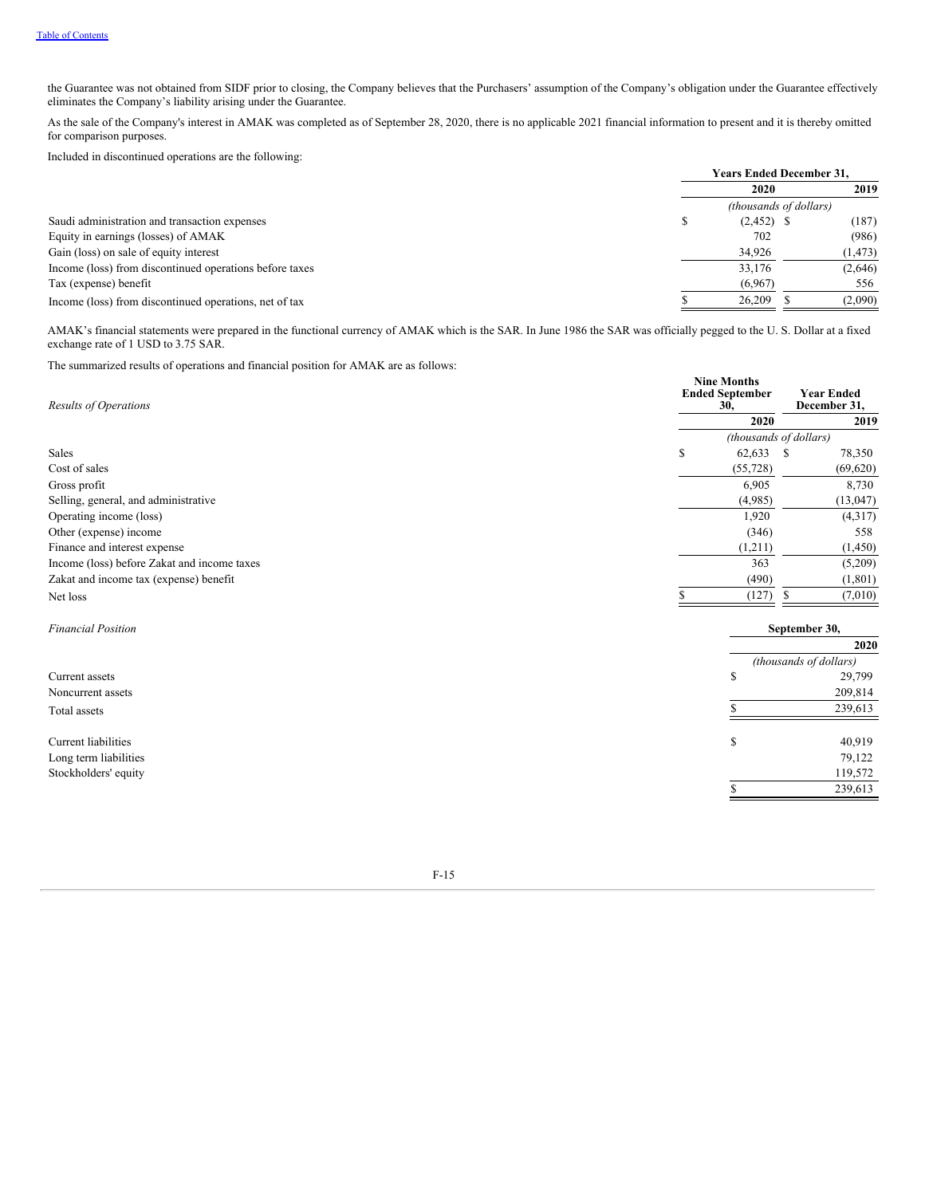the Guarantee was not obtained from SIDF prior to closing, the Company believes that the Purchasers' assumption of the Company's obligation under the Guarantee effectively eliminates the Company's liability arising under the Guarantee.

As the sale of the Company's interest in AMAK was completed as of September 28, 2020, there is no applicable 2021 financial information to present and it is thereby omitted for comparison purposes.

Included in discontinued operations are the following:

| | Years Ended December 31, | |
|---|---|---|
| | 2020 | 2019 |
| | *(thousands of dollars)* | |
| Saudi administration and transaction expenses | $ (2,452) | $ (187) |
| Equity in earnings (losses) of AMAK | 702 | (986) |
| Gain (loss) on sale of equity interest | 34,926 | (1,473) |
| Income (loss) from discontinued operations before taxes | 33,176 | (2,646) |
| Tax (expense) benefit | (6,967) | 556 |
| Income (loss) from discontinued operations, net of tax | $ 26,209 | $ (2,090) |

AMAK's financial statements were prepared in the functional currency of AMAK which is the SAR. In June 1986 the SAR was officially pegged to the U. S. Dollar at a fixed exchange rate of 1 USD to 3.75 SAR.

The summarized results of operations and financial position for AMAK are as follows:

| *Results of Operations* | Nine Months Ended September 30, | Year Ended December 31, |
|---|---|---|
| | 2020 | 2019 |
| | *(thousands of dollars)* | |
| Sales | $ 62,633 | $ 78,350 |
| Cost of sales | (55,728) | (69,620) |
| Gross profit | 6,905 | 8,730 |
| Selling, general, and administrative | (4,985) | (13,047) |
| Operating income (loss) | 1,920 | (4,317) |
| Other (expense) income | (346) | 558 |
| Finance and interest expense | (1,211) | (1,450) |
| Income (loss) before Zakat and income taxes | 363 | (5,209) |
| Zakat and income tax (expense) benefit | (490) | (1,801) |
| Net loss | $ (127) | $ (7,010) |

| *Financial Position* | September 30, |
|---|---|
| | 2020 |
| | *(thousands of dollars)* |
| Current assets | $ 29,799 |
| Noncurrent assets | 209,814 |
| Total assets | $ 239,613 |
| | |
| Current liabilities | $ 40,919 |
| Long term liabilities | 79,122 |
| Stockholders' equity | 119,572 |
| | $ 239,613 |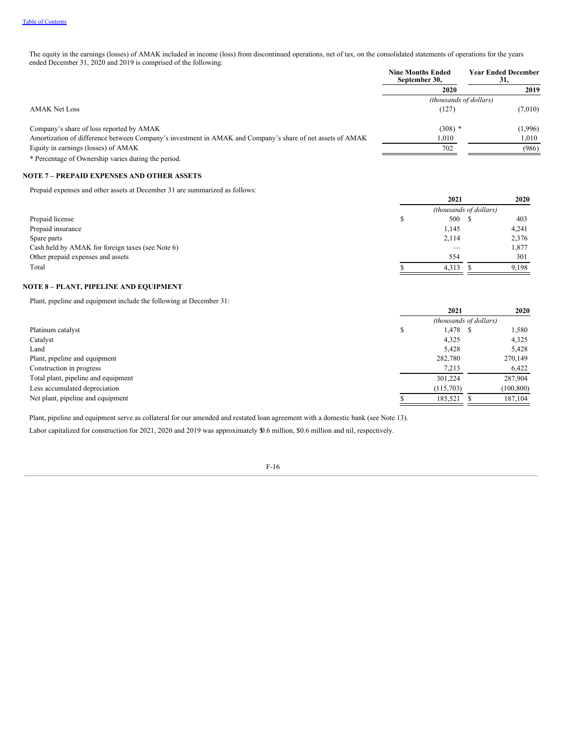The equity in the earnings (losses) of AMAK included in income (loss) from discontinued operations, net of tax, on the consolidated statements of operations for the years ended December 31, 2020 and 2019 is comprised of the following:

| | Nine Months Ended September 30, | Year Ended December 31, |
|---|---|---|
| | 2020 | 2019 |
| | *(thousands of dollars)* | |
| AMAK Net Loss | (127) | (7,010) |
| | | |
| Company's share of loss reported by AMAK | (308) * | (1,996) |
| Amortization of difference between Company's investment in AMAK and Company's share of net assets of AMAK | 1,010 | 1,010 |
| Equity in earnings (losses) of AMAK | 702 | (986) |

\* Percentage of Ownership varies during the period.

## NOTE 7 – PREPAID EXPENSES AND OTHER ASSETS

Prepaid expenses and other assets at December 31 are summarized as follows:

| | 2021 | 2020 |
|---|---|---|
| | *(thousands of dollars)* | |
| Prepaid license | $ 500 | $ 403 |
| Prepaid insurance | 1,145 | 4,241 |
| Spare parts | 2,114 | 2,376 |
| Cash held by AMAK for foreign taxes (see Note 6) | — | 1,877 |
| Other prepaid expenses and assets | 554 | 301 |
| Total | $ 4,313 | $ 9,198 |

## NOTE 8 – PLANT, PIPELINE AND EQUIPMENT

Plant, pipeline and equipment include the following at December 31:

| | 2021 | 2020 |
|---|---|---|
| | *(thousands of dollars)* | |
| Platinum catalyst | $ 1,478 | $ 1,580 |
| Catalyst | 4,325 | 4,325 |
| Land | 5,428 | 5,428 |
| Plant, pipeline and equipment | 282,780 | 270,149 |
| Construction in progress | 7,213 | 6,422 |
| Total plant, pipeline and equipment | 301,224 | 287,904 |
| Less accumulated depreciation | (115,703) | (100,800) |
| Net plant, pipeline and equipment | $ 185,521 | $ 187,104 |

Plant, pipeline and equipment serve as collateral for our amended and restated loan agreement with a domestic bank (see Note 13).

Labor capitalized for construction for 2021, 2020 and 2019 was approximately $0.6 million, $0.6 million and nil, respectively.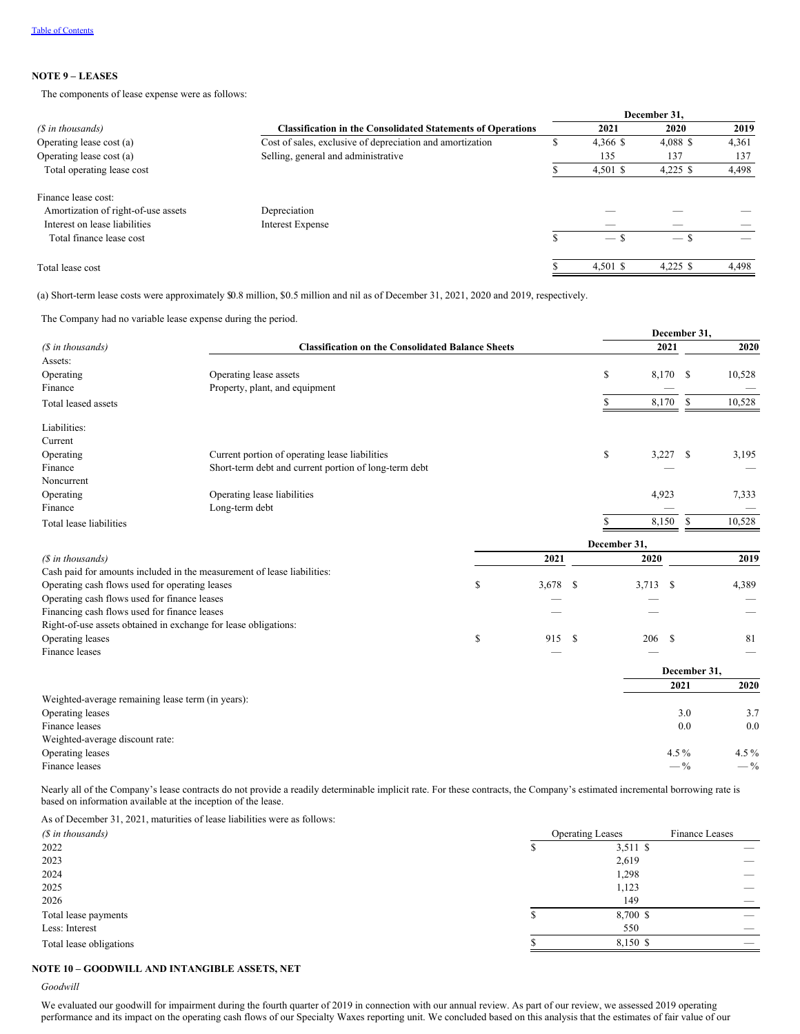Table of Contents

**NOTE 9 – LEASES**

The components of lease expense were as follows:

| ($ in thousands) | Classification in the Consolidated Statements of Operations | December 31, 2021 | 2020 | 2019 |
|---|---|---|---|---|
| Operating lease cost (a) | Cost of sales, exclusive of depreciation and amortization | $ 4,366 | $ 4,088 | $ 4,361 |
| Operating lease cost (a) | Selling, general and administrative | 135 | 137 | 137 |
| Total operating lease cost | | $ 4,501 | $ 4,225 | $ 4,498 |
| | | | | |
| Finance lease cost: | | | | |
| Amortization of right-of-use assets | Depreciation | — | — | — |
| Interest on lease liabilities | Interest Expense | — | — | — |
| Total finance lease cost | | $ — | $ — | $ — |
| | | | | |
| Total lease cost | | $ 4,501 | $ 4,225 | $ 4,498 |

(a) Short-term lease costs were approximately $0.8 million, $0.5 million and nil as of December 31, 2021, 2020 and 2019, respectively.

The Company had no variable lease expense during the period.

| ($ in thousands) | Classification on the Consolidated Balance Sheets | December 31, 2021 | 2020 |
|---|---|---|---|
| Assets: | | | |
| Operating | Operating lease assets | $ 8,170 | $ 10,528 |
| Finance | Property, plant, and equipment | — | — |
| Total leased assets | | $ 8,170 | $ 10,528 |
| | | | |
| Liabilities: | | | |
| Current | | | |
| Operating | Current portion of operating lease liabilities | $ 3,227 | $ 3,195 |
| Finance | Short-term debt and current portion of long-term debt | — | — |
| Noncurrent | | | |
| Operating | Operating lease liabilities | 4,923 | 7,333 |
| Finance | Long-term debt | — | — |
| Total lease liabilities | | $ 8,150 | $ 10,528 |

| ($ in thousands) | December 31, 2021 | 2020 | 2019 |
|---|---|---|---|
| Cash paid for amounts included in the measurement of lease liabilities: | | | |
| Operating cash flows used for operating leases | $ 3,678 | $ 3,713 | $ 4,389 |
| Operating cash flows used for finance leases | — | — | — |
| Financing cash flows used for finance leases | — | — | — |
| Right-of-use assets obtained in exchange for lease obligations: | | | |
| Operating leases | $ 915 | $ 206 | $ 81 |
| Finance leases | — | — | — |

| | December 31, 2021 | 2020 |
|---|---|---|
| Weighted-average remaining lease term (in years): | | |
| Operating leases | 3.0 | 3.7 |
| Finance leases | 0.0 | 0.0 |
| Weighted-average discount rate: | | |
| Operating leases | 4.5 % | 4.5 % |
| Finance leases | — % | — % |

Nearly all of the Company's lease contracts do not provide a readily determinable implicit rate. For these contracts, the Company's estimated incremental borrowing rate is based on information available at the inception of the lease.

As of December 31, 2021, maturities of lease liabilities were as follows:

| ($ in thousands) | Operating Leases | Finance Leases |
|---|---|---|
| 2022 | $ 3,511 | $ — |
| 2023 | 2,619 | — |
| 2024 | 1,298 | — |
| 2025 | 1,123 | — |
| 2026 | 149 | — |
| Total lease payments | $ 8,700 | $ — |
| Less: Interest | 550 | — |
| Total lease obligations | $ 8,150 | $ — |

**NOTE 10 – GOODWILL AND INTANGIBLE ASSETS, NET**

*Goodwill*

We evaluated our goodwill for impairment during the fourth quarter of 2019 in connection with our annual review. As part of our review, we assessed 2019 operating performance and its impact on the operating cash flows of our Specialty Waxes reporting unit. We concluded based on this analysis that the estimates of fair value of our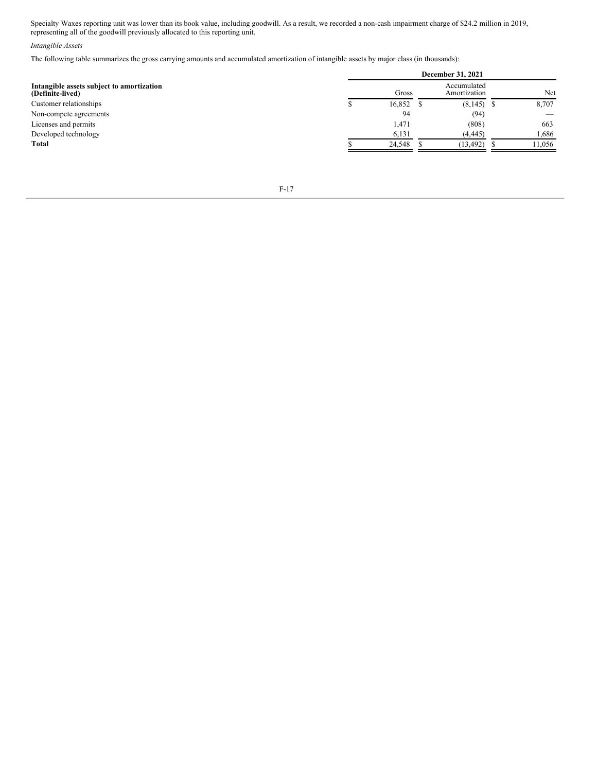Specialty Waxes reporting unit was lower than its book value, including goodwill. As a result, we recorded a non-cash impairment charge of $24.2 million in 2019, representing all of the goodwill previously allocated to this reporting unit.

*Intangible Assets*

The following table summarizes the gross carrying amounts and accumulated amortization of intangible assets by major class (in thousands):

| **Intangible assets subject to amortization (Definite-lived)** | **December 31, 2021** | | |
|---|---|---|---|
| | Gross | Accumulated Amortization | Net |
| Customer relationships | $ 16,852 | $ (8,145) | $ 8,707 |
| Non-compete agreements | 94 | (94) | — |
| Licenses and permits | 1,471 | (808) | 663 |
| Developed technology | 6,131 | (4,445) | 1,686 |
| **Total** | $ 24,548 | $ (13,492) | $ 11,056 |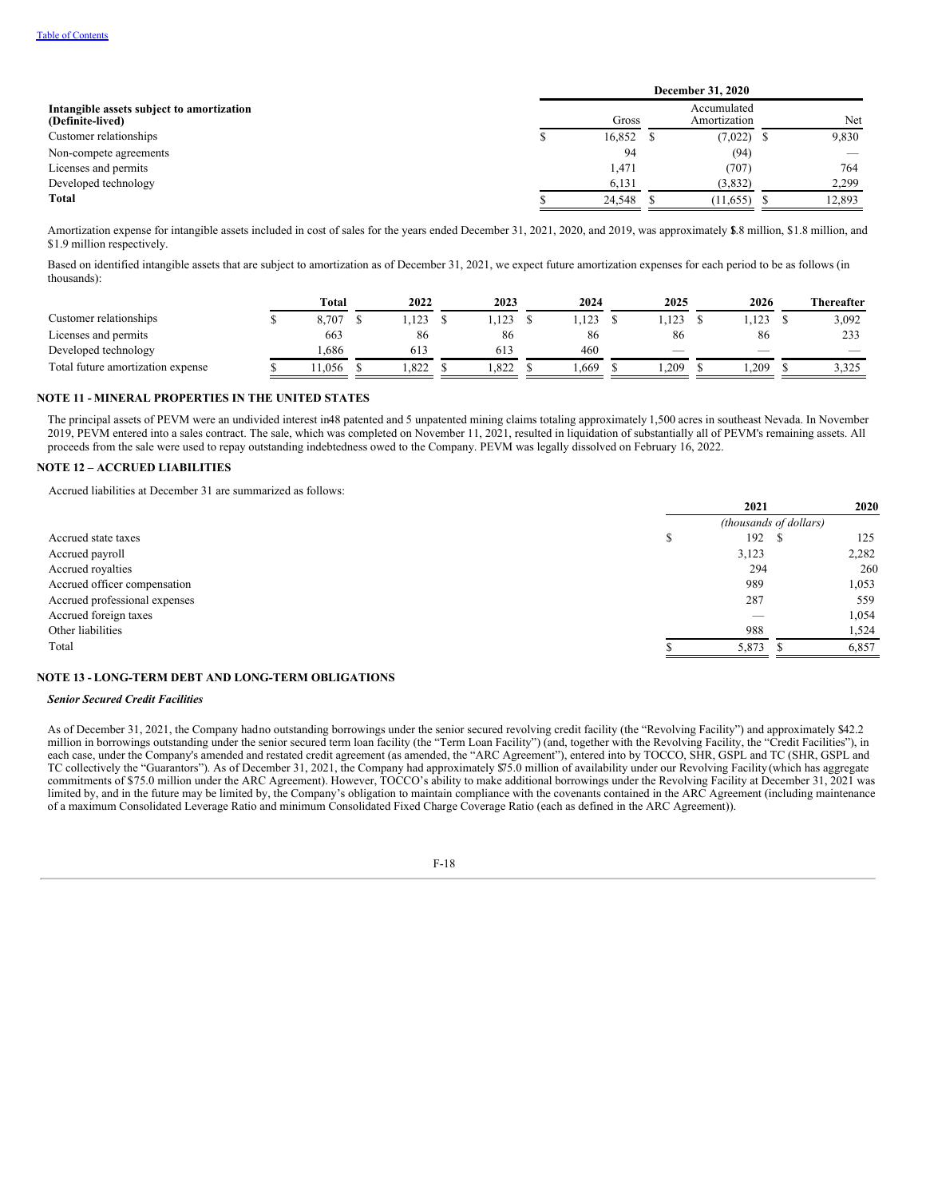| Intangible assets subject to amortization (Definite-lived) | December 31, 2020 | | |
|---|---|---|---|
| | Gross | Accumulated Amortization | Net |
| Customer relationships | $ 16,852 | $ (7,022) | $ 9,830 |
| Non-compete agreements | 94 | (94) | — |
| Licenses and permits | 1,471 | (707) | 764 |
| Developed technology | 6,131 | (3,832) | 2,299 |
| **Total** | $ 24,548 | $ (11,655) | $ 12,893 |

Amortization expense for intangible assets included in cost of sales for the years ended December 31, 2021, 2020, and 2019, was approximately $1.8 million, $1.8 million, and $1.9 million respectively.

Based on identified intangible assets that are subject to amortization as of December 31, 2021, we expect future amortization expenses for each period to be as follows (in thousands):

| | Total | 2022 | 2023 | 2024 | 2025 | 2026 | Thereafter |
|---|---|---|---|---|---|---|---|
| Customer relationships | $ 8,707 | $ 1,123 | $ 1,123 | $ 1,123 | $ 1,123 | $ 1,123 | $ 3,092 |
| Licenses and permits | 663 | 86 | 86 | 86 | 86 | 86 | 233 |
| Developed technology | 1,686 | 613 | 613 | 460 | — | — | — |
| Total future amortization expense | $ 11,056 | $ 1,822 | $ 1,822 | $ 1,669 | $ 1,209 | $ 1,209 | $ 3,325 |

## NOTE 11 - MINERAL PROPERTIES IN THE UNITED STATES

The principal assets of PEVM were an undivided interest in 48 patented and 5 unpatented mining claims totaling approximately 1,500 acres in southeast Nevada. In November 2019, PEVM entered into a sales contract. The sale, which was completed on November 11, 2021, resulted in liquidation of substantially all of PEVM's remaining assets. All proceeds from the sale were used to repay outstanding indebtedness owed to the Company. PEVM was legally dissolved on February 16, 2022.

## NOTE 12 – ACCRUED LIABILITIES

Accrued liabilities at December 31 are summarized as follows:

| | 2021 | 2020 |
|---|---|---|
| | *(thousands of dollars)* | |
| Accrued state taxes | $ 192 | $ 125 |
| Accrued payroll | 3,123 | 2,282 |
| Accrued royalties | 294 | 260 |
| Accrued officer compensation | 989 | 1,053 |
| Accrued professional expenses | 287 | 559 |
| Accrued foreign taxes | — | 1,054 |
| Other liabilities | 988 | 1,524 |
| Total | $ 5,873 | $ 6,857 |

## NOTE 13 - LONG-TERM DEBT AND LONG-TERM OBLIGATIONS

***Senior Secured Credit Facilities***

As of December 31, 2021, the Company had no outstanding borrowings under the senior secured revolving credit facility (the "Revolving Facility") and approximately $42.2 million in borrowings outstanding under the senior secured term loan facility (the "Term Loan Facility") (and, together with the Revolving Facility, the "Credit Facilities"), in each case, under the Company's amended and restated credit agreement (as amended, the "ARC Agreement"), entered into by TOCCO, SHR, GSPL and TC (SHR, GSPL and TC collectively the "Guarantors"). As of December 31, 2021, the Company had approximately $75.0 million of availability under our Revolving Facility (which has aggregate commitments of $75.0 million under the ARC Agreement). However, TOCCO's ability to make additional borrowings under the Revolving Facility at December 31, 2021 was limited by, and in the future may be limited by, the Company's obligation to maintain compliance with the covenants contained in the ARC Agreement (including maintenance of a maximum Consolidated Leverage Ratio and minimum Consolidated Fixed Charge Coverage Ratio (each as defined in the ARC Agreement)).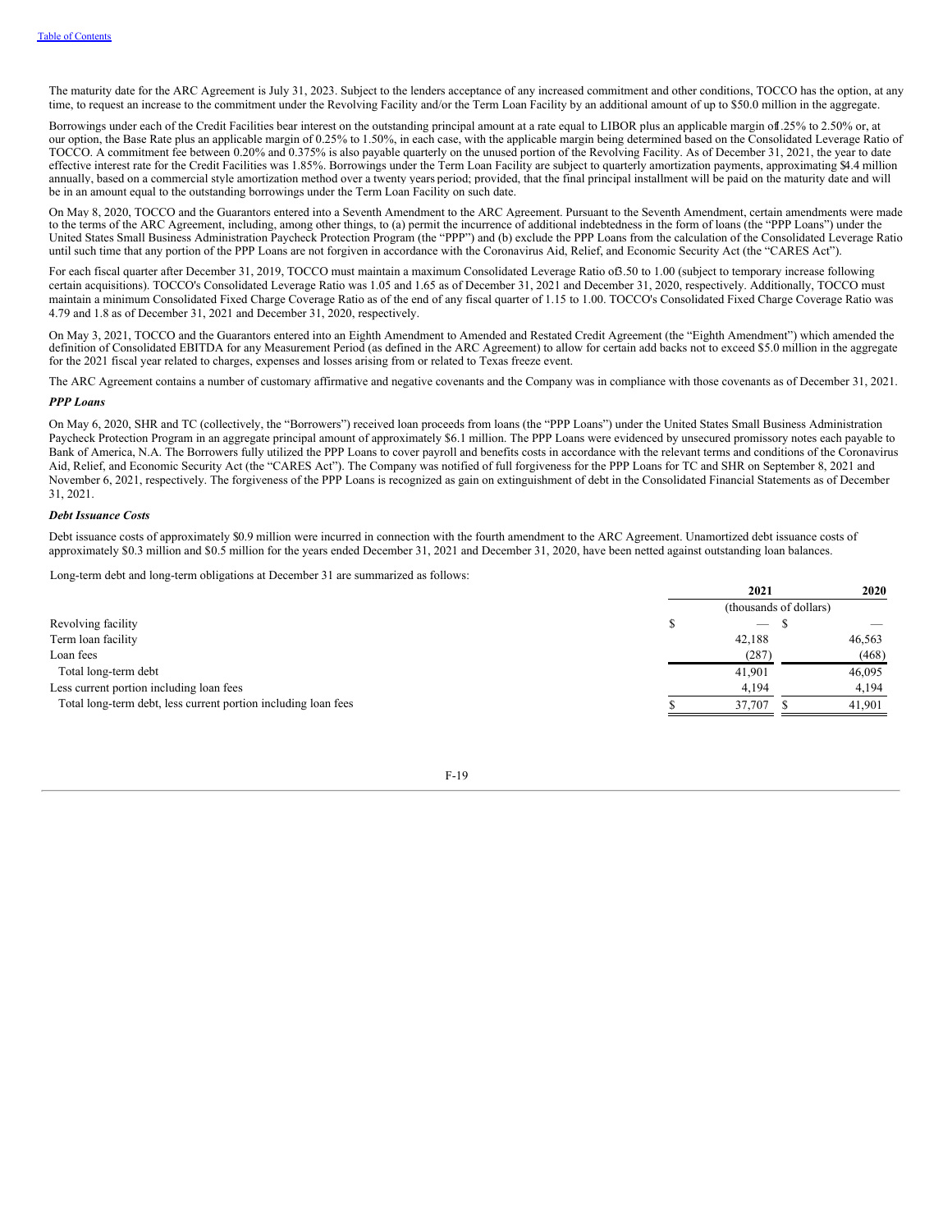The maturity date for the ARC Agreement is July 31, 2023. Subject to the lenders acceptance of any increased commitment and other conditions, TOCCO has the option, at any time, to request an increase to the commitment under the Revolving Facility and/or the Term Loan Facility by an additional amount of up to $50.0 million in the aggregate.

Borrowings under each of the Credit Facilities bear interest on the outstanding principal amount at a rate equal to LIBOR plus an applicable margin of 1.25% to 2.50% or, at our option, the Base Rate plus an applicable margin of 0.25% to 1.50%, in each case, with the applicable margin being determined based on the Consolidated Leverage Ratio of TOCCO. A commitment fee between 0.20% and 0.375% is also payable quarterly on the unused portion of the Revolving Facility. As of December 31, 2021, the year to date effective interest rate for the Credit Facilities was 1.85%. Borrowings under the Term Loan Facility are subject to quarterly amortization payments, approximating $4.4 million annually, based on a commercial style amortization method over a twenty years period; provided, that the final principal installment will be paid on the maturity date and will be in an amount equal to the outstanding borrowings under the Term Loan Facility on such date.

On May 8, 2020, TOCCO and the Guarantors entered into a Seventh Amendment to the ARC Agreement. Pursuant to the Seventh Amendment, certain amendments were made to the terms of the ARC Agreement, including, among other things, to (a) permit the incurrence of additional indebtedness in the form of loans (the "PPP Loans") under the United States Small Business Administration Paycheck Protection Program (the "PPP") and (b) exclude the PPP Loans from the calculation of the Consolidated Leverage Ratio until such time that any portion of the PPP Loans are not forgiven in accordance with the Coronavirus Aid, Relief, and Economic Security Act (the "CARES Act").

For each fiscal quarter after December 31, 2019, TOCCO must maintain a maximum Consolidated Leverage Ratio of 3.50 to 1.00 (subject to temporary increase following certain acquisitions). TOCCO's Consolidated Leverage Ratio was 1.05 and 1.65 as of December 31, 2021 and December 31, 2020, respectively. Additionally, TOCCO must maintain a minimum Consolidated Fixed Charge Coverage Ratio as of the end of any fiscal quarter of 1.15 to 1.00. TOCCO's Consolidated Fixed Charge Coverage Ratio was 4.79 and 1.8 as of December 31, 2021 and December 31, 2020, respectively.

On May 3, 2021, TOCCO and the Guarantors entered into an Eighth Amendment to Amended and Restated Credit Agreement (the "Eighth Amendment") which amended the definition of Consolidated EBITDA for any Measurement Period (as defined in the ARC Agreement) to allow for certain add backs not to exceed $5.0 million in the aggregate for the 2021 fiscal year related to charges, expenses and losses arising from or related to Texas freeze event.

The ARC Agreement contains a number of customary affirmative and negative covenants and the Company was in compliance with those covenants as of December 31, 2021.

***PPP Loans***

On May 6, 2020, SHR and TC (collectively, the "Borrowers") received loan proceeds from loans (the "PPP Loans") under the United States Small Business Administration Paycheck Protection Program in an aggregate principal amount of approximately $6.1 million. The PPP Loans were evidenced by unsecured promissory notes each payable to Bank of America, N.A. The Borrowers fully utilized the PPP Loans to cover payroll and benefits costs in accordance with the relevant terms and conditions of the Coronavirus Aid, Relief, and Economic Security Act (the "CARES Act"). The Company was notified of full forgiveness for the PPP Loans for TC and SHR on September 8, 2021 and November 6, 2021, respectively. The forgiveness of the PPP Loans is recognized as gain on extinguishment of debt in the Consolidated Financial Statements as of December 31, 2021.

***Debt Issuance Costs***

Debt issuance costs of approximately $0.9 million were incurred in connection with the fourth amendment to the ARC Agreement. Unamortized debt issuance costs of approximately $0.3 million and $0.5 million for the years ended December 31, 2021 and December 31, 2020, have been netted against outstanding loan balances.

Long-term debt and long-term obligations at December 31 are summarized as follows:

| | 2021 | 2020 |
|---|---|---|
| | (thousands of dollars) | |
| Revolving facility | $ — | $ — |
| Term loan facility | 42,188 | 46,563 |
| Loan fees | (287) | (468) |
| Total long-term debt | 41,901 | 46,095 |
| Less current portion including loan fees | 4,194 | 4,194 |
| Total long-term debt, less current portion including loan fees | $ 37,707 | $ 41,901 |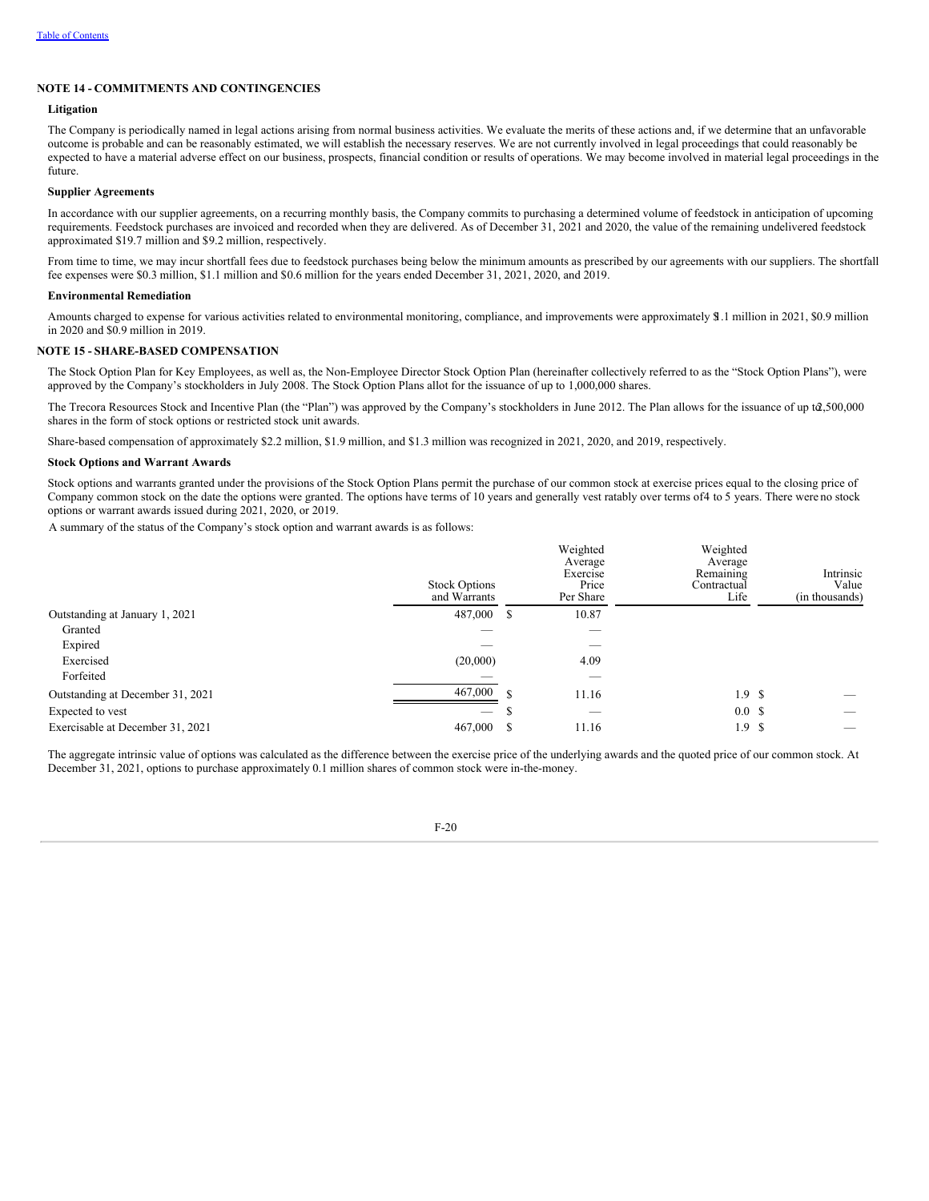## NOTE 14 - COMMITMENTS AND CONTINGENCIES

### Litigation

The Company is periodically named in legal actions arising from normal business activities. We evaluate the merits of these actions and, if we determine that an unfavorable outcome is probable and can be reasonably estimated, we will establish the necessary reserves. We are not currently involved in legal proceedings that could reasonably be expected to have a material adverse effect on our business, prospects, financial condition or results of operations. We may become involved in material legal proceedings in the future.

### Supplier Agreements

In accordance with our supplier agreements, on a recurring monthly basis, the Company commits to purchasing a determined volume of feedstock in anticipation of upcoming requirements. Feedstock purchases are invoiced and recorded when they are delivered. As of December 31, 2021 and 2020, the value of the remaining undelivered feedstock approximated $19.7 million and $9.2 million, respectively.

From time to time, we may incur shortfall fees due to feedstock purchases being below the minimum amounts as prescribed by our agreements with our suppliers. The shortfall fee expenses were $0.3 million, $1.1 million and $0.6 million for the years ended December 31, 2021, 2020, and 2019.

### Environmental Remediation

Amounts charged to expense for various activities related to environmental monitoring, compliance, and improvements were approximately $1.1 million in 2021, $0.9 million in 2020 and $0.9 million in 2019.

## NOTE 15 - SHARE-BASED COMPENSATION

The Stock Option Plan for Key Employees, as well as, the Non-Employee Director Stock Option Plan (hereinafter collectively referred to as the "Stock Option Plans"), were approved by the Company's stockholders in July 2008. The Stock Option Plans allot for the issuance of up to 1,000,000 shares.

The Trecora Resources Stock and Incentive Plan (the "Plan") was approved by the Company's stockholders in June 2012. The Plan allows for the issuance of up to 2,500,000 shares in the form of stock options or restricted stock unit awards.

Share-based compensation of approximately $2.2 million, $1.9 million, and $1.3 million was recognized in 2021, 2020, and 2019, respectively.

### Stock Options and Warrant Awards

Stock options and warrants granted under the provisions of the Stock Option Plans permit the purchase of our common stock at exercise prices equal to the closing price of Company common stock on the date the options were granted. The options have terms of 10 years and generally vest ratably over terms of 4 to 5 years. There were no stock options or warrant awards issued during 2021, 2020, or 2019.

A summary of the status of the Company's stock option and warrant awards is as follows:

| | Stock Options and Warrants | Weighted Average Exercise Price Per Share | Weighted Average Remaining Contractual Life | Intrinsic Value (in thousands) |
|---|---|---|---|---|
| Outstanding at January 1, 2021 | 487,000 | $ 10.87 | | |
| Granted | — | — | | |
| Expired | — | — | | |
| Exercised | (20,000) | 4.09 | | |
| Forfeited | — | — | | |
| Outstanding at December 31, 2021 | 467,000 | $ 11.16 | 1.9 | $ — |
| Expected to vest | — | $ — | 0.0 | $ — |
| Exercisable at December 31, 2021 | 467,000 | $ 11.16 | 1.9 | $ — |

The aggregate intrinsic value of options was calculated as the difference between the exercise price of the underlying awards and the quoted price of our common stock. At December 31, 2021, options to purchase approximately 0.1 million shares of common stock were in-the-money.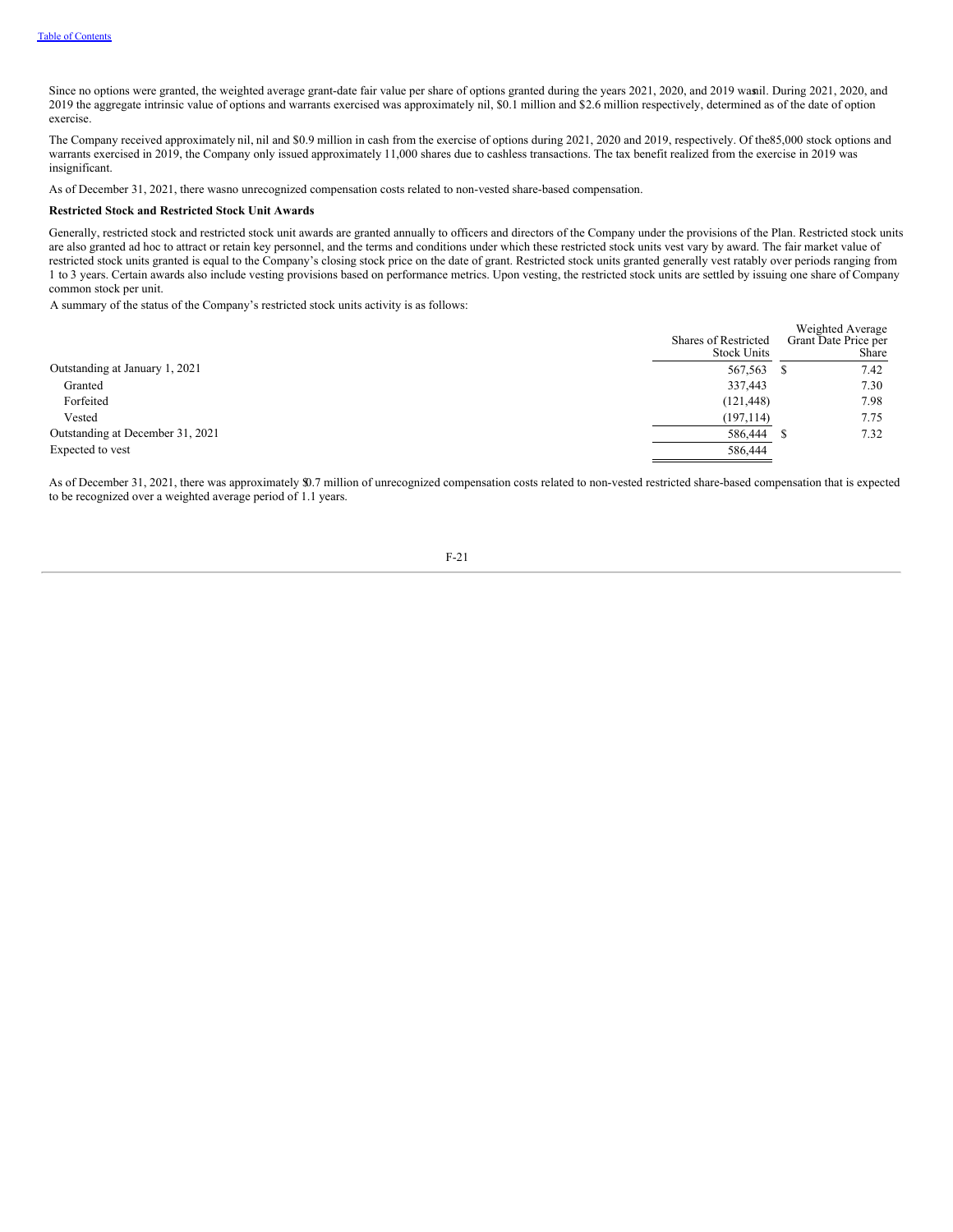Since no options were granted, the weighted average grant-date fair value per share of options granted during the years 2021, 2020, and 2019 was nil. During 2021, 2020, and 2019 the aggregate intrinsic value of options and warrants exercised was approximately nil, $0.1 million and $2.6 million respectively, determined as of the date of option exercise.

The Company received approximately nil, nil and $0.9 million in cash from the exercise of options during 2021, 2020 and 2019, respectively. Of the 85,000 stock options and warrants exercised in 2019, the Company only issued approximately 11,000 shares due to cashless transactions. The tax benefit realized from the exercise in 2019 was insignificant.

As of December 31, 2021, there was no unrecognized compensation costs related to non-vested share-based compensation.

**Restricted Stock and Restricted Stock Unit Awards**

Generally, restricted stock and restricted stock unit awards are granted annually to officers and directors of the Company under the provisions of the Plan. Restricted stock units are also granted ad hoc to attract or retain key personnel, and the terms and conditions under which these restricted stock units vest vary by award. The fair market value of restricted stock units granted is equal to the Company's closing stock price on the date of grant. Restricted stock units granted generally vest ratably over periods ranging from 1 to 3 years. Certain awards also include vesting provisions based on performance metrics. Upon vesting, the restricted stock units are settled by issuing one share of Company common stock per unit.

A summary of the status of the Company's restricted stock units activity is as follows:

| | Shares of Restricted Stock Units | Weighted Average Grant Date Price per Share |
|---|---|---|
| Outstanding at January 1, 2021 | 567,563 | $ 7.42 |
| Granted | 337,443 | 7.30 |
| Forfeited | (121,448) | 7.98 |
| Vested | (197,114) | 7.75 |
| Outstanding at December 31, 2021 | 586,444 | $ 7.32 |
| Expected to vest | 586,444 | |

As of December 31, 2021, there was approximately $0.7 million of unrecognized compensation costs related to non-vested restricted share-based compensation that is expected to be recognized over a weighted average period of 1.1 years.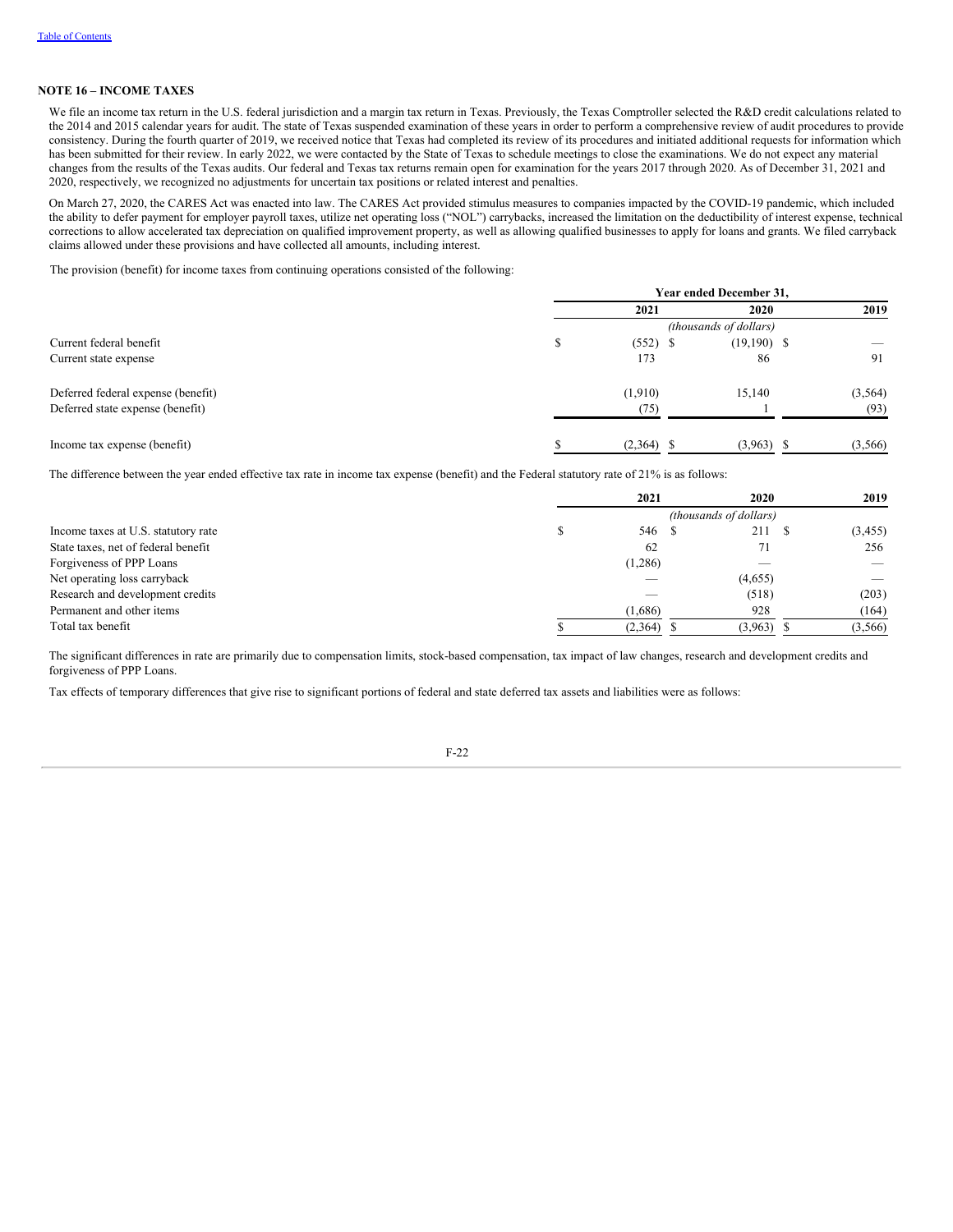## NOTE 16 – INCOME TAXES

We file an income tax return in the U.S. federal jurisdiction and a margin tax return in Texas. Previously, the Texas Comptroller selected the R&D credit calculations related to the 2014 and 2015 calendar years for audit. The state of Texas suspended examination of these years in order to perform a comprehensive review of audit procedures to provide consistency. During the fourth quarter of 2019, we received notice that Texas had completed its review of its procedures and initiated additional requests for information which has been submitted for their review. In early 2022, we were contacted by the State of Texas to schedule meetings to close the examinations. We do not expect any material changes from the results of the Texas audits. Our federal and Texas tax returns remain open for examination for the years 2017 through 2020. As of December 31, 2021 and 2020, respectively, we recognized no adjustments for uncertain tax positions or related interest and penalties.

On March 27, 2020, the CARES Act was enacted into law. The CARES Act provided stimulus measures to companies impacted by the COVID-19 pandemic, which included the ability to defer payment for employer payroll taxes, utilize net operating loss ("NOL") carrybacks, increased the limitation on the deductibility of interest expense, technical corrections to allow accelerated tax depreciation on qualified improvement property, as well as allowing qualified businesses to apply for loans and grants. We filed carryback claims allowed under these provisions and have collected all amounts, including interest.

The provision (benefit) for income taxes from continuing operations consisted of the following:

| | Year ended December 31, | | |
|---|---|---|---|
| | 2021 | 2020 | 2019 |
| | *(thousands of dollars)* | | |
| Current federal benefit | $ (552) | $ (19,190) | $ — |
| Current state expense | 173 | 86 | 91 |
| Deferred federal expense (benefit) | (1,910) | 15,140 | (3,564) |
| Deferred state expense (benefit) | (75) | 1 | (93) |
| Income tax expense (benefit) | $ (2,364) | $ (3,963) | $ (3,566) |

The difference between the year ended effective tax rate in income tax expense (benefit) and the Federal statutory rate of 21% is as follows:

| | 2021 | 2020 | 2019 |
|---|---|---|---|
| | *(thousands of dollars)* | | |
| Income taxes at U.S. statutory rate | $ 546 | $ 211 | $ (3,455) |
| State taxes, net of federal benefit | 62 | 71 | 256 |
| Forgiveness of PPP Loans | (1,286) | — | — |
| Net operating loss carryback | — | (4,655) | — |
| Research and development credits | — | (518) | (203) |
| Permanent and other items | (1,686) | 928 | (164) |
| Total tax benefit | $ (2,364) | $ (3,963) | $ (3,566) |

The significant differences in rate are primarily due to compensation limits, stock-based compensation, tax impact of law changes, research and development credits and forgiveness of PPP Loans.

Tax effects of temporary differences that give rise to significant portions of federal and state deferred tax assets and liabilities were as follows: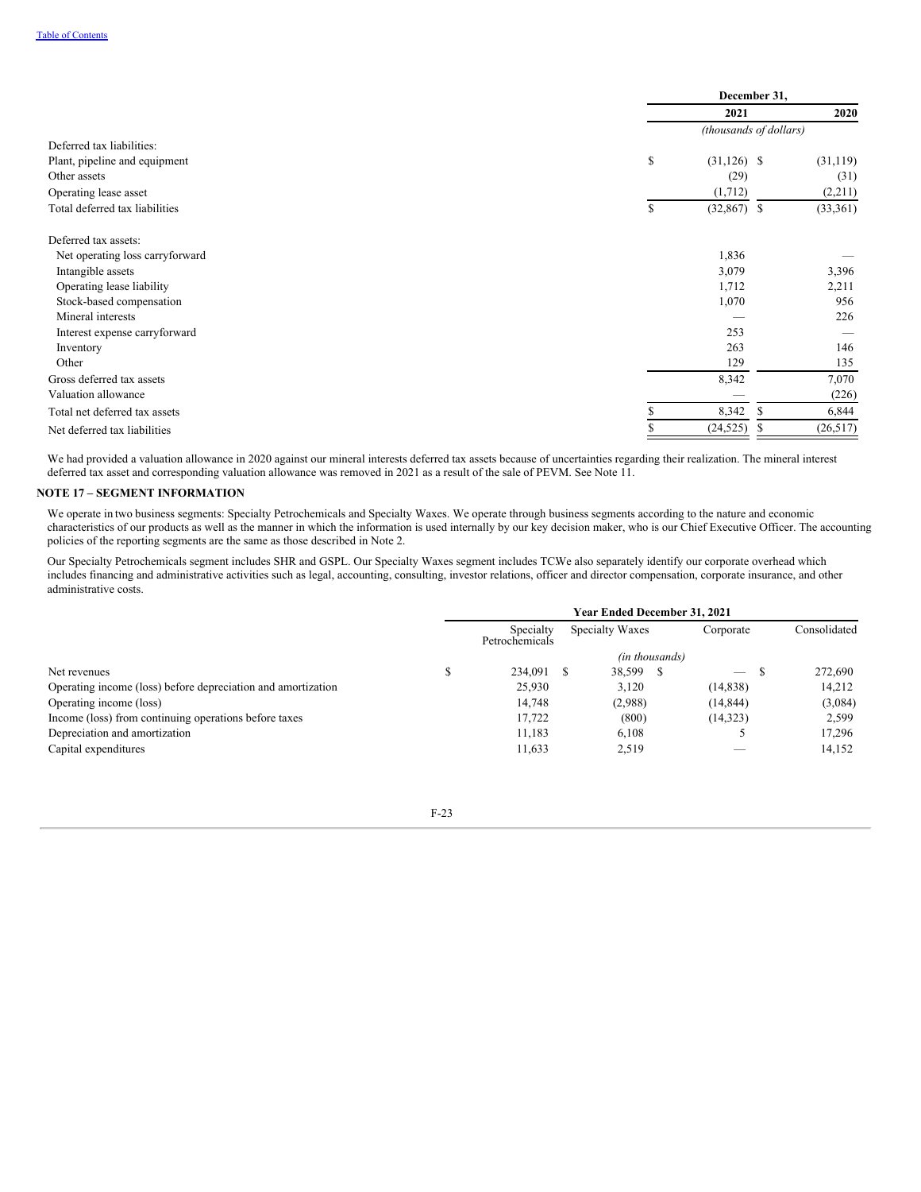| | December 31, | |
|---|---|---|
| | 2021 | 2020 |
| | *(thousands of dollars)* | |
| Deferred tax liabilities: | | |
| Plant, pipeline and equipment | $ (31,126) | $ (31,119) |
| Other assets | (29) | (31) |
| Operating lease asset | (1,712) | (2,211) |
| Total deferred tax liabilities | $ (32,867) | $ (33,361) |
| | | |
| Deferred tax assets: | | |
| Net operating loss carryforward | 1,836 | — |
| Intangible assets | 3,079 | 3,396 |
| Operating lease liability | 1,712 | 2,211 |
| Stock-based compensation | 1,070 | 956 |
| Mineral interests | — | 226 |
| Interest expense carryforward | 253 | — |
| Inventory | 263 | 146 |
| Other | 129 | 135 |
| Gross deferred tax assets | 8,342 | 7,070 |
| Valuation allowance | — | (226) |
| Total net deferred tax assets | $ 8,342 | $ 6,844 |
| Net deferred tax liabilities | $ (24,525) | $ (26,517) |

We had provided a valuation allowance in 2020 against our mineral interests deferred tax assets because of uncertainties regarding their realization. The mineral interest deferred tax asset and corresponding valuation allowance was removed in 2021 as a result of the sale of PEVM. See Note 11.

## NOTE 17 – SEGMENT INFORMATION

We operate in two business segments: Specialty Petrochemicals and Specialty Waxes. We operate through business segments according to the nature and economic characteristics of our products as well as the manner in which the information is used internally by our key decision maker, who is our Chief Executive Officer. The accounting policies of the reporting segments are the same as those described in Note 2.

Our Specialty Petrochemicals segment includes SHR and GSPL. Our Specialty Waxes segment includes TCWe also separately identify our corporate overhead which includes financing and administrative activities such as legal, accounting, consulting, investor relations, officer and director compensation, corporate insurance, and other administrative costs.

| | Year Ended December 31, 2021 | | | |
|---|---|---|---|---|
| | Specialty Petrochemicals | Specialty Waxes | Corporate | Consolidated |
| | | *(in thousands)* | | |
| Net revenues | $ 234,091 | $ 38,599 | $ — | $ 272,690 |
| Operating income (loss) before depreciation and amortization | 25,930 | 3,120 | (14,838) | 14,212 |
| Operating income (loss) | 14,748 | (2,988) | (14,844) | (3,084) |
| Income (loss) from continuing operations before taxes | 17,722 | (800) | (14,323) | 2,599 |
| Depreciation and amortization | 11,183 | 6,108 | 5 | 17,296 |
| Capital expenditures | 11,633 | 2,519 | — | 14,152 |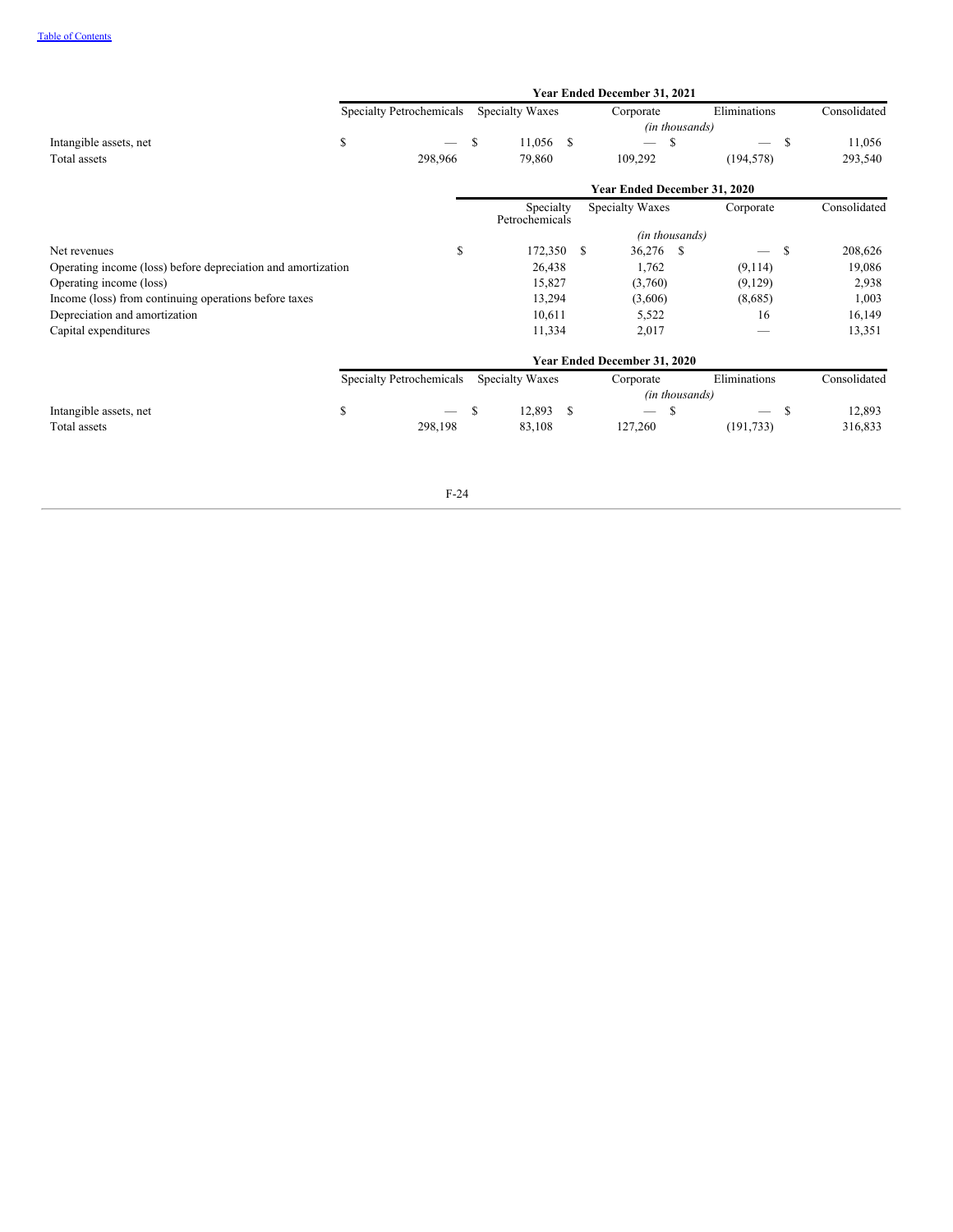| | Year Ended December 31, 2021 | | | | |
|---|---|---|---|---|---|
| | Specialty Petrochemicals | Specialty Waxes | Corporate | Eliminations | Consolidated |
| | | | (in thousands) | | |
| Intangible assets, net | $ — | $ 11,056 | $ — | $ — | $ 11,056 |
| Total assets | 298,966 | 79,860 | 109,292 | (194,578) | 293,540 |

| | Year Ended December 31, 2020 | | | |
|---|---|---|---|---|
| | Specialty Petrochemicals | Specialty Waxes | Corporate | Consolidated |
| | | (in thousands) | | |
| Net revenues | $ 172,350 | $ 36,276 | $ — | $ 208,626 |
| Operating income (loss) before depreciation and amortization | 26,438 | 1,762 | (9,114) | 19,086 |
| Operating income (loss) | 15,827 | (3,760) | (9,129) | 2,938 |
| Income (loss) from continuing operations before taxes | 13,294 | (3,606) | (8,685) | 1,003 |
| Depreciation and amortization | 10,611 | 5,522 | 16 | 16,149 |
| Capital expenditures | 11,334 | 2,017 | — | 13,351 |

| | Year Ended December 31, 2020 | | | | |
|---|---|---|---|---|---|
| | Specialty Petrochemicals | Specialty Waxes | Corporate | Eliminations | Consolidated |
| | | | (in thousands) | | |
| Intangible assets, net | $ — | $ 12,893 | $ — | $ — | $ 12,893 |
| Total assets | 298,198 | 83,108 | 127,260 | (191,733) | 316,833 |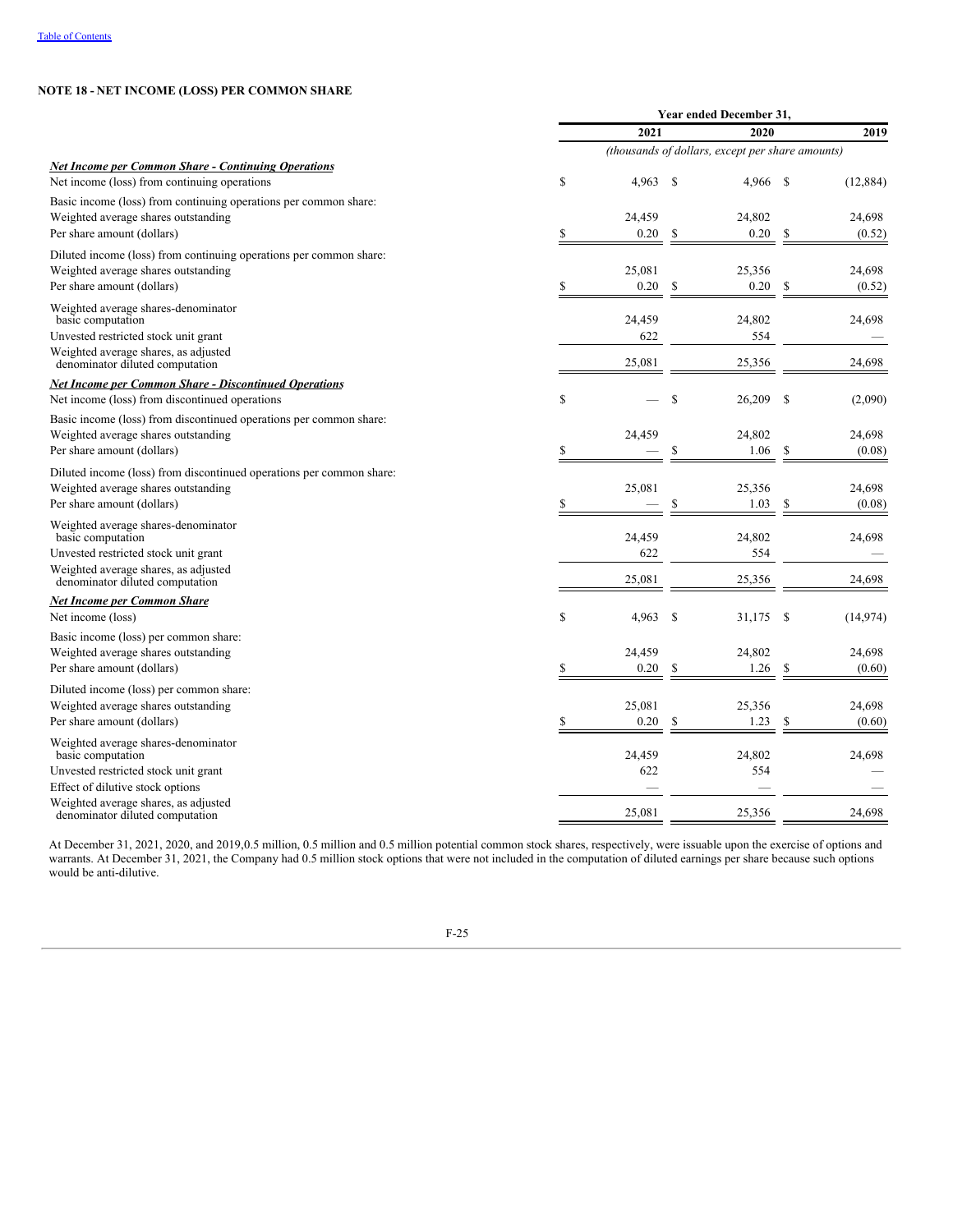## NOTE 18 - NET INCOME (LOSS) PER COMMON SHARE

| | Year ended December 31, | | |
|---|---|---|---|
| | 2021 | 2020 | 2019 |
| | (thousands of dollars, except per share amounts) | | |
| ***Net Income per Common Share - Continuing Operations*** | | | |
| Net income (loss) from continuing operations | $ 4,963 | $ 4,966 | $ (12,884) |
| Basic income (loss) from continuing operations per common share: | | | |
| Weighted average shares outstanding | 24,459 | 24,802 | 24,698 |
| Per share amount (dollars) | $ 0.20 | $ 0.20 | $ (0.52) |
| Diluted income (loss) from continuing operations per common share: | | | |
| Weighted average shares outstanding | 25,081 | 25,356 | 24,698 |
| Per share amount (dollars) | $ 0.20 | $ 0.20 | $ (0.52) |
| Weighted average shares-denominator basic computation | 24,459 | 24,802 | 24,698 |
| Unvested restricted stock unit grant | 622 | 554 | — |
| Weighted average shares, as adjusted denominator diluted computation | 25,081 | 25,356 | 24,698 |
| ***Net Income per Common Share - Discontinued Operations*** | | | |
| Net income (loss) from discontinued operations | $ — | $ 26,209 | $ (2,090) |
| Basic income (loss) from discontinued operations per common share: | | | |
| Weighted average shares outstanding | 24,459 | 24,802 | 24,698 |
| Per share amount (dollars) | $ — | $ 1.06 | $ (0.08) |
| Diluted income (loss) from discontinued operations per common share: | | | |
| Weighted average shares outstanding | 25,081 | 25,356 | 24,698 |
| Per share amount (dollars) | $ — | $ 1.03 | $ (0.08) |
| Weighted average shares-denominator basic computation | 24,459 | 24,802 | 24,698 |
| Unvested restricted stock unit grant | 622 | 554 | — |
| Weighted average shares, as adjusted denominator diluted computation | 25,081 | 25,356 | 24,698 |
| ***Net Income per Common Share*** | | | |
| Net income (loss) | $ 4,963 | $ 31,175 | $ (14,974) |
| Basic income (loss) per common share: | | | |
| Weighted average shares outstanding | 24,459 | 24,802 | 24,698 |
| Per share amount (dollars) | $ 0.20 | $ 1.26 | $ (0.60) |
| Diluted income (loss) per common share: | | | |
| Weighted average shares outstanding | 25,081 | 25,356 | 24,698 |
| Per share amount (dollars) | $ 0.20 | $ 1.23 | $ (0.60) |
| Weighted average shares-denominator basic computation | 24,459 | 24,802 | 24,698 |
| Unvested restricted stock unit grant | 622 | 554 | — |
| Effect of dilutive stock options | — | — | — |
| Weighted average shares, as adjusted denominator diluted computation | 25,081 | 25,356 | 24,698 |

At December 31, 2021, 2020, and 2019,0.5 million, 0.5 million and 0.5 million potential common stock shares, respectively, were issuable upon the exercise of options and warrants. At December 31, 2021, the Company had 0.5 million stock options that were not included in the computation of diluted earnings per share because such options would be anti-dilutive.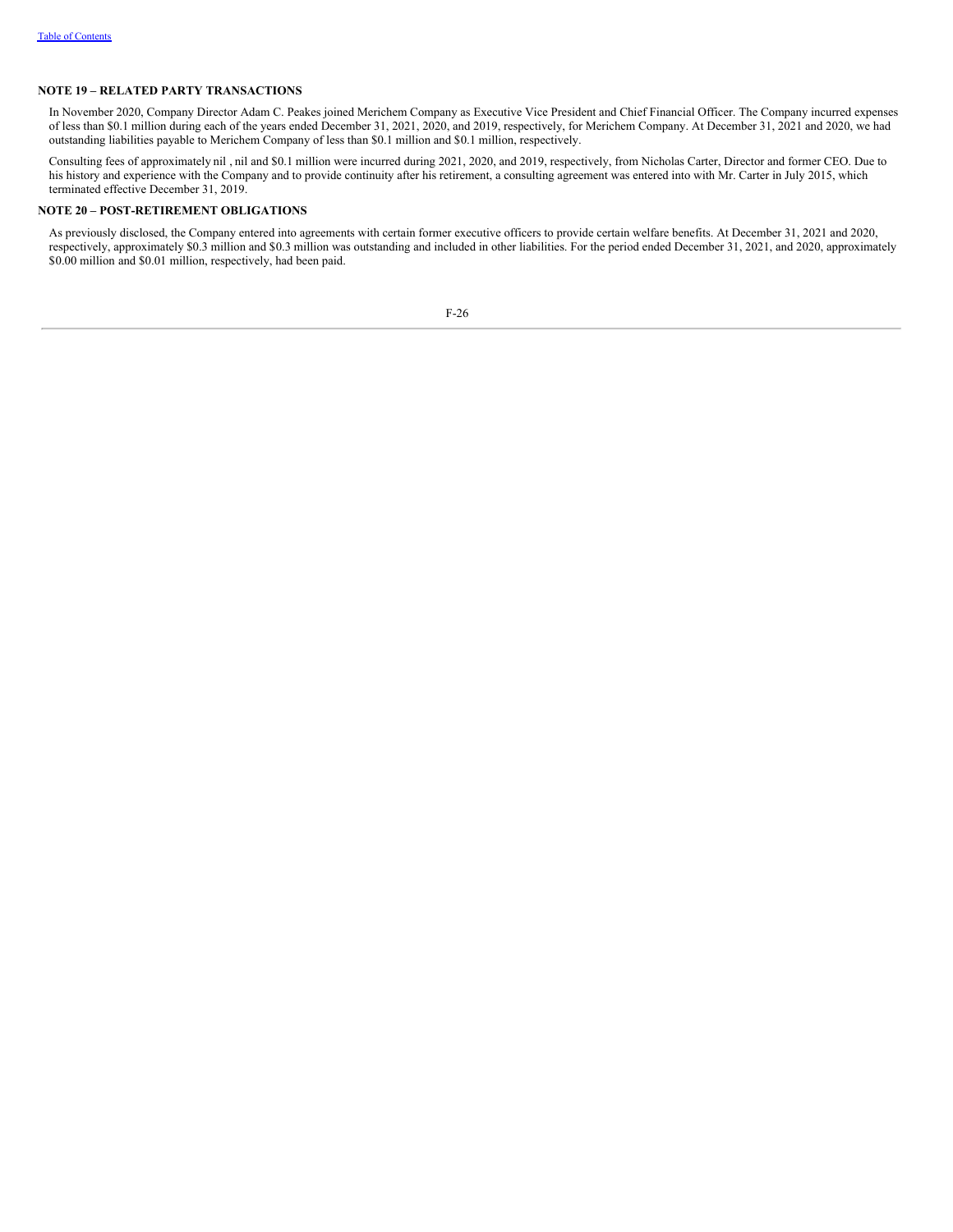## NOTE 19 – RELATED PARTY TRANSACTIONS

In November 2020, Company Director Adam C. Peakes joined Merichem Company as Executive Vice President and Chief Financial Officer. The Company incurred expenses of less than $0.1 million during each of the years ended December 31, 2021, 2020, and 2019, respectively, for Merichem Company. At December 31, 2021 and 2020, we had outstanding liabilities payable to Merichem Company of less than $0.1 million and $0.1 million, respectively.

Consulting fees of approximately nil , nil and $0.1 million were incurred during 2021, 2020, and 2019, respectively, from Nicholas Carter, Director and former CEO. Due to his history and experience with the Company and to provide continuity after his retirement, a consulting agreement was entered into with Mr. Carter in July 2015, which terminated effective December 31, 2019.

## NOTE 20 – POST-RETIREMENT OBLIGATIONS

As previously disclosed, the Company entered into agreements with certain former executive officers to provide certain welfare benefits. At December 31, 2021 and 2020, respectively, approximately $0.3 million and $0.3 million was outstanding and included in other liabilities. For the period ended December 31, 2021, and 2020, approximately $0.00 million and $0.01 million, respectively, had been paid.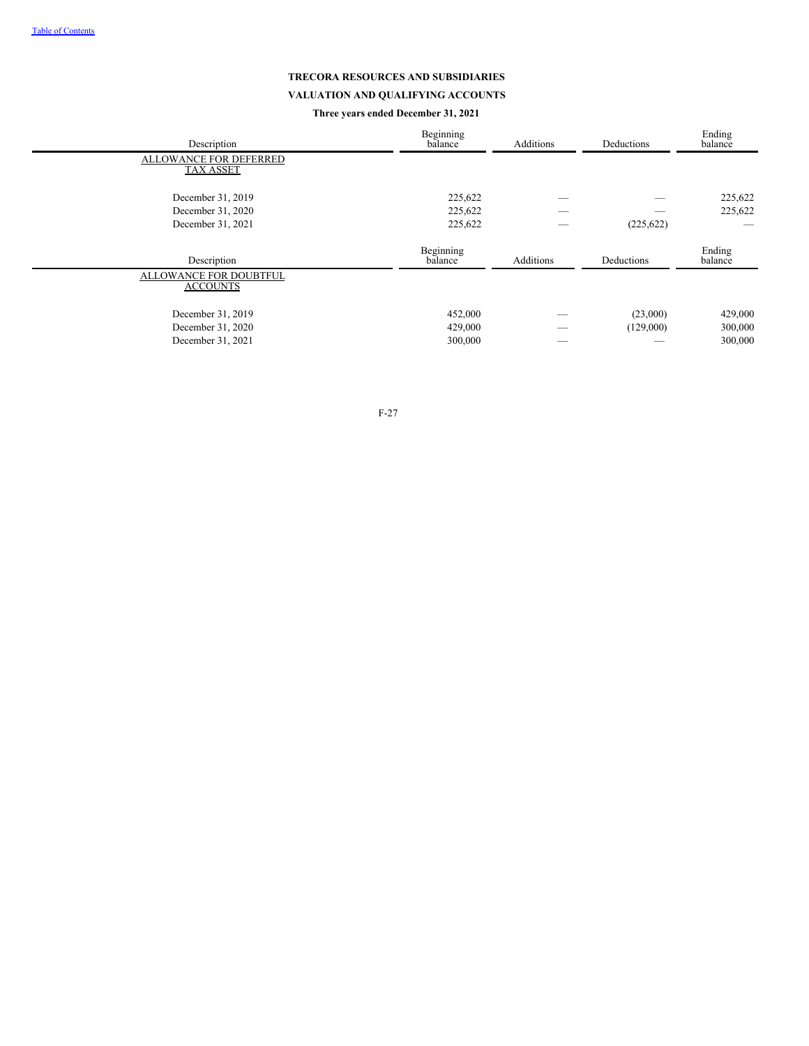**TRECORA RESOURCES AND SUBSIDIARIES**

**VALUATION AND QUALIFYING ACCOUNTS**

**Three years ended December 31, 2021**

| Description | Beginning balance | Additions | Deductions | Ending balance |
|---|---|---|---|---|
| ALLOWANCE FOR DEFERRED TAX ASSET | | | | |
| December 31, 2019 | 225,622 | — | — | 225,622 |
| December 31, 2020 | 225,622 | — | — | 225,622 |
| December 31, 2021 | 225,622 | — | (225,622) | — |

| Description | Beginning balance | Additions | Deductions | Ending balance |
|---|---|---|---|---|
| ALLOWANCE FOR DOUBTFUL ACCOUNTS | | | | |
| December 31, 2019 | 452,000 | — | (23,000) | 429,000 |
| December 31, 2020 | 429,000 | — | (129,000) | 300,000 |
| December 31, 2021 | 300,000 | — | — | 300,000 |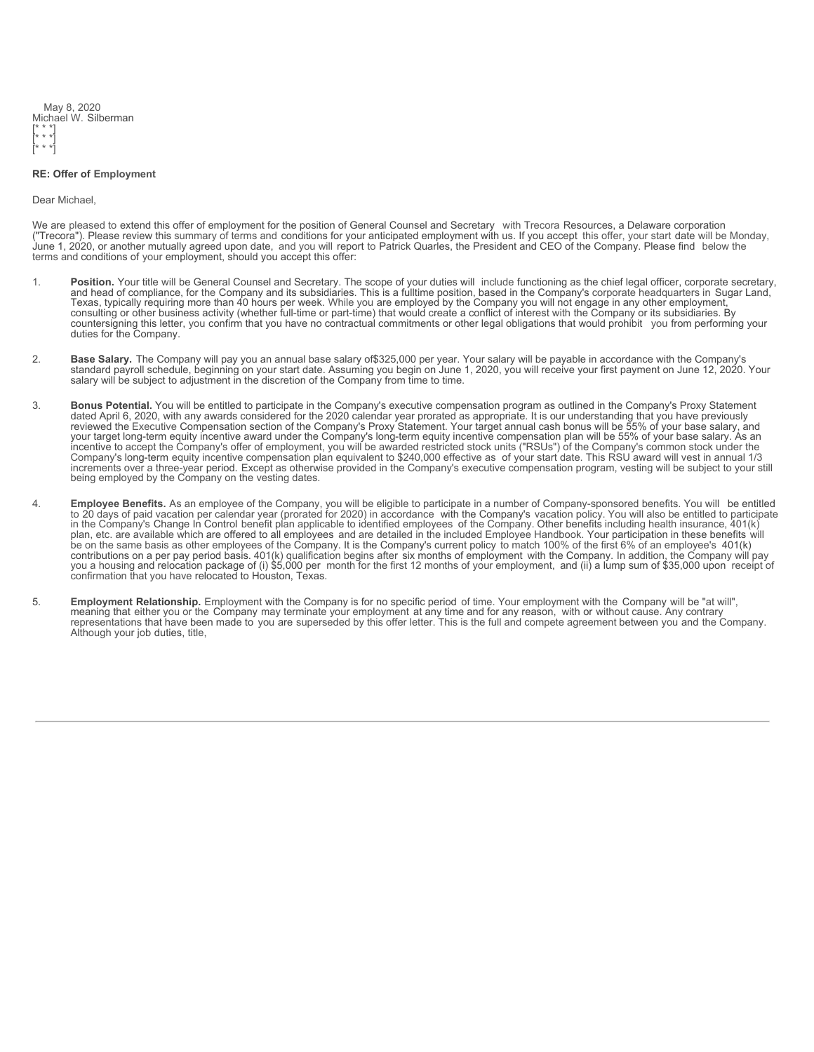May 8, 2020
Michael W. Silberman
[* * *]
[* * *]
[* * *]

**RE: Offer of Employment**

Dear Michael,

We are pleased to extend this offer of employment for the position of General Counsel and Secretary with Trecora Resources, a Delaware corporation ("Trecora"). Please review this summary of terms and conditions for your anticipated employment with us. If you accept this offer, your start date will be Monday, June 1, 2020, or another mutually agreed upon date, and you will report to Patrick Quarles, the President and CEO of the Company. Please find below the terms and conditions of your employment, should you accept this offer:

1. **Position.** Your title will be General Counsel and Secretary. The scope of your duties will include functioning as the chief legal officer, corporate secretary, and head of compliance, for the Company and its subsidiaries. This is a fulltime position, based in the Company's corporate headquarters in Sugar Land, Texas, typically requiring more than 40 hours per week. While you are employed by the Company you will not engage in any other employment, consulting or other business activity (whether full-time or part-time) that would create a conflict of interest with the Company or its subsidiaries. By countersigning this letter, you confirm that you have no contractual commitments or other legal obligations that would prohibit you from performing your duties for the Company.

2. **Base Salary.** The Company will pay you an annual base salary of$325,000 per year. Your salary will be payable in accordance with the Company's standard payroll schedule, beginning on your start date. Assuming you begin on June 1, 2020, you will receive your first payment on June 12, 2020. Your salary will be subject to adjustment in the discretion of the Company from time to time.

3. **Bonus Potential.** You will be entitled to participate in the Company's executive compensation program as outlined in the Company's Proxy Statement dated April 6, 2020, with any awards considered for the 2020 calendar year prorated as appropriate. It is our understanding that you have previously reviewed the Executive Compensation section of the Company's Proxy Statement. Your target annual cash bonus will be 55% of your base salary, and your target long-term equity incentive award under the Company's long-term equity incentive compensation plan will be 55% of your base salary. As an incentive to accept the Company's offer of employment, you will be awarded restricted stock units ("RSUs") of the Company's common stock under the Company's long-term equity incentive compensation plan equivalent to $240,000 effective as of your start date. This RSU award will vest in annual 1/3 increments over a three-year period. Except as otherwise provided in the Company's executive compensation program, vesting will be subject to your still being employed by the Company on the vesting dates.

4. **Employee Benefits.** As an employee of the Company, you will be eligible to participate in a number of Company-sponsored benefits. You will be entitled to 20 days of paid vacation per calendar year (prorated for 2020) in accordance with the Company's vacation policy. You will also be entitled to participate in the Company's Change In Control benefit plan applicable to identified employees of the Company. Other benefits including health insurance, 401(k) plan, etc. are available which are offered to all employees and are detailed in the included Employee Handbook. Your participation in these benefits will be on the same basis as other employees of the Company. It is the Company's current policy to match 100% of the first 6% of an employee's 401(k) contributions on a per pay period basis. 401(k) qualification begins after six months of employment with the Company. In addition, the Company will pay you a housing and relocation package of (i) $5,000 per month for the first 12 months of your employment, and (ii) a lump sum of $35,000 upon receipt of confirmation that you have relocated to Houston, Texas.

5. **Employment Relationship.** Employment with the Company is for no specific period of time. Your employment with the Company will be "at will", meaning that either you or the Company may terminate your employment at any time and for any reason, with or without cause. Any contrary representations that have been made to you are superseded by this offer letter. This is the full and compete agreement between you and the Company. Although your job duties, title,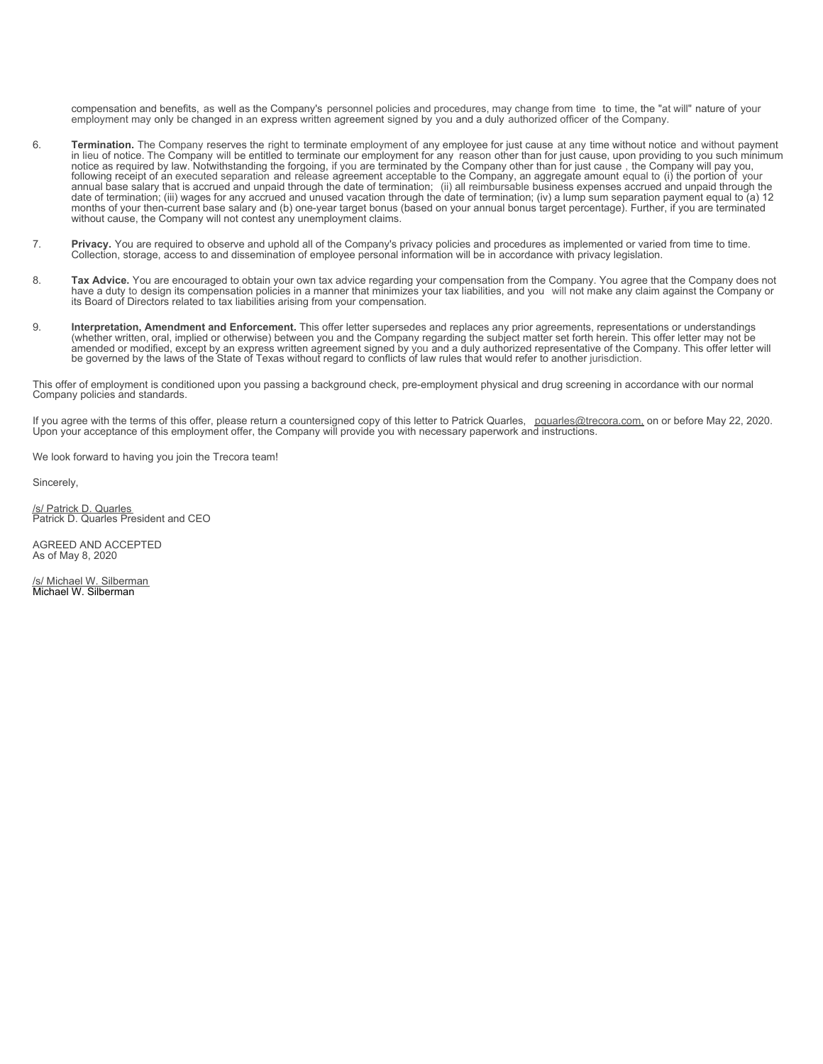compensation and benefits, as well as the Company's personnel policies and procedures, may change from time to time, the "at will" nature of your employment may only be changed in an express written agreement signed by you and a duly authorized officer of the Company.

6. **Termination.** The Company reserves the right to terminate employment of any employee for just cause at any time without notice and without payment in lieu of notice. The Company will be entitled to terminate our employment for any reason other than for just cause, upon providing to you such minimum notice as required by law. Notwithstanding the forgoing, if you are terminated by the Company other than for just cause , the Company will pay you, following receipt of an executed separation and release agreement acceptable to the Company, an aggregate amount equal to (i) the portion of your annual base salary that is accrued and unpaid through the date of termination; (ii) all reimbursable business expenses accrued and unpaid through the date of termination; (iii) wages for any accrued and unused vacation through the date of termination; (iv) a lump sum separation payment equal to (a) 12 months of your then-current base salary and (b) one-year target bonus (based on your annual bonus target percentage). Further, if you are terminated without cause, the Company will not contest any unemployment claims.

7. **Privacy.** You are required to observe and uphold all of the Company's privacy policies and procedures as implemented or varied from time to time. Collection, storage, access to and dissemination of employee personal information will be in accordance with privacy legislation.

8. **Tax Advice.** You are encouraged to obtain your own tax advice regarding your compensation from the Company. You agree that the Company does not have a duty to design its compensation policies in a manner that minimizes your tax liabilities, and you will not make any claim against the Company or its Board of Directors related to tax liabilities arising from your compensation.

9. **Interpretation, Amendment and Enforcement.** This offer letter supersedes and replaces any prior agreements, representations or understandings (whether written, oral, implied or otherwise) between you and the Company regarding the subject matter set forth herein. This offer letter may not be amended or modified, except by an express written agreement signed by you and a duly authorized representative of the Company. This offer letter will be governed by the laws of the State of Texas without regard to conflicts of law rules that would refer to another jurisdiction.

This offer of employment is conditioned upon you passing a background check, pre-employment physical and drug screening in accordance with our normal Company policies and standards.

If you agree with the terms of this offer, please return a countersigned copy of this letter to Patrick Quarles, pquarles@trecora.com, on or before May 22, 2020. Upon your acceptance of this employment offer, the Company will provide you with necessary paperwork and instructions.

We look forward to having you join the Trecora team!

Sincerely,

/s/ Patrick D. Quarles
Patrick D. Quarles President and CEO

AGREED AND ACCEPTED
As of May 8, 2020

/s/ Michael W. Silberman
Michael W. Silberman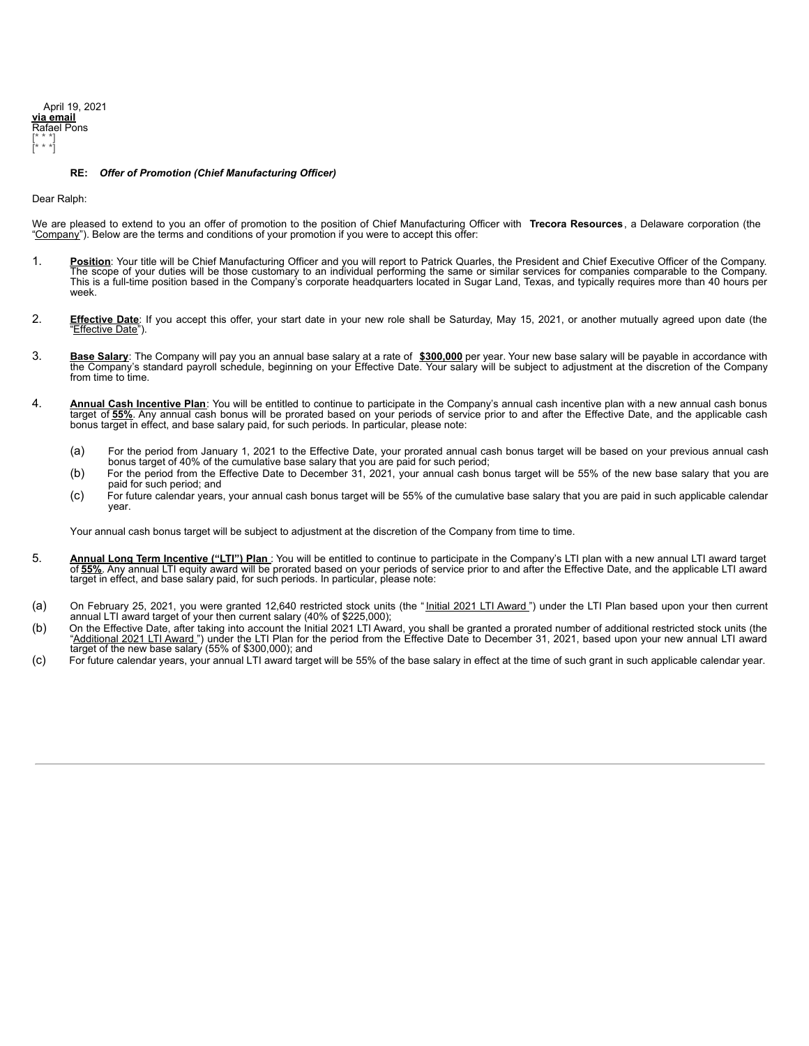April 19, 2021
**via email**
Rafael Pons
[* * *]
[* * *]

**RE:** ***Offer of Promotion (Chief Manufacturing Officer)***

Dear Ralph:

We are pleased to extend to you an offer of promotion to the position of Chief Manufacturing Officer with **Trecora Resources**, a Delaware corporation (the "Company"). Below are the terms and conditions of your promotion if you were to accept this offer:

1. **Position**: Your title will be Chief Manufacturing Officer and you will report to Patrick Quarles, the President and Chief Executive Officer of the Company. The scope of your duties will be those customary to an individual performing the same or similar services for companies comparable to the Company. This is a full-time position based in the Company's corporate headquarters located in Sugar Land, Texas, and typically requires more than 40 hours per week.

2. **Effective Date**: If you accept this offer, your start date in your new role shall be Saturday, May 15, 2021, or another mutually agreed upon date (the "Effective Date").

3. **Base Salary**: The Company will pay you an annual base salary at a rate of **$300,000** per year. Your new base salary will be payable in accordance with the Company's standard payroll schedule, beginning on your Effective Date. Your salary will be subject to adjustment at the discretion of the Company from time to time.

4. **Annual Cash Incentive Plan**: You will be entitled to continue to participate in the Company's annual cash incentive plan with a new annual cash bonus target of **55%**. Any annual cash bonus will be prorated based on your periods of service prior to and after the Effective Date, and the applicable cash bonus target in effect, and base salary paid, for such periods. In particular, please note:

   (a) For the period from January 1, 2021 to the Effective Date, your prorated annual cash bonus target will be based on your previous annual cash bonus target of 40% of the cumulative base salary that you are paid for such period;

   (b) For the period from the Effective Date to December 31, 2021, your annual cash bonus target will be 55% of the new base salary that you are paid for such period; and

   (c) For future calendar years, your annual cash bonus target will be 55% of the cumulative base salary that you are paid in such applicable calendar year.

   Your annual cash bonus target will be subject to adjustment at the discretion of the Company from time to time.

5. **Annual Long Term Incentive ("LTI") Plan**: You will be entitled to continue to participate in the Company's LTI plan with a new annual LTI award target of **55%**. Any annual LTI equity award will be prorated based on your periods of service prior to and after the Effective Date, and the applicable LTI award target in effect, and base salary paid, for such periods. In particular, please note:

(a) On February 25, 2021, you were granted 12,640 restricted stock units (the "Initial 2021 LTI Award") under the LTI Plan based upon your then current annual LTI award target of your then current salary (40% of $225,000);

(b) On the Effective Date, after taking into account the Initial 2021 LTI Award, you shall be granted a prorated number of additional restricted stock units (the "Additional 2021 LTI Award") under the LTI Plan for the period from the Effective Date to December 31, 2021, based upon your new annual LTI award target of the new base salary (55% of $300,000); and

(c) For future calendar years, your annual LTI award target will be 55% of the base salary in effect at the time of such grant in such applicable calendar year.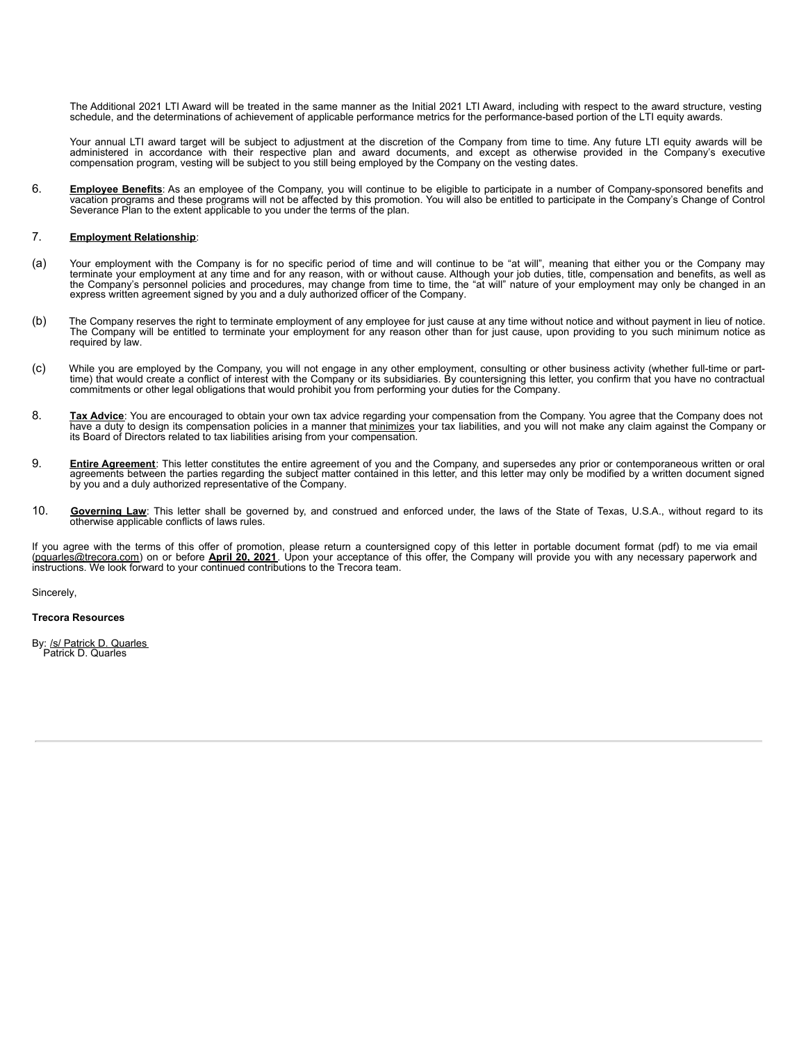The Additional 2021 LTI Award will be treated in the same manner as the Initial 2021 LTI Award, including with respect to the award structure, vesting schedule, and the determinations of achievement of applicable performance metrics for the performance-based portion of the LTI equity awards.

Your annual LTI award target will be subject to adjustment at the discretion of the Company from time to time. Any future LTI equity awards will be administered in accordance with their respective plan and award documents, and except as otherwise provided in the Company's executive compensation program, vesting will be subject to you still being employed by the Company on the vesting dates.

6. **Employee Benefits**: As an employee of the Company, you will continue to be eligible to participate in a number of Company-sponsored benefits and vacation programs and these programs will not be affected by this promotion. You will also be entitled to participate in the Company's Change of Control Severance Plan to the extent applicable to you under the terms of the plan.

7. **Employment Relationship**:

(a) Your employment with the Company is for no specific period of time and will continue to be "at will", meaning that either you or the Company may terminate your employment at any time and for any reason, with or without cause. Although your job duties, title, compensation and benefits, as well as the Company's personnel policies and procedures, may change from time to time, the "at will" nature of your employment may only be changed in an express written agreement signed by you and a duly authorized officer of the Company.

(b) The Company reserves the right to terminate employment of any employee for just cause at any time without notice and without payment in lieu of notice. The Company will be entitled to terminate your employment for any reason other than for just cause, upon providing to you such minimum notice as required by law.

(c) While you are employed by the Company, you will not engage in any other employment, consulting or other business activity (whether full-time or part-time) that would create a conflict of interest with the Company or its subsidiaries. By countersigning this letter, you confirm that you have no contractual commitments or other legal obligations that would prohibit you from performing your duties for the Company.

8. **Tax Advice**: You are encouraged to obtain your own tax advice regarding your compensation from the Company. You agree that the Company does not have a duty to design its compensation policies in a manner that minimizes your tax liabilities, and you will not make any claim against the Company or its Board of Directors related to tax liabilities arising from your compensation.

9. **Entire Agreement**: This letter constitutes the entire agreement of you and the Company, and supersedes any prior or contemporaneous written or oral agreements between the parties regarding the subject matter contained in this letter, and this letter may only be modified by a written document signed by you and a duly authorized representative of the Company.

10. **Governing Law**: This letter shall be governed by, and construed and enforced under, the laws of the State of Texas, U.S.A., without regard to its otherwise applicable conflicts of laws rules.

If you agree with the terms of this offer of promotion, please return a countersigned copy of this letter in portable document format (pdf) to me via email (pquarles@trecora.com) on or before **April 20, 2021**. Upon your acceptance of this offer, the Company will provide you with any necessary paperwork and instructions. We look forward to your continued contributions to the Trecora team.

Sincerely,

**Trecora Resources**

By: /s/ Patrick D. Quarles
Patrick D. Quarles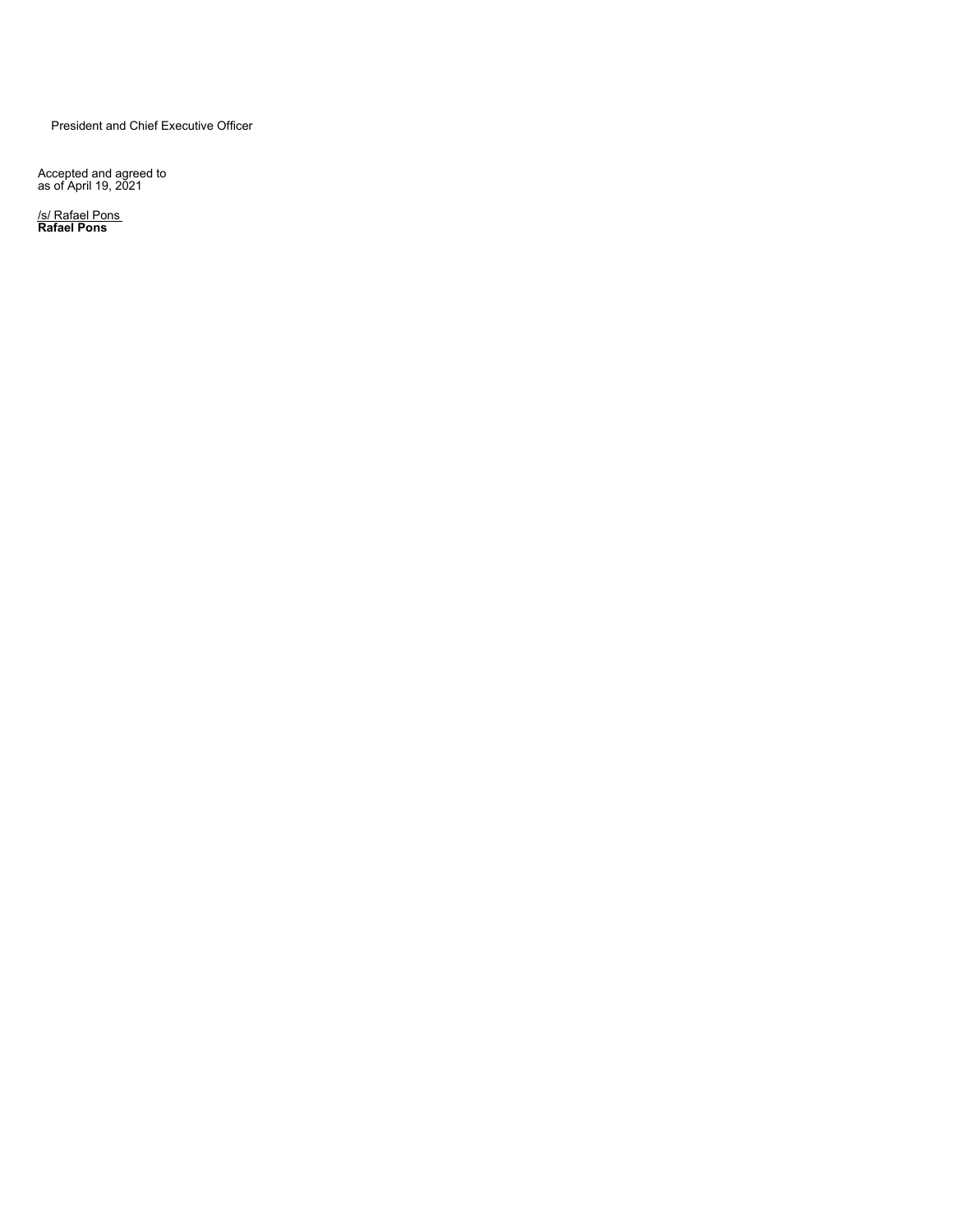President and Chief Executive Officer

Accepted and agreed to
as of April 19, 2021

/s/ Rafael Pons
**Rafael Pons**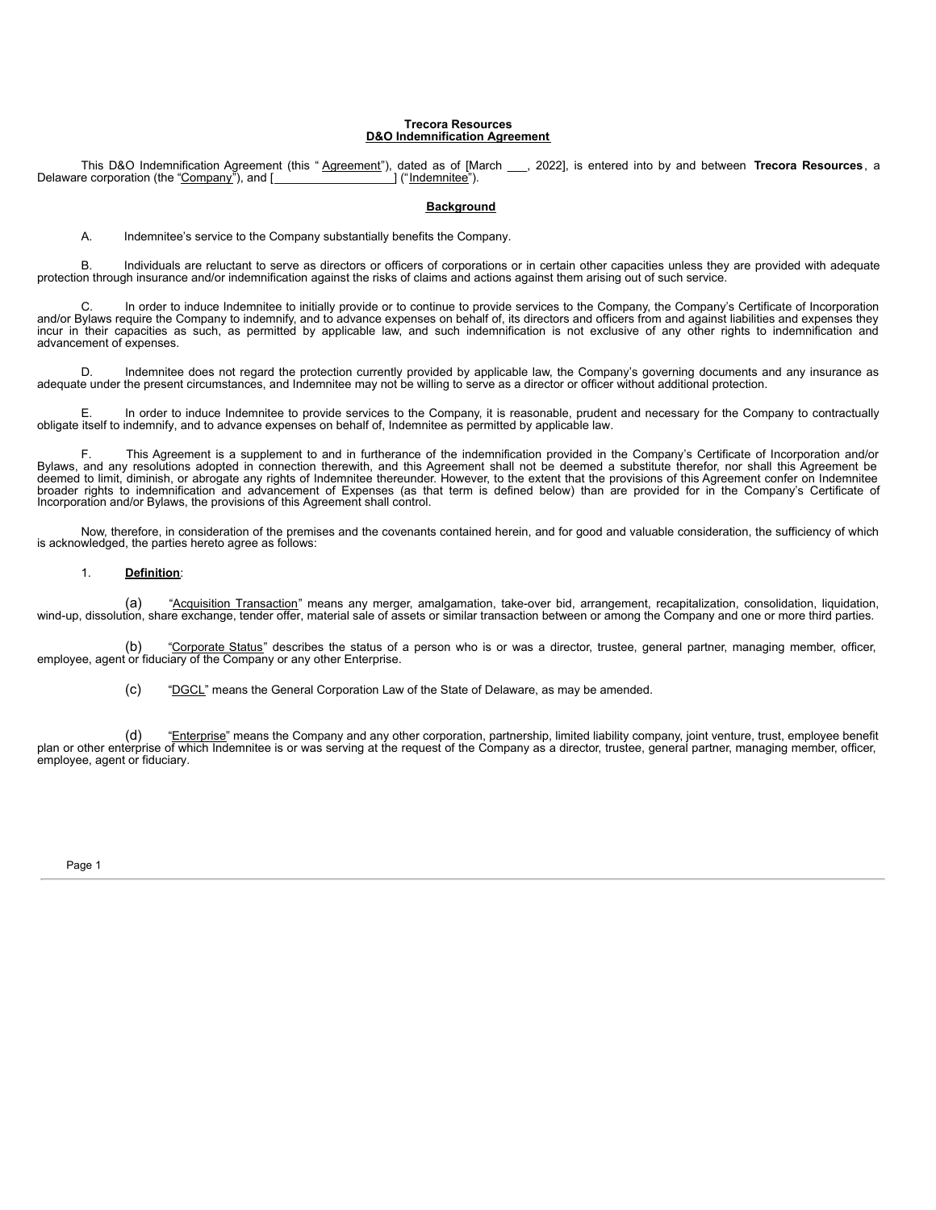**Trecora Resources**
**D&O Indemnification Agreement**

This D&O Indemnification Agreement (this "Agreement"), dated as of [March ___, 2022], is entered into by and between **Trecora Resources**, a Delaware corporation (the "Company"), and [__________________] ("Indemnitee").

**Background**

A. Indemnitee's service to the Company substantially benefits the Company.

B. Individuals are reluctant to serve as directors or officers of corporations or in certain other capacities unless they are provided with adequate protection through insurance and/or indemnification against the risks of claims and actions against them arising out of such service.

C. In order to induce Indemnitee to initially provide or to continue to provide services to the Company, the Company's Certificate of Incorporation and/or Bylaws require the Company to indemnify, and to advance expenses on behalf of, its directors and officers from and against liabilities and expenses they incur in their capacities as such, as permitted by applicable law, and such indemnification is not exclusive of any other rights to indemnification and advancement of expenses.

D. Indemnitee does not regard the protection currently provided by applicable law, the Company's governing documents and any insurance as adequate under the present circumstances, and Indemnitee may not be willing to serve as a director or officer without additional protection.

E. In order to induce Indemnitee to provide services to the Company, it is reasonable, prudent and necessary for the Company to contractually obligate itself to indemnify, and to advance expenses on behalf of, Indemnitee as permitted by applicable law.

F. This Agreement is a supplement to and in furtherance of the indemnification provided in the Company's Certificate of Incorporation and/or Bylaws, and any resolutions adopted in connection therewith, and this Agreement shall not be deemed a substitute therefor, nor shall this Agreement be deemed to limit, diminish, or abrogate any rights of Indemnitee thereunder. However, to the extent that the provisions of this Agreement confer on Indemnitee broader rights to indemnification and advancement of Expenses (as that term is defined below) than are provided for in the Company's Certificate of Incorporation and/or Bylaws, the provisions of this Agreement shall control.

Now, therefore, in consideration of the premises and the covenants contained herein, and for good and valuable consideration, the sufficiency of which is acknowledged, the parties hereto agree as follows:

1. **Definition**:

(a) "Acquisition Transaction" means any merger, amalgamation, take-over bid, arrangement, recapitalization, consolidation, liquidation, wind-up, dissolution, share exchange, tender offer, material sale of assets or similar transaction between or among the Company and one or more third parties.

(b) "Corporate Status" describes the status of a person who is or was a director, trustee, general partner, managing member, officer, employee, agent or fiduciary of the Company or any other Enterprise.

(c) "DGCL" means the General Corporation Law of the State of Delaware, as may be amended.

(d) "Enterprise" means the Company and any other corporation, partnership, limited liability company, joint venture, trust, employee benefit plan or other enterprise of which Indemnitee is or was serving at the request of the Company as a director, trustee, general partner, managing member, officer, employee, agent or fiduciary.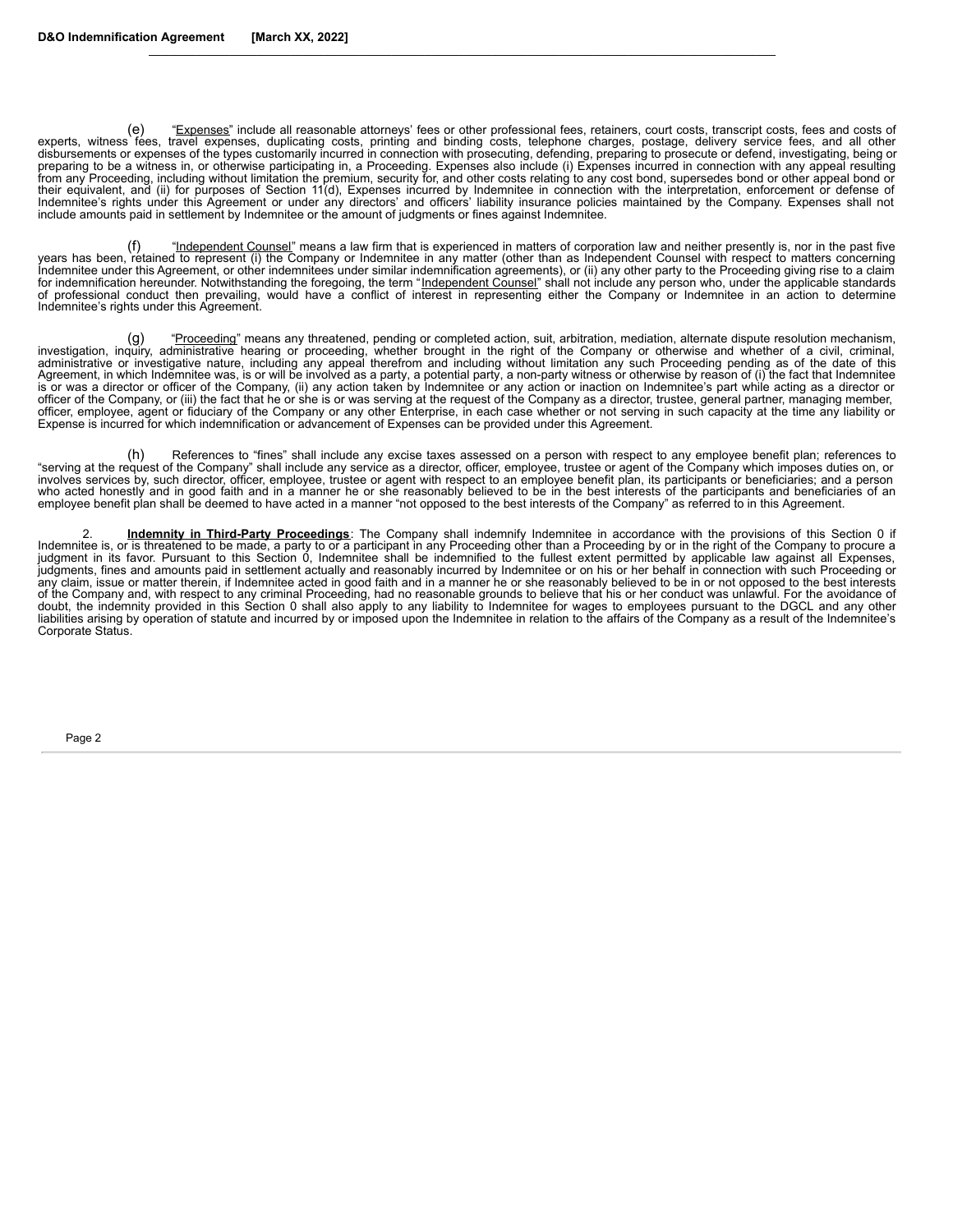(e) "Expenses" include all reasonable attorneys' fees or other professional fees, retainers, court costs, transcript costs, fees and costs of experts, witness fees, travel expenses, duplicating costs, printing and binding costs, telephone charges, postage, delivery service fees, and all other disbursements or expenses of the types customarily incurred in connection with prosecuting, defending, preparing to prosecute or defend, investigating, being or preparing to be a witness in, or otherwise participating in, a Proceeding. Expenses also include (i) Expenses incurred in connection with any appeal resulting from any Proceeding, including without limitation the premium, security for, and other costs relating to any cost bond, supersedes bond or other appeal bond or their equivalent, and (ii) for purposes of Section 11(d), Expenses incurred by Indemnitee in connection with the interpretation, enforcement or defense of Indemnitee's rights under this Agreement or under any directors' and officers' liability insurance policies maintained by the Company. Expenses shall not include amounts paid in settlement by Indemnitee or the amount of judgments or fines against Indemnitee.

(f) "Independent Counsel" means a law firm that is experienced in matters of corporation law and neither presently is, nor in the past five years has been, retained to represent (i) the Company or Indemnitee in any matter (other than as Independent Counsel with respect to matters concerning Indemnitee under this Agreement, or other indemnitees under similar indemnification agreements), or (ii) any other party to the Proceeding giving rise to a claim for indemnification hereunder. Notwithstanding the foregoing, the term "Independent Counsel" shall not include any person who, under the applicable standards of professional conduct then prevailing, would have a conflict of interest in representing either the Company or Indemnitee in an action to determine Indemnitee's rights under this Agreement.

(g) "Proceeding" means any threatened, pending or completed action, suit, arbitration, mediation, alternate dispute resolution mechanism, investigation, inquiry, administrative hearing or proceeding, whether brought in the right of the Company or otherwise and whether of a civil, criminal, administrative or investigative nature, including any appeal therefrom and including without limitation any such Proceeding pending as of the date of this Agreement, in which Indemnitee was, is or will be involved as a party, a potential party, a non-party witness or otherwise by reason of (i) the fact that Indemnitee is or was a director or officer of the Company, (ii) any action taken by Indemnitee or any action or inaction on Indemnitee's part while acting as a director or officer of the Company, or (iii) the fact that he or she is or was serving at the request of the Company as a director, trustee, general partner, managing member, officer, employee, agent or fiduciary of the Company or any other Enterprise, in each case whether or not serving in such capacity at the time any liability or Expense is incurred for which indemnification or advancement of Expenses can be provided under this Agreement.

(h) References to "fines" shall include any excise taxes assessed on a person with respect to any employee benefit plan; references to "serving at the request of the Company" shall include any service as a director, officer, employee, trustee or agent of the Company which imposes duties on, or involves services by, such director, officer, employee, trustee or agent with respect to an employee benefit plan, its participants or beneficiaries; and a person who acted honestly and in good faith and in a manner he or she reasonably believed to be in the best interests of the participants and beneficiaries of an employee benefit plan shall be deemed to have acted in a manner "not opposed to the best interests of the Company" as referred to in this Agreement.

2. **Indemnity in Third-Party Proceedings**: The Company shall indemnify Indemnitee in accordance with the provisions of this Section 0 if Indemnitee is, or is threatened to be made, a party to or a participant in any Proceeding other than a Proceeding by or in the right of the Company to procure a judgment in its favor. Pursuant to this Section 0, Indemnitee shall be indemnified to the fullest extent permitted by applicable law against all Expenses, judgments, fines and amounts paid in settlement actually and reasonably incurred by Indemnitee or on his or her behalf in connection with such Proceeding or any claim, issue or matter therein, if Indemnitee acted in good faith and in a manner he or she reasonably believed to be in or not opposed to the best interests of the Company and, with respect to any criminal Proceeding, had no reasonable grounds to believe that his or her conduct was unlawful. For the avoidance of doubt, the indemnity provided in this Section 0 shall also apply to any liability to Indemnitee for wages to employees pursuant to the DGCL and any other liabilities arising by operation of statute and incurred by or imposed upon the Indemnitee in relation to the affairs of the Company as a result of the Indemnitee's Corporate Status.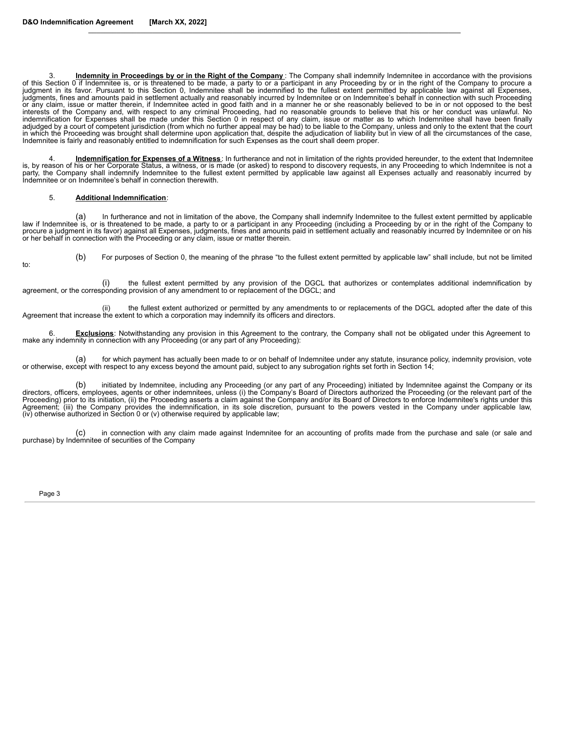3. **Indemnity in Proceedings by or in the Right of the Company** : The Company shall indemnify Indemnitee in accordance with the provisions of this Section 0 if Indemnitee is, or is threatened to be made, a party to or a participant in any Proceeding by or in the right of the Company to procure a judgment in its favor. Pursuant to this Section 0, Indemnitee shall be indemnified to the fullest extent permitted by applicable law against all Expenses, judgments, fines and amounts paid in settlement actually and reasonably incurred by Indemnitee or on Indemnitee's behalf in connection with such Proceeding or any claim, issue or matter therein, if Indemnitee acted in good faith and in a manner he or she reasonably believed to be in or not opposed to the best interests of the Company and, with respect to any criminal Proceeding, had no reasonable grounds to believe that his or her conduct was unlawful. No indemnification for Expenses shall be made under this Section 0 in respect of any claim, issue or matter as to which Indemnitee shall have been finally adjudged by a court of competent jurisdiction (from which no further appeal may be had) to be liable to the Company, unless and only to the extent that the court in which the Proceeding was brought shall determine upon application that, despite the adjudication of liability but in view of all the circumstances of the case, Indemnitee is fairly and reasonably entitled to indemnification for such Expenses as the court shall deem proper.

4. **Indemnification for Expenses of a Witness**: In furtherance and not in limitation of the rights provided hereunder, to the extent that Indemnitee is, by reason of his or her Corporate Status, a witness, or is made (or asked) to respond to discovery requests, in any Proceeding to which Indemnitee is not a party, the Company shall indemnify Indemnitee to the fullest extent permitted by applicable law against all Expenses actually and reasonably incurred by Indemnitee or on Indemnitee's behalf in connection therewith.

5. **Additional Indemnification**:

(a) In furtherance and not in limitation of the above, the Company shall indemnify Indemnitee to the fullest extent permitted by applicable law if Indemnitee is, or is threatened to be made, a party to or a participant in any Proceeding (including a Proceeding by or in the right of the Company to procure a judgment in its favor) against all Expenses, judgments, fines and amounts paid in settlement actually and reasonably incurred by Indemnitee or on his or her behalf in connection with the Proceeding or any claim, issue or matter therein.

(b) For purposes of Section 0, the meaning of the phrase "to the fullest extent permitted by applicable law" shall include, but not be limited to:

(i) the fullest extent permitted by any provision of the DGCL that authorizes or contemplates additional indemnification by agreement, or the corresponding provision of any amendment to or replacement of the DGCL; and

(ii) the fullest extent authorized or permitted by any amendments to or replacements of the DGCL adopted after the date of this Agreement that increase the extent to which a corporation may indemnify its officers and directors.

6. **Exclusions**: Notwithstanding any provision in this Agreement to the contrary, the Company shall not be obligated under this Agreement to make any indemnity in connection with any Proceeding (or any part of any Proceeding):

(a) for which payment has actually been made to or on behalf of Indemnitee under any statute, insurance policy, indemnity provision, vote or otherwise, except with respect to any excess beyond the amount paid, subject to any subrogation rights set forth in Section 14;

(b) initiated by Indemnitee, including any Proceeding (or any part of any Proceeding) initiated by Indemnitee against the Company or its directors, officers, employees, agents or other indemnitees, unless (i) the Company's Board of Directors authorized the Proceeding (or the relevant part of the Proceeding) prior to its initiation, (ii) the Proceeding asserts a claim against the Company and/or its Board of Directors to enforce Indemnitee's rights under this Agreement; (iii) the Company provides the indemnification, in its sole discretion, pursuant to the powers vested in the Company under applicable law, (iv) otherwise authorized in Section 0 or (v) otherwise required by applicable law;

(c) in connection with any claim made against Indemnitee for an accounting of profits made from the purchase and sale (or sale and purchase) by Indemnitee of securities of the Company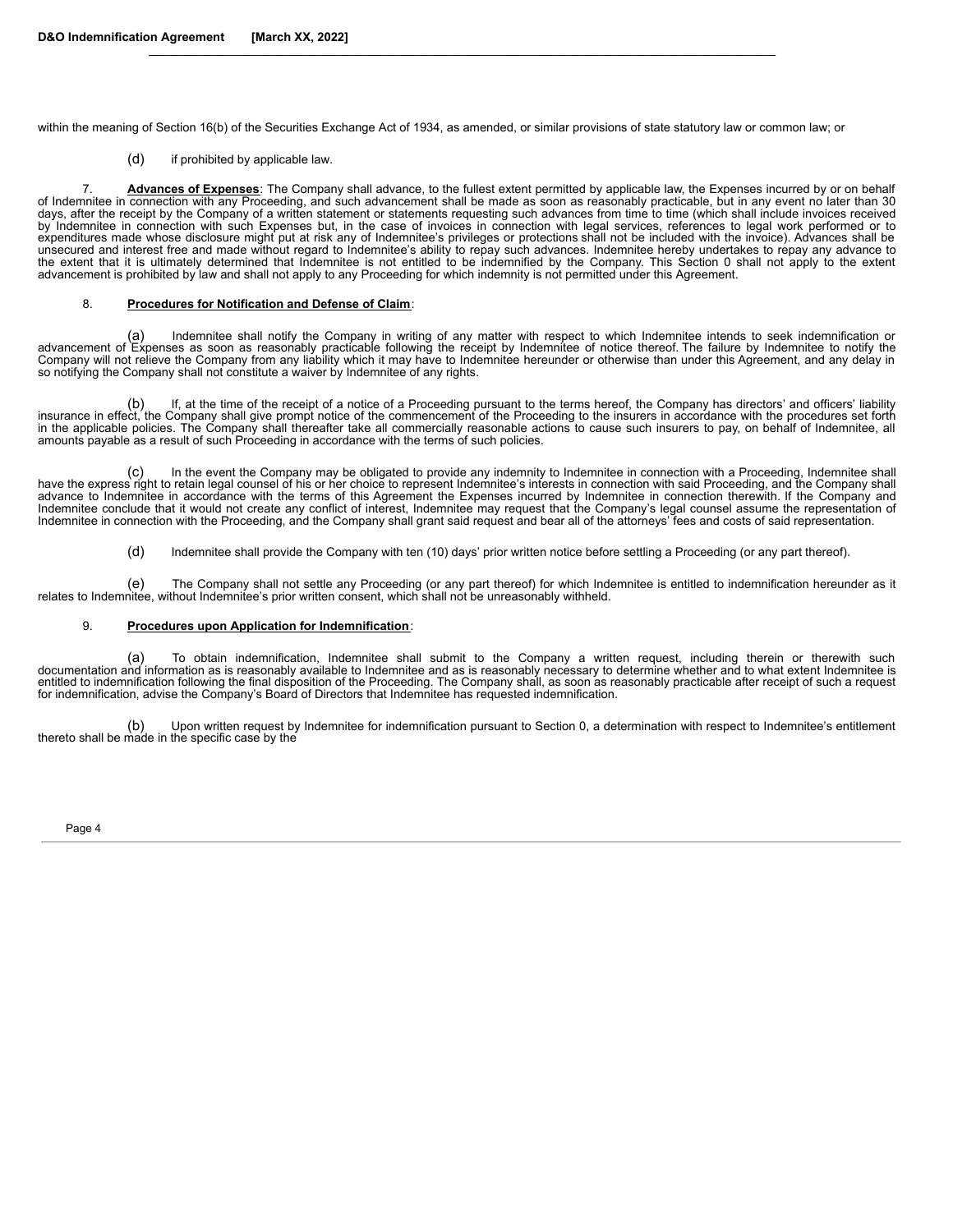within the meaning of Section 16(b) of the Securities Exchange Act of 1934, as amended, or similar provisions of state statutory law or common law; or

(d) if prohibited by applicable law.

7. **Advances of Expenses**: The Company shall advance, to the fullest extent permitted by applicable law, the Expenses incurred by or on behalf of Indemnitee in connection with any Proceeding, and such advancement shall be made as soon as reasonably practicable, but in any event no later than 30 days, after the receipt by the Company of a written statement or statements requesting such advances from time to time (which shall include invoices received by Indemnitee in connection with such Expenses but, in the case of invoices in connection with legal services, references to legal work performed or to expenditures made whose disclosure might put at risk any of Indemnitee's privileges or protections shall not be included with the invoice). Advances shall be unsecured and interest free and made without regard to Indemnitee's ability to repay such advances. Indemnitee hereby undertakes to repay any advance to the extent that it is ultimately determined that Indemnitee is not entitled to be indemnified by the Company. This Section 0 shall not apply to the extent advancement is prohibited by law and shall not apply to any Proceeding for which indemnity is not permitted under this Agreement.

8. **Procedures for Notification and Defense of Claim**:

(a) Indemnitee shall notify the Company in writing of any matter with respect to which Indemnitee intends to seek indemnification or advancement of Expenses as soon as reasonably practicable following the receipt by Indemnitee of notice thereof. The failure by Indemnitee to notify the Company will not relieve the Company from any liability which it may have to Indemnitee hereunder or otherwise than under this Agreement, and any delay in so notifying the Company shall not constitute a waiver by Indemnitee of any rights.

(b) If, at the time of the receipt of a notice of a Proceeding pursuant to the terms hereof, the Company has directors' and officers' liability insurance in effect, the Company shall give prompt notice of the commencement of the Proceeding to the insurers in accordance with the procedures set forth in the applicable policies. The Company shall thereafter take all commercially reasonable actions to cause such insurers to pay, on behalf of Indemnitee, all amounts payable as a result of such Proceeding in accordance with the terms of such policies.

(c) In the event the Company may be obligated to provide any indemnity to Indemnitee in connection with a Proceeding, Indemnitee shall have the express right to retain legal counsel of his or her choice to represent Indemnitee's interests in connection with said Proceeding, and the Company shall advance to Indemnitee in accordance with the terms of this Agreement the Expenses incurred by Indemnitee in connection therewith. If the Company and Indemnitee conclude that it would not create any conflict of interest, Indemnitee may request that the Company's legal counsel assume the representation of Indemnitee in connection with the Proceeding, and the Company shall grant said request and bear all of the attorneys' fees and costs of said representation.

(d) Indemnitee shall provide the Company with ten (10) days' prior written notice before settling a Proceeding (or any part thereof).

(e) The Company shall not settle any Proceeding (or any part thereof) for which Indemnitee is entitled to indemnification hereunder as it relates to Indemnitee, without Indemnitee's prior written consent, which shall not be unreasonably withheld.

9. **Procedures upon Application for Indemnification**:

(a) To obtain indemnification, Indemnitee shall submit to the Company a written request, including therein or therewith such documentation and information as is reasonably available to Indemnitee and as is reasonably necessary to determine whether and to what extent Indemnitee is entitled to indemnification following the final disposition of the Proceeding. The Company shall, as soon as reasonably practicable after receipt of such a request for indemnification, advise the Company's Board of Directors that Indemnitee has requested indemnification.

(b) Upon written request by Indemnitee for indemnification pursuant to Section 0, a determination with respect to Indemnitee's entitlement thereto shall be made in the specific case by the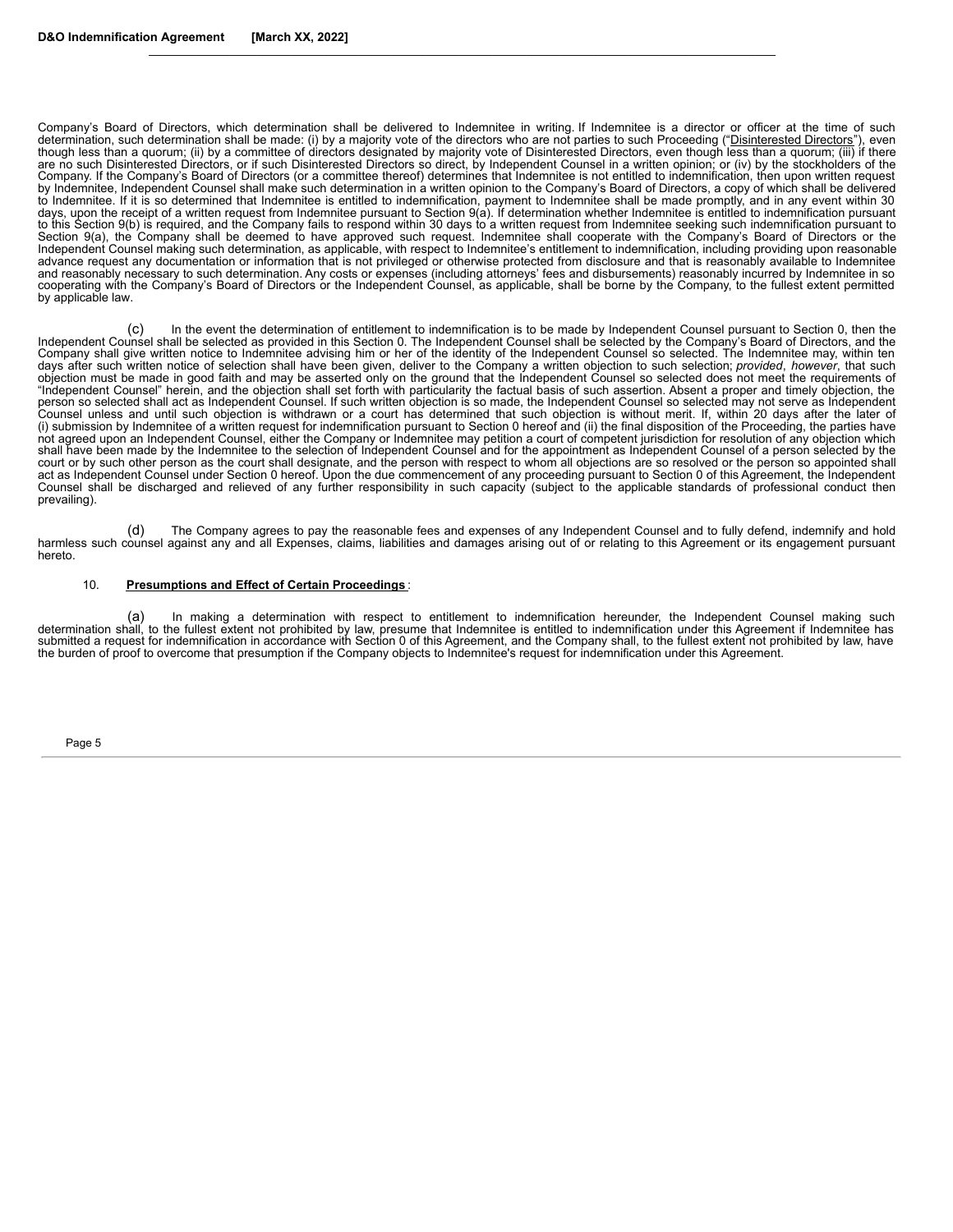Company's Board of Directors, which determination shall be delivered to Indemnitee in writing. If Indemnitee is a director or officer at the time of such determination, such determination shall be made: (i) by a majority vote of the directors who are not parties to such Proceeding ("Disinterested Directors"), even though less than a quorum; (ii) by a committee of directors designated by majority vote of Disinterested Directors, even though less than a quorum; (iii) if there are no such Disinterested Directors, or if such Disinterested Directors so direct, by Independent Counsel in a written opinion; or (iv) by the stockholders of the Company. If the Company's Board of Directors (or a committee thereof) determines that Indemnitee is not entitled to indemnification, then upon written request by Indemnitee, Independent Counsel shall make such determination in a written opinion to the Company's Board of Directors, a copy of which shall be delivered to Indemnitee. If it is so determined that Indemnitee is entitled to indemnification, payment to Indemnitee shall be made promptly, and in any event within 30 days, upon the receipt of a written request from Indemnitee pursuant to Section 9(a). If determination whether Indemnitee is entitled to indemnification pursuant to this Section 9(b) is required, and the Company fails to respond within 30 days to a written request from Indemnitee seeking such indemnification pursuant to Section 9(a), the Company shall be deemed to have approved such request. Indemnitee shall cooperate with the Company's Board of Directors or the Independent Counsel making such determination, as applicable, with respect to Indemnitee's entitlement to indemnification, including providing upon reasonable advance request any documentation or information that is not privileged or otherwise protected from disclosure and that is reasonably available to Indemnitee and reasonably necessary to such determination. Any costs or expenses (including attorneys' fees and disbursements) reasonably incurred by Indemnitee in so cooperating with the Company's Board of Directors or the Independent Counsel, as applicable, shall be borne by the Company, to the fullest extent permitted by applicable law.

(c) In the event the determination of entitlement to indemnification is to be made by Independent Counsel pursuant to Section 0, then the Independent Counsel shall be selected as provided in this Section 0. The Independent Counsel shall be selected by the Company's Board of Directors, and the Company shall give written notice to Indemnitee advising him or her of the identity of the Independent Counsel so selected. The Indemnitee may, within ten days after such written notice of selection shall have been given, deliver to the Company a written objection to such selection; *provided*, *however*, that such objection must be made in good faith and may be asserted only on the ground that the Independent Counsel so selected does not meet the requirements of "Independent Counsel" herein, and the objection shall set forth with particularity the factual basis of such assertion. Absent a proper and timely objection, the person so selected shall act as Independent Counsel. If such written objection is so made, the Independent Counsel so selected may not serve as Independent Counsel unless and until such objection is withdrawn or a court has determined that such objection is without merit. If, within 20 days after the later of (i) submission by Indemnitee of a written request for indemnification pursuant to Section 0 hereof and (ii) the final disposition of the Proceeding, the parties have not agreed upon an Independent Counsel, either the Company or Indemnitee may petition a court of competent jurisdiction for resolution of any objection which shall have been made by the Indemnitee to the selection of Independent Counsel and for the appointment as Independent Counsel of a person selected by the court or by such other person as the court shall designate, and the person with respect to whom all objections are so resolved or the person so appointed shall act as Independent Counsel under Section 0 hereof. Upon the due commencement of any proceeding pursuant to Section 0 of this Agreement, the Independent Counsel shall be discharged and relieved of any further responsibility in such capacity (subject to the applicable standards of professional conduct then prevailing).

(d) The Company agrees to pay the reasonable fees and expenses of any Independent Counsel and to fully defend, indemnify and hold harmless such counsel against any and all Expenses, claims, liabilities and damages arising out of or relating to this Agreement or its engagement pursuant hereto.

10. **Presumptions and Effect of Certain Proceedings**:

(a) In making a determination with respect to entitlement to indemnification hereunder, the Independent Counsel making such determination shall, to the fullest extent not prohibited by law, presume that Indemnitee is entitled to indemnification under this Agreement if Indemnitee has submitted a request for indemnification in accordance with Section 0 of this Agreement, and the Company shall, to the fullest extent not prohibited by law, have the burden of proof to overcome that presumption if the Company objects to Indemnitee's request for indemnification under this Agreement.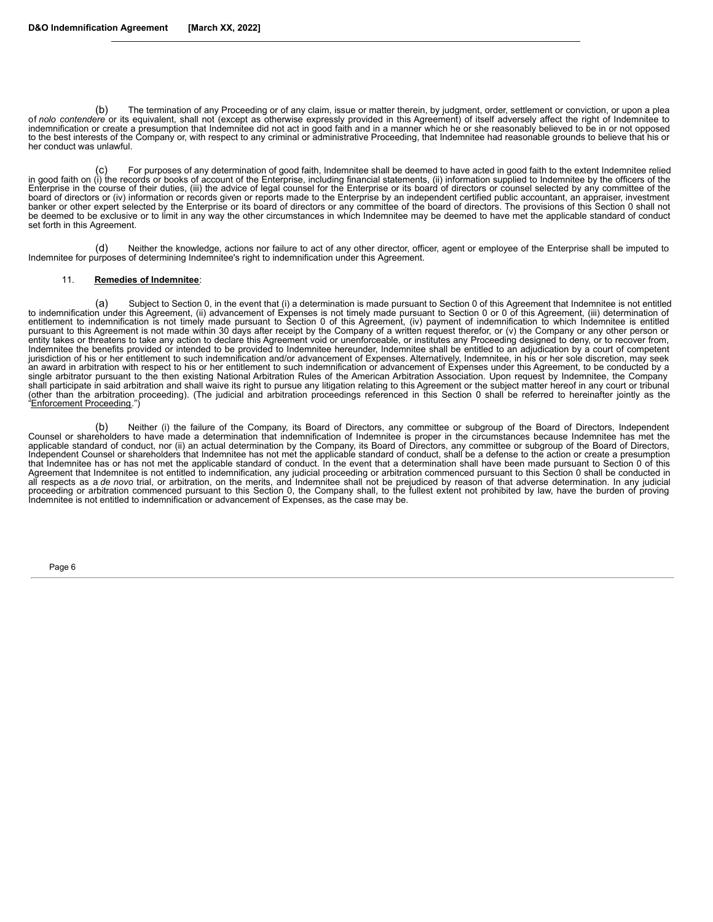(b) The termination of any Proceeding or of any claim, issue or matter therein, by judgment, order, settlement or conviction, or upon a plea of *nolo contendere* or its equivalent, shall not (except as otherwise expressly provided in this Agreement) of itself adversely affect the right of Indemnitee to indemnification or create a presumption that Indemnitee did not act in good faith and in a manner which he or she reasonably believed to be in or not opposed to the best interests of the Company or, with respect to any criminal or administrative Proceeding, that Indemnitee had reasonable grounds to believe that his or her conduct was unlawful.

(c) For purposes of any determination of good faith, Indemnitee shall be deemed to have acted in good faith to the extent Indemnitee relied in good faith on (i) the records or books of account of the Enterprise, including financial statements, (ii) information supplied to Indemnitee by the officers of the Enterprise in the course of their duties, (iii) the advice of legal counsel for the Enterprise or its board of directors or counsel selected by any committee of the board of directors or (iv) information or records given or reports made to the Enterprise by an independent certified public accountant, an appraiser, investment banker or other expert selected by the Enterprise or its board of directors or any committee of the board of directors. The provisions of this Section 0 shall not be deemed to be exclusive or to limit in any way the other circumstances in which Indemnitee may be deemed to have met the applicable standard of conduct set forth in this Agreement.

(d) Neither the knowledge, actions nor failure to act of any other director, officer, agent or employee of the Enterprise shall be imputed to Indemnitee for purposes of determining Indemnitee's right to indemnification under this Agreement.

11. **Remedies of Indemnitee**:

(a) Subject to Section 0, in the event that (i) a determination is made pursuant to Section 0 of this Agreement that Indemnitee is not entitled to indemnification under this Agreement, (ii) advancement of Expenses is not timely made pursuant to Section 0 or 0 of this Agreement, (iii) determination of entitlement to indemnification is not timely made pursuant to Section 0 of this Agreement, (iv) payment of indemnification to which Indemnitee is entitled pursuant to this Agreement is not made within 30 days after receipt by the Company of a written request therefor, or (v) the Company or any other person or entity takes or threatens to take any action to declare this Agreement void or unenforceable, or institutes any Proceeding designed to deny, or to recover from, Indemnitee the benefits provided or intended to be provided to Indemnitee hereunder, Indemnitee shall be entitled to an adjudication by a court of competent jurisdiction of his or her entitlement to such indemnification and/or advancement of Expenses. Alternatively, Indemnitee, in his or her sole discretion, may seek an award in arbitration with respect to his or her entitlement to such indemnification or advancement of Expenses under this Agreement, to be conducted by a single arbitrator pursuant to the then existing National Arbitration Rules of the American Arbitration Association. Upon request by Indemnitee, the Company shall participate in said arbitration and shall waive its right to pursue any litigation relating to this Agreement or the subject matter hereof in any court or tribunal (other than the arbitration proceeding). (The judicial and arbitration proceedings referenced in this Section 0 shall be referred to hereinafter jointly as the "Enforcement Proceeding.")

(b) Neither (i) the failure of the Company, its Board of Directors, any committee or subgroup of the Board of Directors, Independent Counsel or shareholders to have made a determination that indemnification of Indemnitee is proper in the circumstances because Indemnitee has met the applicable standard of conduct, nor (ii) an actual determination by the Company, its Board of Directors, any committee or subgroup of the Board of Directors, Independent Counsel or shareholders that Indemnitee has not met the applicable standard of conduct, shall be a defense to the action or create a presumption that Indemnitee has or has not met the applicable standard of conduct. In the event that a determination shall have been made pursuant to Section 0 of this Agreement that Indemnitee is not entitled to indemnification, any judicial proceeding or arbitration commenced pursuant to this Section 0 shall be conducted in all respects as a *de novo* trial, or arbitration, on the merits, and Indemnitee shall not be prejudiced by reason of that adverse determination. In any judicial proceeding or arbitration commenced pursuant to this Section 0, the Company shall, to the fullest extent not prohibited by law, have the burden of proving Indemnitee is not entitled to indemnification or advancement of Expenses, as the case may be.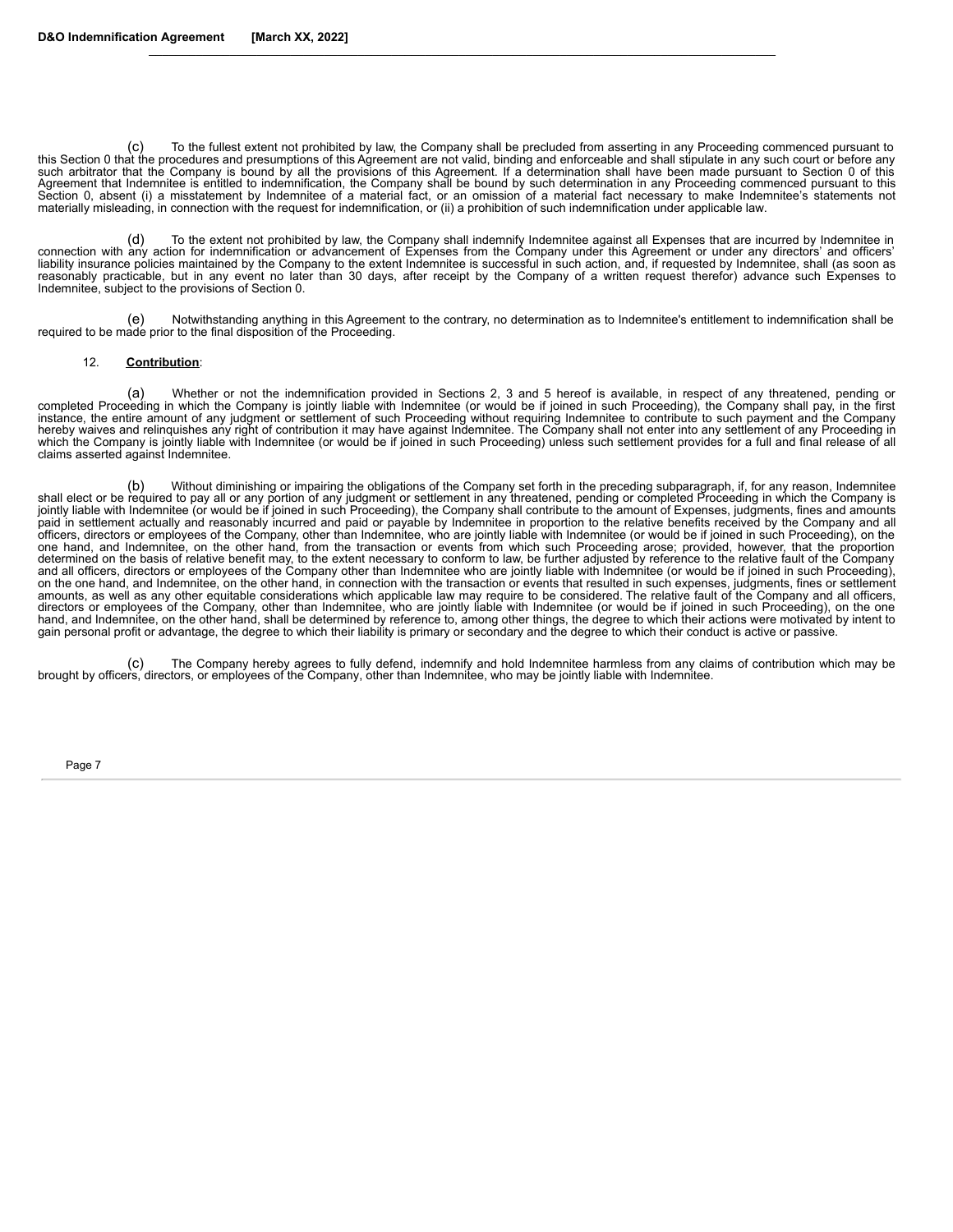(c) To the fullest extent not prohibited by law, the Company shall be precluded from asserting in any Proceeding commenced pursuant to this Section 0 that the procedures and presumptions of this Agreement are not valid, binding and enforceable and shall stipulate in any such court or before any such arbitrator that the Company is bound by all the provisions of this Agreement. If a determination shall have been made pursuant to Section 0 of this Agreement that Indemnitee is entitled to indemnification, the Company shall be bound by such determination in any Proceeding commenced pursuant to this Section 0, absent (i) a misstatement by Indemnitee of a material fact, or an omission of a material fact necessary to make Indemnitee's statements not materially misleading, in connection with the request for indemnification, or (ii) a prohibition of such indemnification under applicable law.

(d) To the extent not prohibited by law, the Company shall indemnify Indemnitee against all Expenses that are incurred by Indemnitee in connection with any action for indemnification or advancement of Expenses from the Company under this Agreement or under any directors' and officers' liability insurance policies maintained by the Company to the extent Indemnitee is successful in such action, and, if requested by Indemnitee, shall (as soon as reasonably practicable, but in any event no later than 30 days, after receipt by the Company of a written request therefor) advance such Expenses to Indemnitee, subject to the provisions of Section 0.

(e) Notwithstanding anything in this Agreement to the contrary, no determination as to Indemnitee's entitlement to indemnification shall be required to be made prior to the final disposition of the Proceeding.

12. **Contribution**:

(a) Whether or not the indemnification provided in Sections 2, 3 and 5 hereof is available, in respect of any threatened, pending or completed Proceeding in which the Company is jointly liable with Indemnitee (or would be if joined in such Proceeding), the Company shall pay, in the first instance, the entire amount of any judgment or settlement of such Proceeding without requiring Indemnitee to contribute to such payment and the Company hereby waives and relinquishes any right of contribution it may have against Indemnitee. The Company shall not enter into any settlement of any Proceeding in which the Company is jointly liable with Indemnitee (or would be if joined in such Proceeding) unless such settlement provides for a full and final release of all claims asserted against Indemnitee.

(b) Without diminishing or impairing the obligations of the Company set forth in the preceding subparagraph, if, for any reason, Indemnitee shall elect or be required to pay all or any portion of any judgment or settlement in any threatened, pending or completed Proceeding in which the Company is jointly liable with Indemnitee (or would be if joined in such Proceeding), the Company shall contribute to the amount of Expenses, judgments, fines and amounts paid in settlement actually and reasonably incurred and paid or payable by Indemnitee in proportion to the relative benefits received by the Company and all officers, directors or employees of the Company, other than Indemnitee, who are jointly liable with Indemnitee (or would be if joined in such Proceeding), on the one hand, and Indemnitee, on the other hand, from the transaction or events from which such Proceeding arose; provided, however, that the proportion determined on the basis of relative benefit may, to the extent necessary to conform to law, be further adjusted by reference to the relative fault of the Company and all officers, directors or employees of the Company other than Indemnitee who are jointly liable with Indemnitee (or would be if joined in such Proceeding), on the one hand, and Indemnitee, on the other hand, in connection with the transaction or events that resulted in such expenses, judgments, fines or settlement amounts, as well as any other equitable considerations which applicable law may require to be considered. The relative fault of the Company and all officers, directors or employees of the Company, other than Indemnitee, who are jointly liable with Indemnitee (or would be if joined in such Proceeding), on the one hand, and Indemnitee, on the other hand, shall be determined by reference to, among other things, the degree to which their actions were motivated by intent to gain personal profit or advantage, the degree to which their liability is primary or secondary and the degree to which their conduct is active or passive.

(c) The Company hereby agrees to fully defend, indemnify and hold Indemnitee harmless from any claims of contribution which may be brought by officers, directors, or employees of the Company, other than Indemnitee, who may be jointly liable with Indemnitee.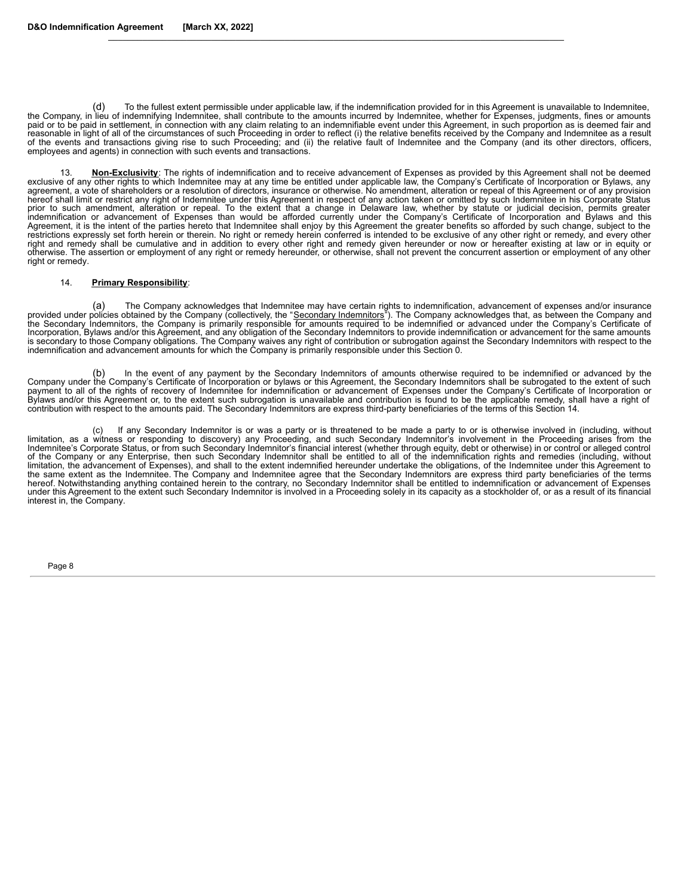(d) To the fullest extent permissible under applicable law, if the indemnification provided for in this Agreement is unavailable to Indemnitee, the Company, in lieu of indemnifying Indemnitee, shall contribute to the amounts incurred by Indemnitee, whether for Expenses, judgments, fines or amounts paid or to be paid in settlement, in connection with any claim relating to an indemnifiable event under this Agreement, in such proportion as is deemed fair and reasonable in light of all of the circumstances of such Proceeding in order to reflect (i) the relative benefits received by the Company and Indemnitee as a result of the events and transactions giving rise to such Proceeding; and (ii) the relative fault of Indemnitee and the Company (and its other directors, officers, employees and agents) in connection with such events and transactions.

13. **Non-Exclusivity**: The rights of indemnification and to receive advancement of Expenses as provided by this Agreement shall not be deemed exclusive of any other rights to which Indemnitee may at any time be entitled under applicable law, the Company's Certificate of Incorporation or Bylaws, any agreement, a vote of shareholders or a resolution of directors, insurance or otherwise. No amendment, alteration or repeal of this Agreement or of any provision hereof shall limit or restrict any right of Indemnitee under this Agreement in respect of any action taken or omitted by such Indemnitee in his Corporate Status prior to such amendment, alteration or repeal. To the extent that a change in Delaware law, whether by statute or judicial decision, permits greater indemnification or advancement of Expenses than would be afforded currently under the Company's Certificate of Incorporation and Bylaws and this Agreement, it is the intent of the parties hereto that Indemnitee shall enjoy by this Agreement the greater benefits so afforded by such change, subject to the restrictions expressly set forth herein or therein. No right or remedy herein conferred is intended to be exclusive of any other right or remedy, and every other right and remedy shall be cumulative and in addition to every other right and remedy given hereunder or now or hereafter existing at law or in equity or otherwise. The assertion or employment of any right or remedy hereunder, or otherwise, shall not prevent the concurrent assertion or employment of any other right or remedy.

14. **Primary Responsibility**:

(a) The Company acknowledges that Indemnitee may have certain rights to indemnification, advancement of expenses and/or insurance provided under policies obtained by the Company (collectively, the "Secondary Indemnitors"). The Company acknowledges that, as between the Company and the Secondary Indemnitors, the Company is primarily responsible for amounts required to be indemnified or advanced under the Company's Certificate of Incorporation, Bylaws and/or this Agreement, and any obligation of the Secondary Indemnitors to provide indemnification or advancement for the same amounts is secondary to those Company obligations. The Company waives any right of contribution or subrogation against the Secondary Indemnitors with respect to the indemnification and advancement amounts for which the Company is primarily responsible under this Section 0.

(b) In the event of any payment by the Secondary Indemnitors of amounts otherwise required to be indemnified or advanced by the Company under the Company's Certificate of Incorporation or bylaws or this Agreement, the Secondary Indemnitors shall be subrogated to the extent of such payment to all of the rights of recovery of Indemnitee for indemnification or advancement of Expenses under the Company's Certificate of Incorporation or Bylaws and/or this Agreement or, to the extent such subrogation is unavailable and contribution is found to be the applicable remedy, shall have a right of contribution with respect to the amounts paid. The Secondary Indemnitors are express third-party beneficiaries of the terms of this Section 14.

(c) If any Secondary Indemnitor is or was a party or is threatened to be made a party to or is otherwise involved in (including, without limitation, as a witness or responding to discovery) any Proceeding, and such Secondary Indemnitor's involvement in the Proceeding arises from the Indemnitee's Corporate Status, or from such Secondary Indemnitor's financial interest (whether through equity, debt or otherwise) in or control or alleged control of the Company or any Enterprise, then such Secondary Indemnitor shall be entitled to all of the indemnification rights and remedies (including, without limitation, the advancement of Expenses), and shall to the extent indemnified hereunder undertake the obligations, of the Indemnitee under this Agreement to the same extent as the Indemnitee. The Company and Indemnitee agree that the Secondary Indemnitors are express third party beneficiaries of the terms hereof. Notwithstanding anything contained herein to the contrary, no Secondary Indemnitor shall be entitled to indemnification or advancement of Expenses under this Agreement to the extent such Secondary Indemnitor is involved in a Proceeding solely in its capacity as a stockholder of, or as a result of its financial interest in, the Company.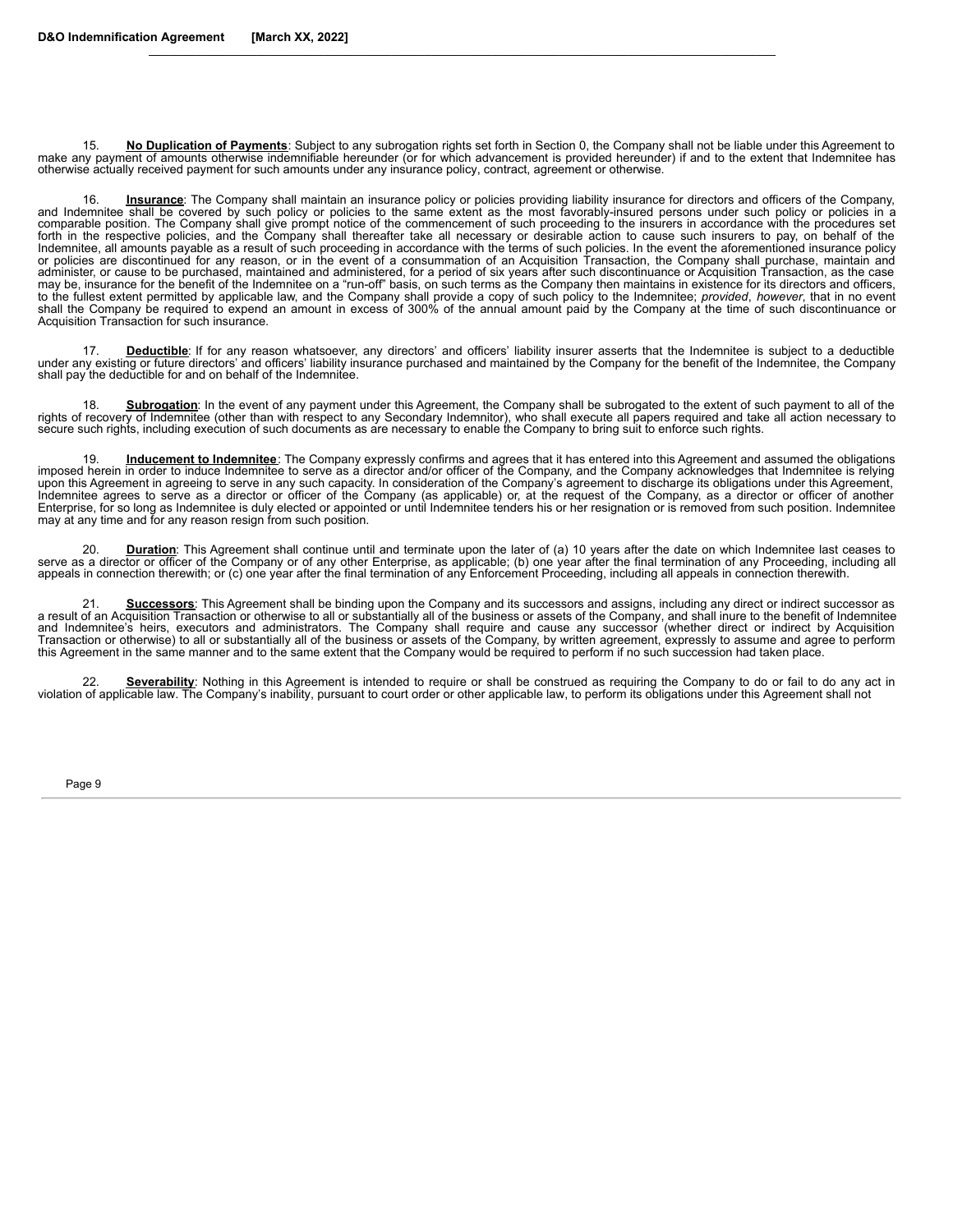15. **No Duplication of Payments**: Subject to any subrogation rights set forth in Section 0, the Company shall not be liable under this Agreement to make any payment of amounts otherwise indemnifiable hereunder (or for which advancement is provided hereunder) if and to the extent that Indemnitee has otherwise actually received payment for such amounts under any insurance policy, contract, agreement or otherwise.

16. **Insurance**: The Company shall maintain an insurance policy or policies providing liability insurance for directors and officers of the Company, and Indemnitee shall be covered by such policy or policies to the same extent as the most favorably-insured persons under such policy or policies in a comparable position. The Company shall give prompt notice of the commencement of such proceeding to the insurers in accordance with the procedures set forth in the respective policies, and the Company shall thereafter take all necessary or desirable action to cause such insurers to pay, on behalf of the Indemnitee, all amounts payable as a result of such proceeding in accordance with the terms of such policies. In the event the aforementioned insurance policy or policies are discontinued for any reason, or in the event of a consummation of an Acquisition Transaction, the Company shall purchase, maintain and administer, or cause to be purchased, maintained and administered, for a period of six years after such discontinuance or Acquisition Transaction, as the case may be, insurance for the benefit of the Indemnitee on a "run-off" basis, on such terms as the Company then maintains in existence for its directors and officers, to the fullest extent permitted by applicable law, and the Company shall provide a copy of such policy to the Indemnitee; *provided*, *however*, that in no event shall the Company be required to expend an amount in excess of 300% of the annual amount paid by the Company at the time of such discontinuance or Acquisition Transaction for such insurance.

17. **Deductible**: If for any reason whatsoever, any directors' and officers' liability insurer asserts that the Indemnitee is subject to a deductible under any existing or future directors' and officers' liability insurance purchased and maintained by the Company for the benefit of the Indemnitee, the Company shall pay the deductible for and on behalf of the Indemnitee.

18. **Subrogation**: In the event of any payment under this Agreement, the Company shall be subrogated to the extent of such payment to all of the rights of recovery of Indemnitee (other than with respect to any Secondary Indemnitor), who shall execute all papers required and take all action necessary to secure such rights, including execution of such documents as are necessary to enable the Company to bring suit to enforce such rights.

19. **Inducement to Indemnitee**: The Company expressly confirms and agrees that it has entered into this Agreement and assumed the obligations imposed herein in order to induce Indemnitee to serve as a director and/or officer of the Company, and the Company acknowledges that Indemnitee is relying upon this Agreement in agreeing to serve in any such capacity. In consideration of the Company's agreement to discharge its obligations under this Agreement, Indemnitee agrees to serve as a director or officer of the Company (as applicable) or, at the request of the Company, as a director or officer of another Enterprise, for so long as Indemnitee is duly elected or appointed or until Indemnitee tenders his or her resignation or is removed from such position. Indemnitee may at any time and for any reason resign from such position.

20. **Duration**: This Agreement shall continue until and terminate upon the later of (a) 10 years after the date on which Indemnitee last ceases to serve as a director or officer of the Company or of any other Enterprise, as applicable; (b) one year after the final termination of any Proceeding, including all appeals in connection therewith; or (c) one year after the final termination of any Enforcement Proceeding, including all appeals in connection therewith.

21. **Successors**: This Agreement shall be binding upon the Company and its successors and assigns, including any direct or indirect successor as a result of an Acquisition Transaction or otherwise to all or substantially all of the business or assets of the Company, and shall inure to the benefit of Indemnitee and Indemnitee's heirs, executors and administrators. The Company shall require and cause any successor (whether direct or indirect by Acquisition Transaction or otherwise) to all or substantially all of the business or assets of the Company, by written agreement, expressly to assume and agree to perform this Agreement in the same manner and to the same extent that the Company would be required to perform if no such succession had taken place.

22. **Severability**: Nothing in this Agreement is intended to require or shall be construed as requiring the Company to do or fail to do any act in violation of applicable law. The Company's inability, pursuant to court order or other applicable law, to perform its obligations under this Agreement shall not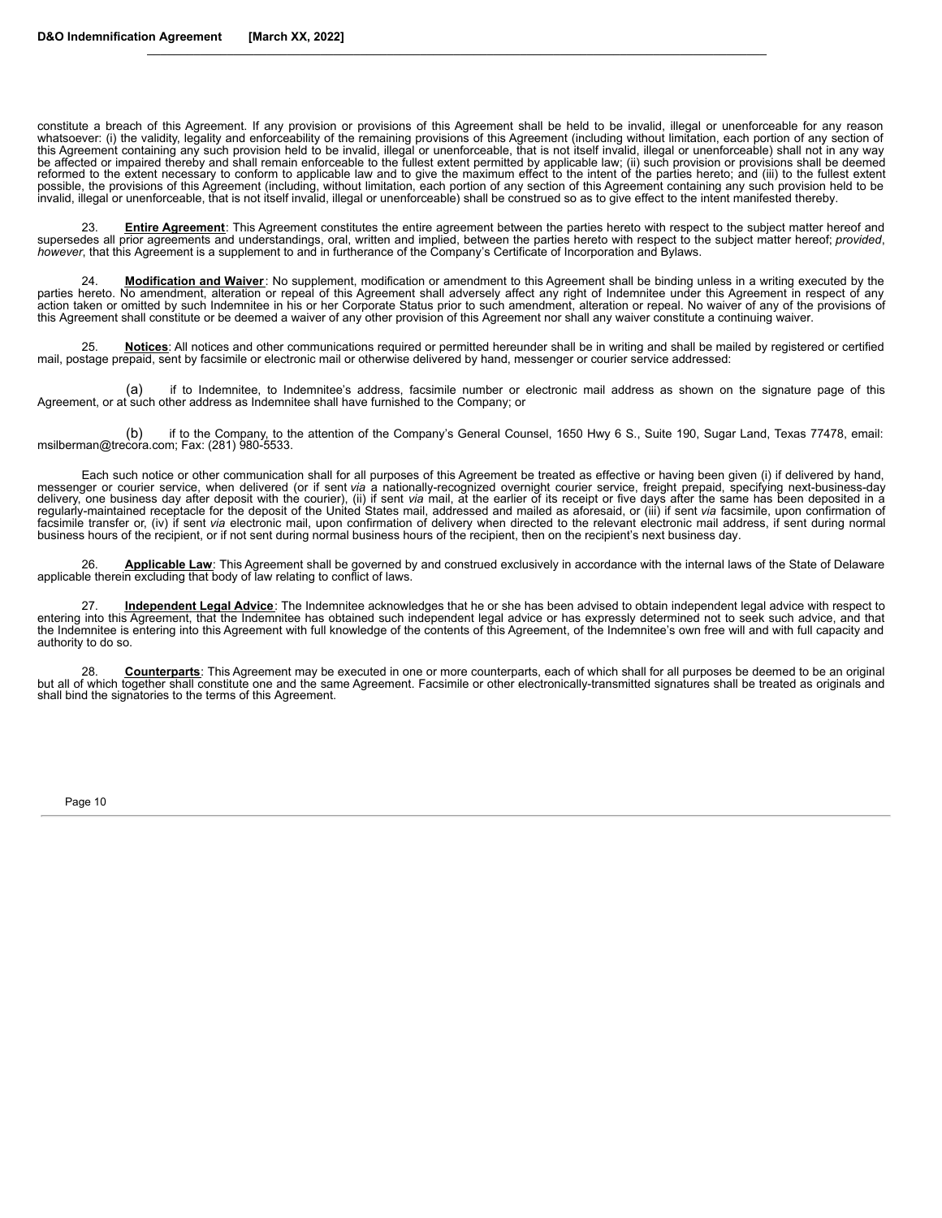constitute a breach of this Agreement. If any provision or provisions of this Agreement shall be held to be invalid, illegal or unenforceable for any reason whatsoever: (i) the validity, legality and enforceability of the remaining provisions of this Agreement (including without limitation, each portion of any section of this Agreement containing any such provision held to be invalid, illegal or unenforceable, that is not itself invalid, illegal or unenforceable) shall not in any way be affected or impaired thereby and shall remain enforceable to the fullest extent permitted by applicable law; (ii) such provision or provisions shall be deemed reformed to the extent necessary to conform to applicable law and to give the maximum effect to the intent of the parties hereto; and (iii) to the fullest extent possible, the provisions of this Agreement (including, without limitation, each portion of any section of this Agreement containing any such provision held to be invalid, illegal or unenforceable, that is not itself invalid, illegal or unenforceable) shall be construed so as to give effect to the intent manifested thereby.

23. **Entire Agreement**: This Agreement constitutes the entire agreement between the parties hereto with respect to the subject matter hereof and supersedes all prior agreements and understandings, oral, written and implied, between the parties hereto with respect to the subject matter hereof; *provided*, *however*, that this Agreement is a supplement to and in furtherance of the Company's Certificate of Incorporation and Bylaws.

24. **Modification and Waiver**: No supplement, modification or amendment to this Agreement shall be binding unless in a writing executed by the parties hereto. No amendment, alteration or repeal of this Agreement shall adversely affect any right of Indemnitee under this Agreement in respect of any action taken or omitted by such Indemnitee in his or her Corporate Status prior to such amendment, alteration or repeal. No waiver of any of the provisions of this Agreement shall constitute or be deemed a waiver of any other provision of this Agreement nor shall any waiver constitute a continuing waiver.

25. **Notices**: All notices and other communications required or permitted hereunder shall be in writing and shall be mailed by registered or certified mail, postage prepaid, sent by facsimile or electronic mail or otherwise delivered by hand, messenger or courier service addressed:

(a) if to Indemnitee, to Indemnitee's address, facsimile number or electronic mail address as shown on the signature page of this Agreement, or at such other address as Indemnitee shall have furnished to the Company; or

(b) if to the Company, to the attention of the Company's General Counsel, 1650 Hwy 6 S., Suite 190, Sugar Land, Texas 77478, email: msilberman@trecora.com; Fax: (281) 980-5533.

Each such notice or other communication shall for all purposes of this Agreement be treated as effective or having been given (i) if delivered by hand, messenger or courier service, when delivered (or if sent *via* a nationally-recognized overnight courier service, freight prepaid, specifying next-business-day delivery, one business day after deposit with the courier), (ii) if sent *via* mail, at the earlier of its receipt or five days after the same has been deposited in a regularly-maintained receptacle for the deposit of the United States mail, addressed and mailed as aforesaid, or (iii) if sent *via* facsimile, upon confirmation of facsimile transfer or, (iv) if sent *via* electronic mail, upon confirmation of delivery when directed to the relevant electronic mail address, if sent during normal business hours of the recipient, or if not sent during normal business hours of the recipient, then on the recipient's next business day.

26. **Applicable Law**: This Agreement shall be governed by and construed exclusively in accordance with the internal laws of the State of Delaware applicable therein excluding that body of law relating to conflict of laws.

27. **Independent Legal Advice**: The Indemnitee acknowledges that he or she has been advised to obtain independent legal advice with respect to entering into this Agreement, that the Indemnitee has obtained such independent legal advice or has expressly determined not to seek such advice, and that the Indemnitee is entering into this Agreement with full knowledge of the contents of this Agreement, of the Indemnitee's own free will and with full capacity and authority to do so.

28. **Counterparts**: This Agreement may be executed in one or more counterparts, each of which shall for all purposes be deemed to be an original but all of which together shall constitute one and the same Agreement. Facsimile or other electronically-transmitted signatures shall be treated as originals and shall bind the signatories to the terms of this Agreement.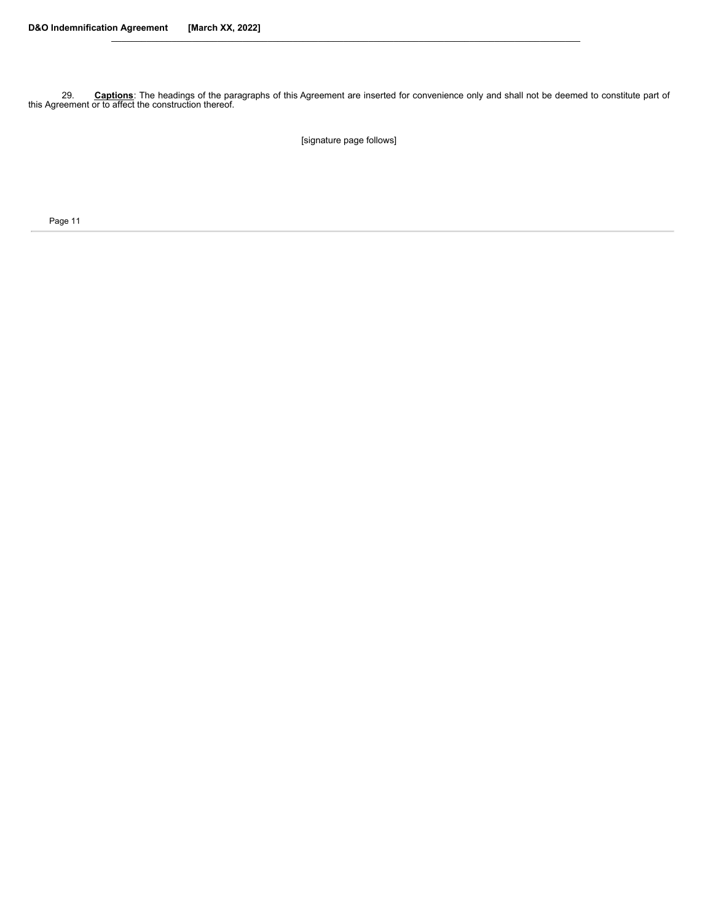29. **Captions**: The headings of the paragraphs of this Agreement are inserted for convenience only and shall not be deemed to constitute part of this Agreement or to affect the construction thereof.

[signature page follows]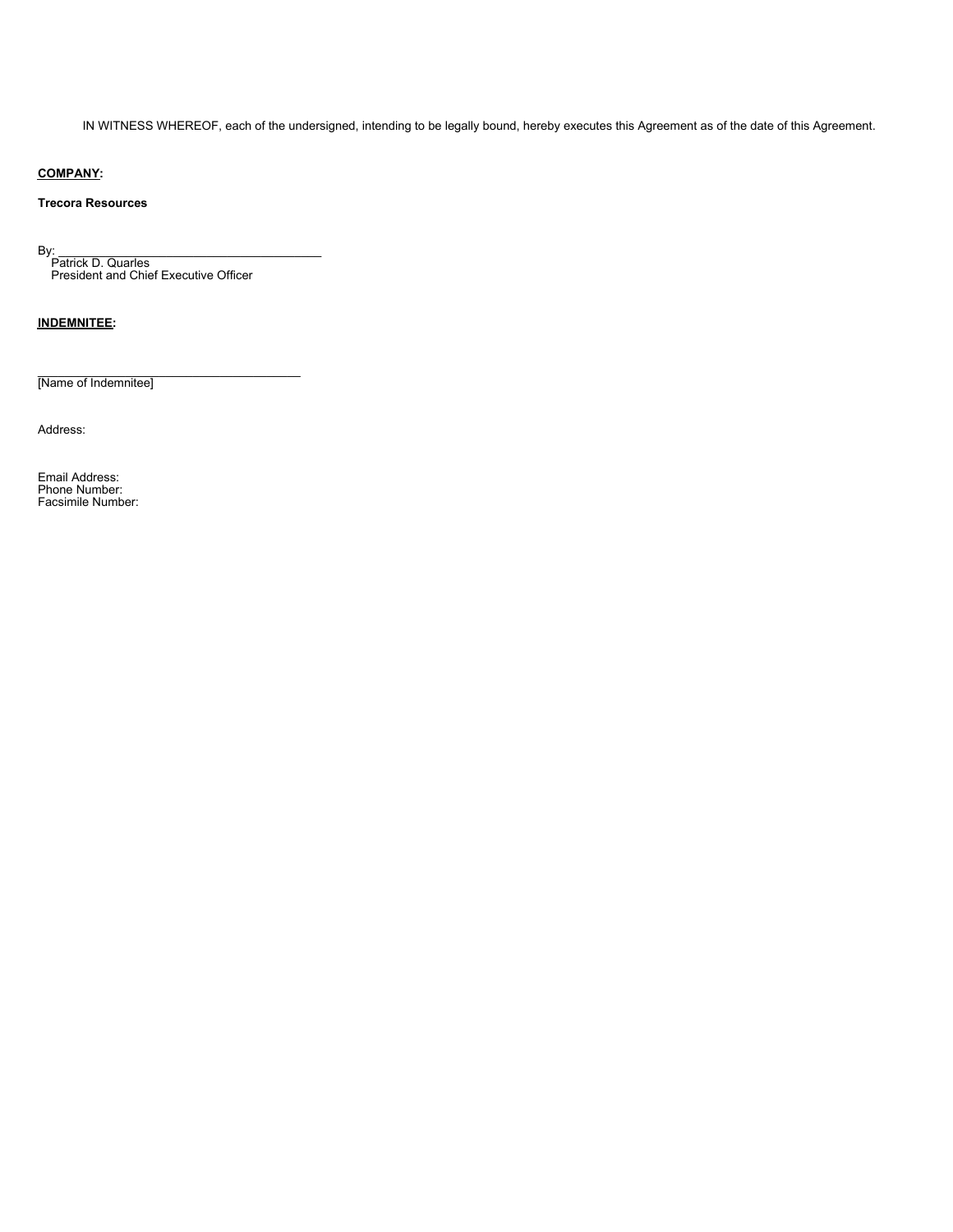IN WITNESS WHEREOF, each of the undersigned, intending to be legally bound, hereby executes this Agreement as of the date of this Agreement.

**COMPANY:**

**Trecora Resources**

By: \_\_\_\_\_\_\_\_\_\_\_\_\_\_\_\_\_\_\_\_\_\_\_\_\_\_\_\_\_\_\_\_\_\_\_\_\_\_\_\_
Patrick D. Quarles
President and Chief Executive Officer

**INDEMNITEE:**

\_\_\_\_\_\_\_\_\_\_\_\_\_\_\_\_\_\_\_\_\_\_\_\_\_\_\_\_\_\_\_\_\_\_\_\_\_\_\_\_
[Name of Indemnitee]

Address:

Email Address:
Phone Number:
Facsimile Number: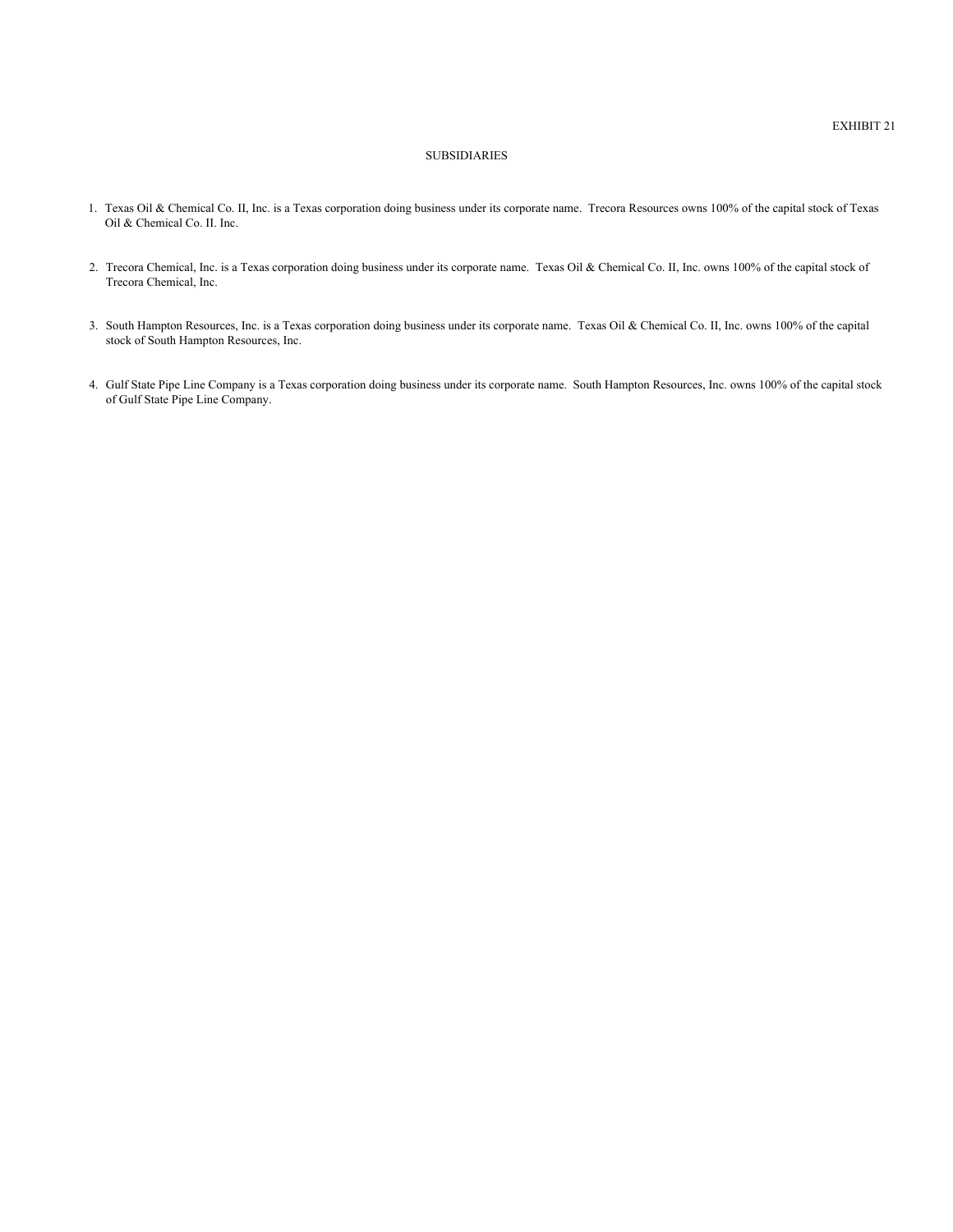EXHIBIT 21

# SUBSIDIARIES

1. Texas Oil & Chemical Co. II, Inc. is a Texas corporation doing business under its corporate name. Trecora Resources owns 100% of the capital stock of Texas Oil & Chemical Co. II. Inc.

2. Trecora Chemical, Inc. is a Texas corporation doing business under its corporate name. Texas Oil & Chemical Co. II, Inc. owns 100% of the capital stock of Trecora Chemical, Inc.

3. South Hampton Resources, Inc. is a Texas corporation doing business under its corporate name. Texas Oil & Chemical Co. II, Inc. owns 100% of the capital stock of South Hampton Resources, Inc.

4. Gulf State Pipe Line Company is a Texas corporation doing business under its corporate name. South Hampton Resources, Inc. owns 100% of the capital stock of Gulf State Pipe Line Company.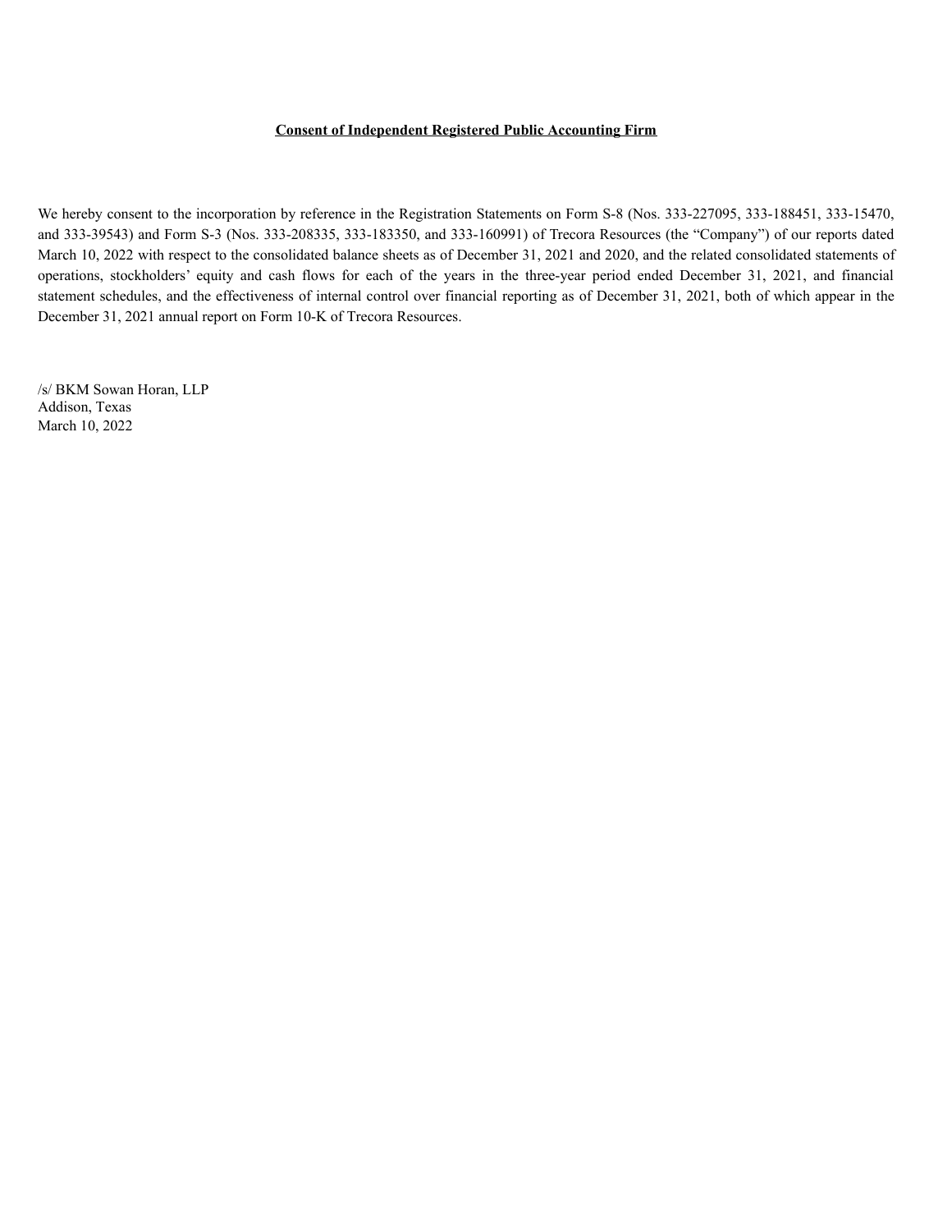**Consent of Independent Registered Public Accounting Firm**

We hereby consent to the incorporation by reference in the Registration Statements on Form S-8 (Nos. 333-227095, 333-188451, 333-15470, and 333-39543) and Form S-3 (Nos. 333-208335, 333-183350, and 333-160991) of Trecora Resources (the "Company") of our reports dated March 10, 2022 with respect to the consolidated balance sheets as of December 31, 2021 and 2020, and the related consolidated statements of operations, stockholders' equity and cash flows for each of the years in the three-year period ended December 31, 2021, and financial statement schedules, and the effectiveness of internal control over financial reporting as of December 31, 2021, both of which appear in the December 31, 2021 annual report on Form 10-K of Trecora Resources.

/s/ BKM Sowan Horan, LLP
Addison, Texas
March 10, 2022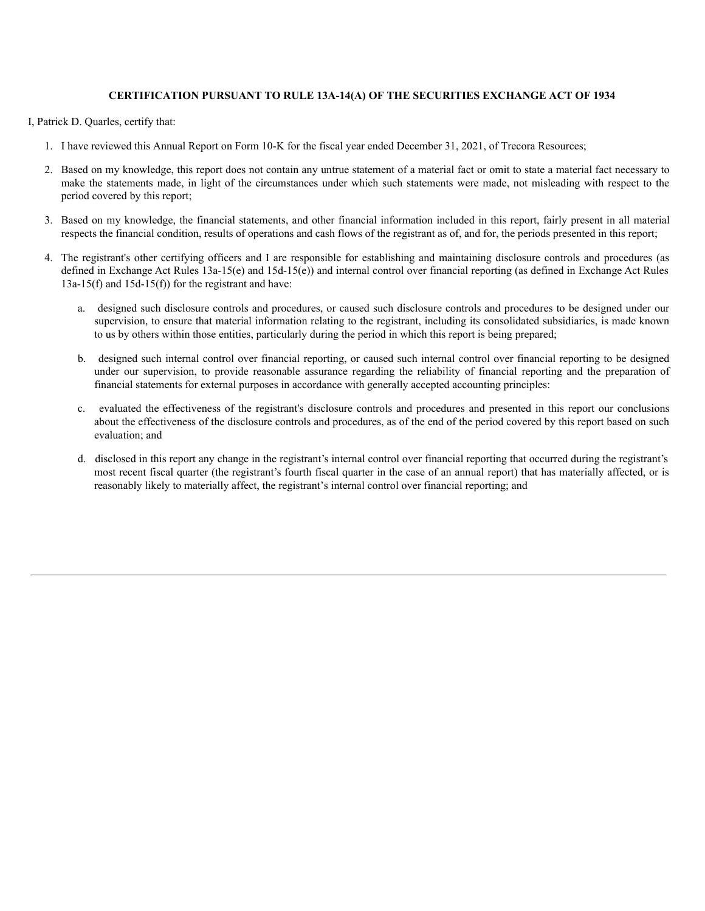**CERTIFICATION PURSUANT TO RULE 13A-14(A) OF THE SECURITIES EXCHANGE ACT OF 1934**

I, Patrick D. Quarles, certify that:

1. I have reviewed this Annual Report on Form 10-K for the fiscal year ended December 31, 2021, of Trecora Resources;

2. Based on my knowledge, this report does not contain any untrue statement of a material fact or omit to state a material fact necessary to make the statements made, in light of the circumstances under which such statements were made, not misleading with respect to the period covered by this report;

3. Based on my knowledge, the financial statements, and other financial information included in this report, fairly present in all material respects the financial condition, results of operations and cash flows of the registrant as of, and for, the periods presented in this report;

4. The registrant's other certifying officers and I are responsible for establishing and maintaining disclosure controls and procedures (as defined in Exchange Act Rules 13a-15(e) and 15d-15(e)) and internal control over financial reporting (as defined in Exchange Act Rules 13a-15(f) and 15d-15(f)) for the registrant and have:

   a. designed such disclosure controls and procedures, or caused such disclosure controls and procedures to be designed under our supervision, to ensure that material information relating to the registrant, including its consolidated subsidiaries, is made known to us by others within those entities, particularly during the period in which this report is being prepared;

   b. designed such internal control over financial reporting, or caused such internal control over financial reporting to be designed under our supervision, to provide reasonable assurance regarding the reliability of financial reporting and the preparation of financial statements for external purposes in accordance with generally accepted accounting principles:

   c. evaluated the effectiveness of the registrant's disclosure controls and procedures and presented in this report our conclusions about the effectiveness of the disclosure controls and procedures, as of the end of the period covered by this report based on such evaluation; and

   d. disclosed in this report any change in the registrant's internal control over financial reporting that occurred during the registrant's most recent fiscal quarter (the registrant's fourth fiscal quarter in the case of an annual report) that has materially affected, or is reasonably likely to materially affect, the registrant's internal control over financial reporting; and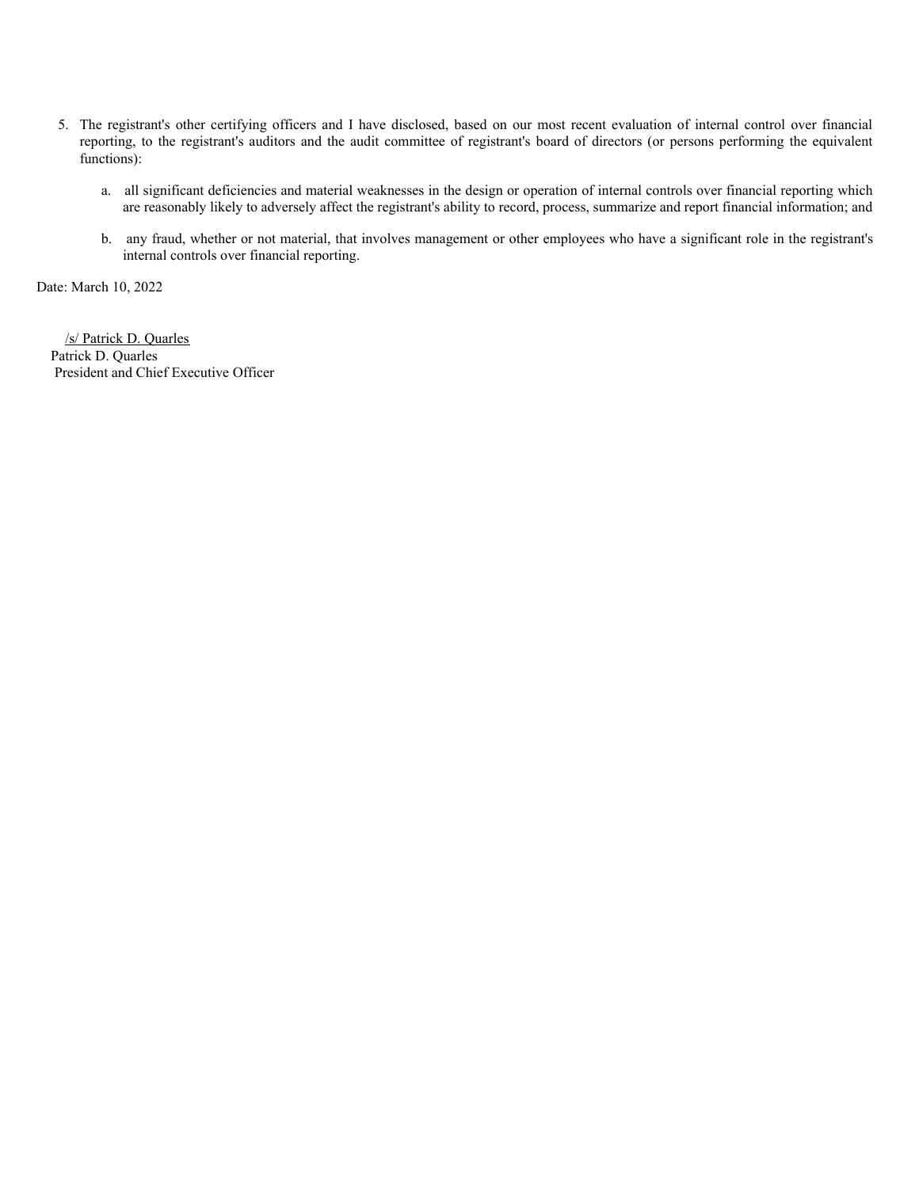5. The registrant's other certifying officers and I have disclosed, based on our most recent evaluation of internal control over financial reporting, to the registrant's auditors and the audit committee of registrant's board of directors (or persons performing the equivalent functions):

   a. all significant deficiencies and material weaknesses in the design or operation of internal controls over financial reporting which are reasonably likely to adversely affect the registrant's ability to record, process, summarize and report financial information; and

   b. any fraud, whether or not material, that involves management or other employees who have a significant role in the registrant's internal controls over financial reporting.

Date: March 10, 2022

/s/ Patrick D. Quarles
Patrick D. Quarles
President and Chief Executive Officer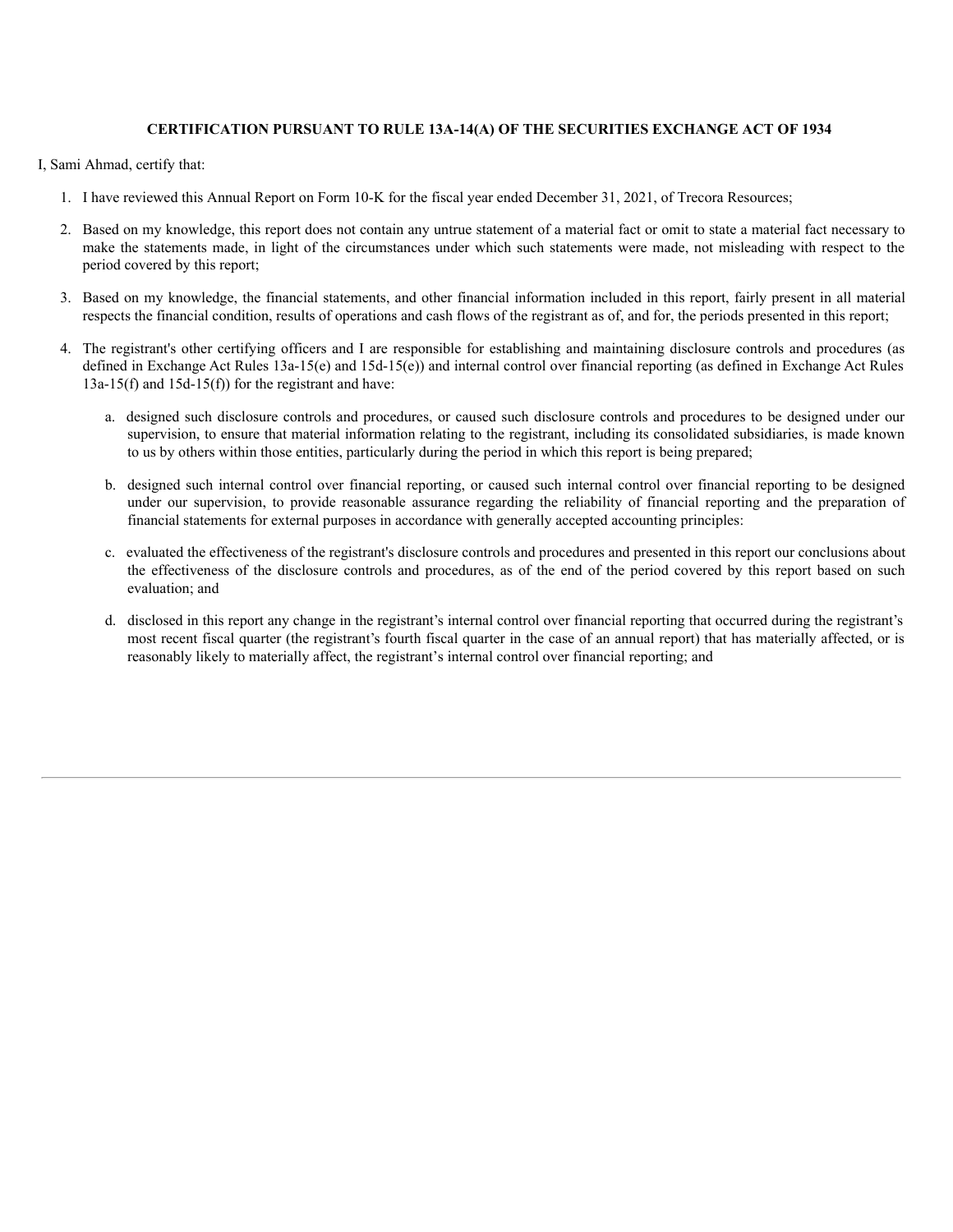**CERTIFICATION PURSUANT TO RULE 13A-14(A) OF THE SECURITIES EXCHANGE ACT OF 1934**

I, Sami Ahmad, certify that:

1. I have reviewed this Annual Report on Form 10-K for the fiscal year ended December 31, 2021, of Trecora Resources;

2. Based on my knowledge, this report does not contain any untrue statement of a material fact or omit to state a material fact necessary to make the statements made, in light of the circumstances under which such statements were made, not misleading with respect to the period covered by this report;

3. Based on my knowledge, the financial statements, and other financial information included in this report, fairly present in all material respects the financial condition, results of operations and cash flows of the registrant as of, and for, the periods presented in this report;

4. The registrant's other certifying officers and I are responsible for establishing and maintaining disclosure controls and procedures (as defined in Exchange Act Rules 13a-15(e) and 15d-15(e)) and internal control over financial reporting (as defined in Exchange Act Rules 13a-15(f) and 15d-15(f)) for the registrant and have:

   a. designed such disclosure controls and procedures, or caused such disclosure controls and procedures to be designed under our supervision, to ensure that material information relating to the registrant, including its consolidated subsidiaries, is made known to us by others within those entities, particularly during the period in which this report is being prepared;

   b. designed such internal control over financial reporting, or caused such internal control over financial reporting to be designed under our supervision, to provide reasonable assurance regarding the reliability of financial reporting and the preparation of financial statements for external purposes in accordance with generally accepted accounting principles:

   c. evaluated the effectiveness of the registrant's disclosure controls and procedures and presented in this report our conclusions about the effectiveness of the disclosure controls and procedures, as of the end of the period covered by this report based on such evaluation; and

   d. disclosed in this report any change in the registrant's internal control over financial reporting that occurred during the registrant's most recent fiscal quarter (the registrant's fourth fiscal quarter in the case of an annual report) that has materially affected, or is reasonably likely to materially affect, the registrant's internal control over financial reporting; and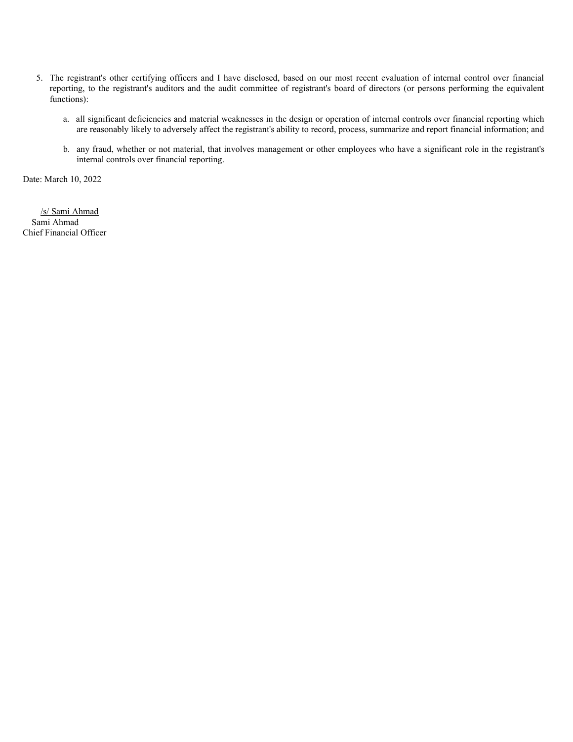5. The registrant's other certifying officers and I have disclosed, based on our most recent evaluation of internal control over financial reporting, to the registrant's auditors and the audit committee of registrant's board of directors (or persons performing the equivalent functions):

   a. all significant deficiencies and material weaknesses in the design or operation of internal controls over financial reporting which are reasonably likely to adversely affect the registrant's ability to record, process, summarize and report financial information; and

   b. any fraud, whether or not material, that involves management or other employees who have a significant role in the registrant's internal controls over financial reporting.

Date: March 10, 2022

/s/ Sami Ahmad
Sami Ahmad
Chief Financial Officer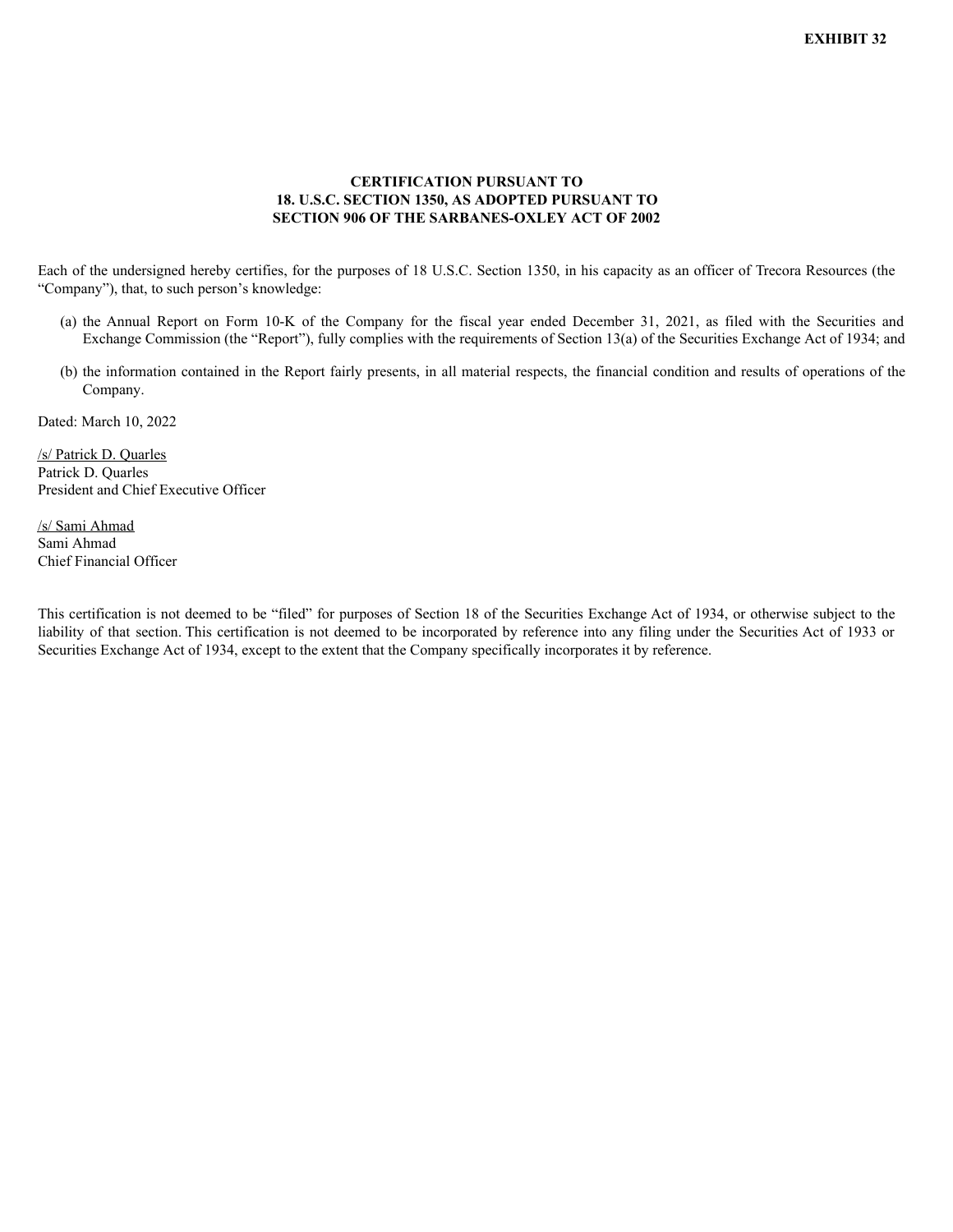**EXHIBIT 32**

**CERTIFICATION PURSUANT TO**
**18. U.S.C. SECTION 1350, AS ADOPTED PURSUANT TO**
**SECTION 906 OF THE SARBANES-OXLEY ACT OF 2002**

Each of the undersigned hereby certifies, for the purposes of 18 U.S.C. Section 1350, in his capacity as an officer of Trecora Resources (the "Company"), that, to such person's knowledge:

(a) the Annual Report on Form 10-K of the Company for the fiscal year ended December 31, 2021, as filed with the Securities and Exchange Commission (the "Report"), fully complies with the requirements of Section 13(a) of the Securities Exchange Act of 1934; and

(b) the information contained in the Report fairly presents, in all material respects, the financial condition and results of operations of the Company.

Dated: March 10, 2022

/s/ Patrick D. Quarles
Patrick D. Quarles
President and Chief Executive Officer

/s/ Sami Ahmad
Sami Ahmad
Chief Financial Officer

This certification is not deemed to be "filed" for purposes of Section 18 of the Securities Exchange Act of 1934, or otherwise subject to the liability of that section. This certification is not deemed to be incorporated by reference into any filing under the Securities Act of 1933 or Securities Exchange Act of 1934, except to the extent that the Company specifically incorporates it by reference.